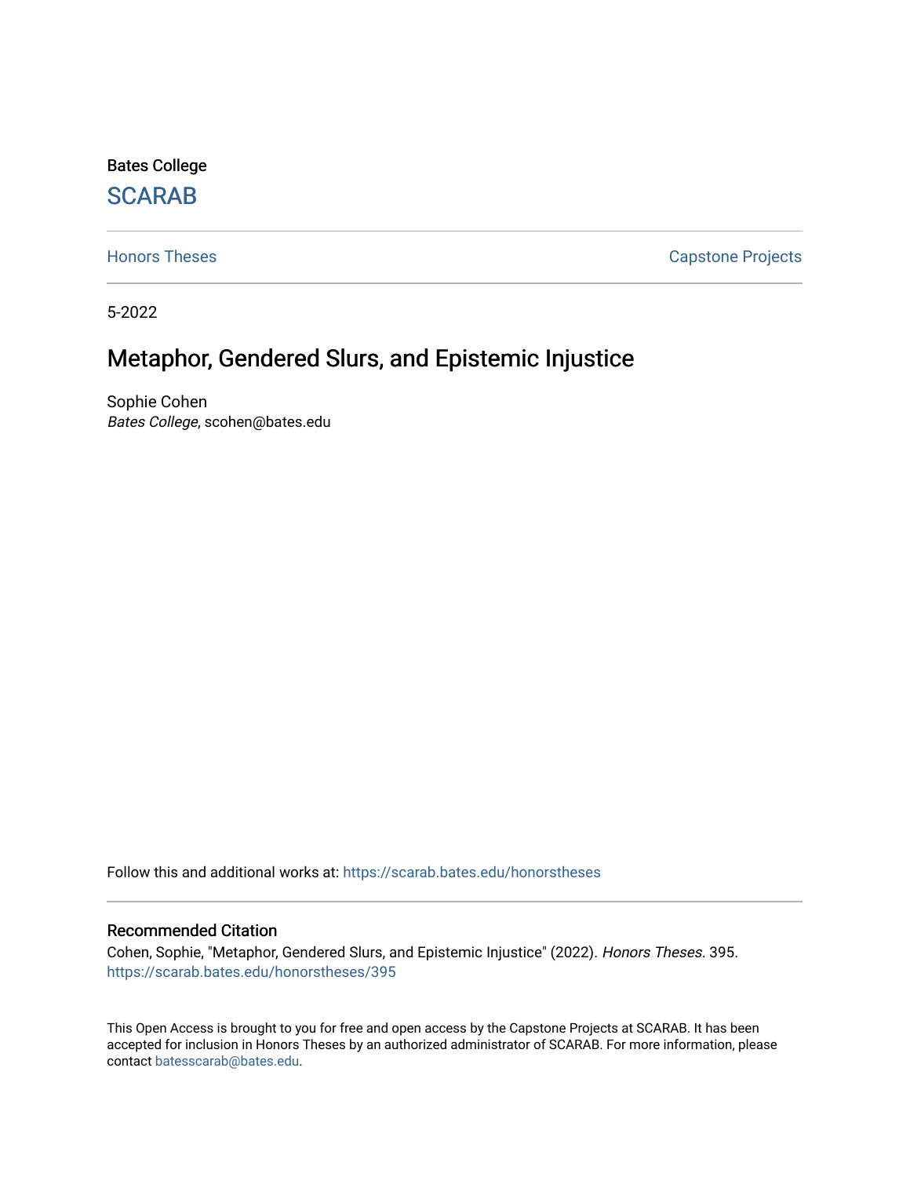Bates College

SCARAB

Honors Theses

Capstone Projects

5-2022

# Metaphor, Gendered Slurs, and Epistemic Injustice

Sophie Cohen

*Bates College*, scohen@bates.edu

Follow this and additional works at: https://scarab.bates.edu/honorstheses

## Recommended Citation

Cohen, Sophie, "Metaphor, Gendered Slurs, and Epistemic Injustice" (2022). *Honors Theses*. 395.
https://scarab.bates.edu/honorstheses/395

This Open Access is brought to you for free and open access by the Capstone Projects at SCARAB. It has been accepted for inclusion in Honors Theses by an authorized administrator of SCARAB. For more information, please contact batesscarab@bates.edu.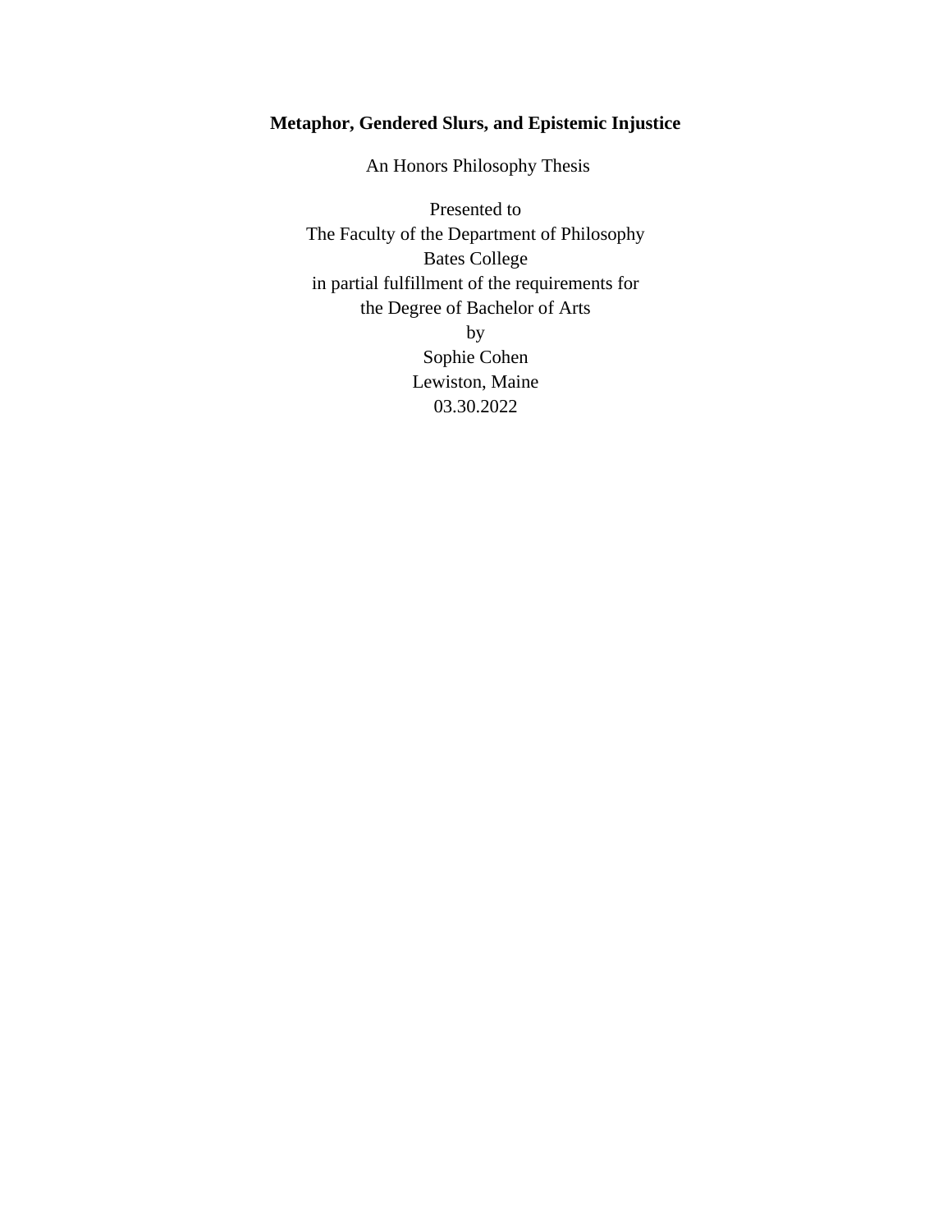**Metaphor, Gendered Slurs, and Epistemic Injustice**

An Honors Philosophy Thesis

Presented to
The Faculty of the Department of Philosophy
Bates College
in partial fulfillment of the requirements for
the Degree of Bachelor of Arts
by
Sophie Cohen
Lewiston, Maine
03.30.2022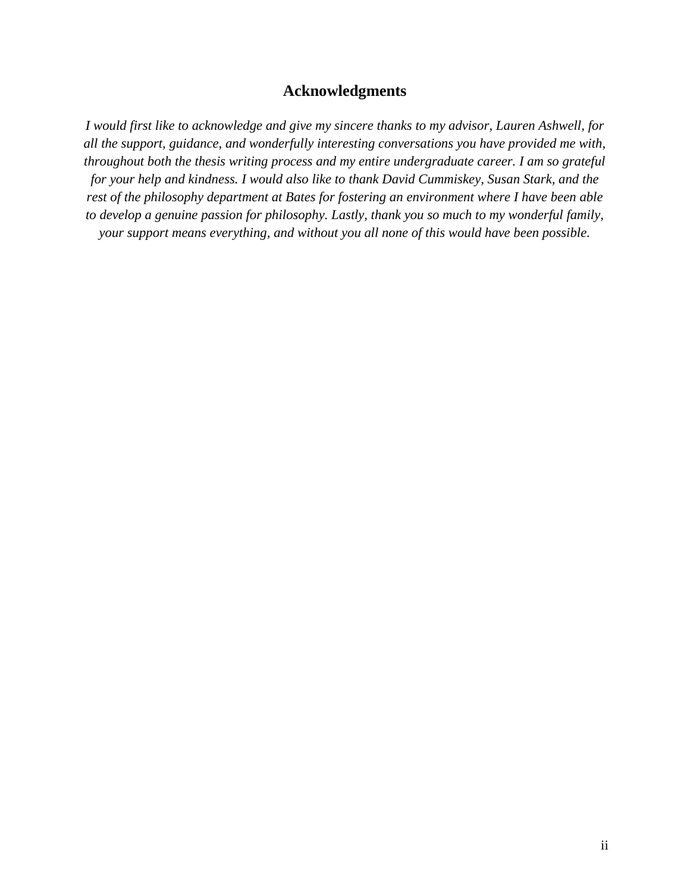## Acknowledgments

*I would first like to acknowledge and give my sincere thanks to my advisor, Lauren Ashwell, for all the support, guidance, and wonderfully interesting conversations you have provided me with, throughout both the thesis writing process and my entire undergraduate career. I am so grateful for your help and kindness. I would also like to thank David Cummiskey, Susan Stark, and the rest of the philosophy department at Bates for fostering an environment where I have been able to develop a genuine passion for philosophy. Lastly, thank you so much to my wonderful family, your support means everything, and without you all none of this would have been possible.*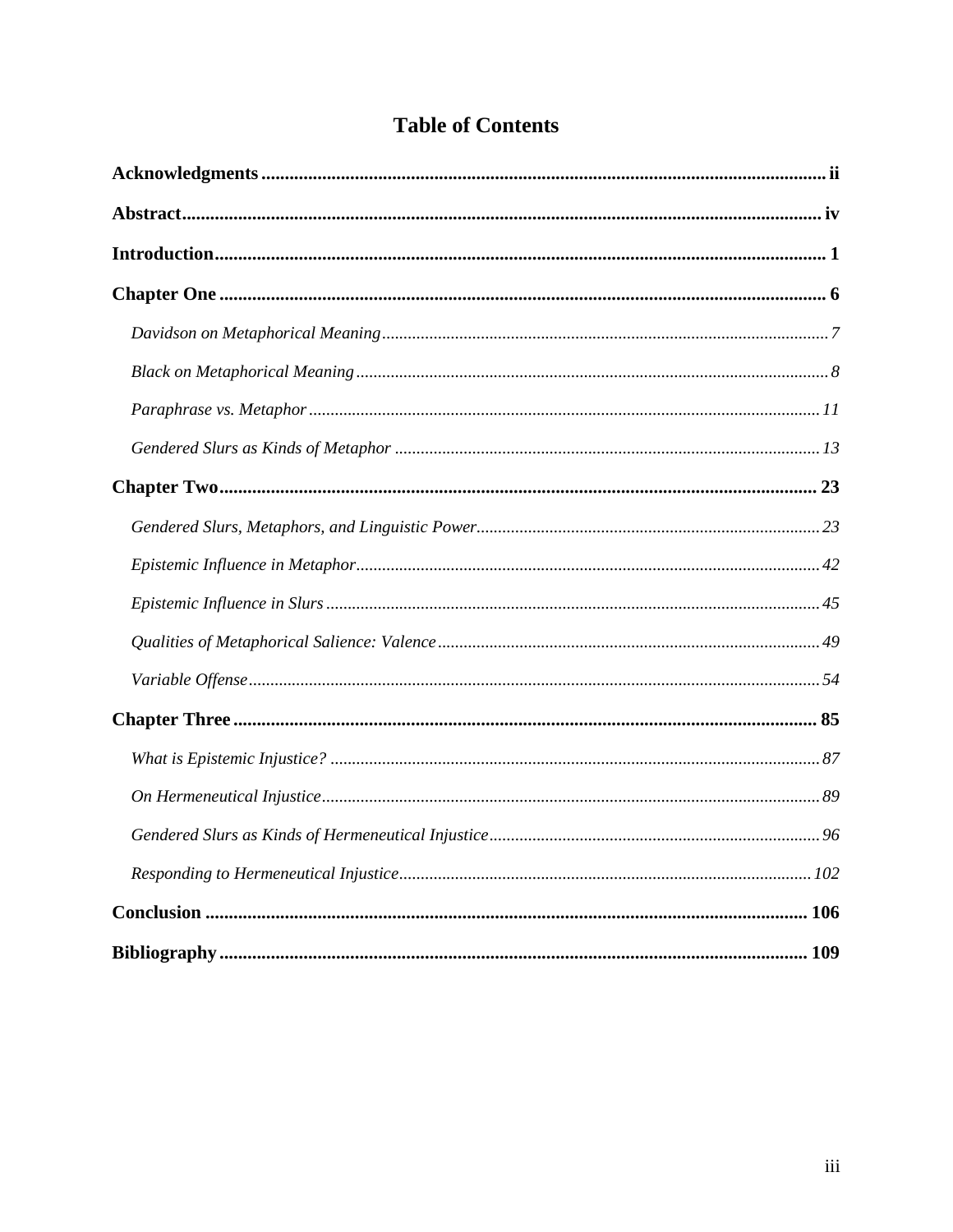# Table of Contents

**Acknowledgments** ........................................................................................................ **ii**

**Abstract** .................................................................................................................... **iv**

**Introduction** .............................................................................................................. **1**

**Chapter One** .............................................................................................................. **6**

*Davidson on Metaphorical Meaning* ............................................................................ *7*

*Black on Metaphorical Meaning* .................................................................................. *8*

*Paraphrase vs. Metaphor* ............................................................................................ *11*

*Gendered Slurs as Kinds of Metaphor* ....................................................................... *13*

**Chapter Two** ............................................................................................................ **23**

*Gendered Slurs, Metaphors, and Linguistic Power* ..................................................... *23*

*Epistemic Influence in Metaphor* ................................................................................ *42*

*Epistemic Influence in Slurs* ...................................................................................... *45*

*Qualities of Metaphorical Salience: Valence* ............................................................. *49*

*Variable Offense* ........................................................................................................ *54*

**Chapter Three** .......................................................................................................... **85**

*What is Epistemic Injustice?* ...................................................................................... *87*

*On Hermeneutical Injustice* ........................................................................................ *89*

*Gendered Slurs as Kinds of Hermeneutical Injustice* ................................................. *96*

*Responding to Hermeneutical Injustice* .................................................................... *102*

**Conclusion** ............................................................................................................ **106**

**Bibliography** .......................................................................................................... **109**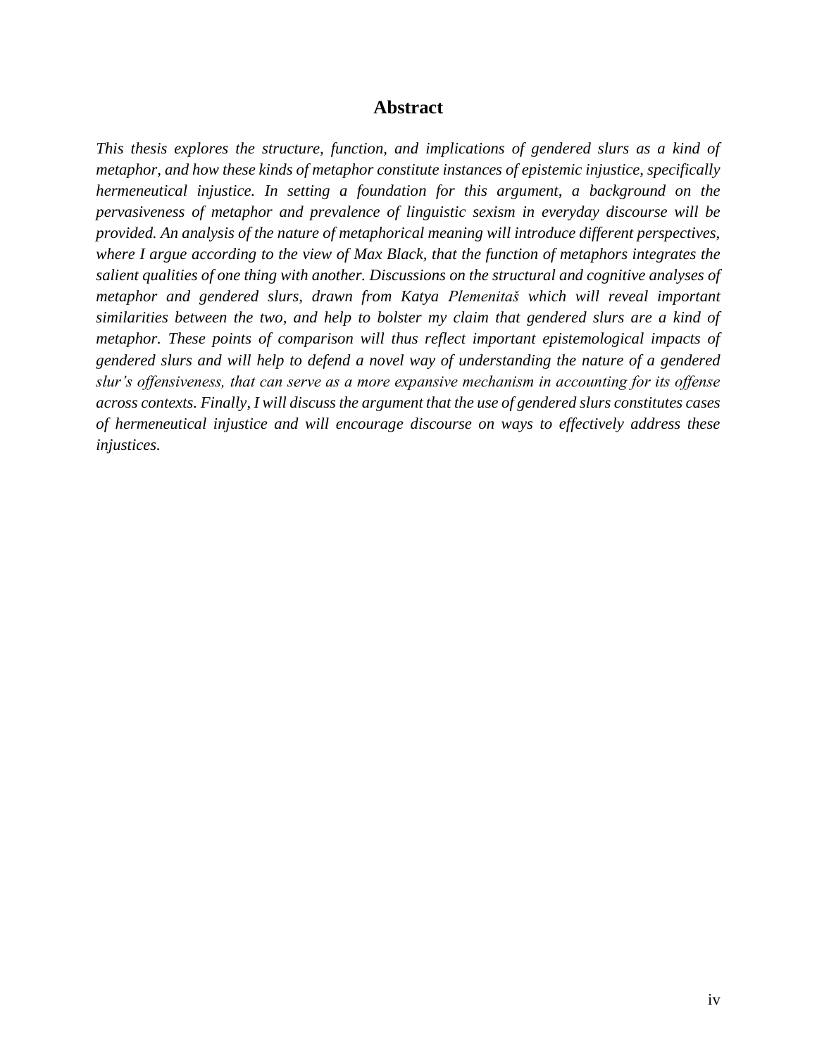# Abstract

*This thesis explores the structure, function, and implications of gendered slurs as a kind of metaphor, and how these kinds of metaphor constitute instances of epistemic injustice, specifically hermeneutical injustice. In setting a foundation for this argument, a background on the pervasiveness of metaphor and prevalence of linguistic sexism in everyday discourse will be provided. An analysis of the nature of metaphorical meaning will introduce different perspectives, where I argue according to the view of Max Black, that the function of metaphors integrates the salient qualities of one thing with another. Discussions on the structural and cognitive analyses of metaphor and gendered slurs, drawn from Katya Plemenitaš which will reveal important similarities between the two, and help to bolster my claim that gendered slurs are a kind of metaphor. These points of comparison will thus reflect important epistemological impacts of gendered slurs and will help to defend a novel way of understanding the nature of a gendered slur's offensiveness, that can serve as a more expansive mechanism in accounting for its offense across contexts. Finally, I will discuss the argument that the use of gendered slurs constitutes cases of hermeneutical injustice and will encourage discourse on ways to effectively address these injustices.*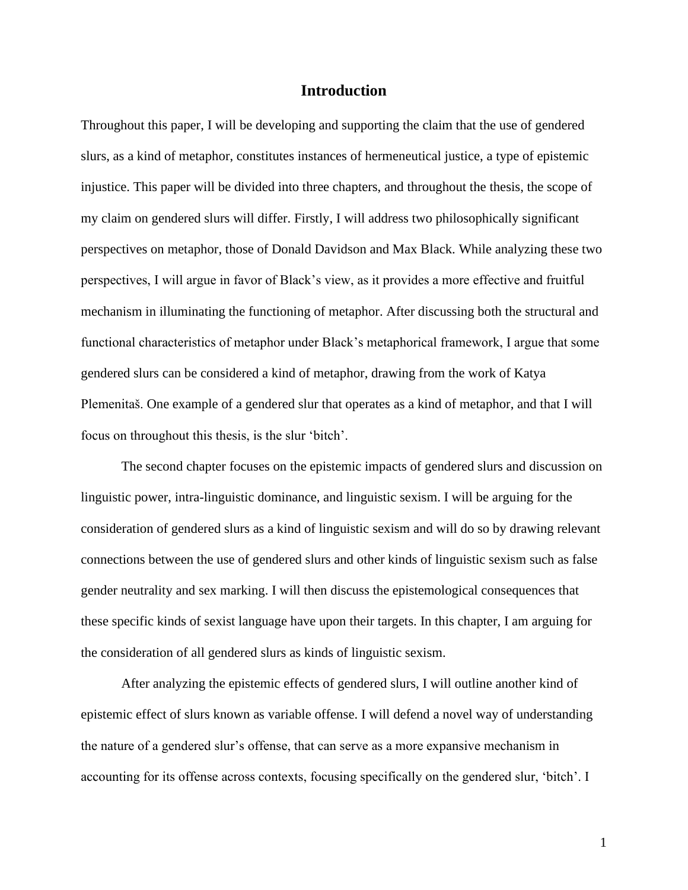# Introduction

Throughout this paper, I will be developing and supporting the claim that the use of gendered slurs, as a kind of metaphor, constitutes instances of hermeneutical justice, a type of epistemic injustice. This paper will be divided into three chapters, and throughout the thesis, the scope of my claim on gendered slurs will differ. Firstly, I will address two philosophically significant perspectives on metaphor, those of Donald Davidson and Max Black. While analyzing these two perspectives, I will argue in favor of Black's view, as it provides a more effective and fruitful mechanism in illuminating the functioning of metaphor. After discussing both the structural and functional characteristics of metaphor under Black's metaphorical framework, I argue that some gendered slurs can be considered a kind of metaphor, drawing from the work of Katya Plemenitaš. One example of a gendered slur that operates as a kind of metaphor, and that I will focus on throughout this thesis, is the slur 'bitch'.

The second chapter focuses on the epistemic impacts of gendered slurs and discussion on linguistic power, intra-linguistic dominance, and linguistic sexism. I will be arguing for the consideration of gendered slurs as a kind of linguistic sexism and will do so by drawing relevant connections between the use of gendered slurs and other kinds of linguistic sexism such as false gender neutrality and sex marking. I will then discuss the epistemological consequences that these specific kinds of sexist language have upon their targets. In this chapter, I am arguing for the consideration of all gendered slurs as kinds of linguistic sexism.

After analyzing the epistemic effects of gendered slurs, I will outline another kind of epistemic effect of slurs known as variable offense. I will defend a novel way of understanding the nature of a gendered slur's offense, that can serve as a more expansive mechanism in accounting for its offense across contexts, focusing specifically on the gendered slur, 'bitch'. I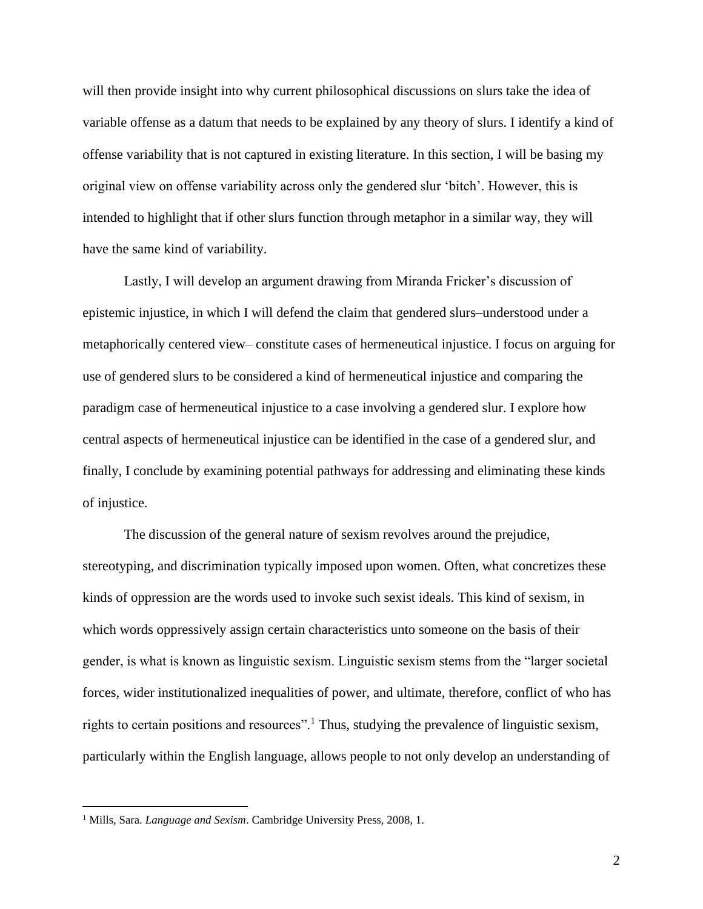will then provide insight into why current philosophical discussions on slurs take the idea of variable offense as a datum that needs to be explained by any theory of slurs. I identify a kind of offense variability that is not captured in existing literature. In this section, I will be basing my original view on offense variability across only the gendered slur 'bitch'. However, this is intended to highlight that if other slurs function through metaphor in a similar way, they will have the same kind of variability.

Lastly, I will develop an argument drawing from Miranda Fricker's discussion of epistemic injustice, in which I will defend the claim that gendered slurs–understood under a metaphorically centered view– constitute cases of hermeneutical injustice. I focus on arguing for use of gendered slurs to be considered a kind of hermeneutical injustice and comparing the paradigm case of hermeneutical injustice to a case involving a gendered slur. I explore how central aspects of hermeneutical injustice can be identified in the case of a gendered slur, and finally, I conclude by examining potential pathways for addressing and eliminating these kinds of injustice.

The discussion of the general nature of sexism revolves around the prejudice, stereotyping, and discrimination typically imposed upon women. Often, what concretizes these kinds of oppression are the words used to invoke such sexist ideals. This kind of sexism, in which words oppressively assign certain characteristics unto someone on the basis of their gender, is what is known as linguistic sexism. Linguistic sexism stems from the "larger societal forces, wider institutionalized inequalities of power, and ultimate, therefore, conflict of who has rights to certain positions and resources".[1] Thus, studying the prevalence of linguistic sexism, particularly within the English language, allows people to not only develop an understanding of

[1] Mills, Sara. *Language and Sexism*. Cambridge University Press, 2008, 1.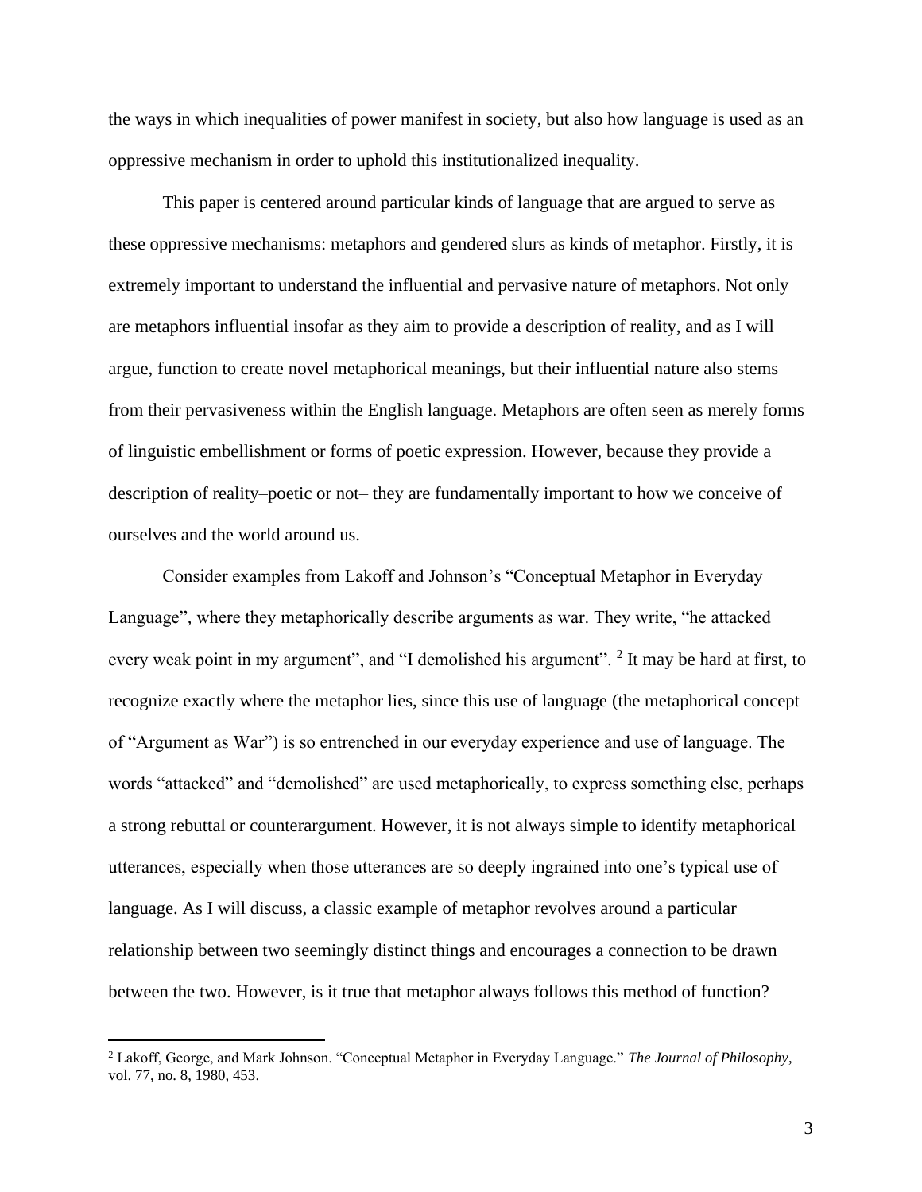the ways in which inequalities of power manifest in society, but also how language is used as an oppressive mechanism in order to uphold this institutionalized inequality.

This paper is centered around particular kinds of language that are argued to serve as these oppressive mechanisms: metaphors and gendered slurs as kinds of metaphor. Firstly, it is extremely important to understand the influential and pervasive nature of metaphors. Not only are metaphors influential insofar as they aim to provide a description of reality, and as I will argue, function to create novel metaphorical meanings, but their influential nature also stems from their pervasiveness within the English language. Metaphors are often seen as merely forms of linguistic embellishment or forms of poetic expression. However, because they provide a description of reality–poetic or not– they are fundamentally important to how we conceive of ourselves and the world around us.

Consider examples from Lakoff and Johnson's "Conceptual Metaphor in Everyday Language", where they metaphorically describe arguments as war. They write, "he attacked every weak point in my argument", and "I demolished his argument". [2] It may be hard at first, to recognize exactly where the metaphor lies, since this use of language (the metaphorical concept of "Argument as War") is so entrenched in our everyday experience and use of language. The words "attacked" and "demolished" are used metaphorically, to express something else, perhaps a strong rebuttal or counterargument. However, it is not always simple to identify metaphorical utterances, especially when those utterances are so deeply ingrained into one's typical use of language. As I will discuss, a classic example of metaphor revolves around a particular relationship between two seemingly distinct things and encourages a connection to be drawn between the two. However, is it true that metaphor always follows this method of function?

---

[2] Lakoff, George, and Mark Johnson. "Conceptual Metaphor in Everyday Language." *The Journal of Philosophy*, vol. 77, no. 8, 1980, 453.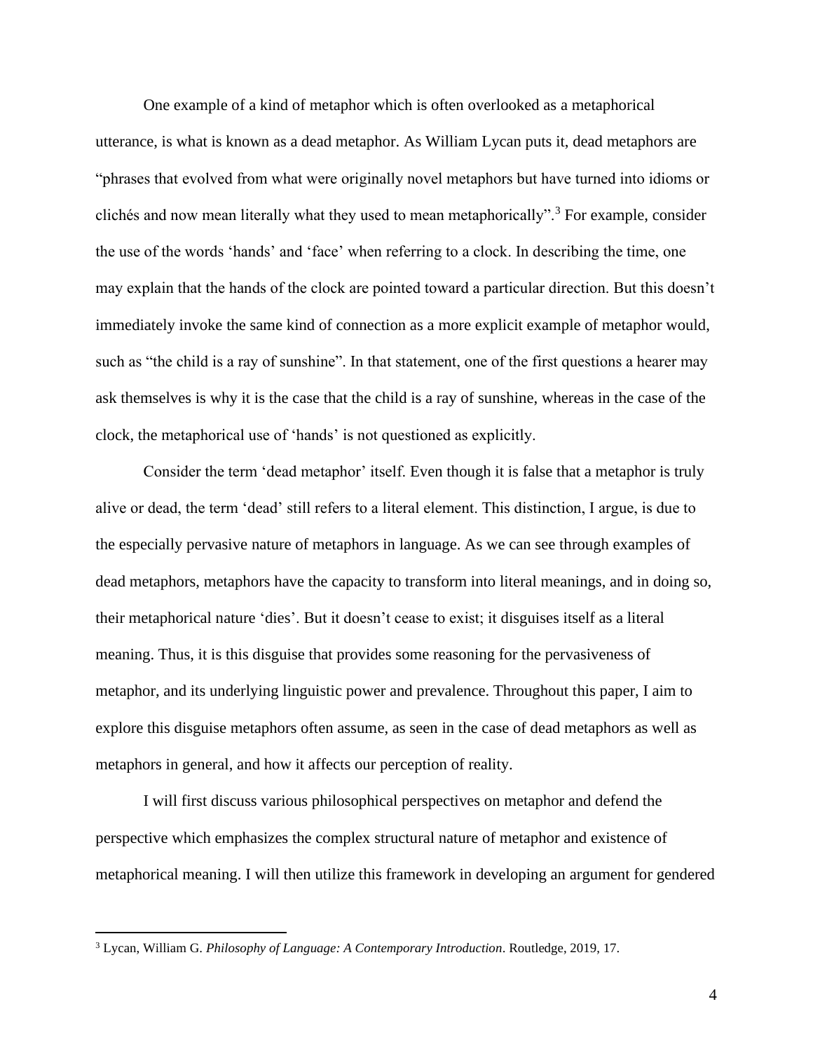One example of a kind of metaphor which is often overlooked as a metaphorical utterance, is what is known as a dead metaphor. As William Lycan puts it, dead metaphors are "phrases that evolved from what were originally novel metaphors but have turned into idioms or clichés and now mean literally what they used to mean metaphorically".[3] For example, consider the use of the words 'hands' and 'face' when referring to a clock. In describing the time, one may explain that the hands of the clock are pointed toward a particular direction. But this doesn't immediately invoke the same kind of connection as a more explicit example of metaphor would, such as "the child is a ray of sunshine". In that statement, one of the first questions a hearer may ask themselves is why it is the case that the child is a ray of sunshine, whereas in the case of the clock, the metaphorical use of 'hands' is not questioned as explicitly.

Consider the term 'dead metaphor' itself. Even though it is false that a metaphor is truly alive or dead, the term 'dead' still refers to a literal element. This distinction, I argue, is due to the especially pervasive nature of metaphors in language. As we can see through examples of dead metaphors, metaphors have the capacity to transform into literal meanings, and in doing so, their metaphorical nature 'dies'. But it doesn't cease to exist; it disguises itself as a literal meaning. Thus, it is this disguise that provides some reasoning for the pervasiveness of metaphor, and its underlying linguistic power and prevalence. Throughout this paper, I aim to explore this disguise metaphors often assume, as seen in the case of dead metaphors as well as metaphors in general, and how it affects our perception of reality.

I will first discuss various philosophical perspectives on metaphor and defend the perspective which emphasizes the complex structural nature of metaphor and existence of metaphorical meaning. I will then utilize this framework in developing an argument for gendered

---

[3] Lycan, William G. *Philosophy of Language: A Contemporary Introduction*. Routledge, 2019, 17.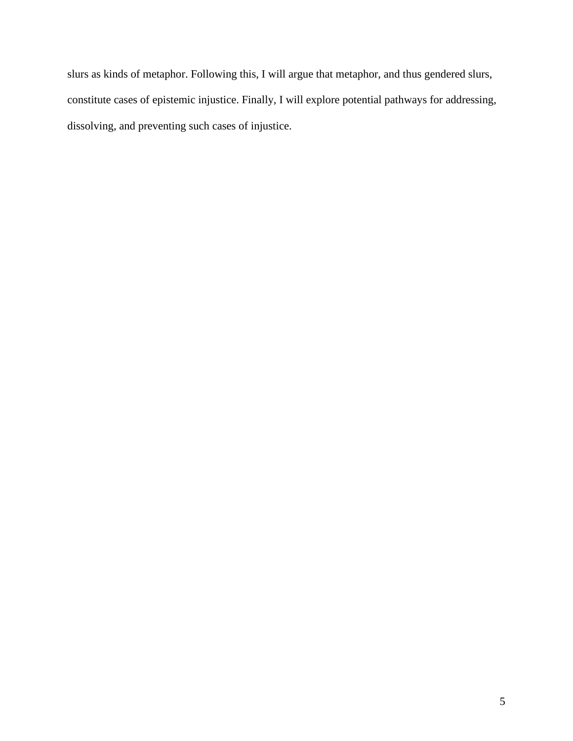slurs as kinds of metaphor. Following this, I will argue that metaphor, and thus gendered slurs, constitute cases of epistemic injustice. Finally, I will explore potential pathways for addressing, dissolving, and preventing such cases of injustice.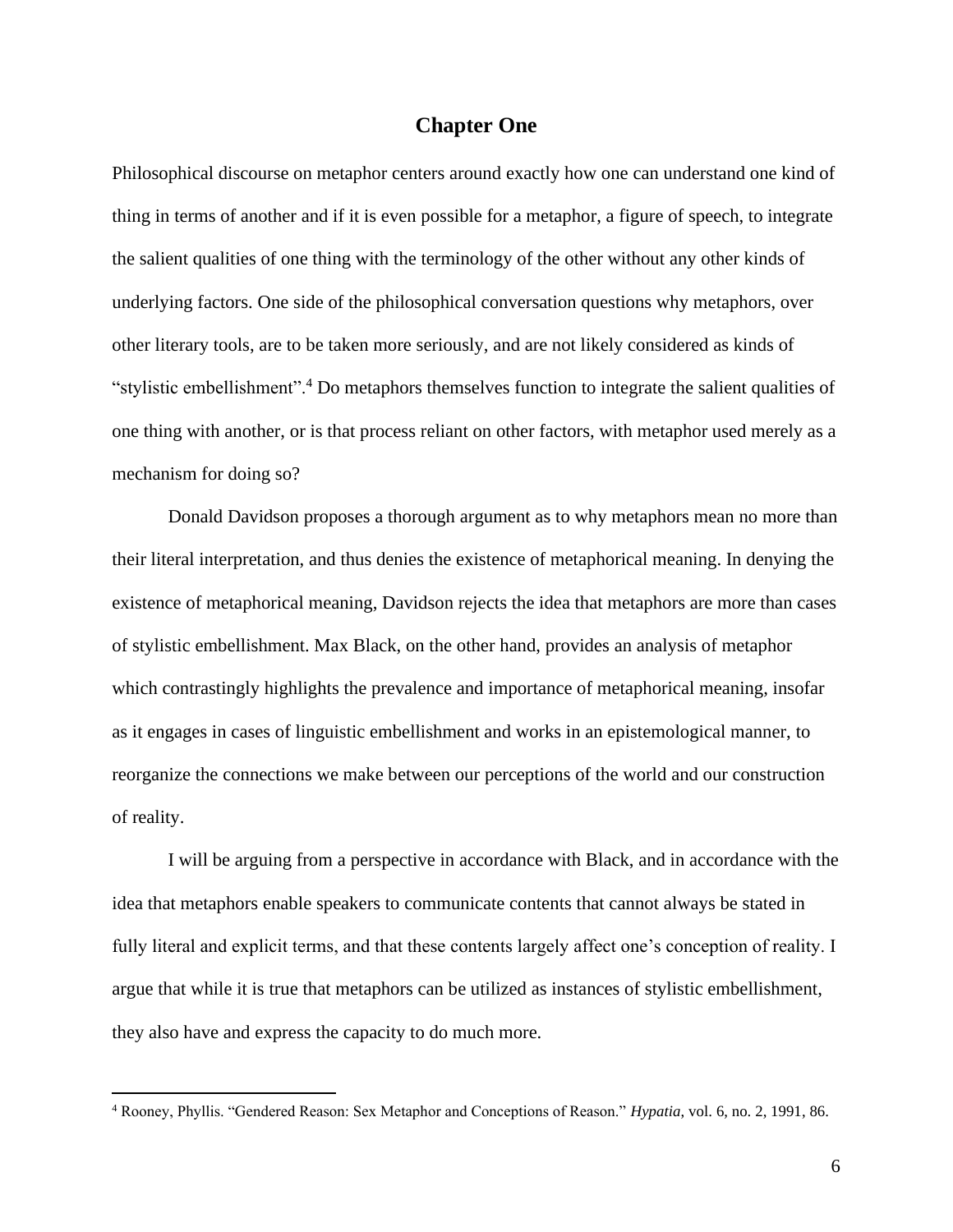# Chapter One

Philosophical discourse on metaphor centers around exactly how one can understand one kind of thing in terms of another and if it is even possible for a metaphor, a figure of speech, to integrate the salient qualities of one thing with the terminology of the other without any other kinds of underlying factors. One side of the philosophical conversation questions why metaphors, over other literary tools, are to be taken more seriously, and are not likely considered as kinds of "stylistic embellishment".[4] Do metaphors themselves function to integrate the salient qualities of one thing with another, or is that process reliant on other factors, with metaphor used merely as a mechanism for doing so?

Donald Davidson proposes a thorough argument as to why metaphors mean no more than their literal interpretation, and thus denies the existence of metaphorical meaning. In denying the existence of metaphorical meaning, Davidson rejects the idea that metaphors are more than cases of stylistic embellishment. Max Black, on the other hand, provides an analysis of metaphor which contrastingly highlights the prevalence and importance of metaphorical meaning, insofar as it engages in cases of linguistic embellishment and works in an epistemological manner, to reorganize the connections we make between our perceptions of the world and our construction of reality.

I will be arguing from a perspective in accordance with Black, and in accordance with the idea that metaphors enable speakers to communicate contents that cannot always be stated in fully literal and explicit terms, and that these contents largely affect one's conception of reality. I argue that while it is true that metaphors can be utilized as instances of stylistic embellishment, they also have and express the capacity to do much more.

---

[4] Rooney, Phyllis. "Gendered Reason: Sex Metaphor and Conceptions of Reason." *Hypatia*, vol. 6, no. 2, 1991, 86.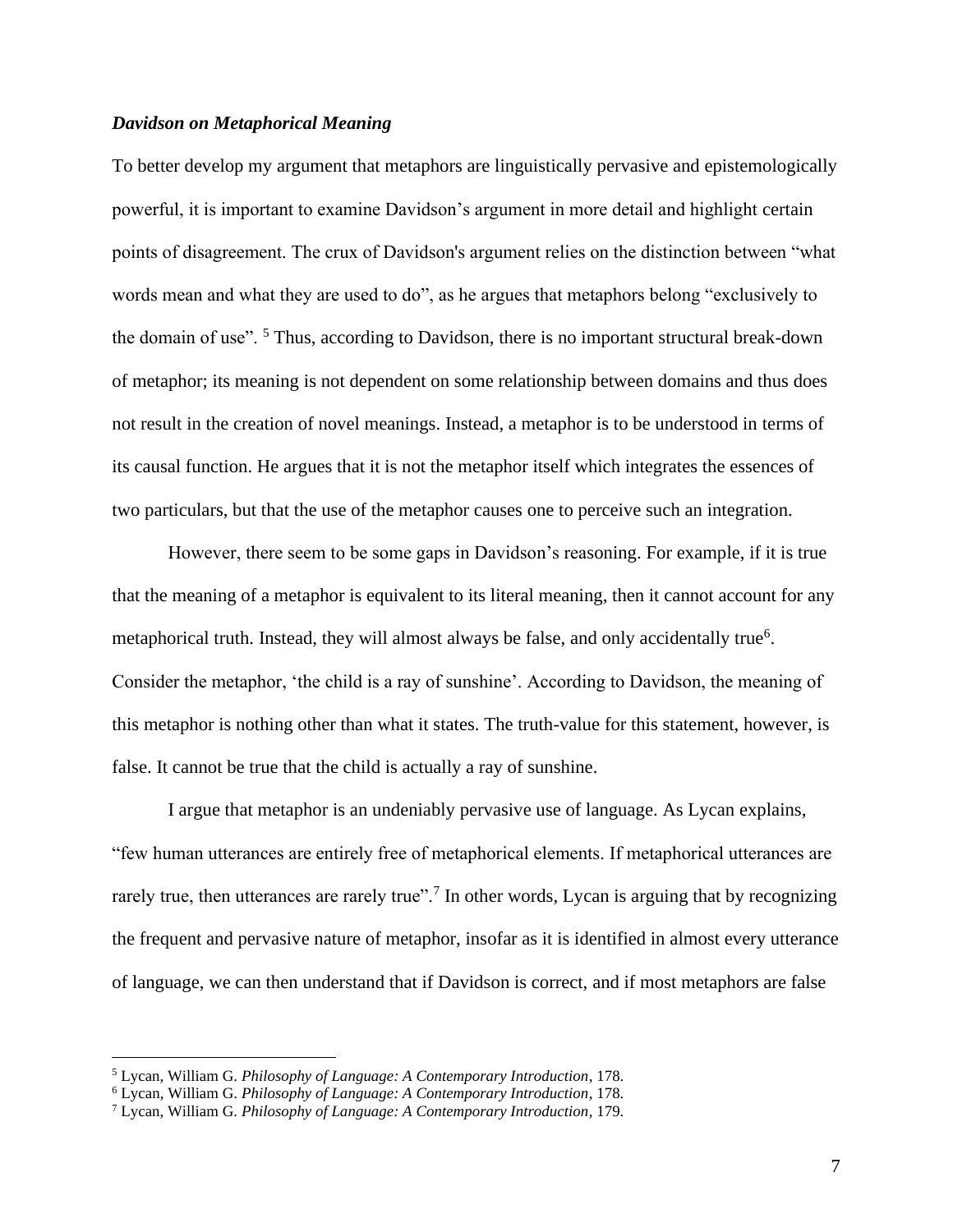### ***Davidson on Metaphorical Meaning***

To better develop my argument that metaphors are linguistically pervasive and epistemologically powerful, it is important to examine Davidson's argument in more detail and highlight certain points of disagreement. The crux of Davidson's argument relies on the distinction between "what words mean and what they are used to do", as he argues that metaphors belong "exclusively to the domain of use". [5] Thus, according to Davidson, there is no important structural break-down of metaphor; its meaning is not dependent on some relationship between domains and thus does not result in the creation of novel meanings. Instead, a metaphor is to be understood in terms of its causal function. He argues that it is not the metaphor itself which integrates the essences of two particulars, but that the use of the metaphor causes one to perceive such an integration.

However, there seem to be some gaps in Davidson's reasoning. For example, if it is true that the meaning of a metaphor is equivalent to its literal meaning, then it cannot account for any metaphorical truth. Instead, they will almost always be false, and only accidentally true[6]. Consider the metaphor, 'the child is a ray of sunshine'. According to Davidson, the meaning of this metaphor is nothing other than what it states. The truth-value for this statement, however, is false. It cannot be true that the child is actually a ray of sunshine.

I argue that metaphor is an undeniably pervasive use of language. As Lycan explains, "few human utterances are entirely free of metaphorical elements. If metaphorical utterances are rarely true, then utterances are rarely true".[7] In other words, Lycan is arguing that by recognizing the frequent and pervasive nature of metaphor, insofar as it is identified in almost every utterance of language, we can then understand that if Davidson is correct, and if most metaphors are false

---

[5] Lycan, William G. *Philosophy of Language: A Contemporary Introduction*, 178.

[6] Lycan, William G. *Philosophy of Language: A Contemporary Introduction*, 178.

[7] Lycan, William G. *Philosophy of Language: A Contemporary Introduction*, 179.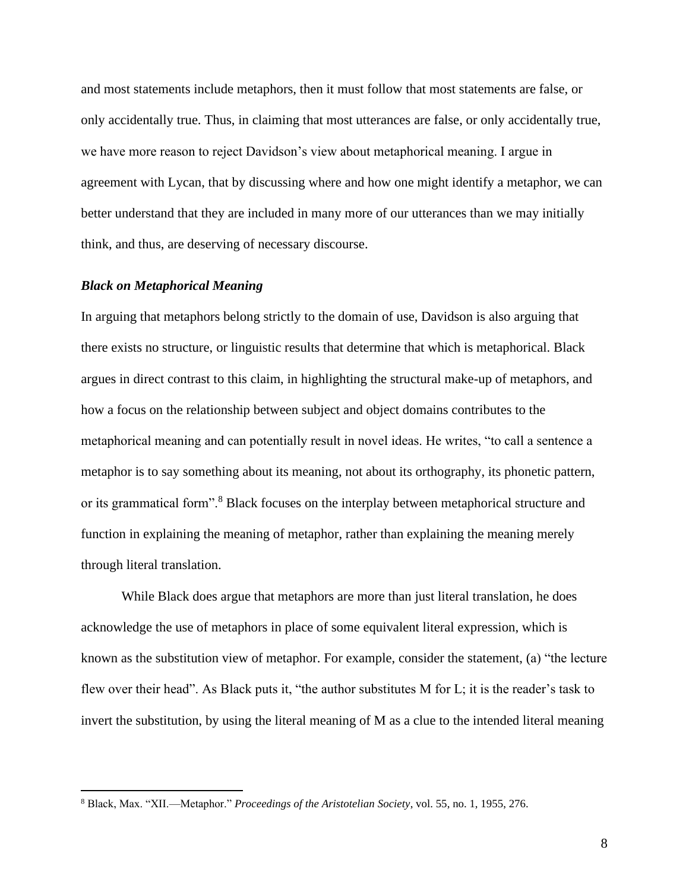and most statements include metaphors, then it must follow that most statements are false, or only accidentally true. Thus, in claiming that most utterances are false, or only accidentally true, we have more reason to reject Davidson's view about metaphorical meaning. I argue in agreement with Lycan, that by discussing where and how one might identify a metaphor, we can better understand that they are included in many more of our utterances than we may initially think, and thus, are deserving of necessary discourse.

### *Black on Metaphorical Meaning*

In arguing that metaphors belong strictly to the domain of use, Davidson is also arguing that there exists no structure, or linguistic results that determine that which is metaphorical. Black argues in direct contrast to this claim, in highlighting the structural make-up of metaphors, and how a focus on the relationship between subject and object domains contributes to the metaphorical meaning and can potentially result in novel ideas. He writes, "to call a sentence a metaphor is to say something about its meaning, not about its orthography, its phonetic pattern, or its grammatical form".[8] Black focuses on the interplay between metaphorical structure and function in explaining the meaning of metaphor, rather than explaining the meaning merely through literal translation.

While Black does argue that metaphors are more than just literal translation, he does acknowledge the use of metaphors in place of some equivalent literal expression, which is known as the substitution view of metaphor. For example, consider the statement, (a) "the lecture flew over their head". As Black puts it, "the author substitutes M for L; it is the reader's task to invert the substitution, by using the literal meaning of M as a clue to the intended literal meaning

---

[8] Black, Max. "XII.—Metaphor." *Proceedings of the Aristotelian Society*, vol. 55, no. 1, 1955, 276.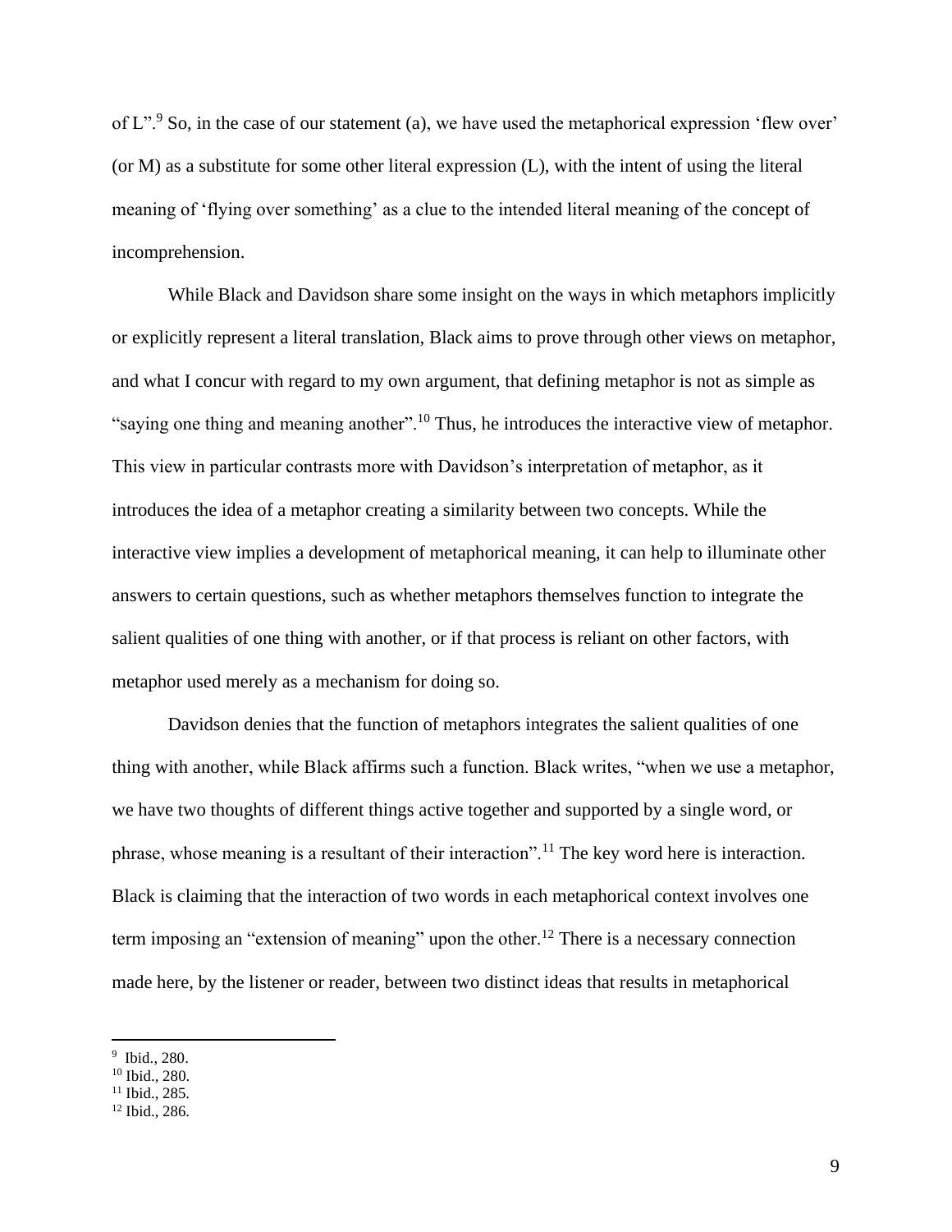of L".[9] So, in the case of our statement (a), we have used the metaphorical expression 'flew over' (or M) as a substitute for some other literal expression (L), with the intent of using the literal meaning of 'flying over something' as a clue to the intended literal meaning of the concept of incomprehension.

While Black and Davidson share some insight on the ways in which metaphors implicitly or explicitly represent a literal translation, Black aims to prove through other views on metaphor, and what I concur with regard to my own argument, that defining metaphor is not as simple as "saying one thing and meaning another".[10] Thus, he introduces the interactive view of metaphor. This view in particular contrasts more with Davidson's interpretation of metaphor, as it introduces the idea of a metaphor creating a similarity between two concepts. While the interactive view implies a development of metaphorical meaning, it can help to illuminate other answers to certain questions, such as whether metaphors themselves function to integrate the salient qualities of one thing with another, or if that process is reliant on other factors, with metaphor used merely as a mechanism for doing so.

Davidson denies that the function of metaphors integrates the salient qualities of one thing with another, while Black affirms such a function. Black writes, "when we use a metaphor, we have two thoughts of different things active together and supported by a single word, or phrase, whose meaning is a resultant of their interaction".[11] The key word here is interaction. Black is claiming that the interaction of two words in each metaphorical context involves one term imposing an "extension of meaning" upon the other.[12] There is a necessary connection made here, by the listener or reader, between two distinct ideas that results in metaphorical

---

[9] Ibid., 280.
[10] Ibid., 280.
[11] Ibid., 285.
[12] Ibid., 286.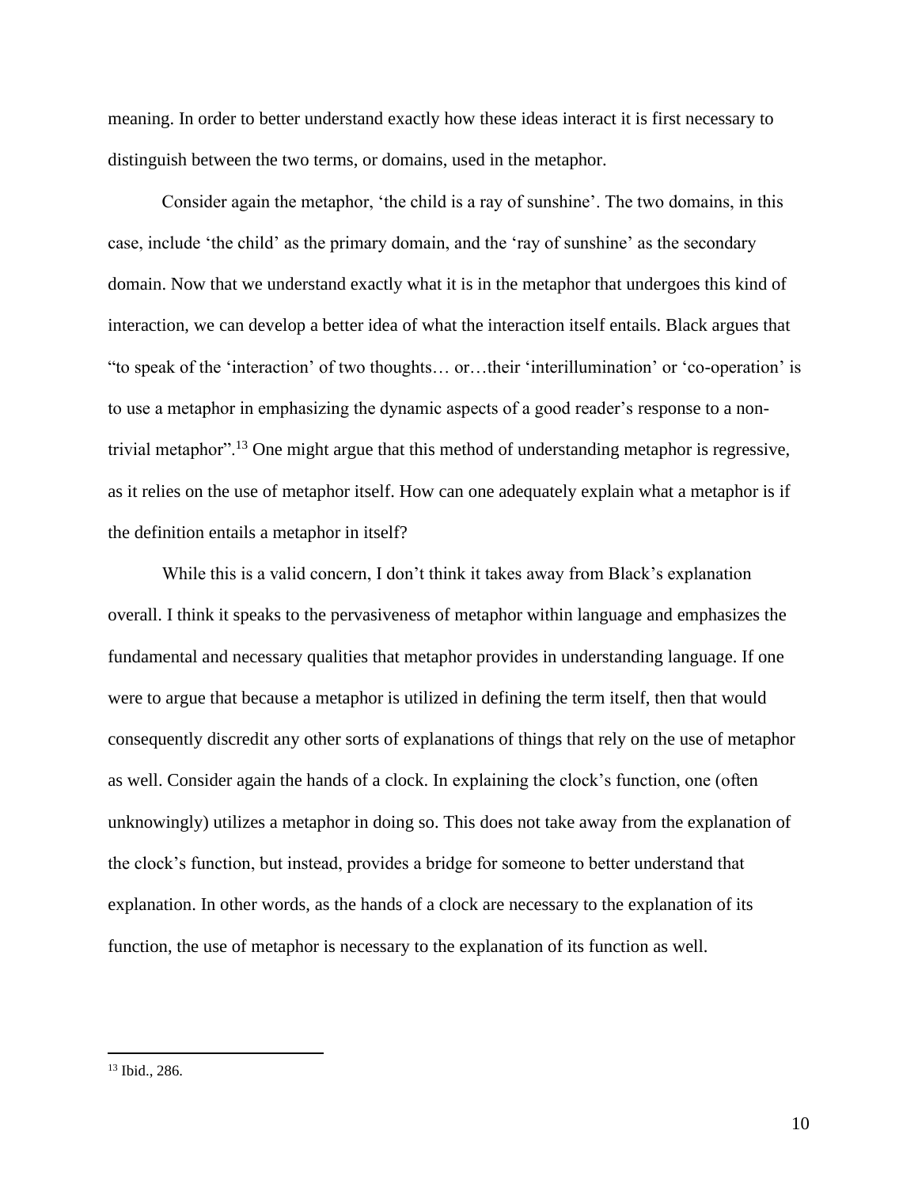meaning. In order to better understand exactly how these ideas interact it is first necessary to distinguish between the two terms, or domains, used in the metaphor.

Consider again the metaphor, ‘the child is a ray of sunshine’. The two domains, in this case, include ‘the child’ as the primary domain, and the ‘ray of sunshine’ as the secondary domain. Now that we understand exactly what it is in the metaphor that undergoes this kind of interaction, we can develop a better idea of what the interaction itself entails. Black argues that “to speak of the ‘interaction’ of two thoughts… or…their ‘interillumination’ or ‘co-operation’ is to use a metaphor in emphasizing the dynamic aspects of a good reader’s response to a non-trivial metaphor”.[13] One might argue that this method of understanding metaphor is regressive, as it relies on the use of metaphor itself. How can one adequately explain what a metaphor is if the definition entails a metaphor in itself?

While this is a valid concern, I don’t think it takes away from Black’s explanation overall. I think it speaks to the pervasiveness of metaphor within language and emphasizes the fundamental and necessary qualities that metaphor provides in understanding language. If one were to argue that because a metaphor is utilized in defining the term itself, then that would consequently discredit any other sorts of explanations of things that rely on the use of metaphor as well. Consider again the hands of a clock. In explaining the clock’s function, one (often unknowingly) utilizes a metaphor in doing so. This does not take away from the explanation of the clock’s function, but instead, provides a bridge for someone to better understand that explanation. In other words, as the hands of a clock are necessary to the explanation of its function, the use of metaphor is necessary to the explanation of its function as well.

---

[13] Ibid., 286.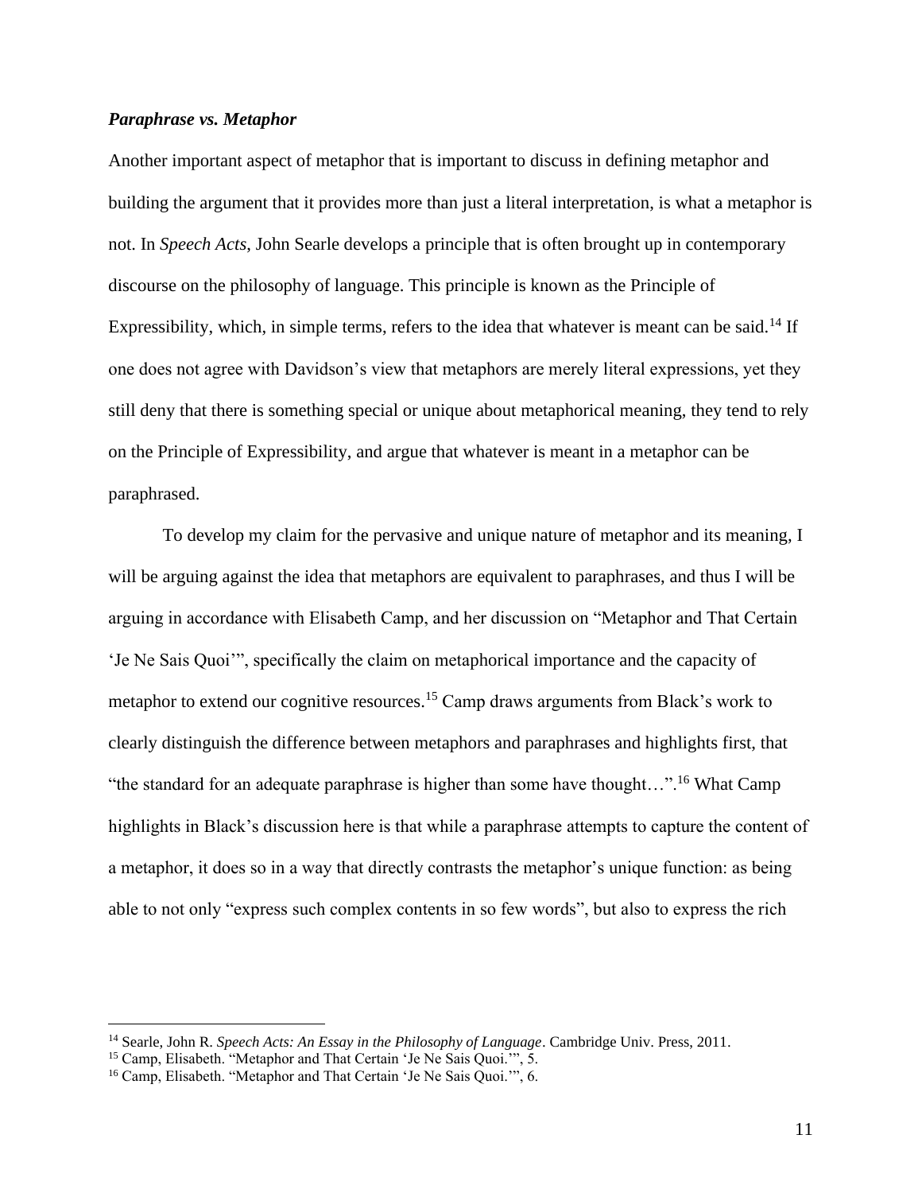### ***Paraphrase vs. Metaphor***

Another important aspect of metaphor that is important to discuss in defining metaphor and building the argument that it provides more than just a literal interpretation, is what a metaphor is not. In *Speech Acts*, John Searle develops a principle that is often brought up in contemporary discourse on the philosophy of language. This principle is known as the Principle of Expressibility, which, in simple terms, refers to the idea that whatever is meant can be said.[14] If one does not agree with Davidson's view that metaphors are merely literal expressions, yet they still deny that there is something special or unique about metaphorical meaning, they tend to rely on the Principle of Expressibility, and argue that whatever is meant in a metaphor can be paraphrased.

To develop my claim for the pervasive and unique nature of metaphor and its meaning, I will be arguing against the idea that metaphors are equivalent to paraphrases, and thus I will be arguing in accordance with Elisabeth Camp, and her discussion on "Metaphor and That Certain 'Je Ne Sais Quoi'", specifically the claim on metaphorical importance and the capacity of metaphor to extend our cognitive resources.[15] Camp draws arguments from Black's work to clearly distinguish the difference between metaphors and paraphrases and highlights first, that "the standard for an adequate paraphrase is higher than some have thought…".[16] What Camp highlights in Black's discussion here is that while a paraphrase attempts to capture the content of a metaphor, it does so in a way that directly contrasts the metaphor's unique function: as being able to not only "express such complex contents in so few words", but also to express the rich

---

[14] Searle, John R. *Speech Acts: An Essay in the Philosophy of Language*. Cambridge Univ. Press, 2011.

[15] Camp, Elisabeth. "Metaphor and That Certain 'Je Ne Sais Quoi.'", 5.

[16] Camp, Elisabeth. "Metaphor and That Certain 'Je Ne Sais Quoi.'", 6.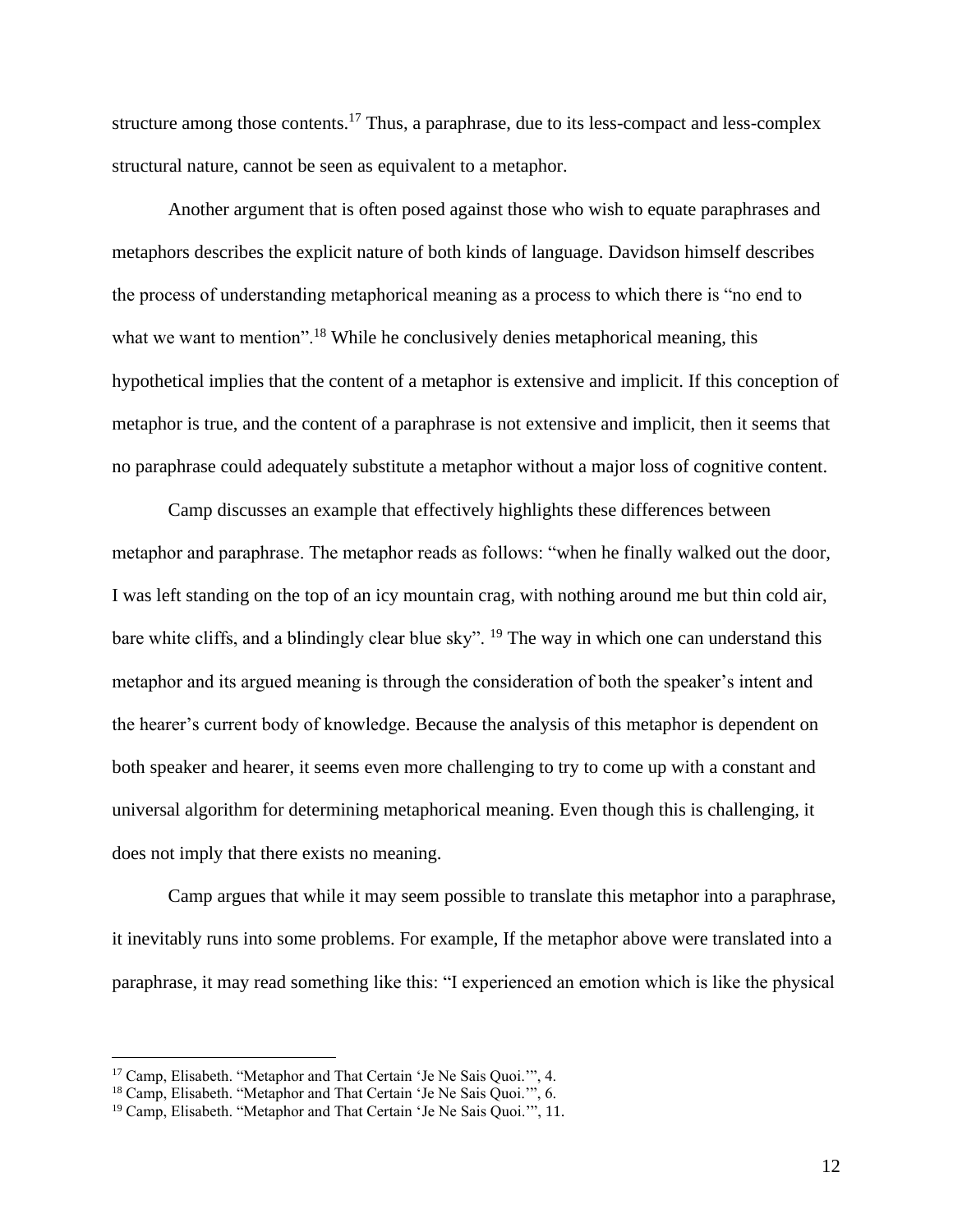structure among those contents.[17] Thus, a paraphrase, due to its less-compact and less-complex structural nature, cannot be seen as equivalent to a metaphor.

Another argument that is often posed against those who wish to equate paraphrases and metaphors describes the explicit nature of both kinds of language. Davidson himself describes the process of understanding metaphorical meaning as a process to which there is "no end to what we want to mention".[18] While he conclusively denies metaphorical meaning, this hypothetical implies that the content of a metaphor is extensive and implicit. If this conception of metaphor is true, and the content of a paraphrase is not extensive and implicit, then it seems that no paraphrase could adequately substitute a metaphor without a major loss of cognitive content.

Camp discusses an example that effectively highlights these differences between metaphor and paraphrase. The metaphor reads as follows: "when he finally walked out the door, I was left standing on the top of an icy mountain crag, with nothing around me but thin cold air, bare white cliffs, and a blindingly clear blue sky". [19] The way in which one can understand this metaphor and its argued meaning is through the consideration of both the speaker's intent and the hearer's current body of knowledge. Because the analysis of this metaphor is dependent on both speaker and hearer, it seems even more challenging to try to come up with a constant and universal algorithm for determining metaphorical meaning. Even though this is challenging, it does not imply that there exists no meaning.

Camp argues that while it may seem possible to translate this metaphor into a paraphrase, it inevitably runs into some problems. For example, If the metaphor above were translated into a paraphrase, it may read something like this: "I experienced an emotion which is like the physical

---

[17] Camp, Elisabeth. "Metaphor and That Certain 'Je Ne Sais Quoi.'", 4.

[18] Camp, Elisabeth. "Metaphor and That Certain 'Je Ne Sais Quoi.'", 6.

[19] Camp, Elisabeth. "Metaphor and That Certain 'Je Ne Sais Quoi.'", 11.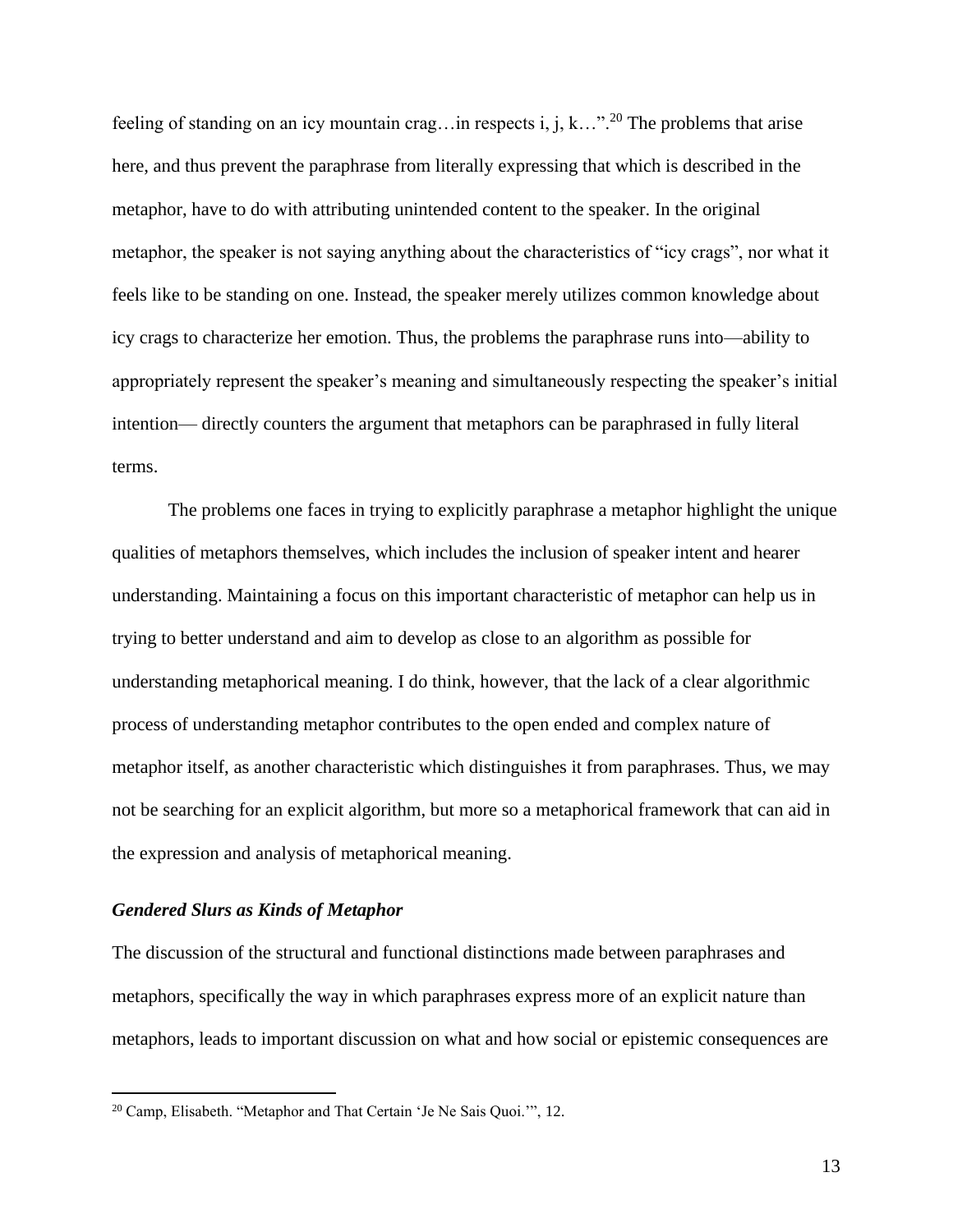feeling of standing on an icy mountain crag…in respects i, j, k…".[20] The problems that arise here, and thus prevent the paraphrase from literally expressing that which is described in the metaphor, have to do with attributing unintended content to the speaker. In the original metaphor, the speaker is not saying anything about the characteristics of "icy crags", nor what it feels like to be standing on one. Instead, the speaker merely utilizes common knowledge about icy crags to characterize her emotion. Thus, the problems the paraphrase runs into—ability to appropriately represent the speaker's meaning and simultaneously respecting the speaker's initial intention— directly counters the argument that metaphors can be paraphrased in fully literal terms.

The problems one faces in trying to explicitly paraphrase a metaphor highlight the unique qualities of metaphors themselves, which includes the inclusion of speaker intent and hearer understanding. Maintaining a focus on this important characteristic of metaphor can help us in trying to better understand and aim to develop as close to an algorithm as possible for understanding metaphorical meaning. I do think, however, that the lack of a clear algorithmic process of understanding metaphor contributes to the open ended and complex nature of metaphor itself, as another characteristic which distinguishes it from paraphrases. Thus, we may not be searching for an explicit algorithm, but more so a metaphorical framework that can aid in the expression and analysis of metaphorical meaning.

### ***Gendered Slurs as Kinds of Metaphor***

The discussion of the structural and functional distinctions made between paraphrases and metaphors, specifically the way in which paraphrases express more of an explicit nature than metaphors, leads to important discussion on what and how social or epistemic consequences are

---

[20] Camp, Elisabeth. "Metaphor and That Certain 'Je Ne Sais Quoi.'", 12.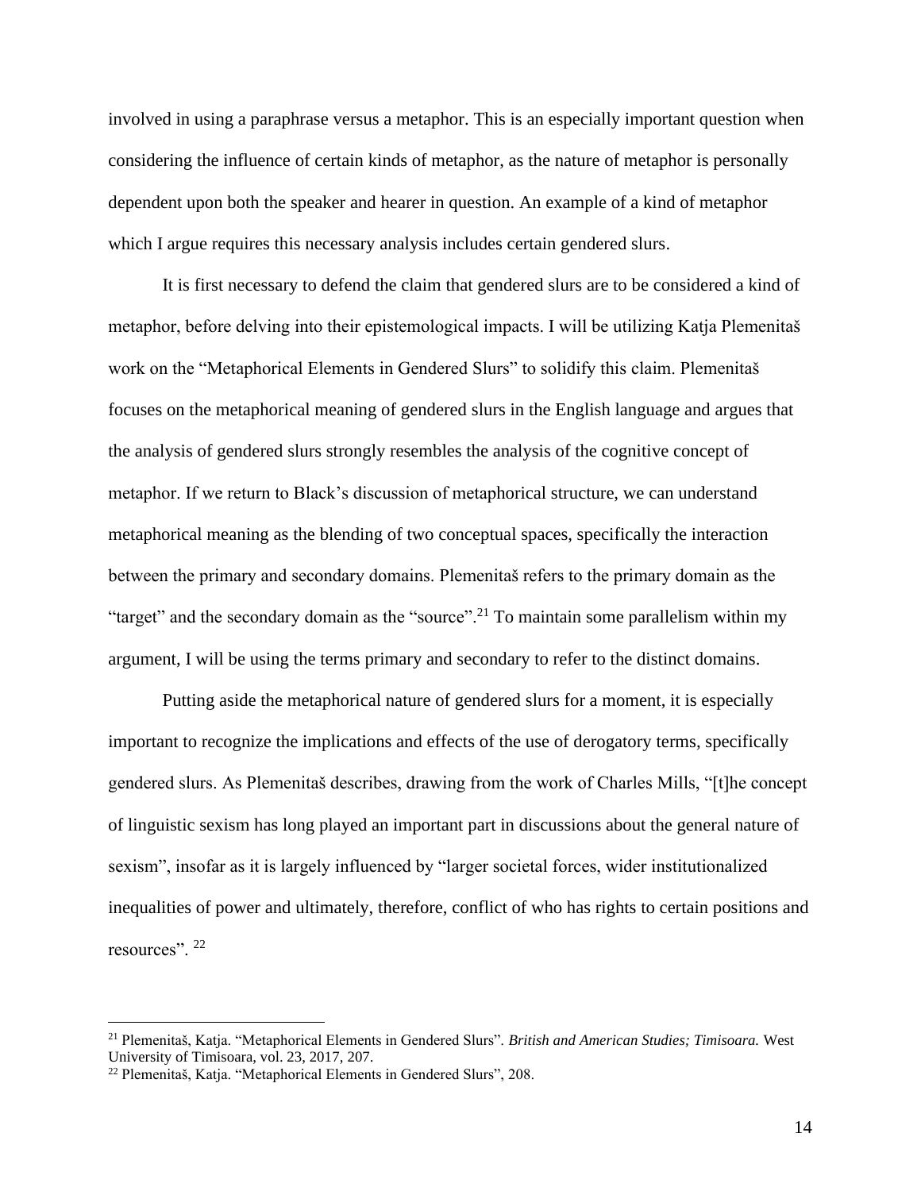involved in using a paraphrase versus a metaphor. This is an especially important question when considering the influence of certain kinds of metaphor, as the nature of metaphor is personally dependent upon both the speaker and hearer in question. An example of a kind of metaphor which I argue requires this necessary analysis includes certain gendered slurs.

It is first necessary to defend the claim that gendered slurs are to be considered a kind of metaphor, before delving into their epistemological impacts. I will be utilizing Katja Plemenitaš work on the "Metaphorical Elements in Gendered Slurs" to solidify this claim. Plemenitaš focuses on the metaphorical meaning of gendered slurs in the English language and argues that the analysis of gendered slurs strongly resembles the analysis of the cognitive concept of metaphor. If we return to Black's discussion of metaphorical structure, we can understand metaphorical meaning as the blending of two conceptual spaces, specifically the interaction between the primary and secondary domains. Plemenitaš refers to the primary domain as the "target" and the secondary domain as the "source".[21] To maintain some parallelism within my argument, I will be using the terms primary and secondary to refer to the distinct domains.

Putting aside the metaphorical nature of gendered slurs for a moment, it is especially important to recognize the implications and effects of the use of derogatory terms, specifically gendered slurs. As Plemenitaš describes, drawing from the work of Charles Mills, "[t]he concept of linguistic sexism has long played an important part in discussions about the general nature of sexism", insofar as it is largely influenced by "larger societal forces, wider institutionalized inequalities of power and ultimately, therefore, conflict of who has rights to certain positions and resources". [22]

---

[21] Plemenitaš, Katja. "Metaphorical Elements in Gendered Slurs". *British and American Studies; Timisoara.* West University of Timisoara, vol. 23, 2017, 207.

[22] Plemenitaš, Katja. "Metaphorical Elements in Gendered Slurs", 208.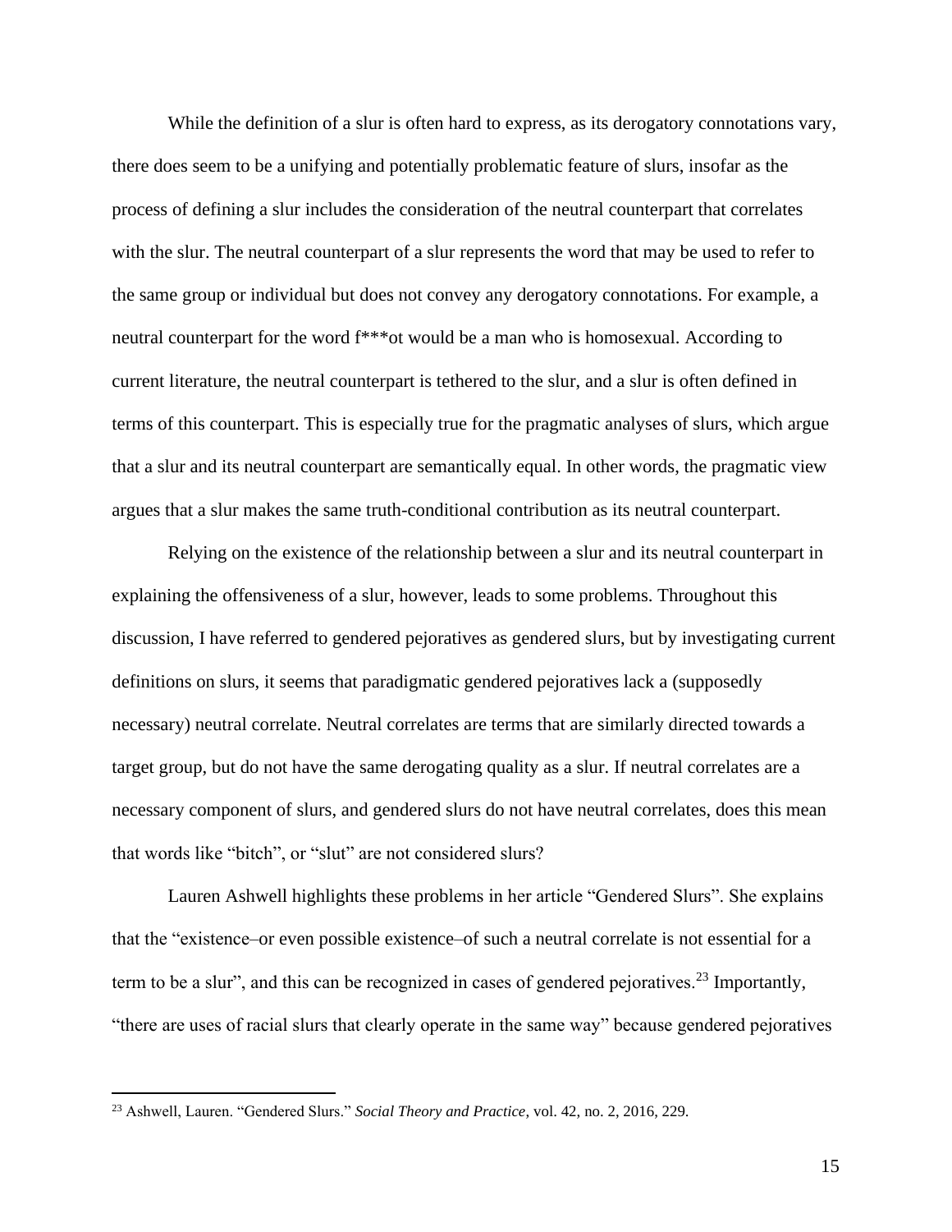While the definition of a slur is often hard to express, as its derogatory connotations vary, there does seem to be a unifying and potentially problematic feature of slurs, insofar as the process of defining a slur includes the consideration of the neutral counterpart that correlates with the slur. The neutral counterpart of a slur represents the word that may be used to refer to the same group or individual but does not convey any derogatory connotations. For example, a neutral counterpart for the word f***ot would be a man who is homosexual. According to current literature, the neutral counterpart is tethered to the slur, and a slur is often defined in terms of this counterpart. This is especially true for the pragmatic analyses of slurs, which argue that a slur and its neutral counterpart are semantically equal. In other words, the pragmatic view argues that a slur makes the same truth-conditional contribution as its neutral counterpart.

Relying on the existence of the relationship between a slur and its neutral counterpart in explaining the offensiveness of a slur, however, leads to some problems. Throughout this discussion, I have referred to gendered pejoratives as gendered slurs, but by investigating current definitions on slurs, it seems that paradigmatic gendered pejoratives lack a (supposedly necessary) neutral correlate. Neutral correlates are terms that are similarly directed towards a target group, but do not have the same derogating quality as a slur. If neutral correlates are a necessary component of slurs, and gendered slurs do not have neutral correlates, does this mean that words like "bitch", or "slut" are not considered slurs?

Lauren Ashwell highlights these problems in her article "Gendered Slurs". She explains that the "existence–or even possible existence–of such a neutral correlate is not essential for a term to be a slur", and this can be recognized in cases of gendered pejoratives.[23] Importantly, "there are uses of racial slurs that clearly operate in the same way" because gendered pejoratives

---

[23] Ashwell, Lauren. "Gendered Slurs." *Social Theory and Practice*, vol. 42, no. 2, 2016, 229.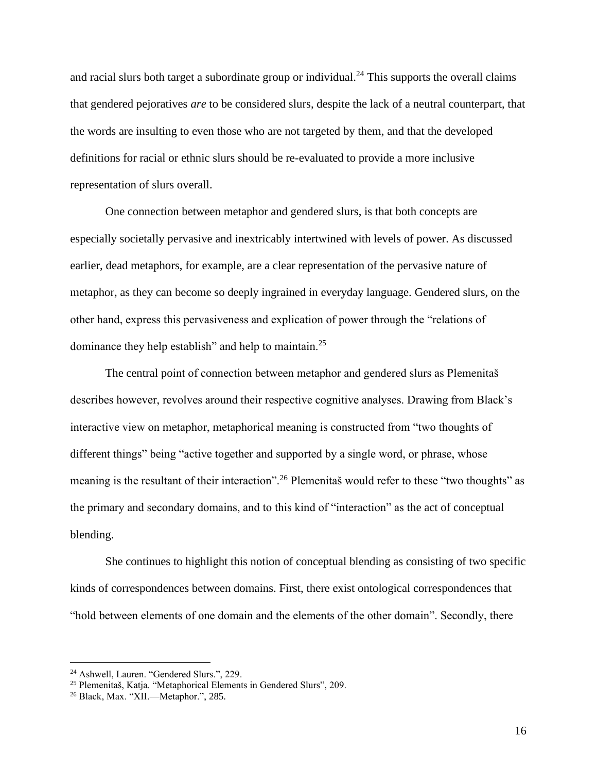and racial slurs both target a subordinate group or individual.[24] This supports the overall claims that gendered pejoratives *are* to be considered slurs, despite the lack of a neutral counterpart, that the words are insulting to even those who are not targeted by them, and that the developed definitions for racial or ethnic slurs should be re-evaluated to provide a more inclusive representation of slurs overall.

One connection between metaphor and gendered slurs, is that both concepts are especially societally pervasive and inextricably intertwined with levels of power. As discussed earlier, dead metaphors, for example, are a clear representation of the pervasive nature of metaphor, as they can become so deeply ingrained in everyday language. Gendered slurs, on the other hand, express this pervasiveness and explication of power through the "relations of dominance they help establish" and help to maintain.[25]

The central point of connection between metaphor and gendered slurs as Plemenitaš describes however, revolves around their respective cognitive analyses. Drawing from Black's interactive view on metaphor, metaphorical meaning is constructed from "two thoughts of different things" being "active together and supported by a single word, or phrase, whose meaning is the resultant of their interaction".[26] Plemenitaš would refer to these "two thoughts" as the primary and secondary domains, and to this kind of "interaction" as the act of conceptual blending.

She continues to highlight this notion of conceptual blending as consisting of two specific kinds of correspondences between domains. First, there exist ontological correspondences that "hold between elements of one domain and the elements of the other domain". Secondly, there

---

[24] Ashwell, Lauren. "Gendered Slurs.", 229.

[25] Plemenitaš, Katja. "Metaphorical Elements in Gendered Slurs", 209.

[26] Black, Max. "XII.—Metaphor.", 285.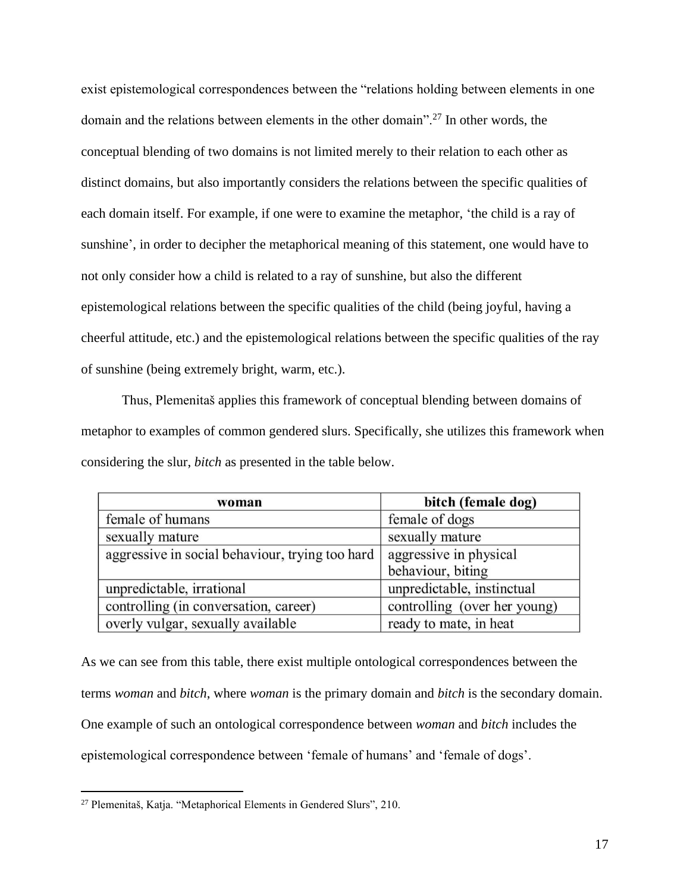exist epistemological correspondences between the "relations holding between elements in one domain and the relations between elements in the other domain".[27] In other words, the conceptual blending of two domains is not limited merely to their relation to each other as distinct domains, but also importantly considers the relations between the specific qualities of each domain itself. For example, if one were to examine the metaphor, 'the child is a ray of sunshine', in order to decipher the metaphorical meaning of this statement, one would have to not only consider how a child is related to a ray of sunshine, but also the different epistemological relations between the specific qualities of the child (being joyful, having a cheerful attitude, etc.) and the epistemological relations between the specific qualities of the ray of sunshine (being extremely bright, warm, etc.).

Thus, Plemenitaš applies this framework of conceptual blending between domains of metaphor to examples of common gendered slurs. Specifically, she utilizes this framework when considering the slur, *bitch* as presented in the table below.

| **woman** | **bitch (female dog)** |
|---|---|
| female of humans | female of dogs |
| sexually mature | sexually mature |
| aggressive in social behaviour, trying too hard | aggressive in physical behaviour, biting |
| unpredictable, irrational | unpredictable, instinctual |
| controlling (in conversation, career) | controlling (over her young) |
| overly vulgar, sexually available | ready to mate, in heat |

As we can see from this table, there exist multiple ontological correspondences between the terms *woman* and *bitch*, where *woman* is the primary domain and *bitch* is the secondary domain. One example of such an ontological correspondence between *woman* and *bitch* includes the epistemological correspondence between 'female of humans' and 'female of dogs'.

[27] Plemenitaš, Katja. "Metaphorical Elements in Gendered Slurs", 210.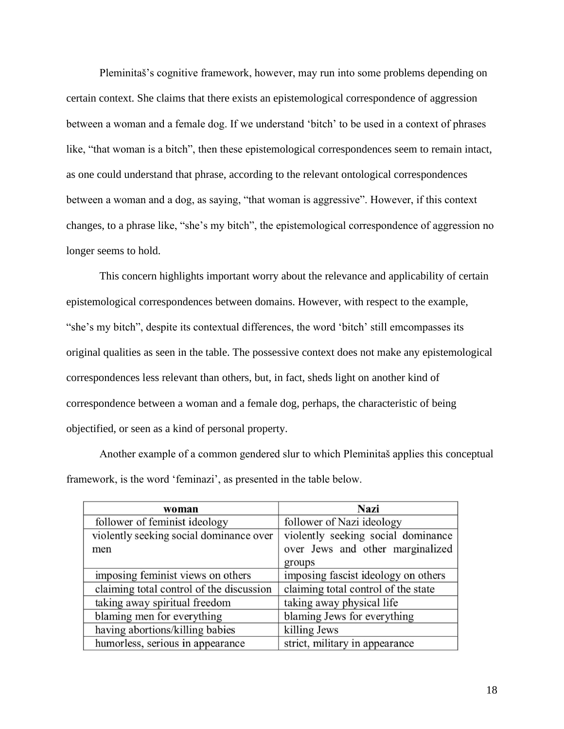Pleminitaš's cognitive framework, however, may run into some problems depending on certain context. She claims that there exists an epistemological correspondence of aggression between a woman and a female dog. If we understand 'bitch' to be used in a context of phrases like, "that woman is a bitch", then these epistemological correspondences seem to remain intact, as one could understand that phrase, according to the relevant ontological correspondences between a woman and a dog, as saying, "that woman is aggressive". However, if this context changes, to a phrase like, "she's my bitch", the epistemological correspondence of aggression no longer seems to hold.

This concern highlights important worry about the relevance and applicability of certain epistemological correspondences between domains. However, with respect to the example, "she's my bitch", despite its contextual differences, the word 'bitch' still emcompasses its original qualities as seen in the table. The possessive context does not make any epistemological correspondences less relevant than others, but, in fact, sheds light on another kind of correspondence between a woman and a female dog, perhaps, the characteristic of being objectified, or seen as a kind of personal property.

Another example of a common gendered slur to which Pleminitaš applies this conceptual framework, is the word 'feminazi', as presented in the table below.

| woman | Nazi |
|---|---|
| follower of feminist ideology | follower of Nazi ideology |
| violently seeking social dominance over men | violently seeking social dominance over Jews and other marginalized groups |
| imposing feminist views on others | imposing fascist ideology on others |
| claiming total control of the discussion | claiming total control of the state |
| taking away spiritual freedom | taking away physical life |
| blaming men for everything | blaming Jews for everything |
| having abortions/killing babies | killing Jews |
| humorless, serious in appearance | strict, military in appearance |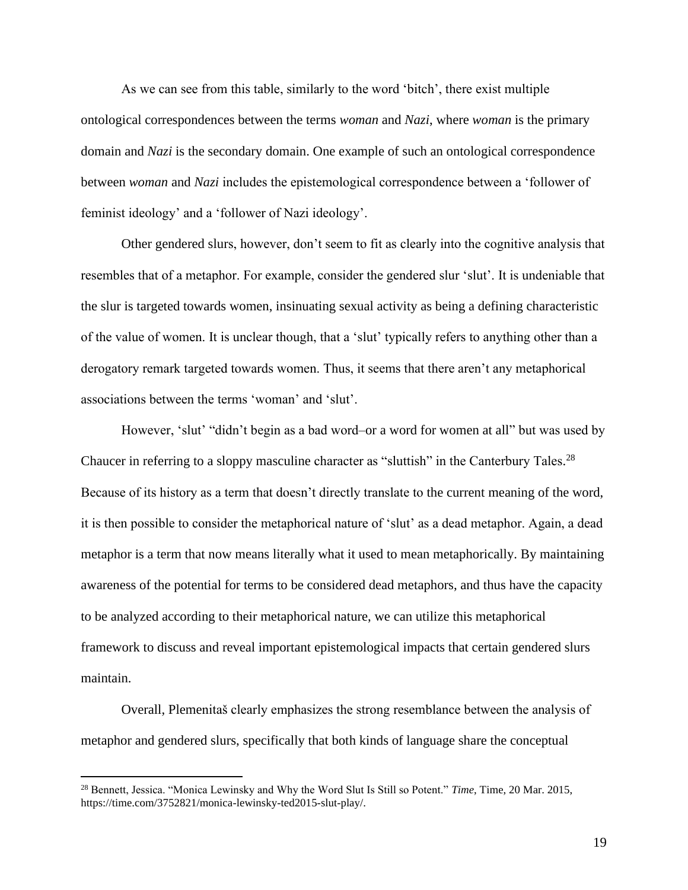As we can see from this table, similarly to the word 'bitch', there exist multiple ontological correspondences between the terms *woman* and *Nazi*, where *woman* is the primary domain and *Nazi* is the secondary domain. One example of such an ontological correspondence between *woman* and *Nazi* includes the epistemological correspondence between a 'follower of feminist ideology' and a 'follower of Nazi ideology'.

Other gendered slurs, however, don't seem to fit as clearly into the cognitive analysis that resembles that of a metaphor. For example, consider the gendered slur 'slut'. It is undeniable that the slur is targeted towards women, insinuating sexual activity as being a defining characteristic of the value of women. It is unclear though, that a 'slut' typically refers to anything other than a derogatory remark targeted towards women. Thus, it seems that there aren't any metaphorical associations between the terms 'woman' and 'slut'.

However, 'slut' "didn't begin as a bad word–or a word for women at all" but was used by Chaucer in referring to a sloppy masculine character as "sluttish" in the Canterbury Tales.[28] Because of its history as a term that doesn't directly translate to the current meaning of the word, it is then possible to consider the metaphorical nature of 'slut' as a dead metaphor. Again, a dead metaphor is a term that now means literally what it used to mean metaphorically. By maintaining awareness of the potential for terms to be considered dead metaphors, and thus have the capacity to be analyzed according to their metaphorical nature, we can utilize this metaphorical framework to discuss and reveal important epistemological impacts that certain gendered slurs maintain.

Overall, Plemenitaš clearly emphasizes the strong resemblance between the analysis of metaphor and gendered slurs, specifically that both kinds of language share the conceptual

---

[28] Bennett, Jessica. "Monica Lewinsky and Why the Word Slut Is Still so Potent." *Time*, Time, 20 Mar. 2015, https://time.com/3752821/monica-lewinsky-ted2015-slut-play/.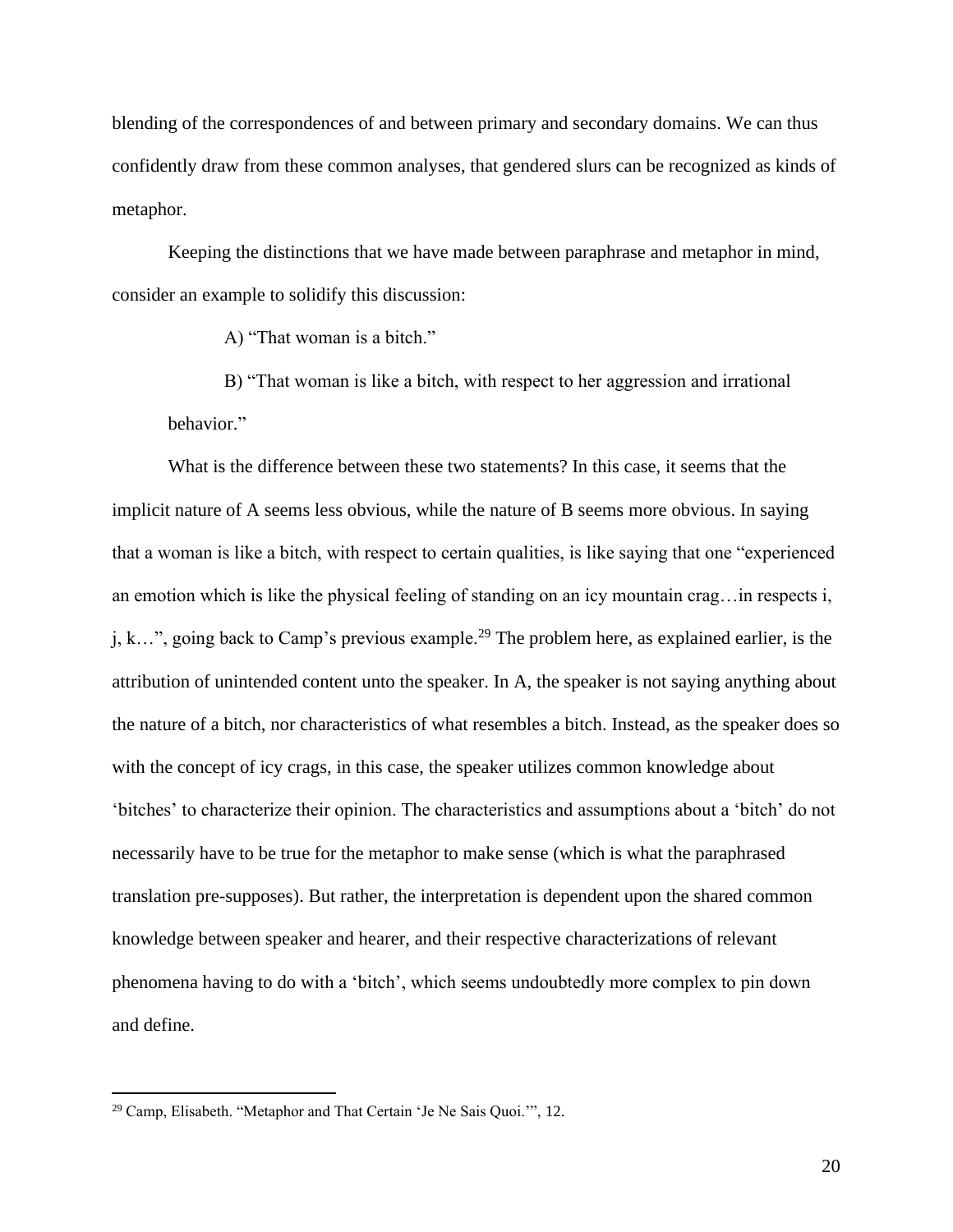blending of the correspondences of and between primary and secondary domains. We can thus confidently draw from these common analyses, that gendered slurs can be recognized as kinds of metaphor.

Keeping the distinctions that we have made between paraphrase and metaphor in mind, consider an example to solidify this discussion:

A) "That woman is a bitch."

B) "That woman is like a bitch, with respect to her aggression and irrational behavior."

What is the difference between these two statements? In this case, it seems that the implicit nature of A seems less obvious, while the nature of B seems more obvious. In saying that a woman is like a bitch, with respect to certain qualities, is like saying that one "experienced an emotion which is like the physical feeling of standing on an icy mountain crag…in respects i, j, k…", going back to Camp's previous example.[29] The problem here, as explained earlier, is the attribution of unintended content unto the speaker. In A, the speaker is not saying anything about the nature of a bitch, nor characteristics of what resembles a bitch. Instead, as the speaker does so with the concept of icy crags, in this case, the speaker utilizes common knowledge about 'bitches' to characterize their opinion. The characteristics and assumptions about a 'bitch' do not necessarily have to be true for the metaphor to make sense (which is what the paraphrased translation pre-supposes). But rather, the interpretation is dependent upon the shared common knowledge between speaker and hearer, and their respective characterizations of relevant phenomena having to do with a 'bitch', which seems undoubtedly more complex to pin down and define.

[29] Camp, Elisabeth. "Metaphor and That Certain 'Je Ne Sais Quoi.'", 12.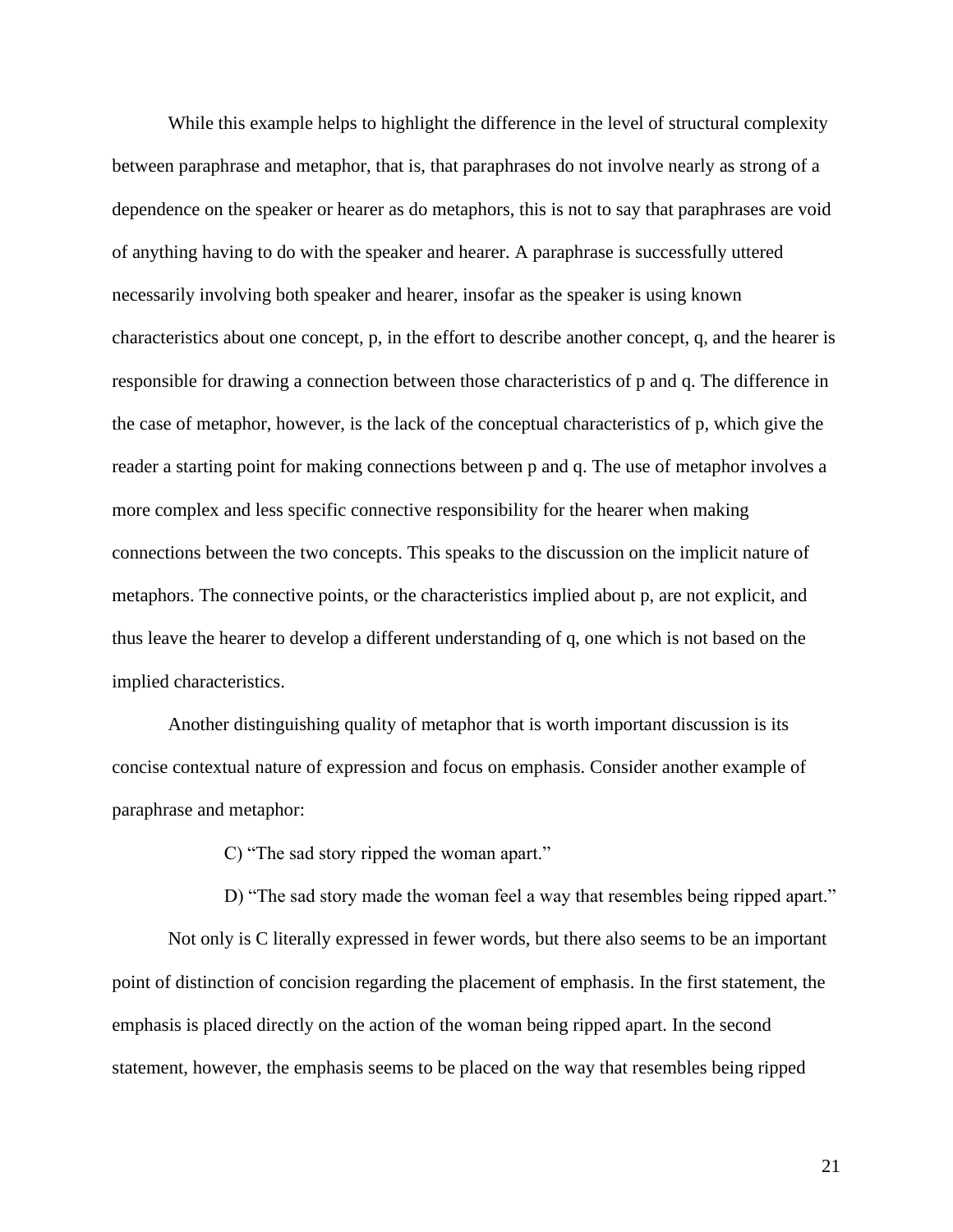While this example helps to highlight the difference in the level of structural complexity between paraphrase and metaphor, that is, that paraphrases do not involve nearly as strong of a dependence on the speaker or hearer as do metaphors, this is not to say that paraphrases are void of anything having to do with the speaker and hearer. A paraphrase is successfully uttered necessarily involving both speaker and hearer, insofar as the speaker is using known characteristics about one concept, p, in the effort to describe another concept, q, and the hearer is responsible for drawing a connection between those characteristics of p and q. The difference in the case of metaphor, however, is the lack of the conceptual characteristics of p, which give the reader a starting point for making connections between p and q. The use of metaphor involves a more complex and less specific connective responsibility for the hearer when making connections between the two concepts. This speaks to the discussion on the implicit nature of metaphors. The connective points, or the characteristics implied about p, are not explicit, and thus leave the hearer to develop a different understanding of q, one which is not based on the implied characteristics.

Another distinguishing quality of metaphor that is worth important discussion is its concise contextual nature of expression and focus on emphasis. Consider another example of paraphrase and metaphor:

C) "The sad story ripped the woman apart."

D) "The sad story made the woman feel a way that resembles being ripped apart."

Not only is C literally expressed in fewer words, but there also seems to be an important point of distinction of concision regarding the placement of emphasis. In the first statement, the emphasis is placed directly on the action of the woman being ripped apart. In the second statement, however, the emphasis seems to be placed on the way that resembles being ripped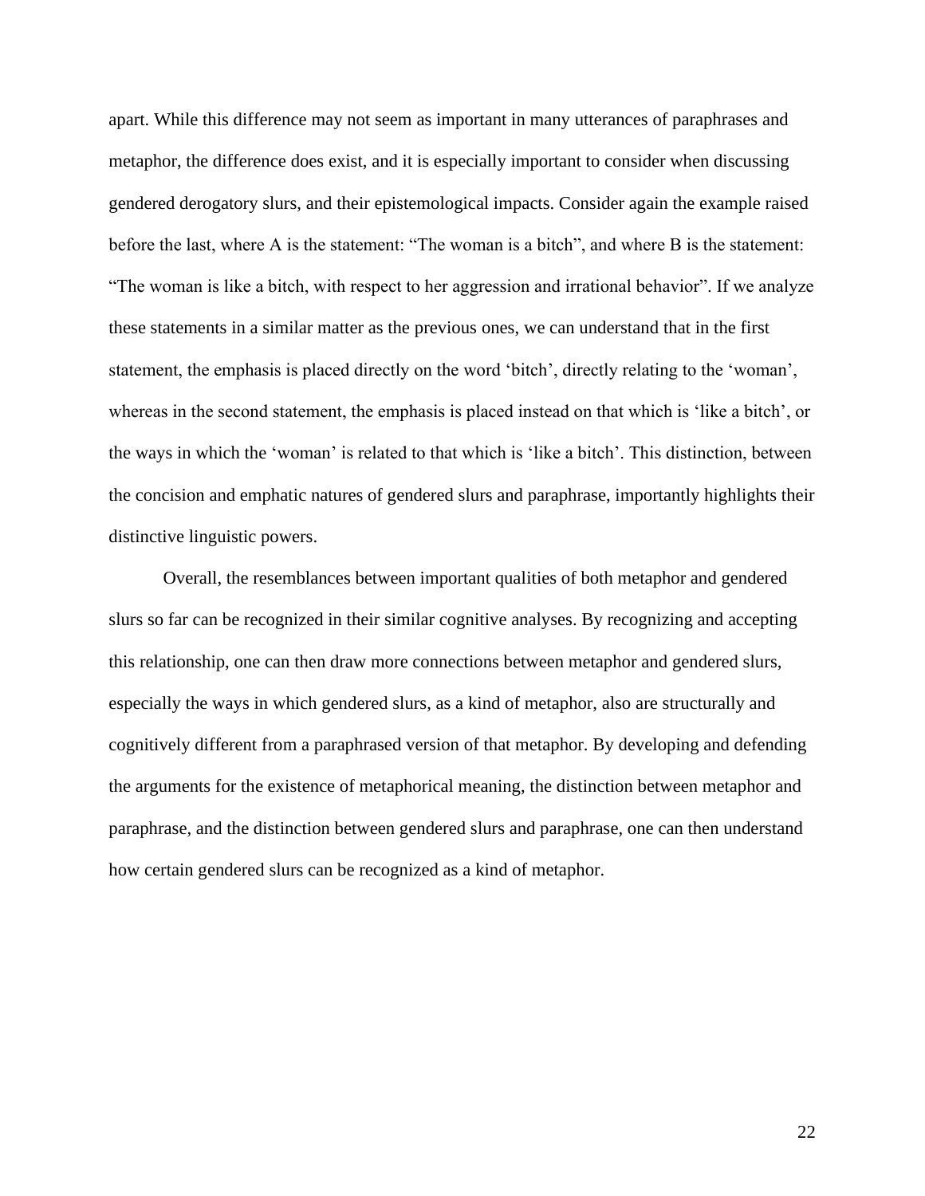apart. While this difference may not seem as important in many utterances of paraphrases and metaphor, the difference does exist, and it is especially important to consider when discussing gendered derogatory slurs, and their epistemological impacts. Consider again the example raised before the last, where A is the statement: "The woman is a bitch", and where B is the statement: "The woman is like a bitch, with respect to her aggression and irrational behavior". If we analyze these statements in a similar matter as the previous ones, we can understand that in the first statement, the emphasis is placed directly on the word 'bitch', directly relating to the 'woman', whereas in the second statement, the emphasis is placed instead on that which is 'like a bitch', or the ways in which the 'woman' is related to that which is 'like a bitch'. This distinction, between the concision and emphatic natures of gendered slurs and paraphrase, importantly highlights their distinctive linguistic powers.

Overall, the resemblances between important qualities of both metaphor and gendered slurs so far can be recognized in their similar cognitive analyses. By recognizing and accepting this relationship, one can then draw more connections between metaphor and gendered slurs, especially the ways in which gendered slurs, as a kind of metaphor, also are structurally and cognitively different from a paraphrased version of that metaphor. By developing and defending the arguments for the existence of metaphorical meaning, the distinction between metaphor and paraphrase, and the distinction between gendered slurs and paraphrase, one can then understand how certain gendered slurs can be recognized as a kind of metaphor.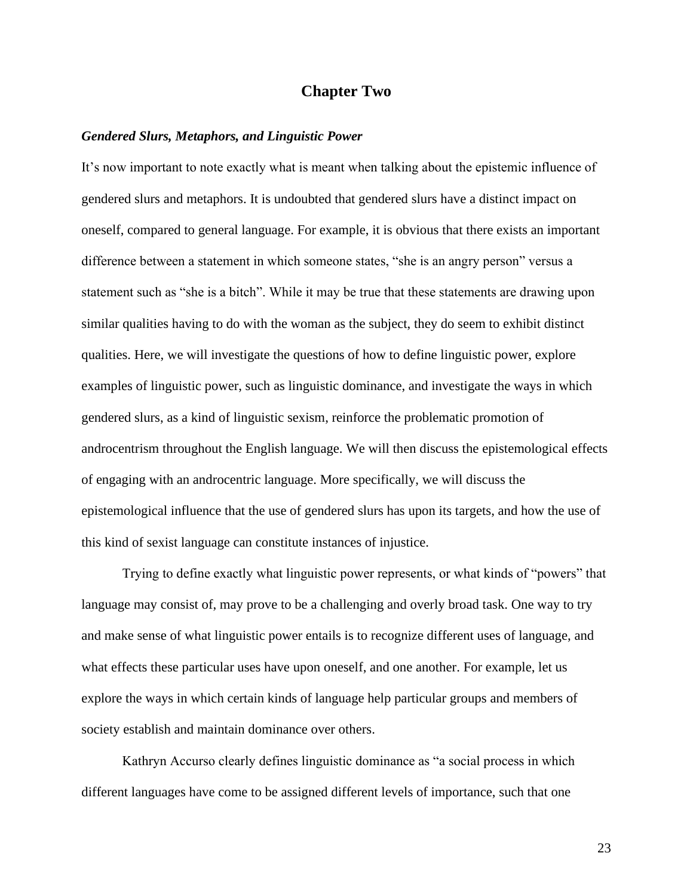# Chapter Two

### *Gendered Slurs, Metaphors, and Linguistic Power*

It's now important to note exactly what is meant when talking about the epistemic influence of gendered slurs and metaphors. It is undoubted that gendered slurs have a distinct impact on oneself, compared to general language. For example, it is obvious that there exists an important difference between a statement in which someone states, "she is an angry person" versus a statement such as "she is a bitch". While it may be true that these statements are drawing upon similar qualities having to do with the woman as the subject, they do seem to exhibit distinct qualities. Here, we will investigate the questions of how to define linguistic power, explore examples of linguistic power, such as linguistic dominance, and investigate the ways in which gendered slurs, as a kind of linguistic sexism, reinforce the problematic promotion of androcentrism throughout the English language. We will then discuss the epistemological effects of engaging with an androcentric language. More specifically, we will discuss the epistemological influence that the use of gendered slurs has upon its targets, and how the use of this kind of sexist language can constitute instances of injustice.

Trying to define exactly what linguistic power represents, or what kinds of "powers" that language may consist of, may prove to be a challenging and overly broad task. One way to try and make sense of what linguistic power entails is to recognize different uses of language, and what effects these particular uses have upon oneself, and one another. For example, let us explore the ways in which certain kinds of language help particular groups and members of society establish and maintain dominance over others.

Kathryn Accurso clearly defines linguistic dominance as "a social process in which different languages have come to be assigned different levels of importance, such that one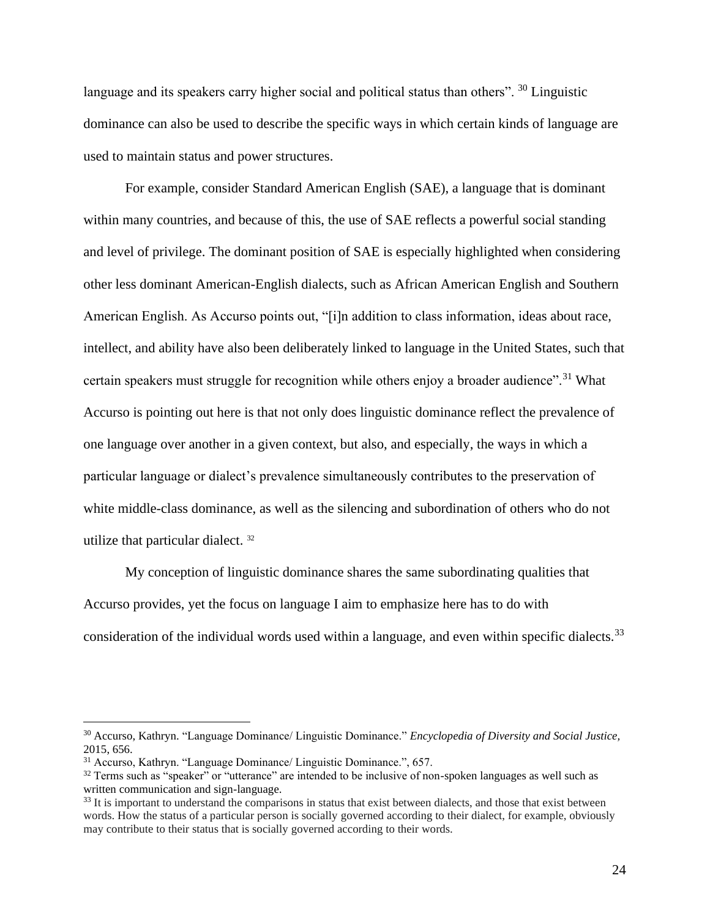language and its speakers carry higher social and political status than others". [30] Linguistic dominance can also be used to describe the specific ways in which certain kinds of language are used to maintain status and power structures.

For example, consider Standard American English (SAE), a language that is dominant within many countries, and because of this, the use of SAE reflects a powerful social standing and level of privilege. The dominant position of SAE is especially highlighted when considering other less dominant American-English dialects, such as African American English and Southern American English. As Accurso points out, "[i]n addition to class information, ideas about race, intellect, and ability have also been deliberately linked to language in the United States, such that certain speakers must struggle for recognition while others enjoy a broader audience".[31] What Accurso is pointing out here is that not only does linguistic dominance reflect the prevalence of one language over another in a given context, but also, and especially, the ways in which a particular language or dialect's prevalence simultaneously contributes to the preservation of white middle-class dominance, as well as the silencing and subordination of others who do not utilize that particular dialect. [32]

My conception of linguistic dominance shares the same subordinating qualities that Accurso provides, yet the focus on language I aim to emphasize here has to do with consideration of the individual words used within a language, and even within specific dialects.[33]

---

[30] Accurso, Kathryn. "Language Dominance/ Linguistic Dominance." *Encyclopedia of Diversity and Social Justice,* 2015, 656.

[31] Accurso, Kathryn. "Language Dominance/ Linguistic Dominance.", 657.

[32] Terms such as "speaker" or "utterance" are intended to be inclusive of non-spoken languages as well such as written communication and sign-language.

[33] It is important to understand the comparisons in status that exist between dialects, and those that exist between words. How the status of a particular person is socially governed according to their dialect, for example, obviously may contribute to their status that is socially governed according to their words.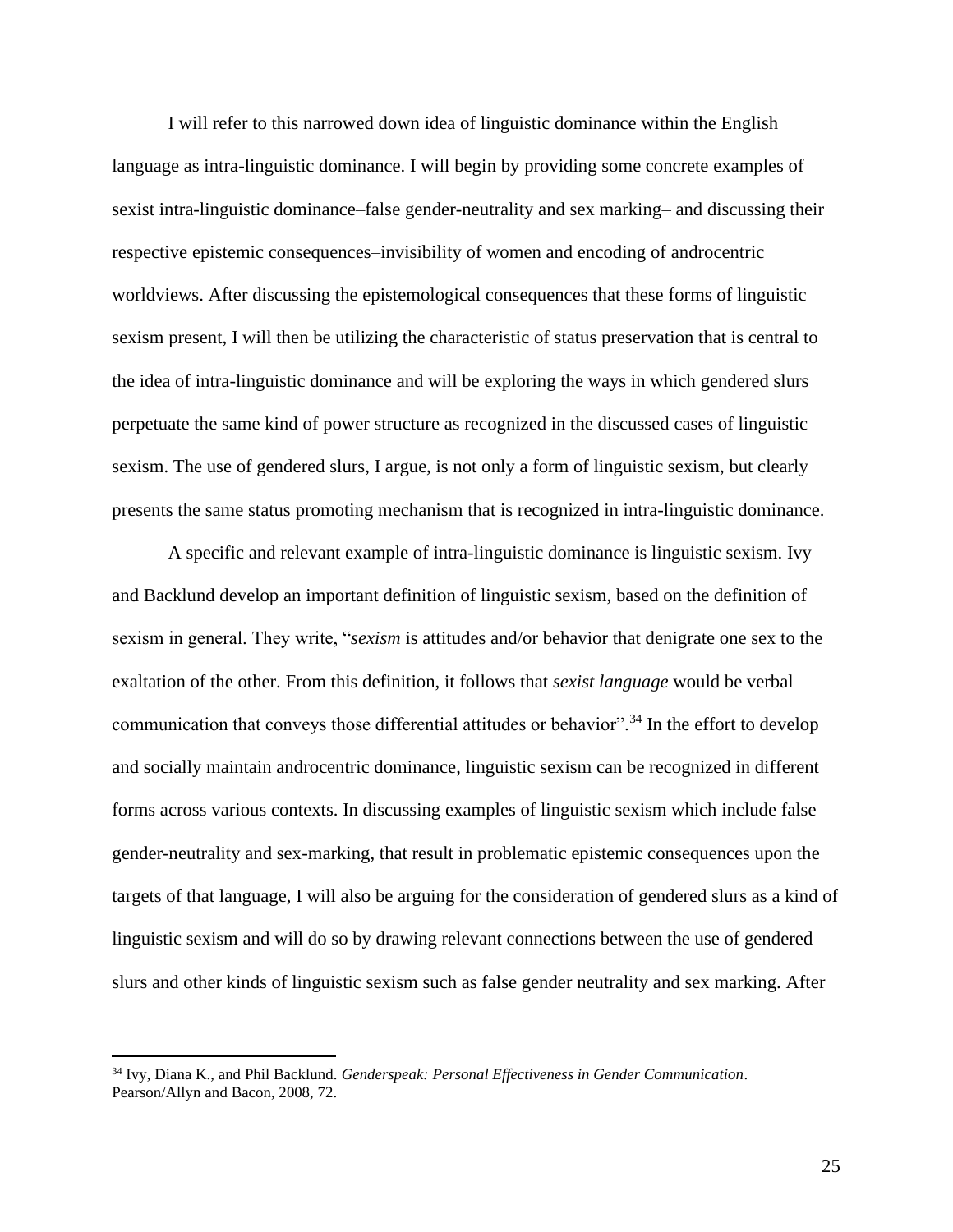I will refer to this narrowed down idea of linguistic dominance within the English language as intra-linguistic dominance. I will begin by providing some concrete examples of sexist intra-linguistic dominance–false gender-neutrality and sex marking– and discussing their respective epistemic consequences–invisibility of women and encoding of androcentric worldviews. After discussing the epistemological consequences that these forms of linguistic sexism present, I will then be utilizing the characteristic of status preservation that is central to the idea of intra-linguistic dominance and will be exploring the ways in which gendered slurs perpetuate the same kind of power structure as recognized in the discussed cases of linguistic sexism. The use of gendered slurs, I argue, is not only a form of linguistic sexism, but clearly presents the same status promoting mechanism that is recognized in intra-linguistic dominance.

A specific and relevant example of intra-linguistic dominance is linguistic sexism. Ivy and Backlund develop an important definition of linguistic sexism, based on the definition of sexism in general. They write, "*sexism* is attitudes and/or behavior that denigrate one sex to the exaltation of the other. From this definition, it follows that *sexist language* would be verbal communication that conveys those differential attitudes or behavior".[34] In the effort to develop and socially maintain androcentric dominance, linguistic sexism can be recognized in different forms across various contexts. In discussing examples of linguistic sexism which include false gender-neutrality and sex-marking, that result in problematic epistemic consequences upon the targets of that language, I will also be arguing for the consideration of gendered slurs as a kind of linguistic sexism and will do so by drawing relevant connections between the use of gendered slurs and other kinds of linguistic sexism such as false gender neutrality and sex marking. After

[34] Ivy, Diana K., and Phil Backlund. *Genderspeak: Personal Effectiveness in Gender Communication*. Pearson/Allyn and Bacon, 2008, 72.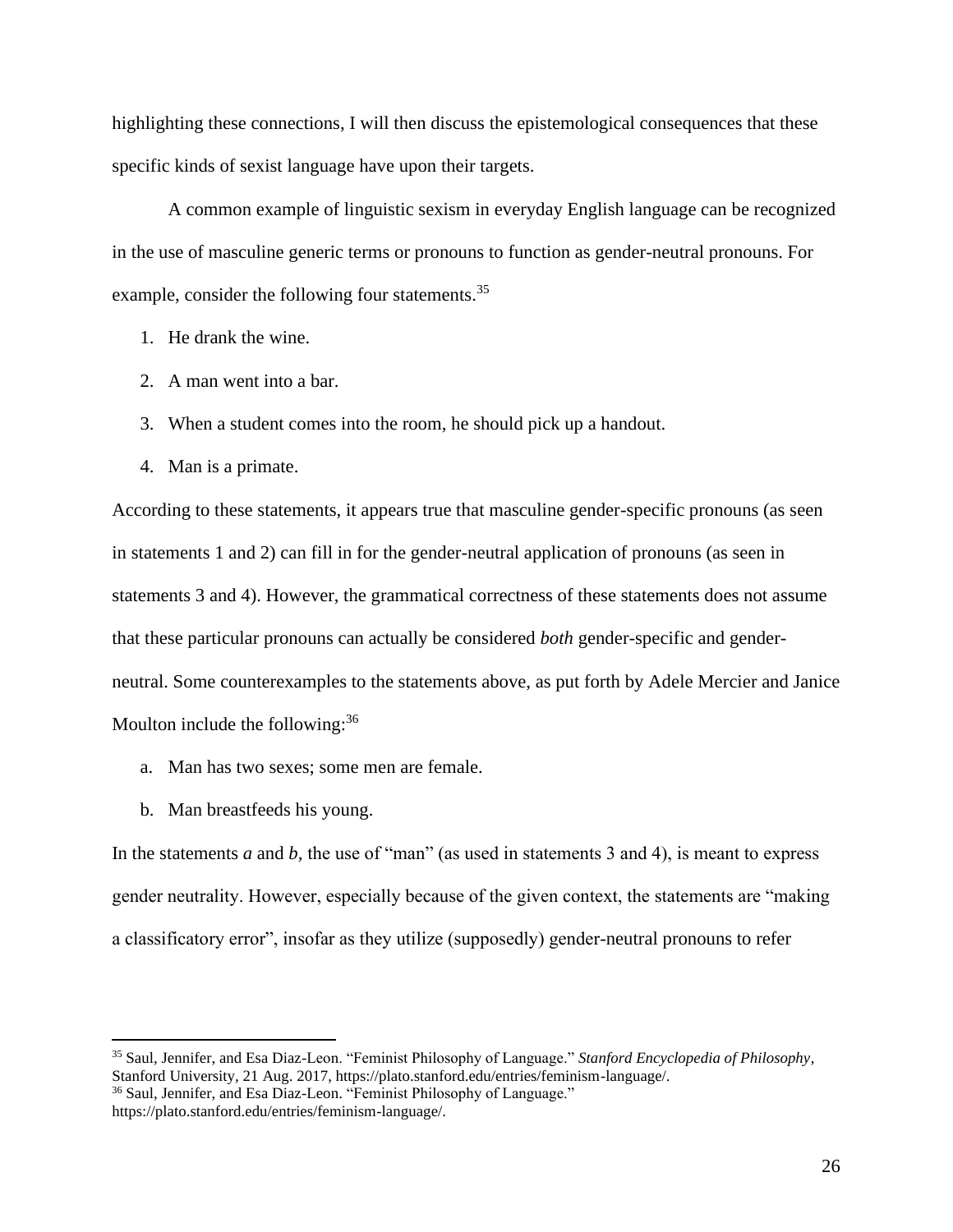highlighting these connections, I will then discuss the epistemological consequences that these specific kinds of sexist language have upon their targets.

A common example of linguistic sexism in everyday English language can be recognized in the use of masculine generic terms or pronouns to function as gender-neutral pronouns. For example, consider the following four statements.[35]

1. He drank the wine.
2. A man went into a bar.
3. When a student comes into the room, he should pick up a handout.
4. Man is a primate.

According to these statements, it appears true that masculine gender-specific pronouns (as seen in statements 1 and 2) can fill in for the gender-neutral application of pronouns (as seen in statements 3 and 4). However, the grammatical correctness of these statements does not assume that these particular pronouns can actually be considered *both* gender-specific and gender-neutral. Some counterexamples to the statements above, as put forth by Adele Mercier and Janice Moulton include the following:[36]

a. Man has two sexes; some men are female.
b. Man breastfeeds his young.

In the statements *a* and *b,* the use of "man" (as used in statements 3 and 4), is meant to express gender neutrality. However, especially because of the given context, the statements are "making a classificatory error", insofar as they utilize (supposedly) gender-neutral pronouns to refer

[35] Saul, Jennifer, and Esa Diaz-Leon. "Feminist Philosophy of Language." *Stanford Encyclopedia of Philosophy*, Stanford University, 21 Aug. 2017, https://plato.stanford.edu/entries/feminism-language/.

[36] Saul, Jennifer, and Esa Diaz-Leon. "Feminist Philosophy of Language." https://plato.stanford.edu/entries/feminism-language/.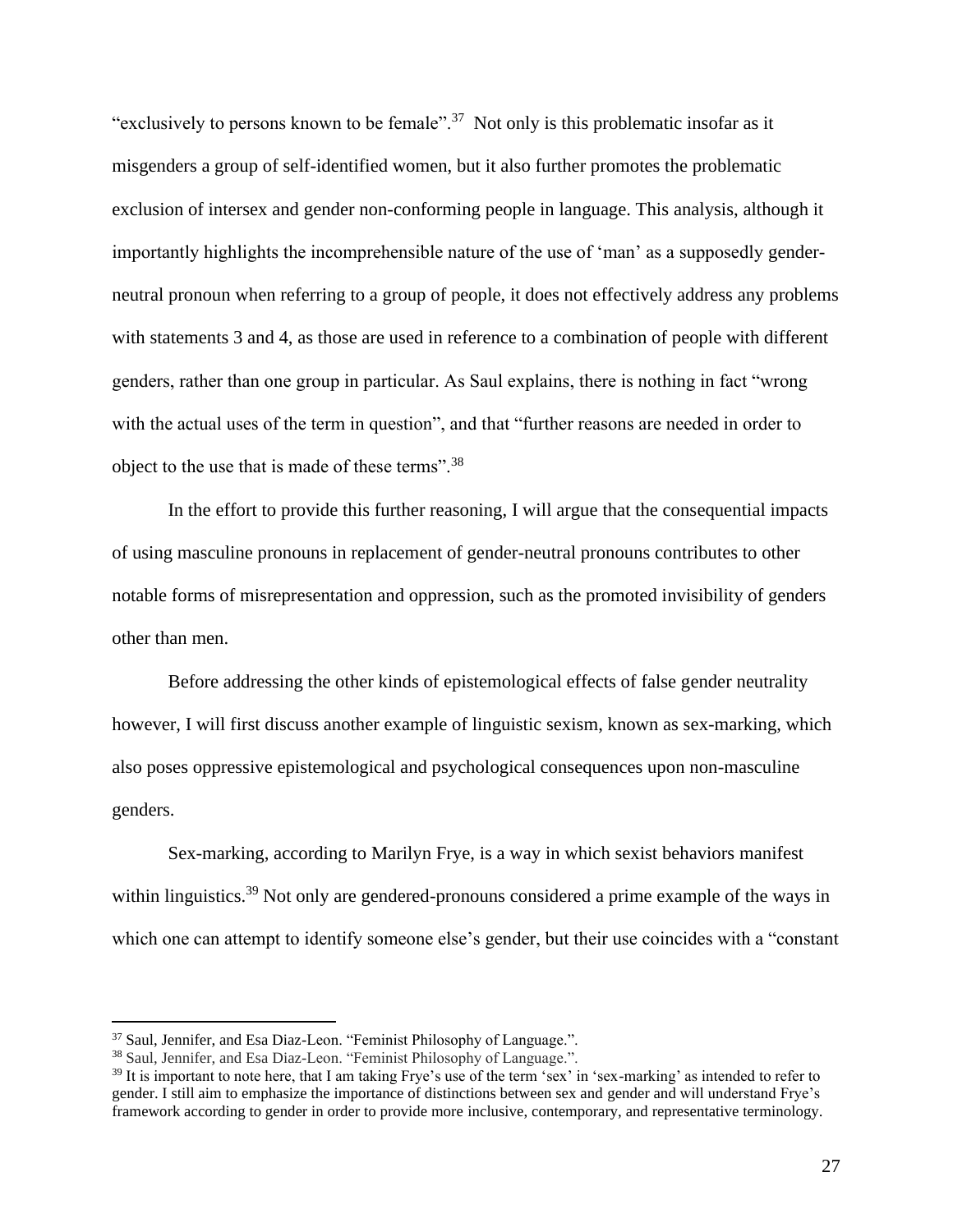"exclusively to persons known to be female".[37] Not only is this problematic insofar as it misgenders a group of self-identified women, but it also further promotes the problematic exclusion of intersex and gender non-conforming people in language. This analysis, although it importantly highlights the incomprehensible nature of the use of 'man' as a supposedly gender-neutral pronoun when referring to a group of people, it does not effectively address any problems with statements 3 and 4, as those are used in reference to a combination of people with different genders, rather than one group in particular. As Saul explains, there is nothing in fact "wrong with the actual uses of the term in question", and that "further reasons are needed in order to object to the use that is made of these terms".[38]

In the effort to provide this further reasoning, I will argue that the consequential impacts of using masculine pronouns in replacement of gender-neutral pronouns contributes to other notable forms of misrepresentation and oppression, such as the promoted invisibility of genders other than men.

Before addressing the other kinds of epistemological effects of false gender neutrality however, I will first discuss another example of linguistic sexism, known as sex-marking, which also poses oppressive epistemological and psychological consequences upon non-masculine genders.

Sex-marking, according to Marilyn Frye, is a way in which sexist behaviors manifest within linguistics.[39] Not only are gendered-pronouns considered a prime example of the ways in which one can attempt to identify someone else's gender, but their use coincides with a "constant

---

[37] Saul, Jennifer, and Esa Diaz-Leon. "Feminist Philosophy of Language.".

[38] Saul, Jennifer, and Esa Diaz-Leon. "Feminist Philosophy of Language.".

[39] It is important to note here, that I am taking Frye's use of the term 'sex' in 'sex-marking' as intended to refer to gender. I still aim to emphasize the importance of distinctions between sex and gender and will understand Frye's framework according to gender in order to provide more inclusive, contemporary, and representative terminology.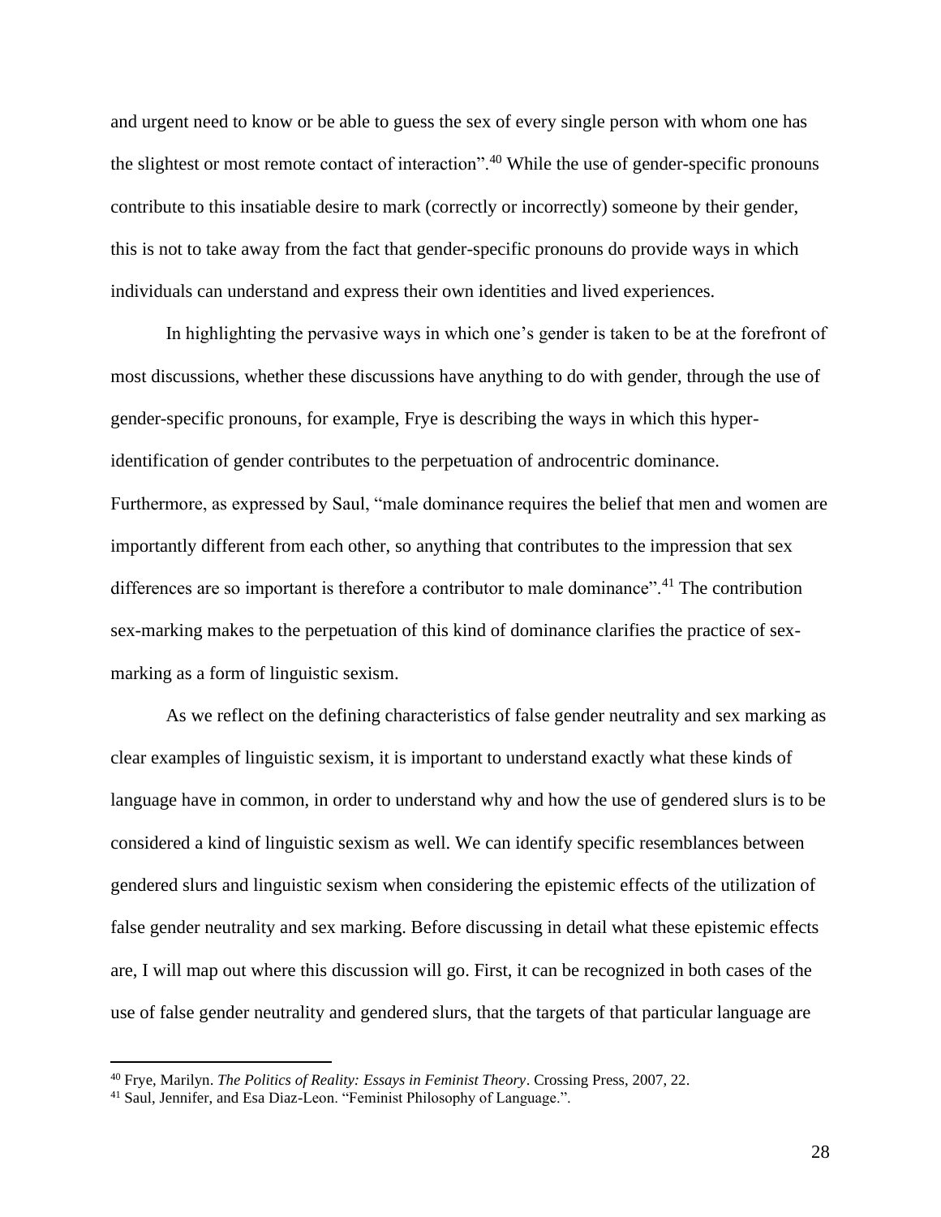and urgent need to know or be able to guess the sex of every single person with whom one has the slightest or most remote contact of interaction”.[40] While the use of gender-specific pronouns contribute to this insatiable desire to mark (correctly or incorrectly) someone by their gender, this is not to take away from the fact that gender-specific pronouns do provide ways in which individuals can understand and express their own identities and lived experiences.

In highlighting the pervasive ways in which one’s gender is taken to be at the forefront of most discussions, whether these discussions have anything to do with gender, through the use of gender-specific pronouns, for example, Frye is describing the ways in which this hyper-identification of gender contributes to the perpetuation of androcentric dominance. Furthermore, as expressed by Saul, “male dominance requires the belief that men and women are importantly different from each other, so anything that contributes to the impression that sex differences are so important is therefore a contributor to male dominance”.[41] The contribution sex-marking makes to the perpetuation of this kind of dominance clarifies the practice of sex-marking as a form of linguistic sexism.

As we reflect on the defining characteristics of false gender neutrality and sex marking as clear examples of linguistic sexism, it is important to understand exactly what these kinds of language have in common, in order to understand why and how the use of gendered slurs is to be considered a kind of linguistic sexism as well. We can identify specific resemblances between gendered slurs and linguistic sexism when considering the epistemic effects of the utilization of false gender neutrality and sex marking. Before discussing in detail what these epistemic effects are, I will map out where this discussion will go. First, it can be recognized in both cases of the use of false gender neutrality and gendered slurs, that the targets of that particular language are

---

[40] Frye, Marilyn. *The Politics of Reality: Essays in Feminist Theory*. Crossing Press, 2007, 22.

[41] Saul, Jennifer, and Esa Diaz-Leon. “Feminist Philosophy of Language.”.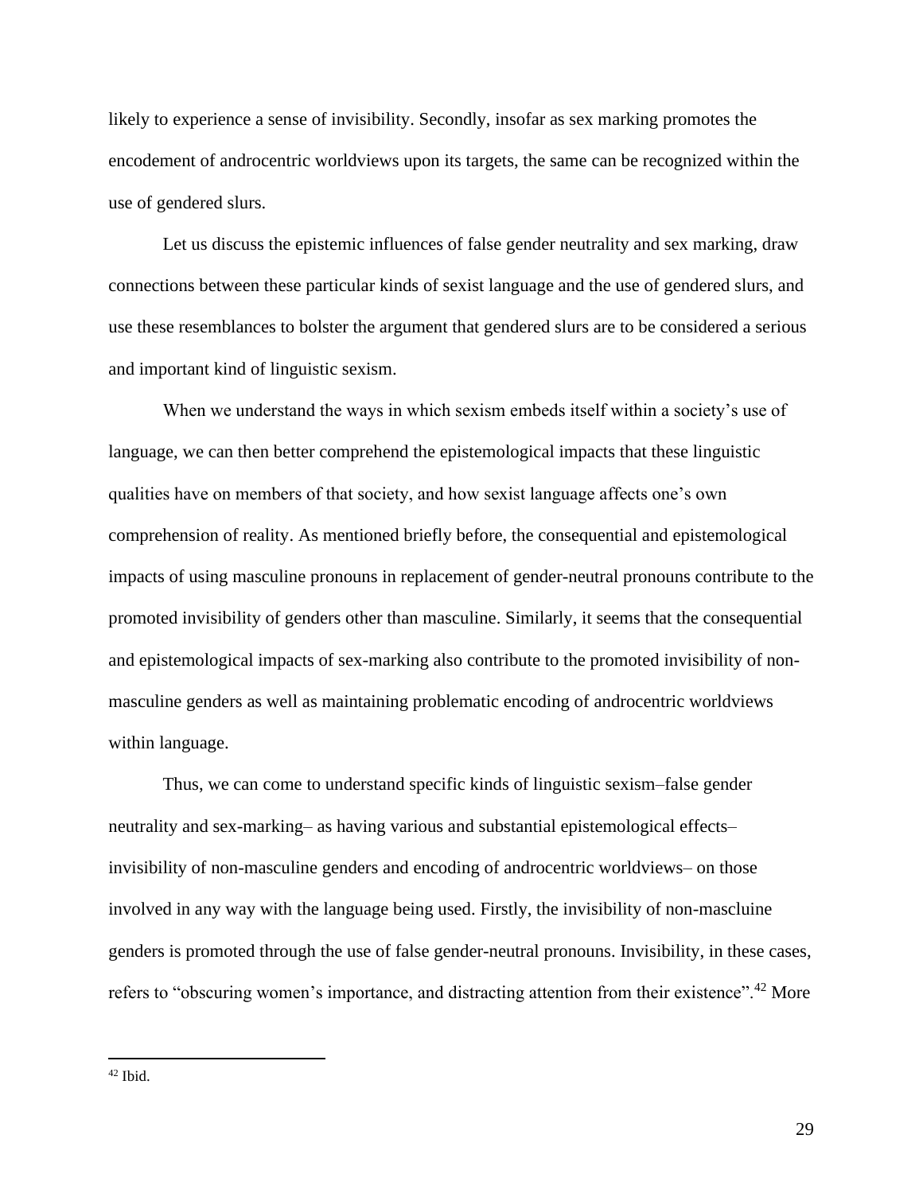likely to experience a sense of invisibility. Secondly, insofar as sex marking promotes the encodement of androcentric worldviews upon its targets, the same can be recognized within the use of gendered slurs.

Let us discuss the epistemic influences of false gender neutrality and sex marking, draw connections between these particular kinds of sexist language and the use of gendered slurs, and use these resemblances to bolster the argument that gendered slurs are to be considered a serious and important kind of linguistic sexism.

When we understand the ways in which sexism embeds itself within a society's use of language, we can then better comprehend the epistemological impacts that these linguistic qualities have on members of that society, and how sexist language affects one's own comprehension of reality. As mentioned briefly before, the consequential and epistemological impacts of using masculine pronouns in replacement of gender-neutral pronouns contribute to the promoted invisibility of genders other than masculine. Similarly, it seems that the consequential and epistemological impacts of sex-marking also contribute to the promoted invisibility of non-masculine genders as well as maintaining problematic encoding of androcentric worldviews within language.

Thus, we can come to understand specific kinds of linguistic sexism–false gender neutrality and sex-marking– as having various and substantial epistemological effects– invisibility of non-masculine genders and encoding of androcentric worldviews– on those involved in any way with the language being used. Firstly, the invisibility of non-mascluine genders is promoted through the use of false gender-neutral pronouns. Invisibility, in these cases, refers to "obscuring women's importance, and distracting attention from their existence".[42] More

[42] Ibid.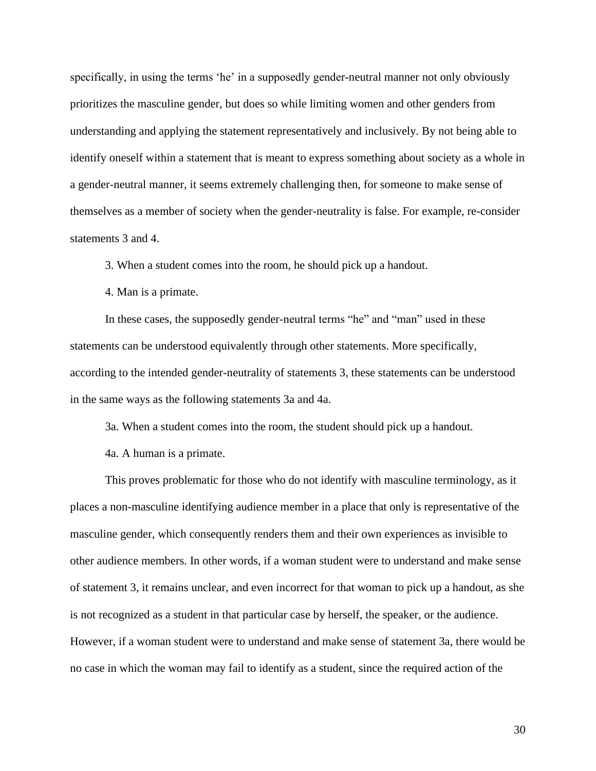specifically, in using the terms ‘he’ in a supposedly gender-neutral manner not only obviously prioritizes the masculine gender, but does so while limiting women and other genders from understanding and applying the statement representatively and inclusively. By not being able to identify oneself within a statement that is meant to express something about society as a whole in a gender-neutral manner, it seems extremely challenging then, for someone to make sense of themselves as a member of society when the gender-neutrality is false. For example, re-consider statements 3 and 4.

3. When a student comes into the room, he should pick up a handout.

4. Man is a primate.

In these cases, the supposedly gender-neutral terms “he” and “man” used in these statements can be understood equivalently through other statements. More specifically, according to the intended gender-neutrality of statements 3, these statements can be understood in the same ways as the following statements 3a and 4a.

3a. When a student comes into the room, the student should pick up a handout.

4a. A human is a primate.

This proves problematic for those who do not identify with masculine terminology, as it places a non-masculine identifying audience member in a place that only is representative of the masculine gender, which consequently renders them and their own experiences as invisible to other audience members. In other words, if a woman student were to understand and make sense of statement 3, it remains unclear, and even incorrect for that woman to pick up a handout, as she is not recognized as a student in that particular case by herself, the speaker, or the audience. However, if a woman student were to understand and make sense of statement 3a, there would be no case in which the woman may fail to identify as a student, since the required action of the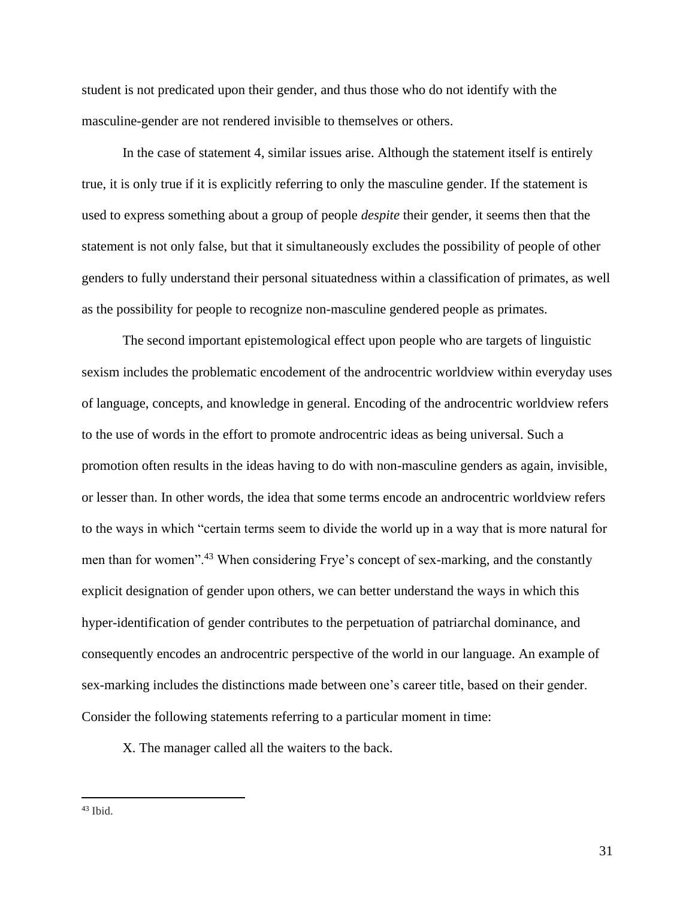student is not predicated upon their gender, and thus those who do not identify with the masculine-gender are not rendered invisible to themselves or others.

In the case of statement 4, similar issues arise. Although the statement itself is entirely true, it is only true if it is explicitly referring to only the masculine gender. If the statement is used to express something about a group of people *despite* their gender, it seems then that the statement is not only false, but that it simultaneously excludes the possibility of people of other genders to fully understand their personal situatedness within a classification of primates, as well as the possibility for people to recognize non-masculine gendered people as primates.

The second important epistemological effect upon people who are targets of linguistic sexism includes the problematic encodement of the androcentric worldview within everyday uses of language, concepts, and knowledge in general. Encoding of the androcentric worldview refers to the use of words in the effort to promote androcentric ideas as being universal. Such a promotion often results in the ideas having to do with non-masculine genders as again, invisible, or lesser than. In other words, the idea that some terms encode an androcentric worldview refers to the ways in which "certain terms seem to divide the world up in a way that is more natural for men than for women".[43] When considering Frye's concept of sex-marking, and the constantly explicit designation of gender upon others, we can better understand the ways in which this hyper-identification of gender contributes to the perpetuation of patriarchal dominance, and consequently encodes an androcentric perspective of the world in our language. An example of sex-marking includes the distinctions made between one's career title, based on their gender. Consider the following statements referring to a particular moment in time:

X. The manager called all the waiters to the back.

[43] Ibid.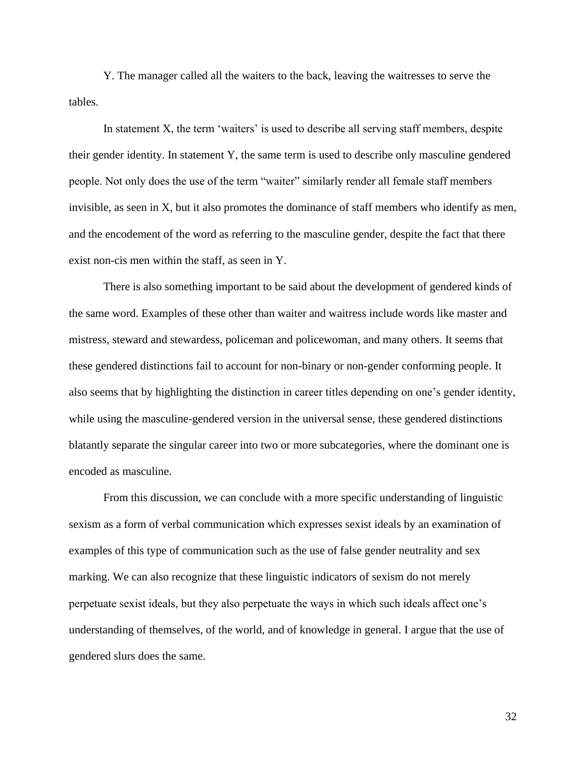Y. The manager called all the waiters to the back, leaving the waitresses to serve the tables.

In statement X, the term 'waiters' is used to describe all serving staff members, despite their gender identity. In statement Y, the same term is used to describe only masculine gendered people. Not only does the use of the term "waiter" similarly render all female staff members invisible, as seen in X, but it also promotes the dominance of staff members who identify as men, and the encodement of the word as referring to the masculine gender, despite the fact that there exist non-cis men within the staff, as seen in Y.

There is also something important to be said about the development of gendered kinds of the same word. Examples of these other than waiter and waitress include words like master and mistress, steward and stewardess, policeman and policewoman, and many others. It seems that these gendered distinctions fail to account for non-binary or non-gender conforming people. It also seems that by highlighting the distinction in career titles depending on one's gender identity, while using the masculine-gendered version in the universal sense, these gendered distinctions blatantly separate the singular career into two or more subcategories, where the dominant one is encoded as masculine.

From this discussion, we can conclude with a more specific understanding of linguistic sexism as a form of verbal communication which expresses sexist ideals by an examination of examples of this type of communication such as the use of false gender neutrality and sex marking. We can also recognize that these linguistic indicators of sexism do not merely perpetuate sexist ideals, but they also perpetuate the ways in which such ideals affect one's understanding of themselves, of the world, and of knowledge in general. I argue that the use of gendered slurs does the same.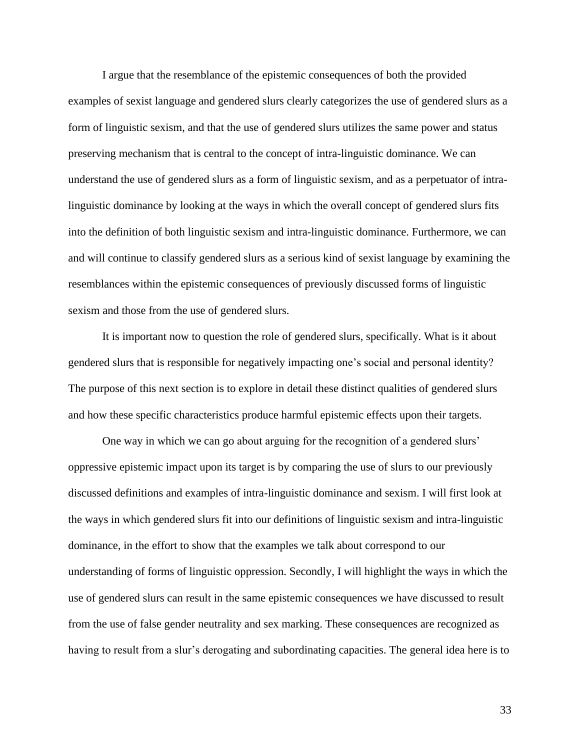I argue that the resemblance of the epistemic consequences of both the provided examples of sexist language and gendered slurs clearly categorizes the use of gendered slurs as a form of linguistic sexism, and that the use of gendered slurs utilizes the same power and status preserving mechanism that is central to the concept of intra-linguistic dominance. We can understand the use of gendered slurs as a form of linguistic sexism, and as a perpetuator of intra-linguistic dominance by looking at the ways in which the overall concept of gendered slurs fits into the definition of both linguistic sexism and intra-linguistic dominance. Furthermore, we can and will continue to classify gendered slurs as a serious kind of sexist language by examining the resemblances within the epistemic consequences of previously discussed forms of linguistic sexism and those from the use of gendered slurs.

It is important now to question the role of gendered slurs, specifically. What is it about gendered slurs that is responsible for negatively impacting one's social and personal identity? The purpose of this next section is to explore in detail these distinct qualities of gendered slurs and how these specific characteristics produce harmful epistemic effects upon their targets.

One way in which we can go about arguing for the recognition of a gendered slurs' oppressive epistemic impact upon its target is by comparing the use of slurs to our previously discussed definitions and examples of intra-linguistic dominance and sexism. I will first look at the ways in which gendered slurs fit into our definitions of linguistic sexism and intra-linguistic dominance, in the effort to show that the examples we talk about correspond to our understanding of forms of linguistic oppression. Secondly, I will highlight the ways in which the use of gendered slurs can result in the same epistemic consequences we have discussed to result from the use of false gender neutrality and sex marking. These consequences are recognized as having to result from a slur's derogating and subordinating capacities. The general idea here is to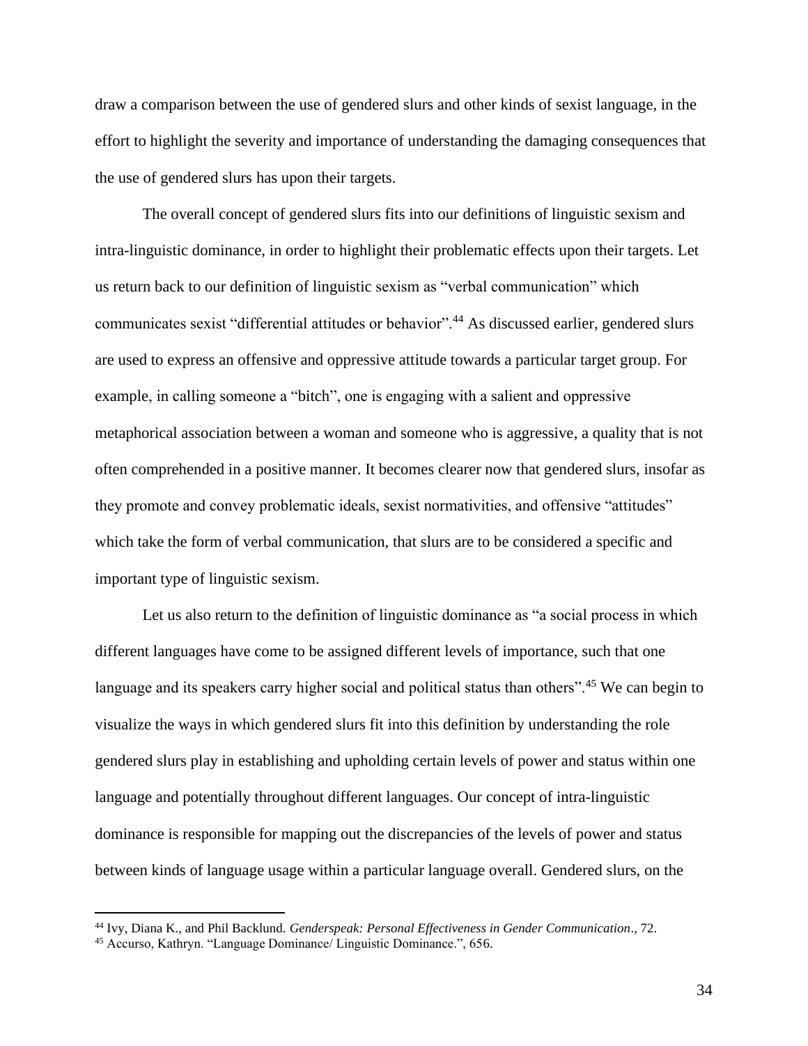draw a comparison between the use of gendered slurs and other kinds of sexist language, in the effort to highlight the severity and importance of understanding the damaging consequences that the use of gendered slurs has upon their targets.

The overall concept of gendered slurs fits into our definitions of linguistic sexism and intra-linguistic dominance, in order to highlight their problematic effects upon their targets. Let us return back to our definition of linguistic sexism as "verbal communication" which communicates sexist "differential attitudes or behavior".[44] As discussed earlier, gendered slurs are used to express an offensive and oppressive attitude towards a particular target group. For example, in calling someone a "bitch", one is engaging with a salient and oppressive metaphorical association between a woman and someone who is aggressive, a quality that is not often comprehended in a positive manner. It becomes clearer now that gendered slurs, insofar as they promote and convey problematic ideals, sexist normativities, and offensive "attitudes" which take the form of verbal communication, that slurs are to be considered a specific and important type of linguistic sexism.

Let us also return to the definition of linguistic dominance as "a social process in which different languages have come to be assigned different levels of importance, such that one language and its speakers carry higher social and political status than others".[45] We can begin to visualize the ways in which gendered slurs fit into this definition by understanding the role gendered slurs play in establishing and upholding certain levels of power and status within one language and potentially throughout different languages. Our concept of intra-linguistic dominance is responsible for mapping out the discrepancies of the levels of power and status between kinds of language usage within a particular language overall. Gendered slurs, on the

---

[44] Ivy, Diana K., and Phil Backlund. *Genderspeak: Personal Effectiveness in Gender Communication*., 72.

[45] Accurso, Kathryn. "Language Dominance/ Linguistic Dominance.", 656.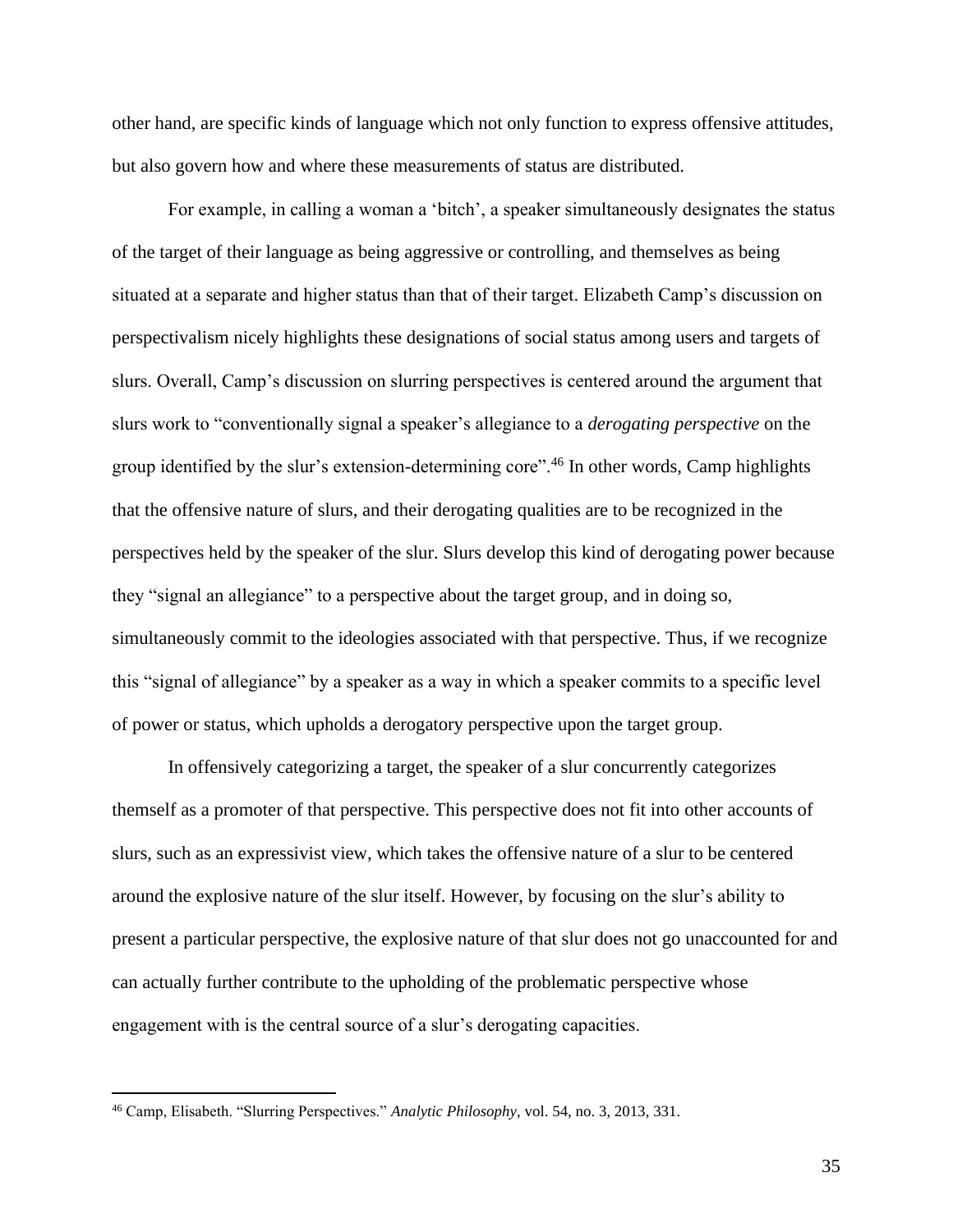other hand, are specific kinds of language which not only function to express offensive attitudes, but also govern how and where these measurements of status are distributed.

For example, in calling a woman a 'bitch', a speaker simultaneously designates the status of the target of their language as being aggressive or controlling, and themselves as being situated at a separate and higher status than that of their target. Elizabeth Camp's discussion on perspectivalism nicely highlights these designations of social status among users and targets of slurs. Overall, Camp's discussion on slurring perspectives is centered around the argument that slurs work to "conventionally signal a speaker's allegiance to a *derogating perspective* on the group identified by the slur's extension-determining core".[46] In other words, Camp highlights that the offensive nature of slurs, and their derogating qualities are to be recognized in the perspectives held by the speaker of the slur. Slurs develop this kind of derogating power because they "signal an allegiance" to a perspective about the target group, and in doing so, simultaneously commit to the ideologies associated with that perspective. Thus, if we recognize this "signal of allegiance" by a speaker as a way in which a speaker commits to a specific level of power or status, which upholds a derogatory perspective upon the target group.

In offensively categorizing a target, the speaker of a slur concurrently categorizes themself as a promoter of that perspective. This perspective does not fit into other accounts of slurs, such as an expressivist view, which takes the offensive nature of a slur to be centered around the explosive nature of the slur itself. However, by focusing on the slur's ability to present a particular perspective, the explosive nature of that slur does not go unaccounted for and can actually further contribute to the upholding of the problematic perspective whose engagement with is the central source of a slur's derogating capacities.

---

[46] Camp, Elisabeth. "Slurring Perspectives." *Analytic Philosophy*, vol. 54, no. 3, 2013, 331.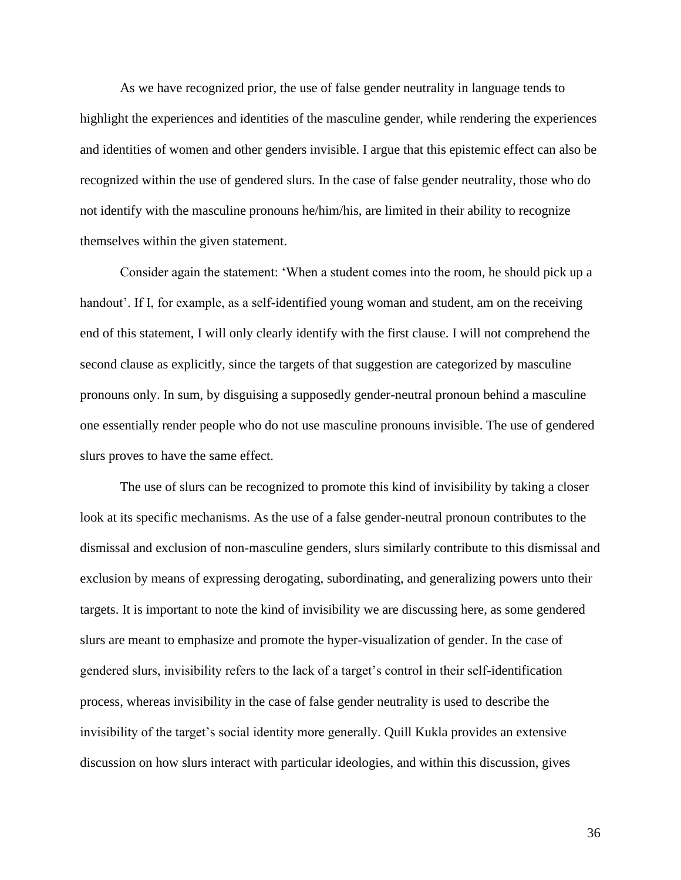As we have recognized prior, the use of false gender neutrality in language tends to highlight the experiences and identities of the masculine gender, while rendering the experiences and identities of women and other genders invisible. I argue that this epistemic effect can also be recognized within the use of gendered slurs. In the case of false gender neutrality, those who do not identify with the masculine pronouns he/him/his, are limited in their ability to recognize themselves within the given statement.

Consider again the statement: 'When a student comes into the room, he should pick up a handout'. If I, for example, as a self-identified young woman and student, am on the receiving end of this statement, I will only clearly identify with the first clause. I will not comprehend the second clause as explicitly, since the targets of that suggestion are categorized by masculine pronouns only. In sum, by disguising a supposedly gender-neutral pronoun behind a masculine one essentially render people who do not use masculine pronouns invisible. The use of gendered slurs proves to have the same effect.

The use of slurs can be recognized to promote this kind of invisibility by taking a closer look at its specific mechanisms. As the use of a false gender-neutral pronoun contributes to the dismissal and exclusion of non-masculine genders, slurs similarly contribute to this dismissal and exclusion by means of expressing derogating, subordinating, and generalizing powers unto their targets. It is important to note the kind of invisibility we are discussing here, as some gendered slurs are meant to emphasize and promote the hyper-visualization of gender. In the case of gendered slurs, invisibility refers to the lack of a target's control in their self-identification process, whereas invisibility in the case of false gender neutrality is used to describe the invisibility of the target's social identity more generally. Quill Kukla provides an extensive discussion on how slurs interact with particular ideologies, and within this discussion, gives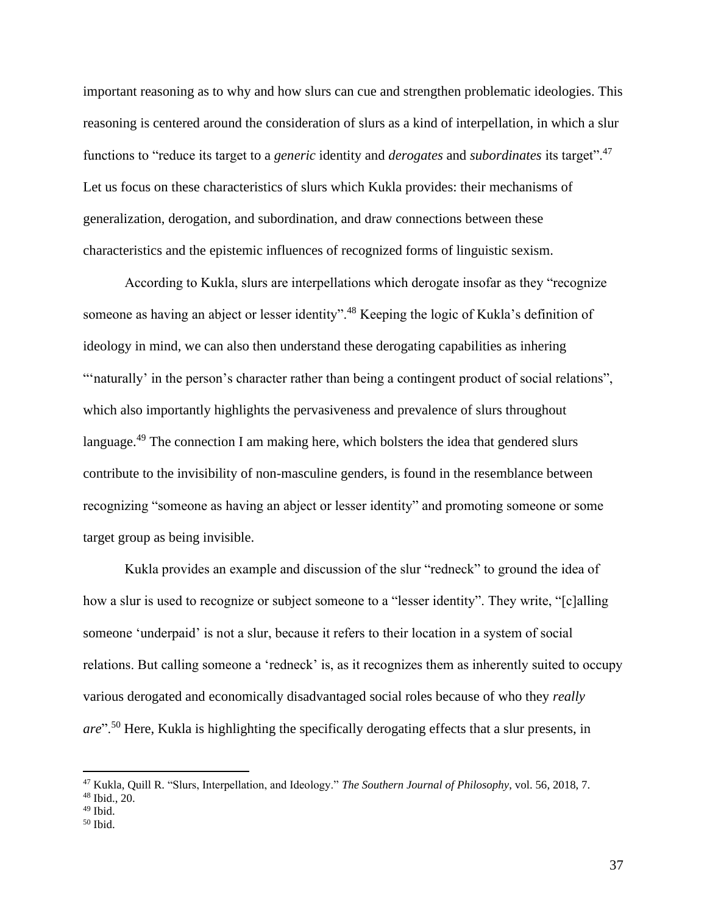important reasoning as to why and how slurs can cue and strengthen problematic ideologies. This reasoning is centered around the consideration of slurs as a kind of interpellation, in which a slur functions to "reduce its target to a *generic* identity and *derogates* and *subordinates* its target".[47] Let us focus on these characteristics of slurs which Kukla provides: their mechanisms of generalization, derogation, and subordination, and draw connections between these characteristics and the epistemic influences of recognized forms of linguistic sexism.

According to Kukla, slurs are interpellations which derogate insofar as they "recognize someone as having an abject or lesser identity".[48] Keeping the logic of Kukla's definition of ideology in mind, we can also then understand these derogating capabilities as inhering "'naturally' in the person's character rather than being a contingent product of social relations", which also importantly highlights the pervasiveness and prevalence of slurs throughout language.[49] The connection I am making here, which bolsters the idea that gendered slurs contribute to the invisibility of non-masculine genders, is found in the resemblance between recognizing "someone as having an abject or lesser identity" and promoting someone or some target group as being invisible.

Kukla provides an example and discussion of the slur "redneck" to ground the idea of how a slur is used to recognize or subject someone to a "lesser identity". They write, "[c]alling someone 'underpaid' is not a slur, because it refers to their location in a system of social relations. But calling someone a 'redneck' is, as it recognizes them as inherently suited to occupy various derogated and economically disadvantaged social roles because of who they *really are*".[50] Here, Kukla is highlighting the specifically derogating effects that a slur presents, in

---

[47] Kukla, Quill R. "Slurs, Interpellation, and Ideology." *The Southern Journal of Philosophy*, vol. 56, 2018, 7.

[48] Ibid., 20.

[49] Ibid.

[50] Ibid.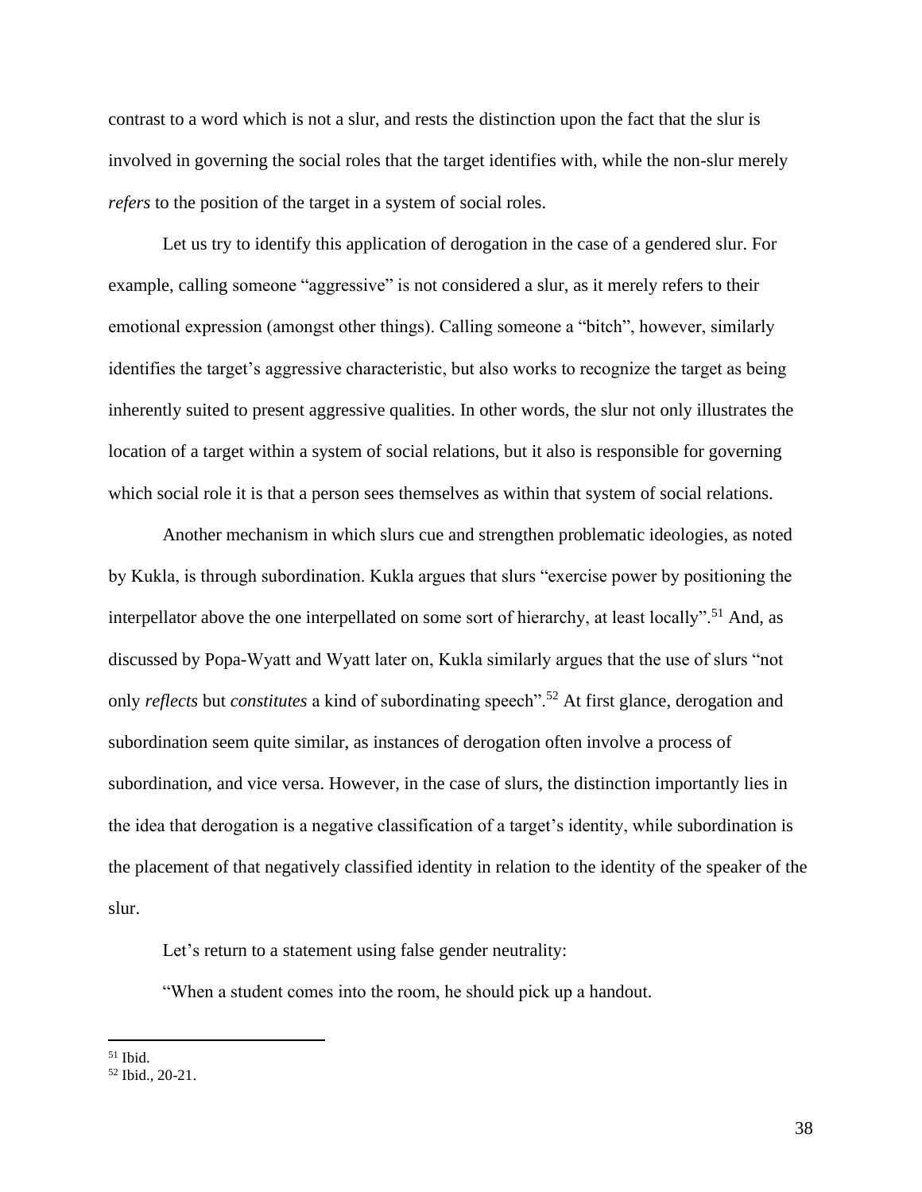contrast to a word which is not a slur, and rests the distinction upon the fact that the slur is involved in governing the social roles that the target identifies with, while the non-slur merely *refers* to the position of the target in a system of social roles.

Let us try to identify this application of derogation in the case of a gendered slur. For example, calling someone "aggressive" is not considered a slur, as it merely refers to their emotional expression (amongst other things). Calling someone a "bitch", however, similarly identifies the target's aggressive characteristic, but also works to recognize the target as being inherently suited to present aggressive qualities. In other words, the slur not only illustrates the location of a target within a system of social relations, but it also is responsible for governing which social role it is that a person sees themselves as within that system of social relations.

Another mechanism in which slurs cue and strengthen problematic ideologies, as noted by Kukla, is through subordination. Kukla argues that slurs "exercise power by positioning the interpellator above the one interpellated on some sort of hierarchy, at least locally".[51] And, as discussed by Popa-Wyatt and Wyatt later on, Kukla similarly argues that the use of slurs "not only *reflects* but *constitutes* a kind of subordinating speech".[52] At first glance, derogation and subordination seem quite similar, as instances of derogation often involve a process of subordination, and vice versa. However, in the case of slurs, the distinction importantly lies in the idea that derogation is a negative classification of a target's identity, while subordination is the placement of that negatively classified identity in relation to the identity of the speaker of the slur.

Let's return to a statement using false gender neutrality:

"When a student comes into the room, he should pick up a handout.

---

[51] Ibid.

[52] Ibid., 20-21.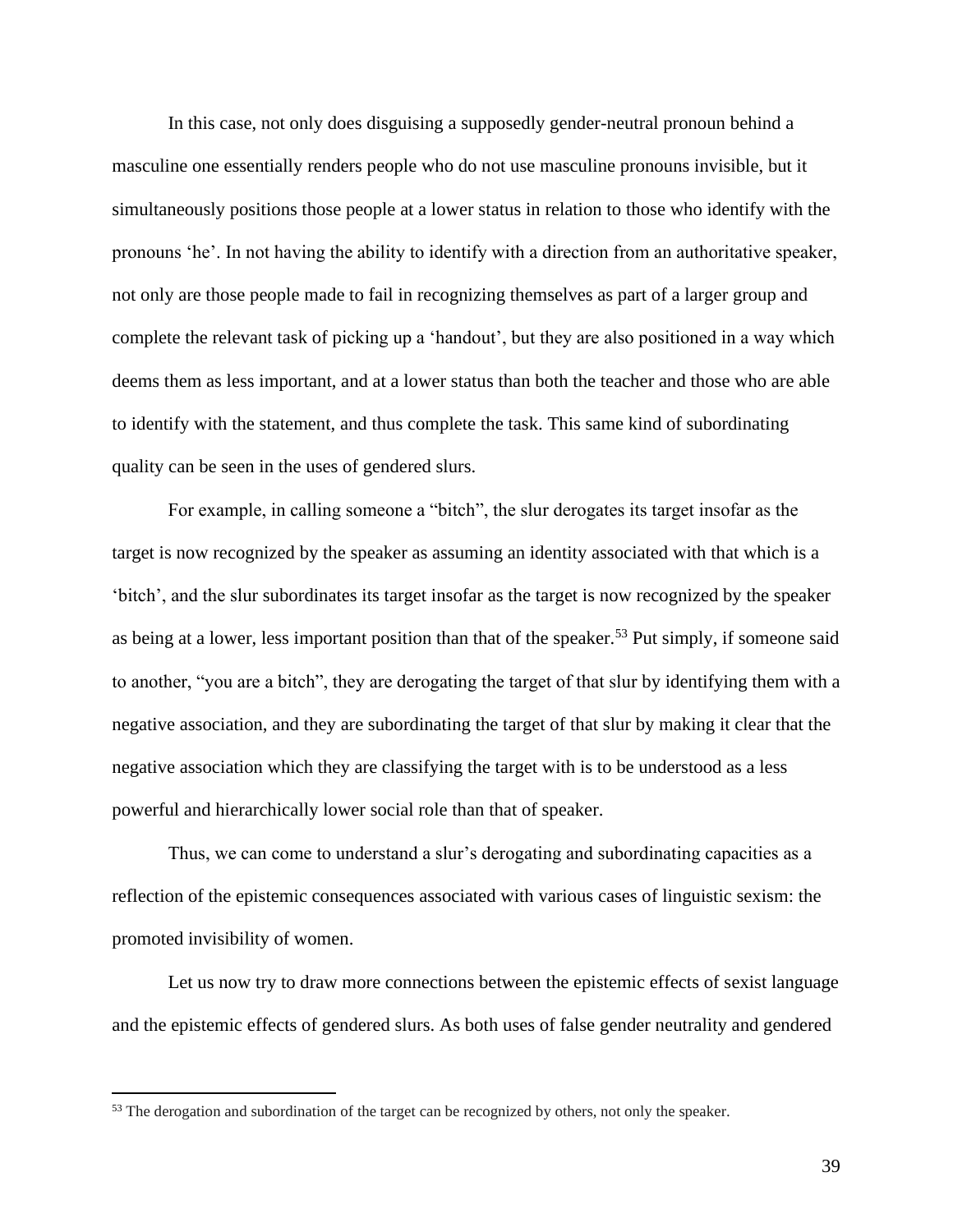In this case, not only does disguising a supposedly gender-neutral pronoun behind a masculine one essentially renders people who do not use masculine pronouns invisible, but it simultaneously positions those people at a lower status in relation to those who identify with the pronouns 'he'. In not having the ability to identify with a direction from an authoritative speaker, not only are those people made to fail in recognizing themselves as part of a larger group and complete the relevant task of picking up a 'handout', but they are also positioned in a way which deems them as less important, and at a lower status than both the teacher and those who are able to identify with the statement, and thus complete the task. This same kind of subordinating quality can be seen in the uses of gendered slurs.

For example, in calling someone a "bitch", the slur derogates its target insofar as the target is now recognized by the speaker as assuming an identity associated with that which is a 'bitch', and the slur subordinates its target insofar as the target is now recognized by the speaker as being at a lower, less important position than that of the speaker.[53] Put simply, if someone said to another, "you are a bitch", they are derogating the target of that slur by identifying them with a negative association, and they are subordinating the target of that slur by making it clear that the negative association which they are classifying the target with is to be understood as a less powerful and hierarchically lower social role than that of speaker.

Thus, we can come to understand a slur's derogating and subordinating capacities as a reflection of the epistemic consequences associated with various cases of linguistic sexism: the promoted invisibility of women.

Let us now try to draw more connections between the epistemic effects of sexist language and the epistemic effects of gendered slurs. As both uses of false gender neutrality and gendered

---

[53] The derogation and subordination of the target can be recognized by others, not only the speaker.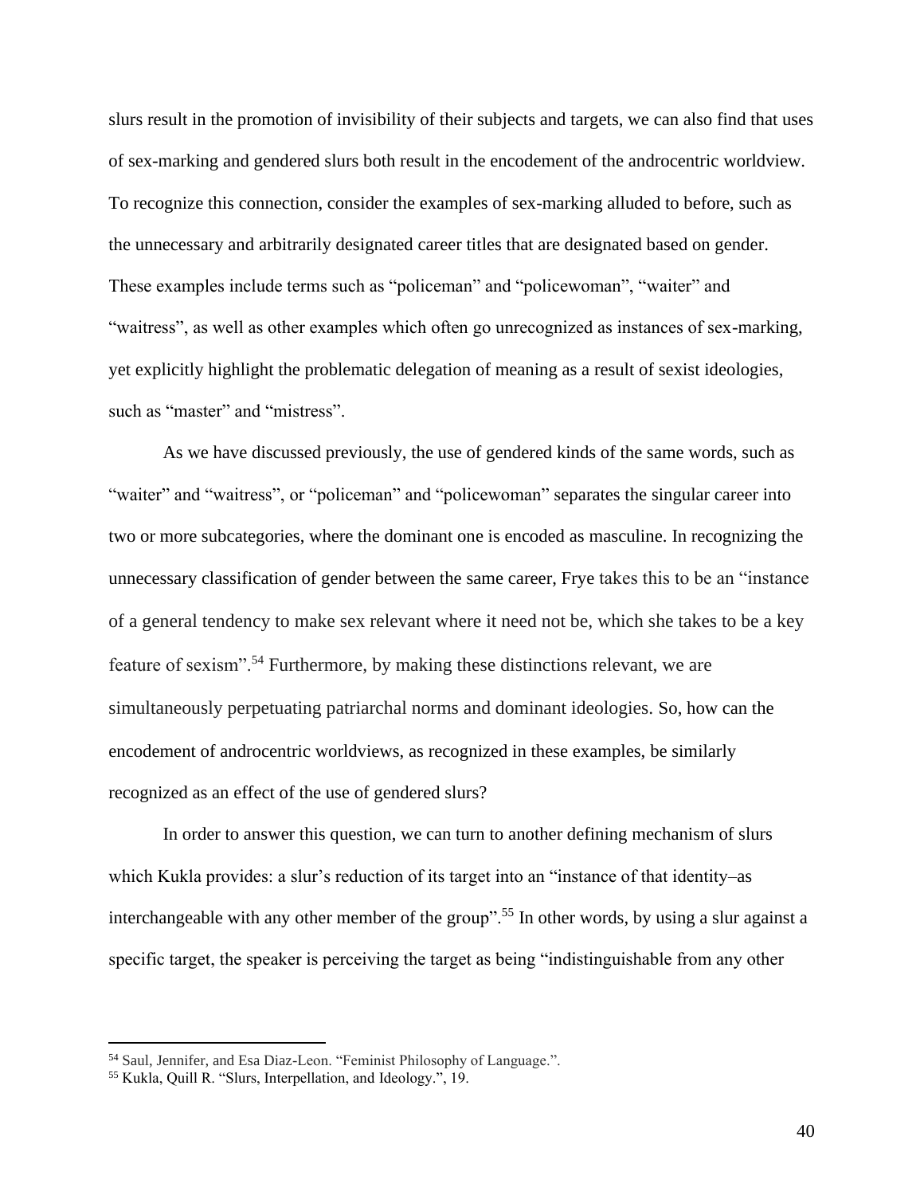slurs result in the promotion of invisibility of their subjects and targets, we can also find that uses of sex-marking and gendered slurs both result in the encodement of the androcentric worldview. To recognize this connection, consider the examples of sex-marking alluded to before, such as the unnecessary and arbitrarily designated career titles that are designated based on gender. These examples include terms such as “policeman” and “policewoman”, “waiter” and “waitress”, as well as other examples which often go unrecognized as instances of sex-marking, yet explicitly highlight the problematic delegation of meaning as a result of sexist ideologies, such as “master” and “mistress”.

As we have discussed previously, the use of gendered kinds of the same words, such as “waiter” and “waitress”, or “policeman” and “policewoman” separates the singular career into two or more subcategories, where the dominant one is encoded as masculine. In recognizing the unnecessary classification of gender between the same career, Frye takes this to be an “instance of a general tendency to make sex relevant where it need not be, which she takes to be a key feature of sexism”.[54] Furthermore, by making these distinctions relevant, we are simultaneously perpetuating patriarchal norms and dominant ideologies. So, how can the encodement of androcentric worldviews, as recognized in these examples, be similarly recognized as an effect of the use of gendered slurs?

In order to answer this question, we can turn to another defining mechanism of slurs which Kukla provides: a slur’s reduction of its target into an “instance of that identity–as interchangeable with any other member of the group”.[55] In other words, by using a slur against a specific target, the speaker is perceiving the target as being “indistinguishable from any other

---

[54] Saul, Jennifer, and Esa Diaz-Leon. “Feminist Philosophy of Language.”.

[55] Kukla, Quill R. “Slurs, Interpellation, and Ideology.”, 19.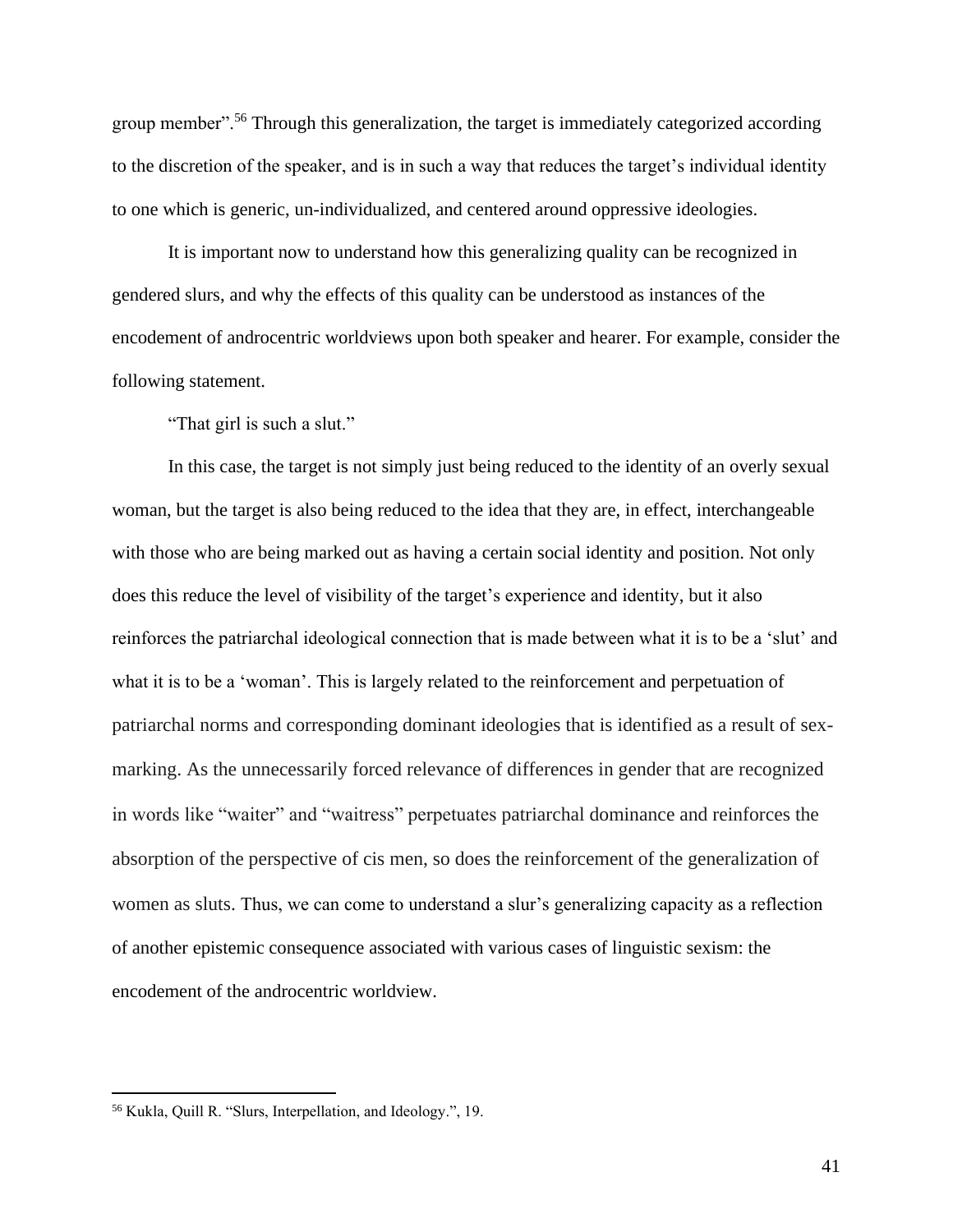group member".[56] Through this generalization, the target is immediately categorized according to the discretion of the speaker, and is in such a way that reduces the target's individual identity to one which is generic, un-individualized, and centered around oppressive ideologies.

It is important now to understand how this generalizing quality can be recognized in gendered slurs, and why the effects of this quality can be understood as instances of the encodement of androcentric worldviews upon both speaker and hearer. For example, consider the following statement.

"That girl is such a slut."

In this case, the target is not simply just being reduced to the identity of an overly sexual woman, but the target is also being reduced to the idea that they are, in effect, interchangeable with those who are being marked out as having a certain social identity and position. Not only does this reduce the level of visibility of the target's experience and identity, but it also reinforces the patriarchal ideological connection that is made between what it is to be a 'slut' and what it is to be a 'woman'. This is largely related to the reinforcement and perpetuation of patriarchal norms and corresponding dominant ideologies that is identified as a result of sex-marking. As the unnecessarily forced relevance of differences in gender that are recognized in words like "waiter" and "waitress" perpetuates patriarchal dominance and reinforces the absorption of the perspective of cis men, so does the reinforcement of the generalization of women as sluts. Thus, we can come to understand a slur's generalizing capacity as a reflection of another epistemic consequence associated with various cases of linguistic sexism: the encodement of the androcentric worldview.

[56] Kukla, Quill R. "Slurs, Interpellation, and Ideology.", 19.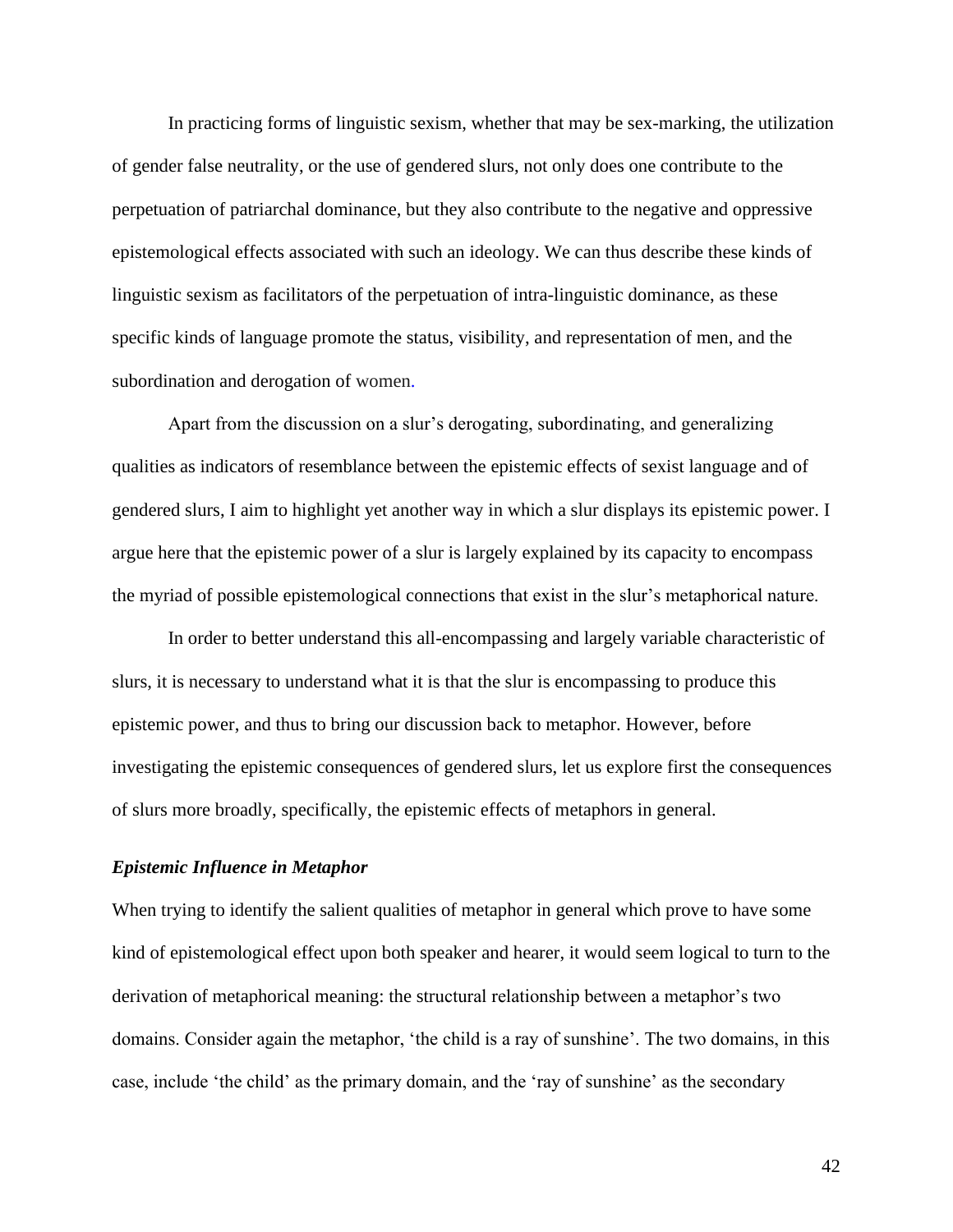In practicing forms of linguistic sexism, whether that may be sex-marking, the utilization of gender false neutrality, or the use of gendered slurs, not only does one contribute to the perpetuation of patriarchal dominance, but they also contribute to the negative and oppressive epistemological effects associated with such an ideology. We can thus describe these kinds of linguistic sexism as facilitators of the perpetuation of intra-linguistic dominance, as these specific kinds of language promote the status, visibility, and representation of men, and the subordination and derogation of women.

Apart from the discussion on a slur's derogating, subordinating, and generalizing qualities as indicators of resemblance between the epistemic effects of sexist language and of gendered slurs, I aim to highlight yet another way in which a slur displays its epistemic power. I argue here that the epistemic power of a slur is largely explained by its capacity to encompass the myriad of possible epistemological connections that exist in the slur's metaphorical nature.

In order to better understand this all-encompassing and largely variable characteristic of slurs, it is necessary to understand what it is that the slur is encompassing to produce this epistemic power, and thus to bring our discussion back to metaphor. However, before investigating the epistemic consequences of gendered slurs, let us explore first the consequences of slurs more broadly, specifically, the epistemic effects of metaphors in general.

### ***Epistemic Influence in Metaphor***

When trying to identify the salient qualities of metaphor in general which prove to have some kind of epistemological effect upon both speaker and hearer, it would seem logical to turn to the derivation of metaphorical meaning: the structural relationship between a metaphor's two domains. Consider again the metaphor, 'the child is a ray of sunshine'. The two domains, in this case, include 'the child' as the primary domain, and the 'ray of sunshine' as the secondary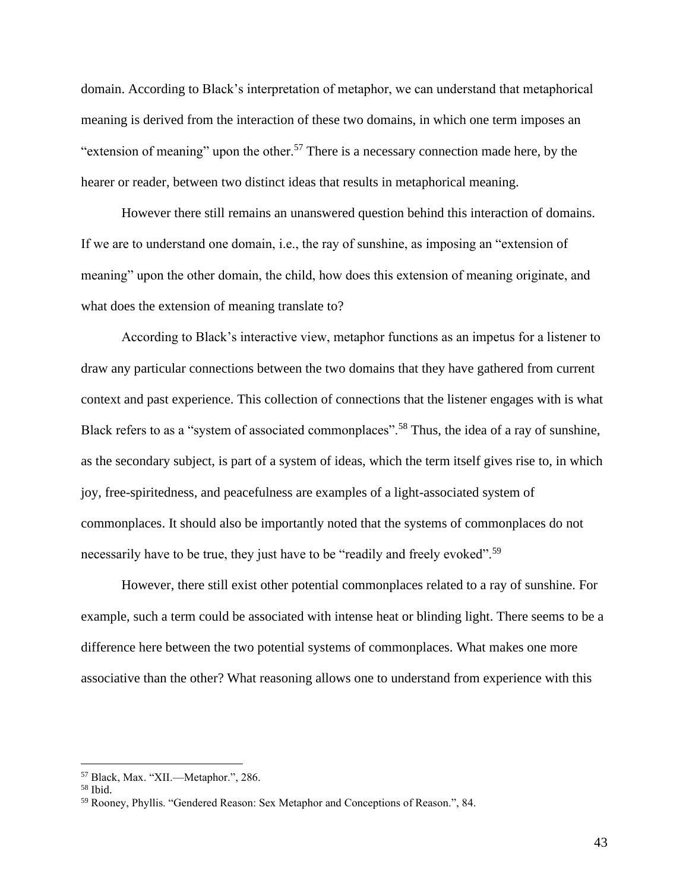domain. According to Black's interpretation of metaphor, we can understand that metaphorical meaning is derived from the interaction of these two domains, in which one term imposes an "extension of meaning" upon the other.[57] There is a necessary connection made here, by the hearer or reader, between two distinct ideas that results in metaphorical meaning.

However there still remains an unanswered question behind this interaction of domains. If we are to understand one domain, i.e., the ray of sunshine, as imposing an "extension of meaning" upon the other domain, the child, how does this extension of meaning originate, and what does the extension of meaning translate to?

According to Black's interactive view, metaphor functions as an impetus for a listener to draw any particular connections between the two domains that they have gathered from current context and past experience. This collection of connections that the listener engages with is what Black refers to as a "system of associated commonplaces".[58] Thus, the idea of a ray of sunshine, as the secondary subject, is part of a system of ideas, which the term itself gives rise to, in which joy, free-spiritedness, and peacefulness are examples of a light-associated system of commonplaces. It should also be importantly noted that the systems of commonplaces do not necessarily have to be true, they just have to be "readily and freely evoked".[59]

However, there still exist other potential commonplaces related to a ray of sunshine. For example, such a term could be associated with intense heat or blinding light. There seems to be a difference here between the two potential systems of commonplaces. What makes one more associative than the other? What reasoning allows one to understand from experience with this

---

[57] Black, Max. "XII.—Metaphor.", 286.

[58] Ibid.

[59] Rooney, Phyllis. "Gendered Reason: Sex Metaphor and Conceptions of Reason.", 84.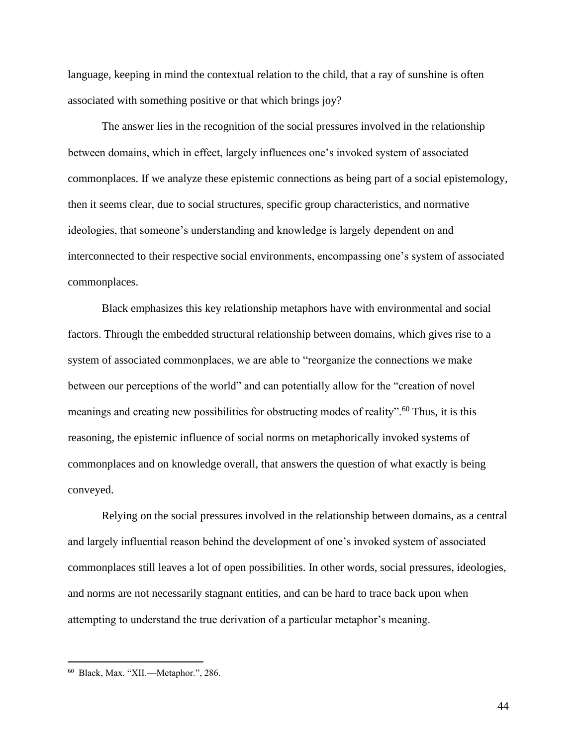language, keeping in mind the contextual relation to the child, that a ray of sunshine is often associated with something positive or that which brings joy?

The answer lies in the recognition of the social pressures involved in the relationship between domains, which in effect, largely influences one's invoked system of associated commonplaces. If we analyze these epistemic connections as being part of a social epistemology, then it seems clear, due to social structures, specific group characteristics, and normative ideologies, that someone's understanding and knowledge is largely dependent on and interconnected to their respective social environments, encompassing one's system of associated commonplaces.

Black emphasizes this key relationship metaphors have with environmental and social factors. Through the embedded structural relationship between domains, which gives rise to a system of associated commonplaces, we are able to "reorganize the connections we make between our perceptions of the world" and can potentially allow for the "creation of novel meanings and creating new possibilities for obstructing modes of reality".[60] Thus, it is this reasoning, the epistemic influence of social norms on metaphorically invoked systems of commonplaces and on knowledge overall, that answers the question of what exactly is being conveyed.

Relying on the social pressures involved in the relationship between domains, as a central and largely influential reason behind the development of one's invoked system of associated commonplaces still leaves a lot of open possibilities. In other words, social pressures, ideologies, and norms are not necessarily stagnant entities, and can be hard to trace back upon when attempting to understand the true derivation of a particular metaphor's meaning.

---

[60] Black, Max. "XII.—Metaphor.", 286.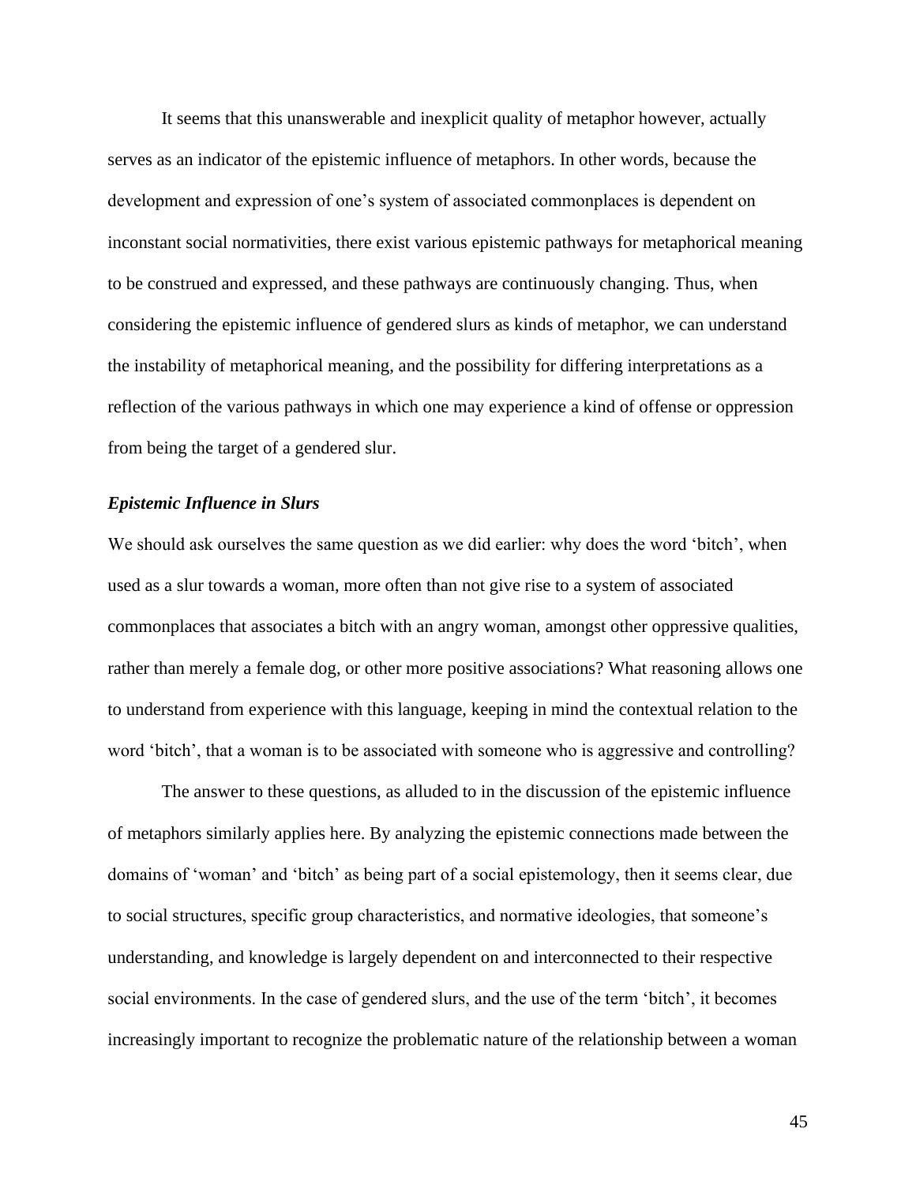It seems that this unanswerable and inexplicit quality of metaphor however, actually serves as an indicator of the epistemic influence of metaphors. In other words, because the development and expression of one's system of associated commonplaces is dependent on inconstant social normativities, there exist various epistemic pathways for metaphorical meaning to be construed and expressed, and these pathways are continuously changing. Thus, when considering the epistemic influence of gendered slurs as kinds of metaphor, we can understand the instability of metaphorical meaning, and the possibility for differing interpretations as a reflection of the various pathways in which one may experience a kind of offense or oppression from being the target of a gendered slur.

### *Epistemic Influence in Slurs*

We should ask ourselves the same question as we did earlier: why does the word 'bitch', when used as a slur towards a woman, more often than not give rise to a system of associated commonplaces that associates a bitch with an angry woman, amongst other oppressive qualities, rather than merely a female dog, or other more positive associations? What reasoning allows one to understand from experience with this language, keeping in mind the contextual relation to the word 'bitch', that a woman is to be associated with someone who is aggressive and controlling?

The answer to these questions, as alluded to in the discussion of the epistemic influence of metaphors similarly applies here. By analyzing the epistemic connections made between the domains of 'woman' and 'bitch' as being part of a social epistemology, then it seems clear, due to social structures, specific group characteristics, and normative ideologies, that someone's understanding, and knowledge is largely dependent on and interconnected to their respective social environments. In the case of gendered slurs, and the use of the term 'bitch', it becomes increasingly important to recognize the problematic nature of the relationship between a woman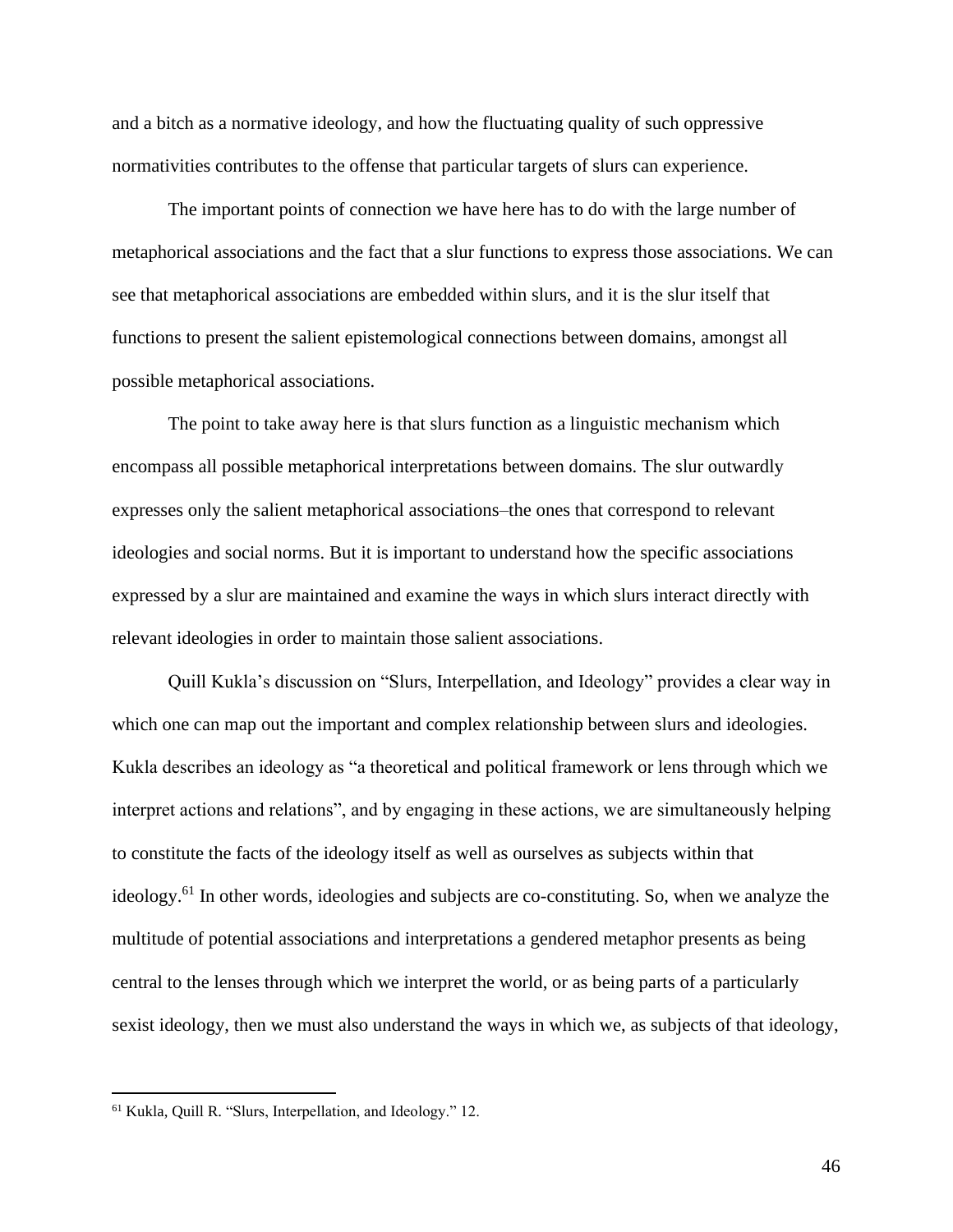and a bitch as a normative ideology, and how the fluctuating quality of such oppressive normativities contributes to the offense that particular targets of slurs can experience.

The important points of connection we have here has to do with the large number of metaphorical associations and the fact that a slur functions to express those associations. We can see that metaphorical associations are embedded within slurs, and it is the slur itself that functions to present the salient epistemological connections between domains, amongst all possible metaphorical associations.

The point to take away here is that slurs function as a linguistic mechanism which encompass all possible metaphorical interpretations between domains. The slur outwardly expresses only the salient metaphorical associations–the ones that correspond to relevant ideologies and social norms. But it is important to understand how the specific associations expressed by a slur are maintained and examine the ways in which slurs interact directly with relevant ideologies in order to maintain those salient associations.

Quill Kukla's discussion on "Slurs, Interpellation, and Ideology" provides a clear way in which one can map out the important and complex relationship between slurs and ideologies. Kukla describes an ideology as "a theoretical and political framework or lens through which we interpret actions and relations", and by engaging in these actions, we are simultaneously helping to constitute the facts of the ideology itself as well as ourselves as subjects within that ideology.[61] In other words, ideologies and subjects are co-constituting. So, when we analyze the multitude of potential associations and interpretations a gendered metaphor presents as being central to the lenses through which we interpret the world, or as being parts of a particularly sexist ideology, then we must also understand the ways in which we, as subjects of that ideology,

[61] Kukla, Quill R. "Slurs, Interpellation, and Ideology." 12.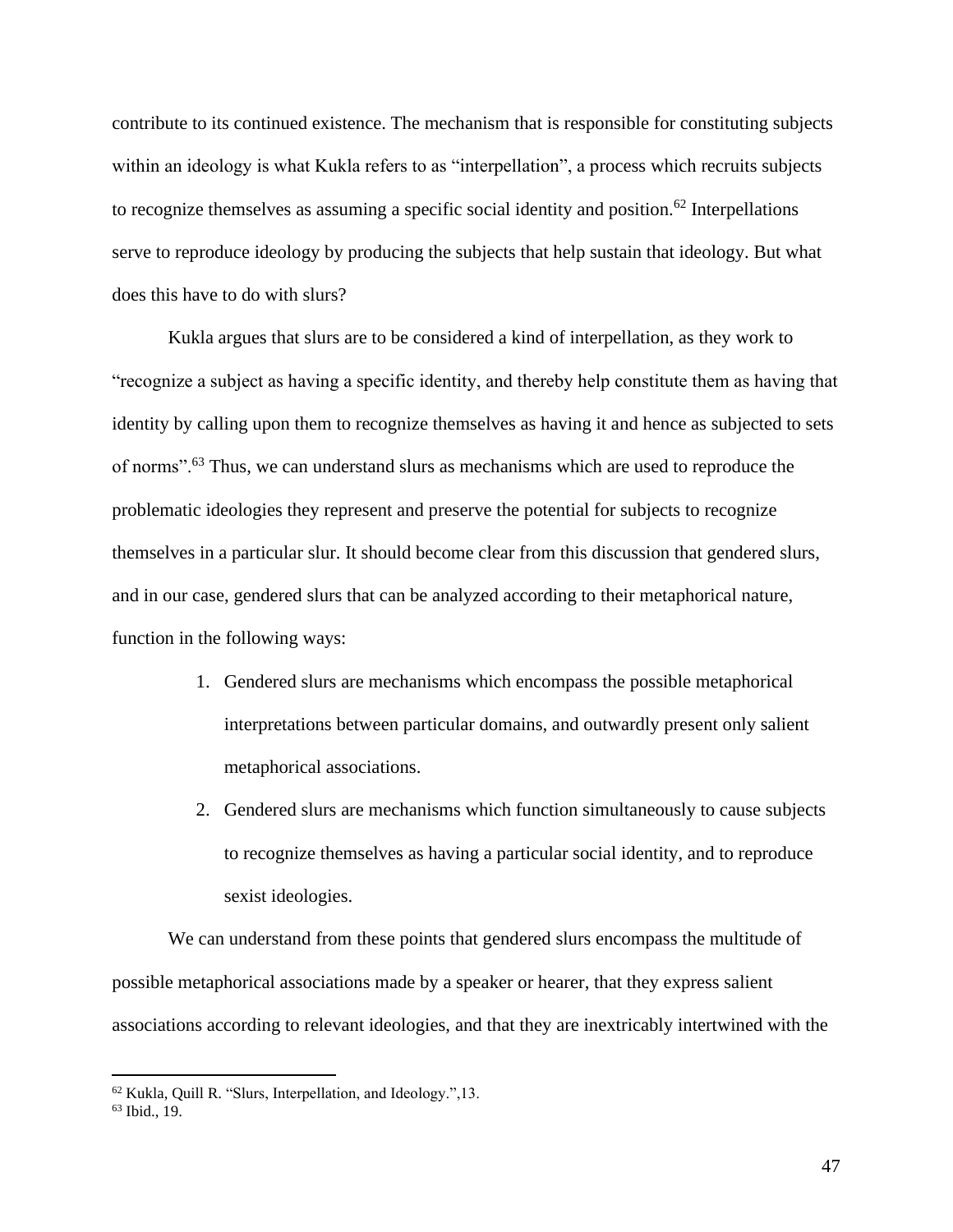contribute to its continued existence. The mechanism that is responsible for constituting subjects within an ideology is what Kukla refers to as "interpellation", a process which recruits subjects to recognize themselves as assuming a specific social identity and position.[62] Interpellations serve to reproduce ideology by producing the subjects that help sustain that ideology. But what does this have to do with slurs?

Kukla argues that slurs are to be considered a kind of interpellation, as they work to "recognize a subject as having a specific identity, and thereby help constitute them as having that identity by calling upon them to recognize themselves as having it and hence as subjected to sets of norms".[63] Thus, we can understand slurs as mechanisms which are used to reproduce the problematic ideologies they represent and preserve the potential for subjects to recognize themselves in a particular slur. It should become clear from this discussion that gendered slurs, and in our case, gendered slurs that can be analyzed according to their metaphorical nature, function in the following ways:

1. Gendered slurs are mechanisms which encompass the possible metaphorical interpretations between particular domains, and outwardly present only salient metaphorical associations.
2. Gendered slurs are mechanisms which function simultaneously to cause subjects to recognize themselves as having a particular social identity, and to reproduce sexist ideologies.

We can understand from these points that gendered slurs encompass the multitude of possible metaphorical associations made by a speaker or hearer, that they express salient associations according to relevant ideologies, and that they are inextricably intertwined with the

[62] Kukla, Quill R. "Slurs, Interpellation, and Ideology.",13.
[63] Ibid., 19.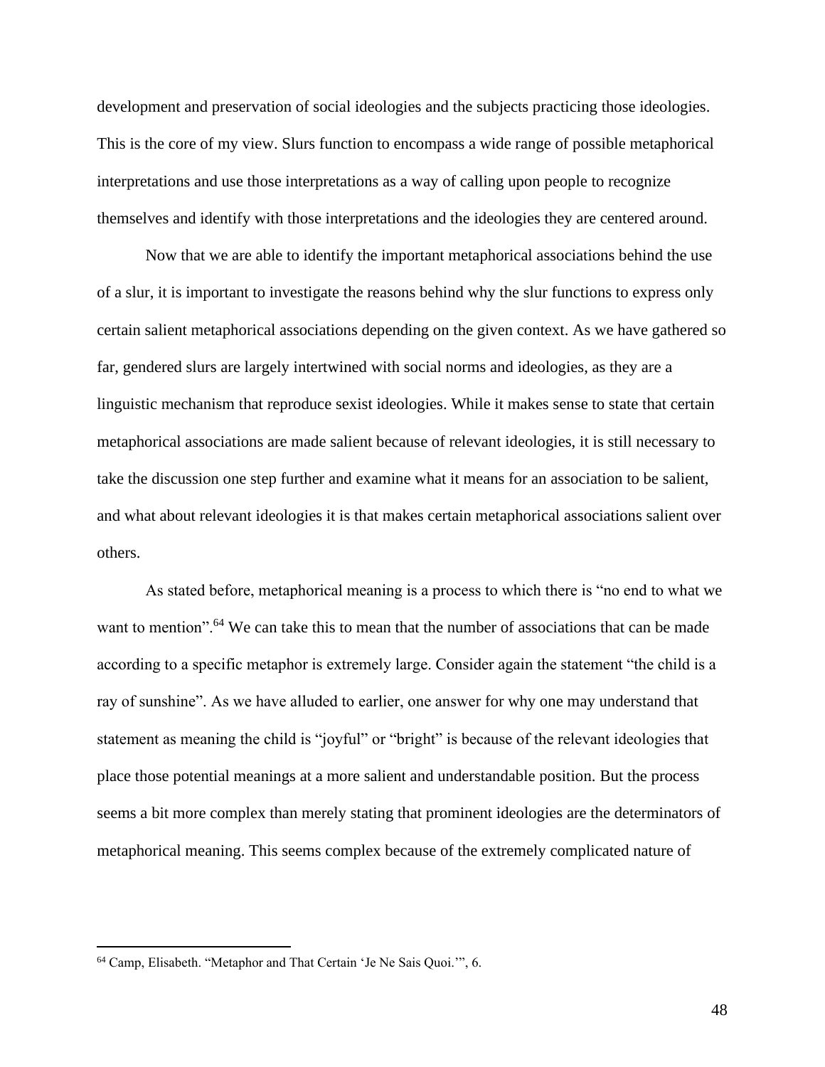development and preservation of social ideologies and the subjects practicing those ideologies. This is the core of my view. Slurs function to encompass a wide range of possible metaphorical interpretations and use those interpretations as a way of calling upon people to recognize themselves and identify with those interpretations and the ideologies they are centered around.

Now that we are able to identify the important metaphorical associations behind the use of a slur, it is important to investigate the reasons behind why the slur functions to express only certain salient metaphorical associations depending on the given context. As we have gathered so far, gendered slurs are largely intertwined with social norms and ideologies, as they are a linguistic mechanism that reproduce sexist ideologies. While it makes sense to state that certain metaphorical associations are made salient because of relevant ideologies, it is still necessary to take the discussion one step further and examine what it means for an association to be salient, and what about relevant ideologies it is that makes certain metaphorical associations salient over others.

As stated before, metaphorical meaning is a process to which there is "no end to what we want to mention".[64] We can take this to mean that the number of associations that can be made according to a specific metaphor is extremely large. Consider again the statement "the child is a ray of sunshine". As we have alluded to earlier, one answer for why one may understand that statement as meaning the child is "joyful" or "bright" is because of the relevant ideologies that place those potential meanings at a more salient and understandable position. But the process seems a bit more complex than merely stating that prominent ideologies are the determinators of metaphorical meaning. This seems complex because of the extremely complicated nature of

[64] Camp, Elisabeth. "Metaphor and That Certain 'Je Ne Sais Quoi.'", 6.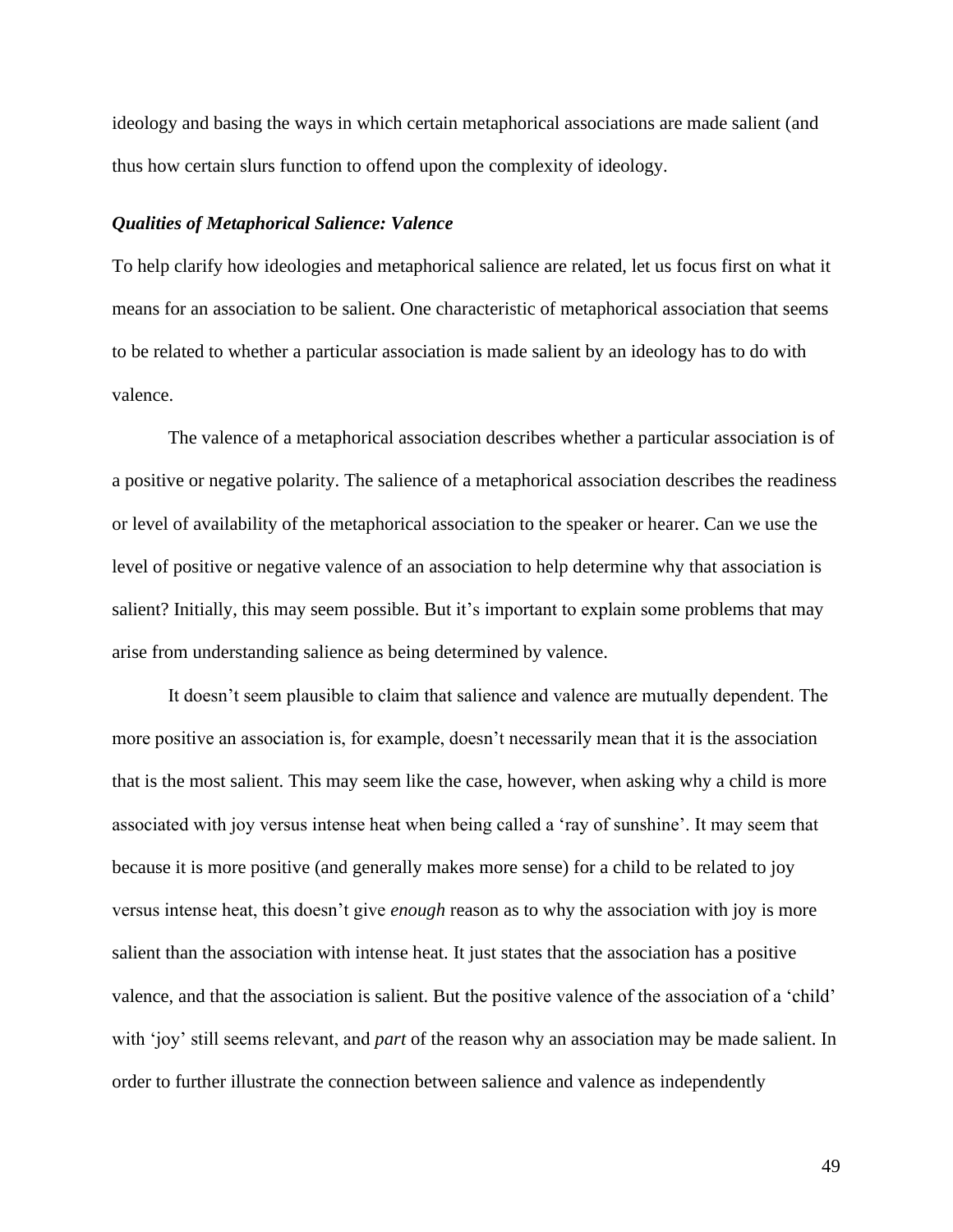ideology and basing the ways in which certain metaphorical associations are made salient (and thus how certain slurs function to offend upon the complexity of ideology.

### *Qualities of Metaphorical Salience: Valence*

To help clarify how ideologies and metaphorical salience are related, let us focus first on what it means for an association to be salient. One characteristic of metaphorical association that seems to be related to whether a particular association is made salient by an ideology has to do with valence.

The valence of a metaphorical association describes whether a particular association is of a positive or negative polarity. The salience of a metaphorical association describes the readiness or level of availability of the metaphorical association to the speaker or hearer. Can we use the level of positive or negative valence of an association to help determine why that association is salient? Initially, this may seem possible. But it's important to explain some problems that may arise from understanding salience as being determined by valence.

It doesn't seem plausible to claim that salience and valence are mutually dependent. The more positive an association is, for example, doesn't necessarily mean that it is the association that is the most salient. This may seem like the case, however, when asking why a child is more associated with joy versus intense heat when being called a 'ray of sunshine'. It may seem that because it is more positive (and generally makes more sense) for a child to be related to joy versus intense heat, this doesn't give *enough* reason as to why the association with joy is more salient than the association with intense heat. It just states that the association has a positive valence, and that the association is salient. But the positive valence of the association of a 'child' with 'joy' still seems relevant, and *part* of the reason why an association may be made salient. In order to further illustrate the connection between salience and valence as independently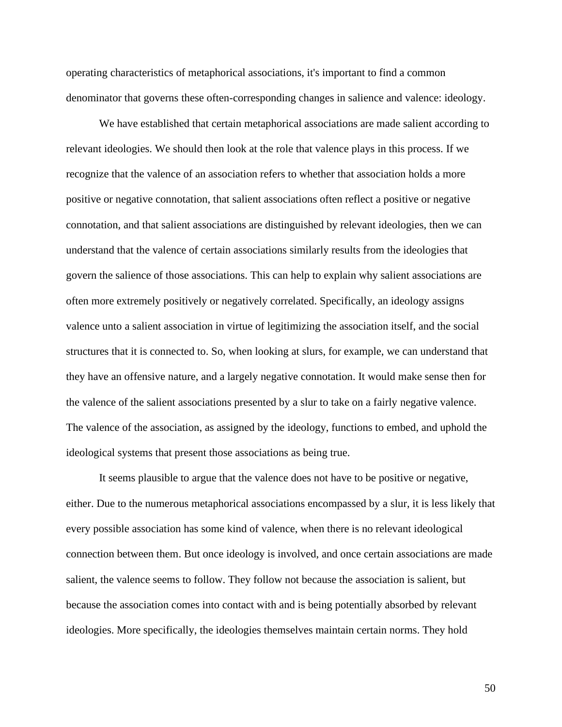operating characteristics of metaphorical associations, it's important to find a common denominator that governs these often-corresponding changes in salience and valence: ideology.

We have established that certain metaphorical associations are made salient according to relevant ideologies. We should then look at the role that valence plays in this process. If we recognize that the valence of an association refers to whether that association holds a more positive or negative connotation, that salient associations often reflect a positive or negative connotation, and that salient associations are distinguished by relevant ideologies, then we can understand that the valence of certain associations similarly results from the ideologies that govern the salience of those associations. This can help to explain why salient associations are often more extremely positively or negatively correlated. Specifically, an ideology assigns valence unto a salient association in virtue of legitimizing the association itself, and the social structures that it is connected to. So, when looking at slurs, for example, we can understand that they have an offensive nature, and a largely negative connotation. It would make sense then for the valence of the salient associations presented by a slur to take on a fairly negative valence. The valence of the association, as assigned by the ideology, functions to embed, and uphold the ideological systems that present those associations as being true.

It seems plausible to argue that the valence does not have to be positive or negative, either. Due to the numerous metaphorical associations encompassed by a slur, it is less likely that every possible association has some kind of valence, when there is no relevant ideological connection between them. But once ideology is involved, and once certain associations are made salient, the valence seems to follow. They follow not because the association is salient, but because the association comes into contact with and is being potentially absorbed by relevant ideologies. More specifically, the ideologies themselves maintain certain norms. They hold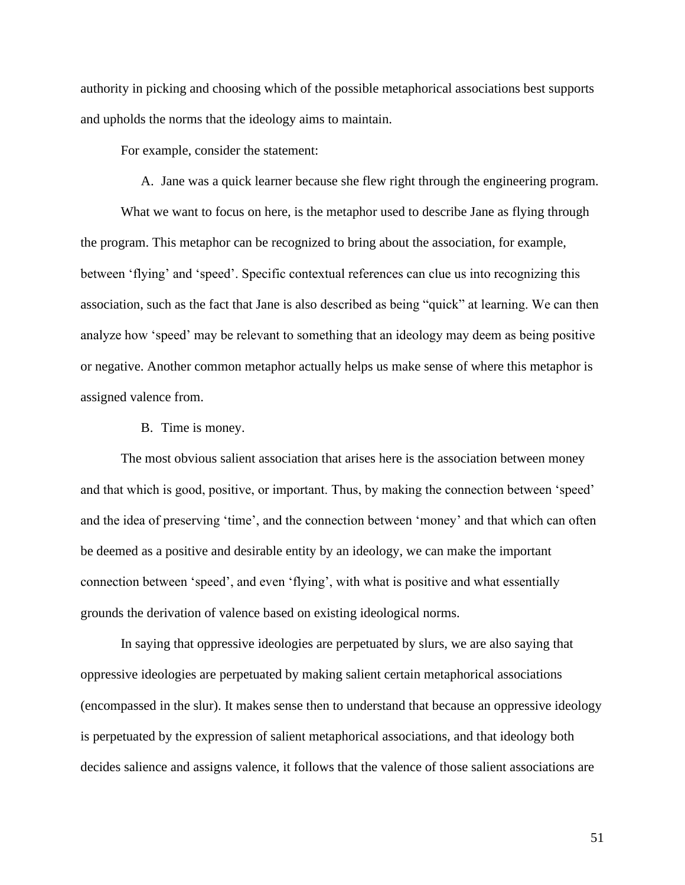authority in picking and choosing which of the possible metaphorical associations best supports and upholds the norms that the ideology aims to maintain.

For example, consider the statement:

A. Jane was a quick learner because she flew right through the engineering program.

What we want to focus on here, is the metaphor used to describe Jane as flying through the program. This metaphor can be recognized to bring about the association, for example, between 'flying' and 'speed'. Specific contextual references can clue us into recognizing this association, such as the fact that Jane is also described as being "quick" at learning. We can then analyze how 'speed' may be relevant to something that an ideology may deem as being positive or negative. Another common metaphor actually helps us make sense of where this metaphor is assigned valence from.

B. Time is money.

The most obvious salient association that arises here is the association between money and that which is good, positive, or important. Thus, by making the connection between 'speed' and the idea of preserving 'time', and the connection between 'money' and that which can often be deemed as a positive and desirable entity by an ideology, we can make the important connection between 'speed', and even 'flying', with what is positive and what essentially grounds the derivation of valence based on existing ideological norms.

In saying that oppressive ideologies are perpetuated by slurs, we are also saying that oppressive ideologies are perpetuated by making salient certain metaphorical associations (encompassed in the slur). It makes sense then to understand that because an oppressive ideology is perpetuated by the expression of salient metaphorical associations, and that ideology both decides salience and assigns valence, it follows that the valence of those salient associations are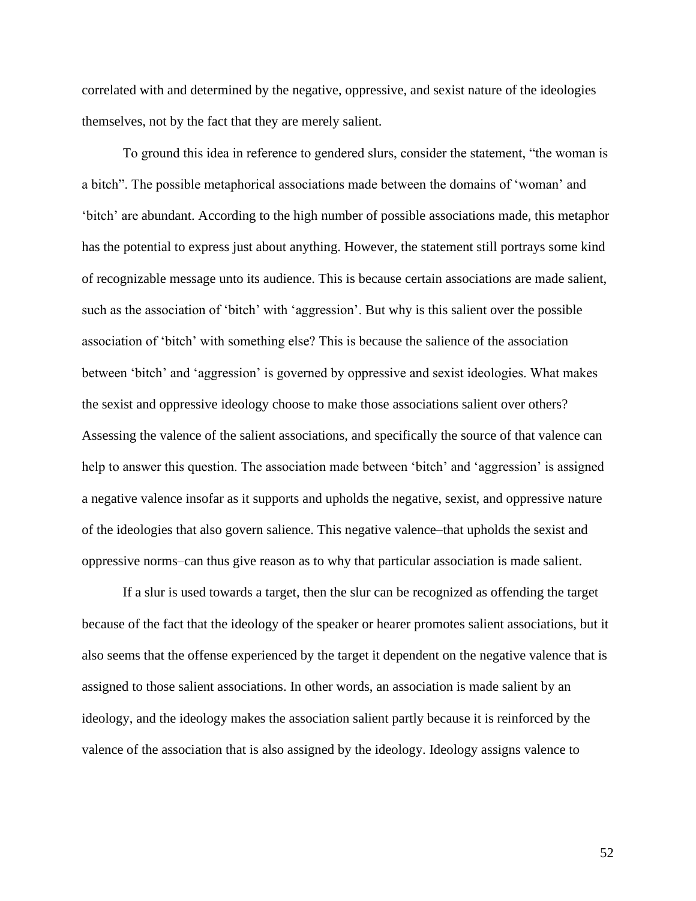correlated with and determined by the negative, oppressive, and sexist nature of the ideologies themselves, not by the fact that they are merely salient.

To ground this idea in reference to gendered slurs, consider the statement, "the woman is a bitch". The possible metaphorical associations made between the domains of 'woman' and 'bitch' are abundant. According to the high number of possible associations made, this metaphor has the potential to express just about anything. However, the statement still portrays some kind of recognizable message unto its audience. This is because certain associations are made salient, such as the association of 'bitch' with 'aggression'. But why is this salient over the possible association of 'bitch' with something else? This is because the salience of the association between 'bitch' and 'aggression' is governed by oppressive and sexist ideologies. What makes the sexist and oppressive ideology choose to make those associations salient over others? Assessing the valence of the salient associations, and specifically the source of that valence can help to answer this question. The association made between 'bitch' and 'aggression' is assigned a negative valence insofar as it supports and upholds the negative, sexist, and oppressive nature of the ideologies that also govern salience. This negative valence–that upholds the sexist and oppressive norms–can thus give reason as to why that particular association is made salient.

If a slur is used towards a target, then the slur can be recognized as offending the target because of the fact that the ideology of the speaker or hearer promotes salient associations, but it also seems that the offense experienced by the target it dependent on the negative valence that is assigned to those salient associations. In other words, an association is made salient by an ideology, and the ideology makes the association salient partly because it is reinforced by the valence of the association that is also assigned by the ideology. Ideology assigns valence to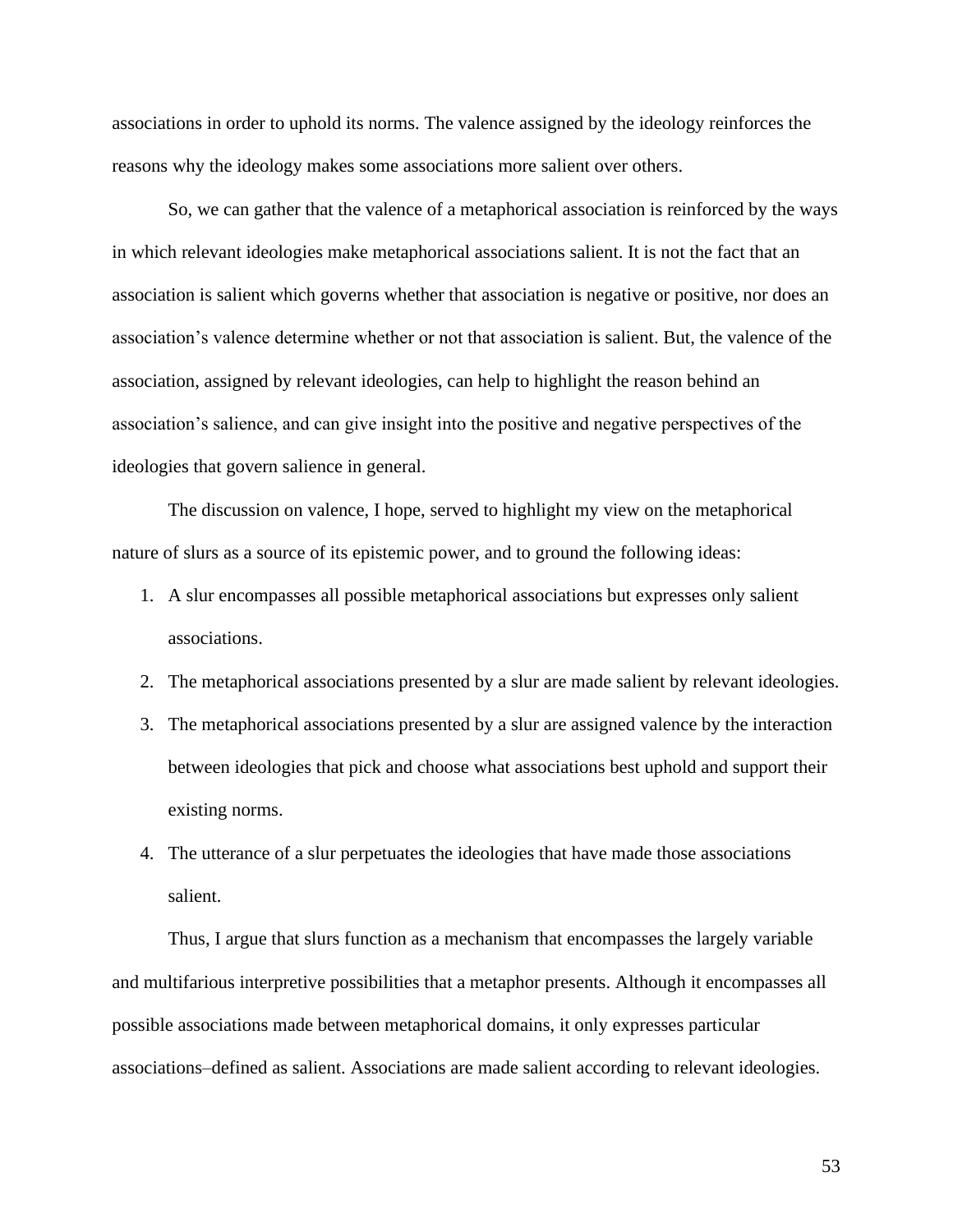associations in order to uphold its norms. The valence assigned by the ideology reinforces the reasons why the ideology makes some associations more salient over others.

So, we can gather that the valence of a metaphorical association is reinforced by the ways in which relevant ideologies make metaphorical associations salient. It is not the fact that an association is salient which governs whether that association is negative or positive, nor does an association's valence determine whether or not that association is salient. But, the valence of the association, assigned by relevant ideologies, can help to highlight the reason behind an association's salience, and can give insight into the positive and negative perspectives of the ideologies that govern salience in general.

The discussion on valence, I hope, served to highlight my view on the metaphorical nature of slurs as a source of its epistemic power, and to ground the following ideas:

1. A slur encompasses all possible metaphorical associations but expresses only salient associations.
2. The metaphorical associations presented by a slur are made salient by relevant ideologies.
3. The metaphorical associations presented by a slur are assigned valence by the interaction between ideologies that pick and choose what associations best uphold and support their existing norms.
4. The utterance of a slur perpetuates the ideologies that have made those associations salient.

Thus, I argue that slurs function as a mechanism that encompasses the largely variable and multifarious interpretive possibilities that a metaphor presents. Although it encompasses all possible associations made between metaphorical domains, it only expresses particular associations–defined as salient. Associations are made salient according to relevant ideologies.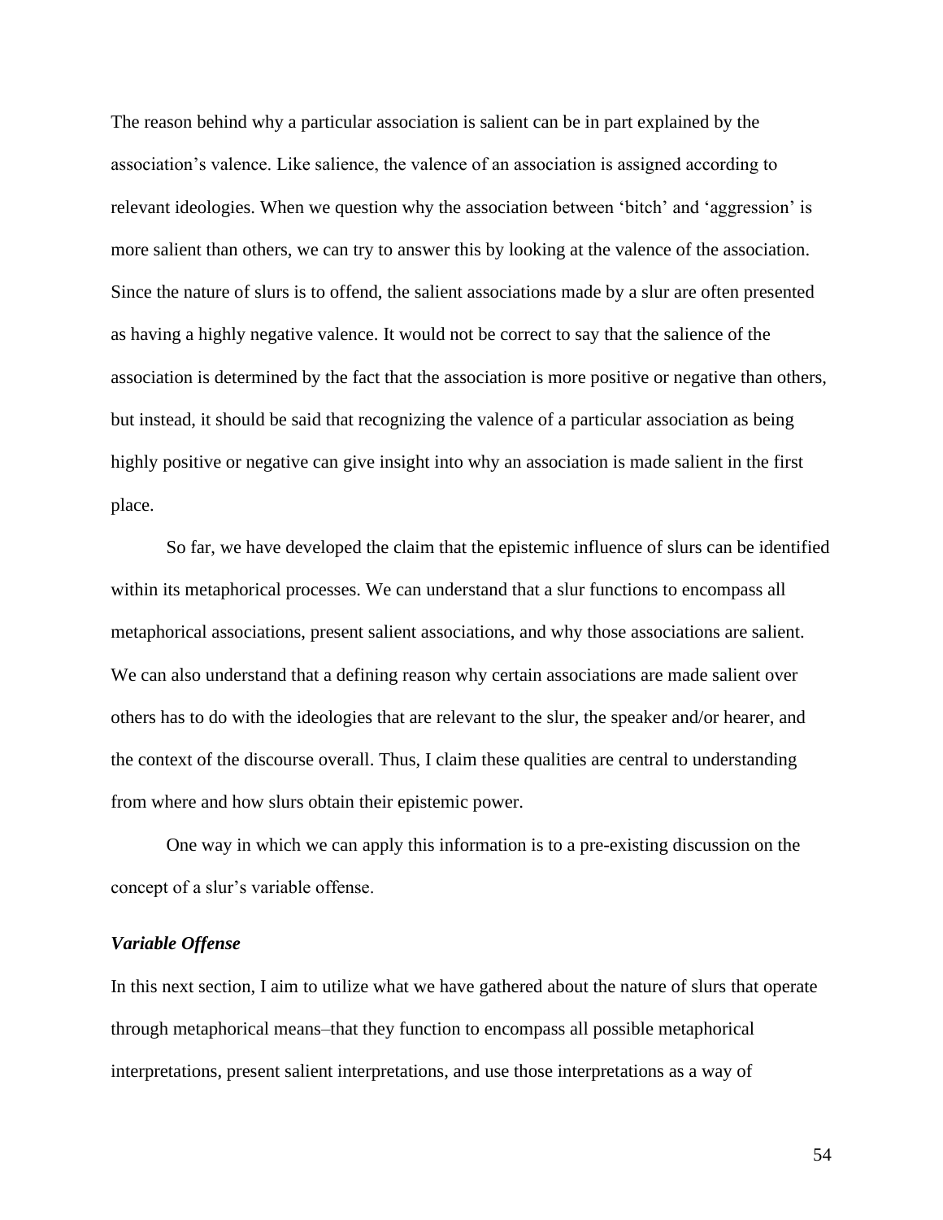The reason behind why a particular association is salient can be in part explained by the association's valence. Like salience, the valence of an association is assigned according to relevant ideologies. When we question why the association between 'bitch' and 'aggression' is more salient than others, we can try to answer this by looking at the valence of the association. Since the nature of slurs is to offend, the salient associations made by a slur are often presented as having a highly negative valence. It would not be correct to say that the salience of the association is determined by the fact that the association is more positive or negative than others, but instead, it should be said that recognizing the valence of a particular association as being highly positive or negative can give insight into why an association is made salient in the first place.

So far, we have developed the claim that the epistemic influence of slurs can be identified within its metaphorical processes. We can understand that a slur functions to encompass all metaphorical associations, present salient associations, and why those associations are salient. We can also understand that a defining reason why certain associations are made salient over others has to do with the ideologies that are relevant to the slur, the speaker and/or hearer, and the context of the discourse overall. Thus, I claim these qualities are central to understanding from where and how slurs obtain their epistemic power.

One way in which we can apply this information is to a pre-existing discussion on the concept of a slur's variable offense.

### ***Variable Offense***

In this next section, I aim to utilize what we have gathered about the nature of slurs that operate through metaphorical means–that they function to encompass all possible metaphorical interpretations, present salient interpretations, and use those interpretations as a way of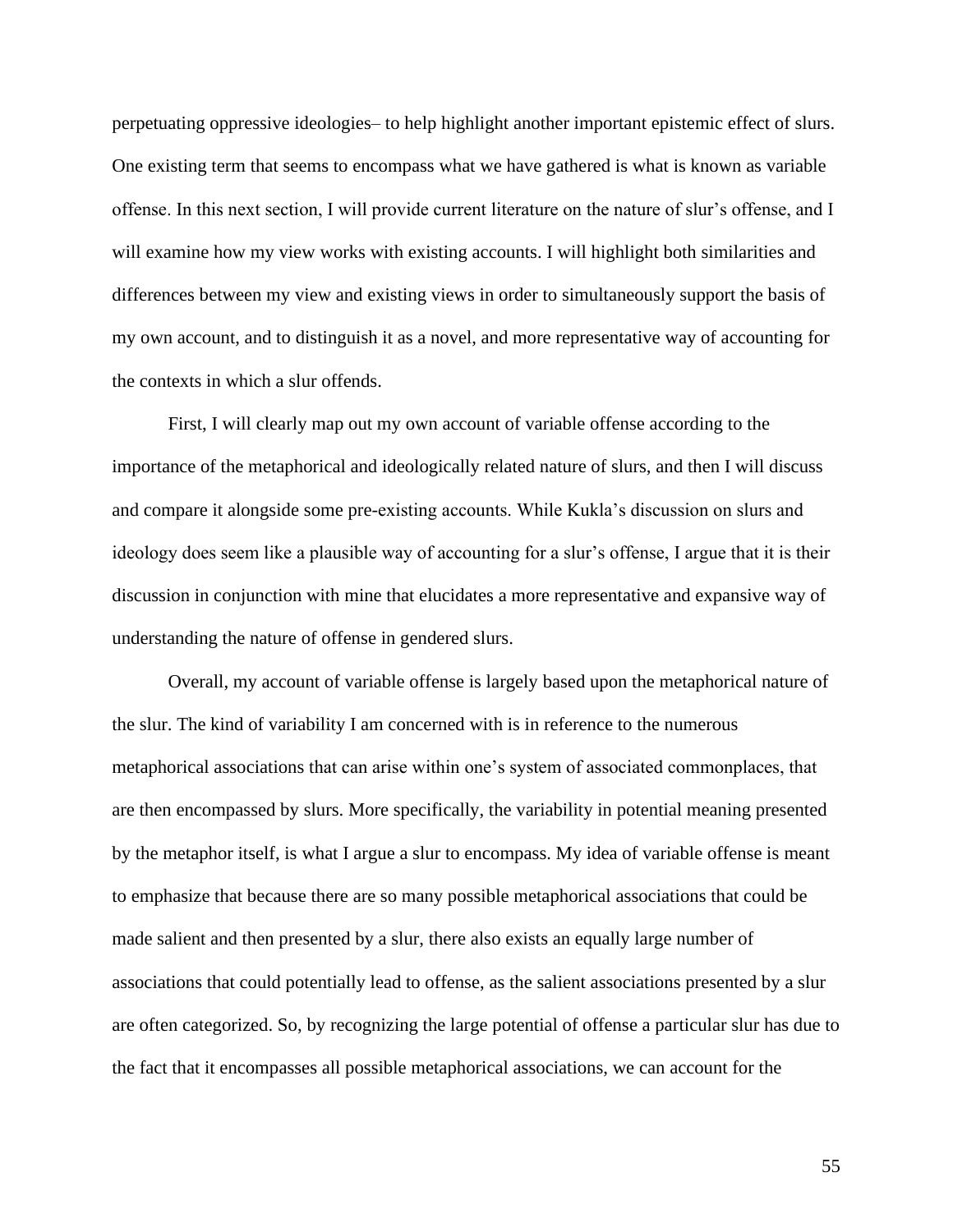perpetuating oppressive ideologies– to help highlight another important epistemic effect of slurs. One existing term that seems to encompass what we have gathered is what is known as variable offense. In this next section, I will provide current literature on the nature of slur's offense, and I will examine how my view works with existing accounts. I will highlight both similarities and differences between my view and existing views in order to simultaneously support the basis of my own account, and to distinguish it as a novel, and more representative way of accounting for the contexts in which a slur offends.

First, I will clearly map out my own account of variable offense according to the importance of the metaphorical and ideologically related nature of slurs, and then I will discuss and compare it alongside some pre-existing accounts. While Kukla's discussion on slurs and ideology does seem like a plausible way of accounting for a slur's offense, I argue that it is their discussion in conjunction with mine that elucidates a more representative and expansive way of understanding the nature of offense in gendered slurs.

Overall, my account of variable offense is largely based upon the metaphorical nature of the slur. The kind of variability I am concerned with is in reference to the numerous metaphorical associations that can arise within one's system of associated commonplaces, that are then encompassed by slurs. More specifically, the variability in potential meaning presented by the metaphor itself, is what I argue a slur to encompass. My idea of variable offense is meant to emphasize that because there are so many possible metaphorical associations that could be made salient and then presented by a slur, there also exists an equally large number of associations that could potentially lead to offense, as the salient associations presented by a slur are often categorized. So, by recognizing the large potential of offense a particular slur has due to the fact that it encompasses all possible metaphorical associations, we can account for the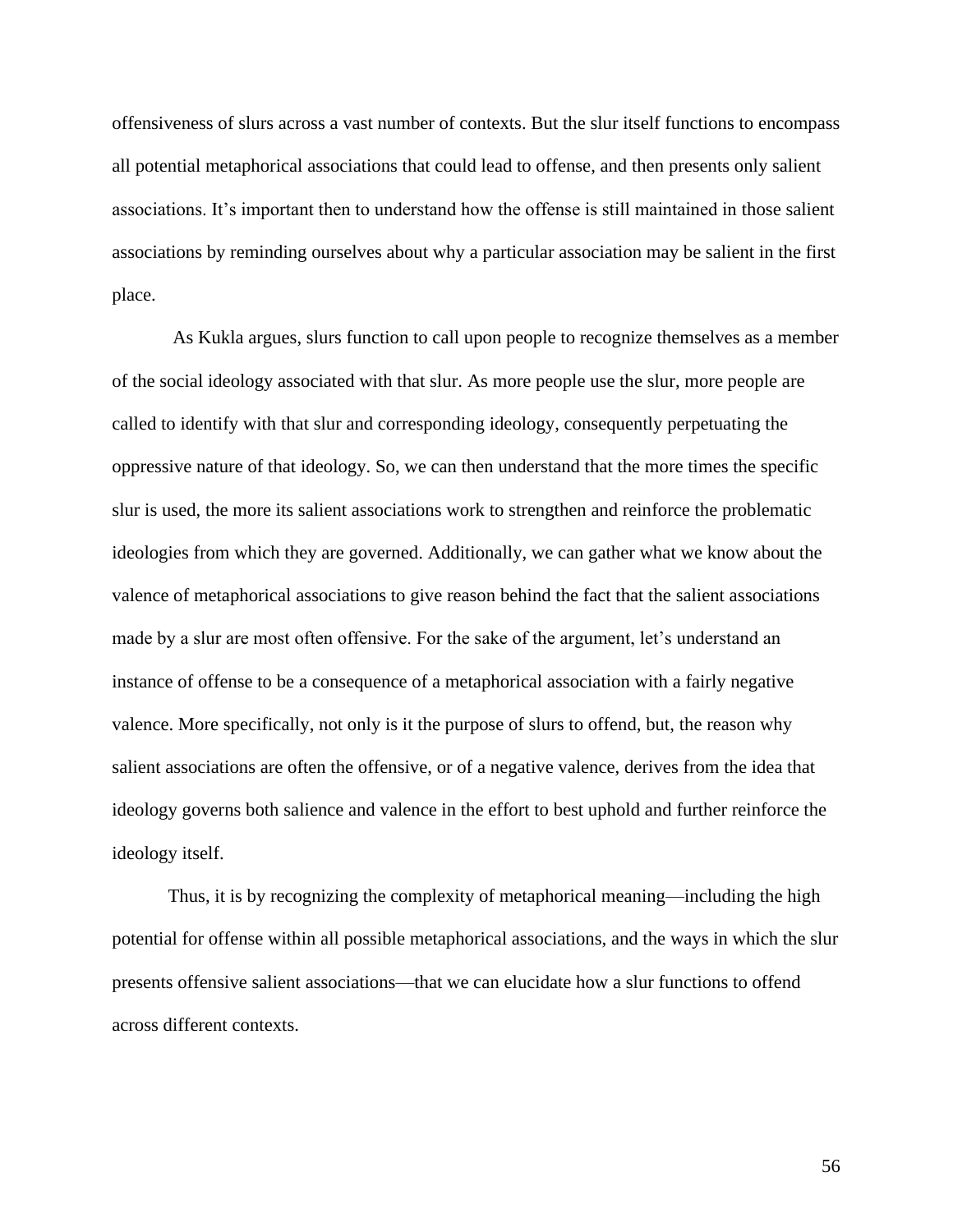offensiveness of slurs across a vast number of contexts. But the slur itself functions to encompass all potential metaphorical associations that could lead to offense, and then presents only salient associations. It's important then to understand how the offense is still maintained in those salient associations by reminding ourselves about why a particular association may be salient in the first place.

As Kukla argues, slurs function to call upon people to recognize themselves as a member of the social ideology associated with that slur. As more people use the slur, more people are called to identify with that slur and corresponding ideology, consequently perpetuating the oppressive nature of that ideology. So, we can then understand that the more times the specific slur is used, the more its salient associations work to strengthen and reinforce the problematic ideologies from which they are governed. Additionally, we can gather what we know about the valence of metaphorical associations to give reason behind the fact that the salient associations made by a slur are most often offensive. For the sake of the argument, let's understand an instance of offense to be a consequence of a metaphorical association with a fairly negative valence. More specifically, not only is it the purpose of slurs to offend, but, the reason why salient associations are often the offensive, or of a negative valence, derives from the idea that ideology governs both salience and valence in the effort to best uphold and further reinforce the ideology itself.

Thus, it is by recognizing the complexity of metaphorical meaning—including the high potential for offense within all possible metaphorical associations, and the ways in which the slur presents offensive salient associations—that we can elucidate how a slur functions to offend across different contexts.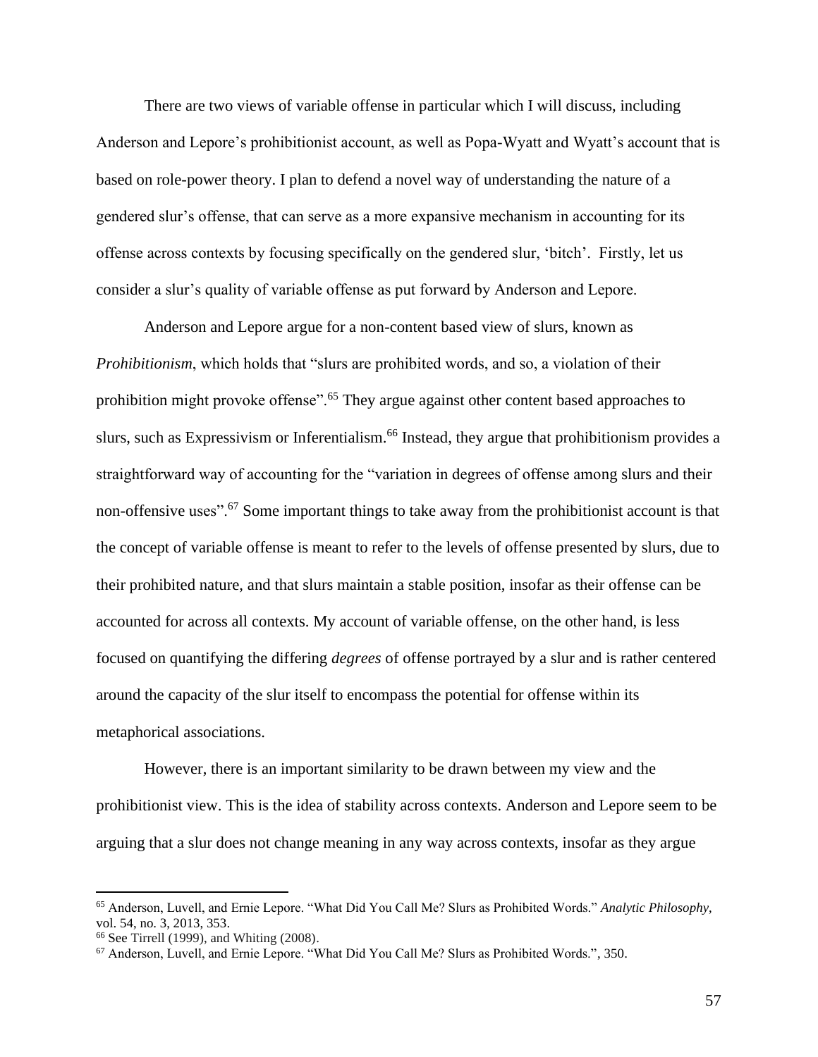There are two views of variable offense in particular which I will discuss, including Anderson and Lepore's prohibitionist account, as well as Popa-Wyatt and Wyatt's account that is based on role-power theory. I plan to defend a novel way of understanding the nature of a gendered slur's offense, that can serve as a more expansive mechanism in accounting for its offense across contexts by focusing specifically on the gendered slur, 'bitch'. Firstly, let us consider a slur's quality of variable offense as put forward by Anderson and Lepore.

Anderson and Lepore argue for a non-content based view of slurs, known as *Prohibitionism*, which holds that "slurs are prohibited words, and so, a violation of their prohibition might provoke offense".[65] They argue against other content based approaches to slurs, such as Expressivism or Inferentialism.[66] Instead, they argue that prohibitionism provides a straightforward way of accounting for the "variation in degrees of offense among slurs and their non-offensive uses".[67] Some important things to take away from the prohibitionist account is that the concept of variable offense is meant to refer to the levels of offense presented by slurs, due to their prohibited nature, and that slurs maintain a stable position, insofar as their offense can be accounted for across all contexts. My account of variable offense, on the other hand, is less focused on quantifying the differing *degrees* of offense portrayed by a slur and is rather centered around the capacity of the slur itself to encompass the potential for offense within its metaphorical associations.

However, there is an important similarity to be drawn between my view and the prohibitionist view. This is the idea of stability across contexts. Anderson and Lepore seem to be arguing that a slur does not change meaning in any way across contexts, insofar as they argue

---

[65] Anderson, Luvell, and Ernie Lepore. "What Did You Call Me? Slurs as Prohibited Words." *Analytic Philosophy*, vol. 54, no. 3, 2013, 353.

[66] See Tirrell (1999), and Whiting (2008).

[67] Anderson, Luvell, and Ernie Lepore. "What Did You Call Me? Slurs as Prohibited Words.", 350.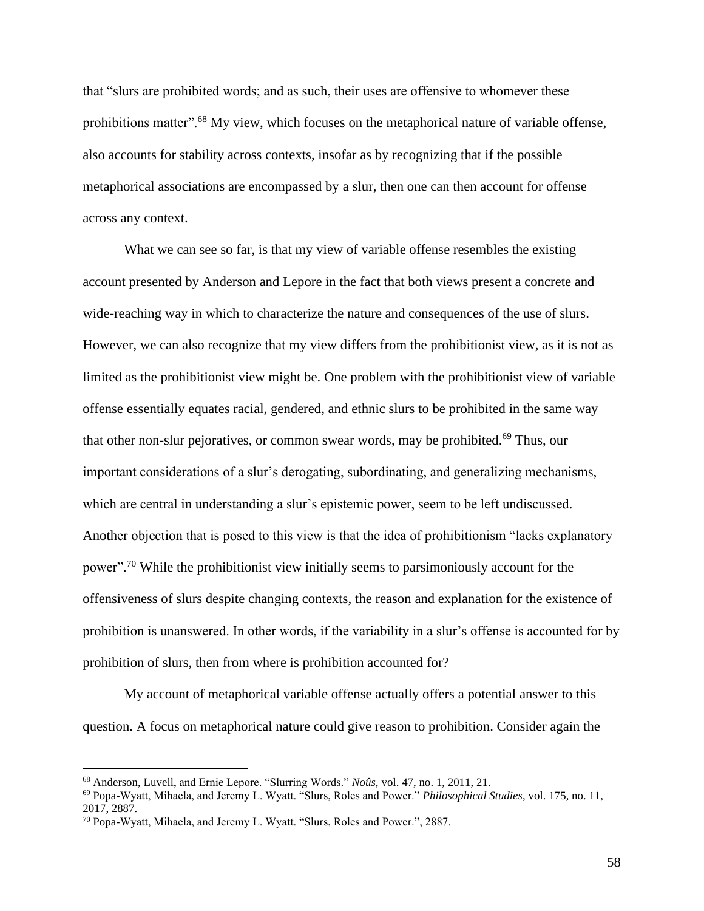that "slurs are prohibited words; and as such, their uses are offensive to whomever these prohibitions matter".[68] My view, which focuses on the metaphorical nature of variable offense, also accounts for stability across contexts, insofar as by recognizing that if the possible metaphorical associations are encompassed by a slur, then one can then account for offense across any context.

What we can see so far, is that my view of variable offense resembles the existing account presented by Anderson and Lepore in the fact that both views present a concrete and wide-reaching way in which to characterize the nature and consequences of the use of slurs. However, we can also recognize that my view differs from the prohibitionist view, as it is not as limited as the prohibitionist view might be. One problem with the prohibitionist view of variable offense essentially equates racial, gendered, and ethnic slurs to be prohibited in the same way that other non-slur pejoratives, or common swear words, may be prohibited.[69] Thus, our important considerations of a slur's derogating, subordinating, and generalizing mechanisms, which are central in understanding a slur's epistemic power, seem to be left undiscussed. Another objection that is posed to this view is that the idea of prohibitionism "lacks explanatory power".[70] While the prohibitionist view initially seems to parsimoniously account for the offensiveness of slurs despite changing contexts, the reason and explanation for the existence of prohibition is unanswered. In other words, if the variability in a slur's offense is accounted for by prohibition of slurs, then from where is prohibition accounted for?

My account of metaphorical variable offense actually offers a potential answer to this question. A focus on metaphorical nature could give reason to prohibition. Consider again the

---

[68] Anderson, Luvell, and Ernie Lepore. "Slurring Words." *Noûs*, vol. 47, no. 1, 2011, 21.

[69] Popa-Wyatt, Mihaela, and Jeremy L. Wyatt. "Slurs, Roles and Power." *Philosophical Studies*, vol. 175, no. 11, 2017, 2887.

[70] Popa-Wyatt, Mihaela, and Jeremy L. Wyatt. "Slurs, Roles and Power.", 2887.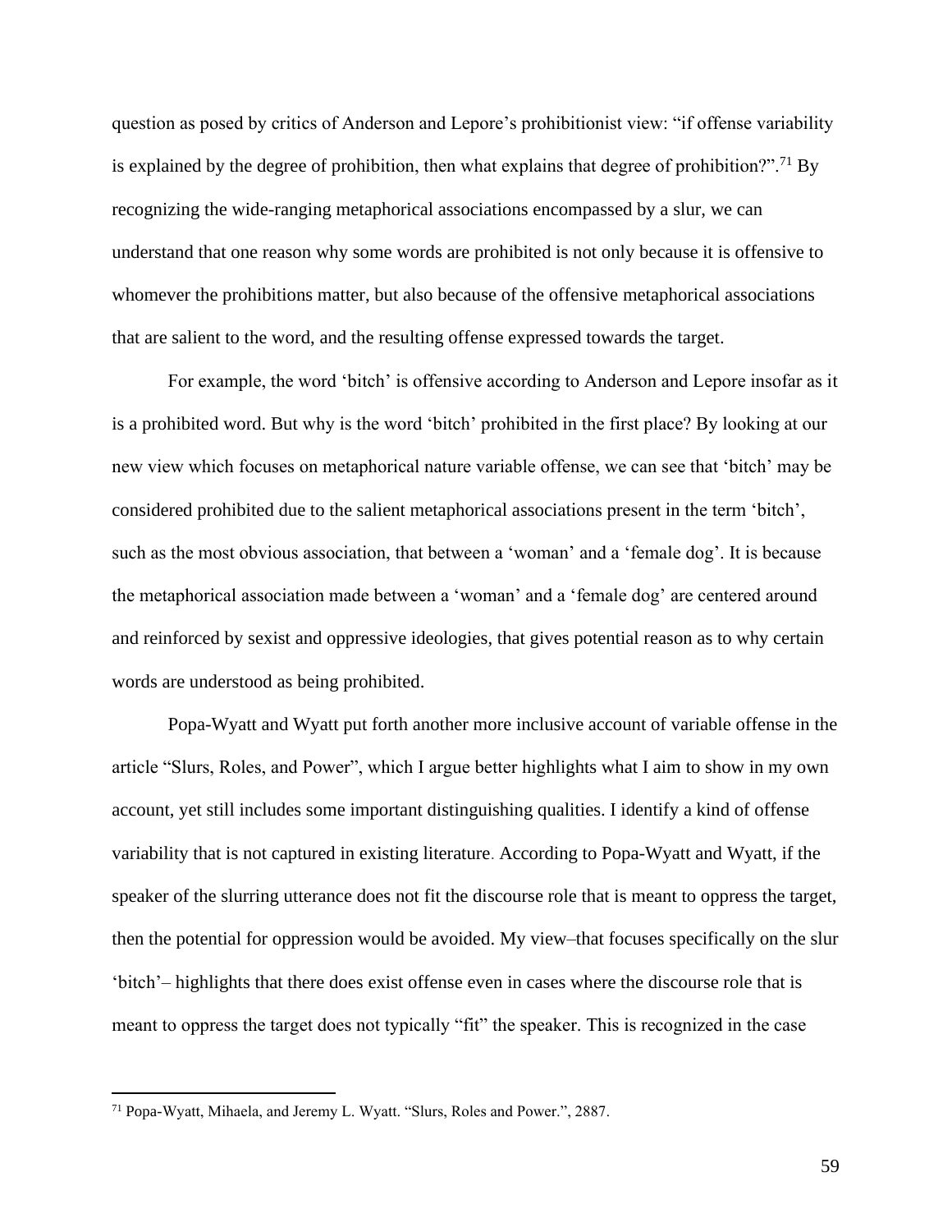question as posed by critics of Anderson and Lepore's prohibitionist view: "if offense variability is explained by the degree of prohibition, then what explains that degree of prohibition?".[71] By recognizing the wide-ranging metaphorical associations encompassed by a slur, we can understand that one reason why some words are prohibited is not only because it is offensive to whomever the prohibitions matter, but also because of the offensive metaphorical associations that are salient to the word, and the resulting offense expressed towards the target.

For example, the word 'bitch' is offensive according to Anderson and Lepore insofar as it is a prohibited word. But why is the word 'bitch' prohibited in the first place? By looking at our new view which focuses on metaphorical nature variable offense, we can see that 'bitch' may be considered prohibited due to the salient metaphorical associations present in the term 'bitch', such as the most obvious association, that between a 'woman' and a 'female dog'. It is because the metaphorical association made between a 'woman' and a 'female dog' are centered around and reinforced by sexist and oppressive ideologies, that gives potential reason as to why certain words are understood as being prohibited.

Popa-Wyatt and Wyatt put forth another more inclusive account of variable offense in the article "Slurs, Roles, and Power", which I argue better highlights what I aim to show in my own account, yet still includes some important distinguishing qualities. I identify a kind of offense variability that is not captured in existing literature. According to Popa-Wyatt and Wyatt, if the speaker of the slurring utterance does not fit the discourse role that is meant to oppress the target, then the potential for oppression would be avoided. My view–that focuses specifically on the slur 'bitch'– highlights that there does exist offense even in cases where the discourse role that is meant to oppress the target does not typically "fit" the speaker. This is recognized in the case

[71] Popa-Wyatt, Mihaela, and Jeremy L. Wyatt. "Slurs, Roles and Power.", 2887.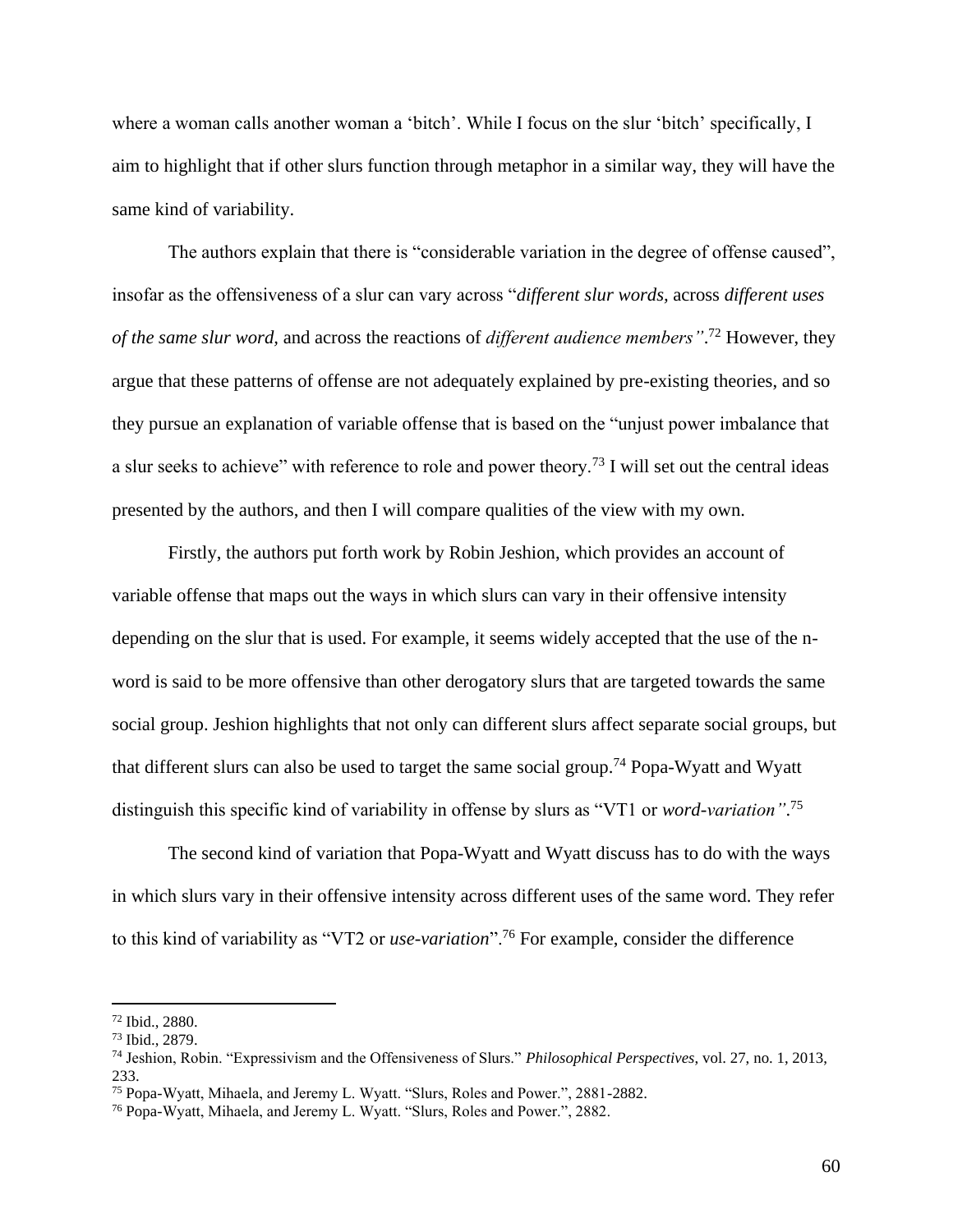where a woman calls another woman a 'bitch'. While I focus on the slur 'bitch' specifically, I aim to highlight that if other slurs function through metaphor in a similar way, they will have the same kind of variability.

The authors explain that there is "considerable variation in the degree of offense caused", insofar as the offensiveness of a slur can vary across "*different slur words,* across *different uses of the same slur word,* and across the reactions of *different audience members"*.[72] However, they argue that these patterns of offense are not adequately explained by pre-existing theories, and so they pursue an explanation of variable offense that is based on the "unjust power imbalance that a slur seeks to achieve" with reference to role and power theory.[73] I will set out the central ideas presented by the authors, and then I will compare qualities of the view with my own.

Firstly, the authors put forth work by Robin Jeshion, which provides an account of variable offense that maps out the ways in which slurs can vary in their offensive intensity depending on the slur that is used. For example, it seems widely accepted that the use of the n-word is said to be more offensive than other derogatory slurs that are targeted towards the same social group. Jeshion highlights that not only can different slurs affect separate social groups, but that different slurs can also be used to target the same social group.[74] Popa-Wyatt and Wyatt distinguish this specific kind of variability in offense by slurs as "VT1 or *word-variation"*.[75]

The second kind of variation that Popa-Wyatt and Wyatt discuss has to do with the ways in which slurs vary in their offensive intensity across different uses of the same word. They refer to this kind of variability as "VT2 or *use-variation*".[76] For example, consider the difference

---

[72] Ibid., 2880.

[73] Ibid., 2879.

[74] Jeshion, Robin. "Expressivism and the Offensiveness of Slurs." *Philosophical Perspectives,* vol. 27, no. 1, 2013, 233.

[75] Popa-Wyatt, Mihaela, and Jeremy L. Wyatt. "Slurs, Roles and Power.", 2881-2882.

[76] Popa-Wyatt, Mihaela, and Jeremy L. Wyatt. "Slurs, Roles and Power.", 2882.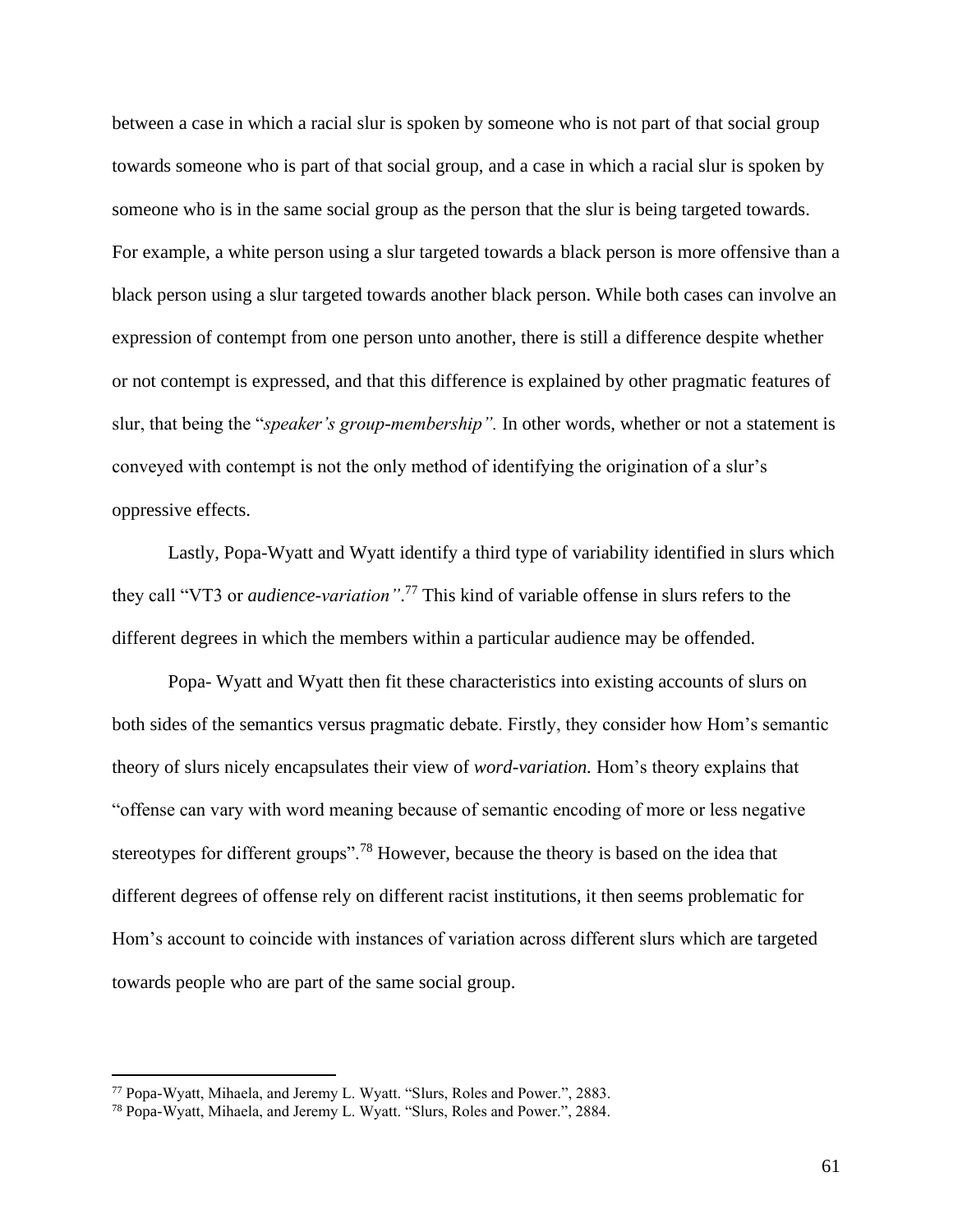between a case in which a racial slur is spoken by someone who is not part of that social group towards someone who is part of that social group, and a case in which a racial slur is spoken by someone who is in the same social group as the person that the slur is being targeted towards. For example, a white person using a slur targeted towards a black person is more offensive than a black person using a slur targeted towards another black person. While both cases can involve an expression of contempt from one person unto another, there is still a difference despite whether or not contempt is expressed, and that this difference is explained by other pragmatic features of slur, that being the "*speaker's group-membership".* In other words, whether or not a statement is conveyed with contempt is not the only method of identifying the origination of a slur's oppressive effects.

Lastly, Popa-Wyatt and Wyatt identify a third type of variability identified in slurs which they call "VT3 or *audience-variation"*.[77] This kind of variable offense in slurs refers to the different degrees in which the members within a particular audience may be offended.

Popa- Wyatt and Wyatt then fit these characteristics into existing accounts of slurs on both sides of the semantics versus pragmatic debate. Firstly, they consider how Hom's semantic theory of slurs nicely encapsulates their view of *word-variation.* Hom's theory explains that "offense can vary with word meaning because of semantic encoding of more or less negative stereotypes for different groups".[78] However, because the theory is based on the idea that different degrees of offense rely on different racist institutions, it then seems problematic for Hom's account to coincide with instances of variation across different slurs which are targeted towards people who are part of the same social group.

---

[77] Popa-Wyatt, Mihaela, and Jeremy L. Wyatt. "Slurs, Roles and Power.", 2883.

[78] Popa-Wyatt, Mihaela, and Jeremy L. Wyatt. "Slurs, Roles and Power.", 2884.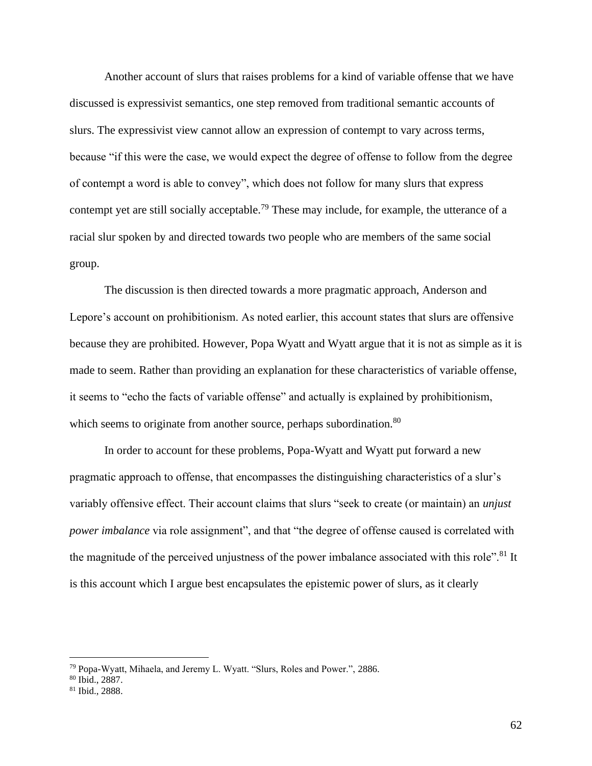Another account of slurs that raises problems for a kind of variable offense that we have discussed is expressivist semantics, one step removed from traditional semantic accounts of slurs. The expressivist view cannot allow an expression of contempt to vary across terms, because "if this were the case, we would expect the degree of offense to follow from the degree of contempt a word is able to convey", which does not follow for many slurs that express contempt yet are still socially acceptable.[79] These may include, for example, the utterance of a racial slur spoken by and directed towards two people who are members of the same social group.

The discussion is then directed towards a more pragmatic approach, Anderson and Lepore's account on prohibitionism. As noted earlier, this account states that slurs are offensive because they are prohibited. However, Popa Wyatt and Wyatt argue that it is not as simple as it is made to seem. Rather than providing an explanation for these characteristics of variable offense, it seems to "echo the facts of variable offense" and actually is explained by prohibitionism, which seems to originate from another source, perhaps subordination.[80]

In order to account for these problems, Popa-Wyatt and Wyatt put forward a new pragmatic approach to offense, that encompasses the distinguishing characteristics of a slur's variably offensive effect. Their account claims that slurs "seek to create (or maintain) an *unjust power imbalance* via role assignment", and that "the degree of offense caused is correlated with the magnitude of the perceived unjustness of the power imbalance associated with this role".[81] It is this account which I argue best encapsulates the epistemic power of slurs, as it clearly

---

[79] Popa-Wyatt, Mihaela, and Jeremy L. Wyatt. "Slurs, Roles and Power.", 2886.

[80] Ibid., 2887.

[81] Ibid., 2888.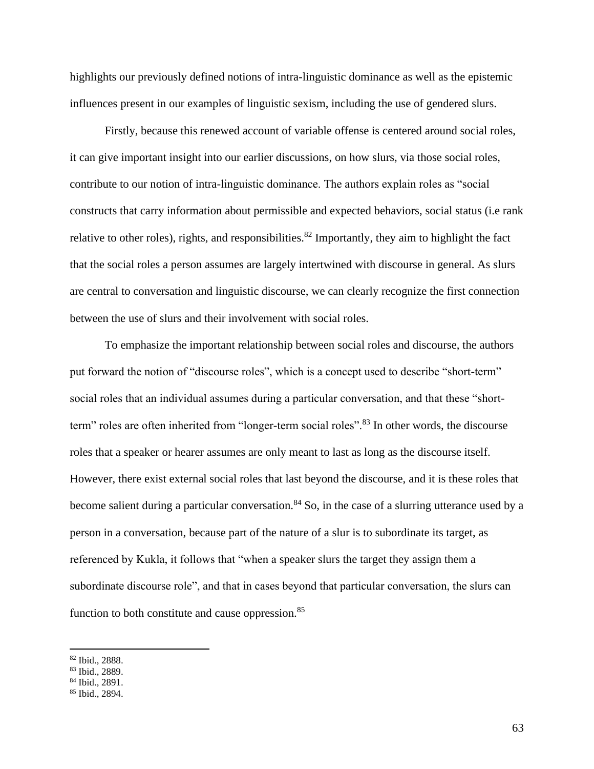highlights our previously defined notions of intra-linguistic dominance as well as the epistemic influences present in our examples of linguistic sexism, including the use of gendered slurs.

Firstly, because this renewed account of variable offense is centered around social roles, it can give important insight into our earlier discussions, on how slurs, via those social roles, contribute to our notion of intra-linguistic dominance. The authors explain roles as "social constructs that carry information about permissible and expected behaviors, social status (i.e rank relative to other roles), rights, and responsibilities.[82] Importantly, they aim to highlight the fact that the social roles a person assumes are largely intertwined with discourse in general. As slurs are central to conversation and linguistic discourse, we can clearly recognize the first connection between the use of slurs and their involvement with social roles.

To emphasize the important relationship between social roles and discourse, the authors put forward the notion of "discourse roles", which is a concept used to describe "short-term" social roles that an individual assumes during a particular conversation, and that these "short-term" roles are often inherited from "longer-term social roles".[83] In other words, the discourse roles that a speaker or hearer assumes are only meant to last as long as the discourse itself. However, there exist external social roles that last beyond the discourse, and it is these roles that become salient during a particular conversation.[84] So, in the case of a slurring utterance used by a person in a conversation, because part of the nature of a slur is to subordinate its target, as referenced by Kukla, it follows that "when a speaker slurs the target they assign them a subordinate discourse role", and that in cases beyond that particular conversation, the slurs can function to both constitute and cause oppression.[85]

---

[82] Ibid., 2888.
[83] Ibid., 2889.
[84] Ibid., 2891.
[85] Ibid., 2894.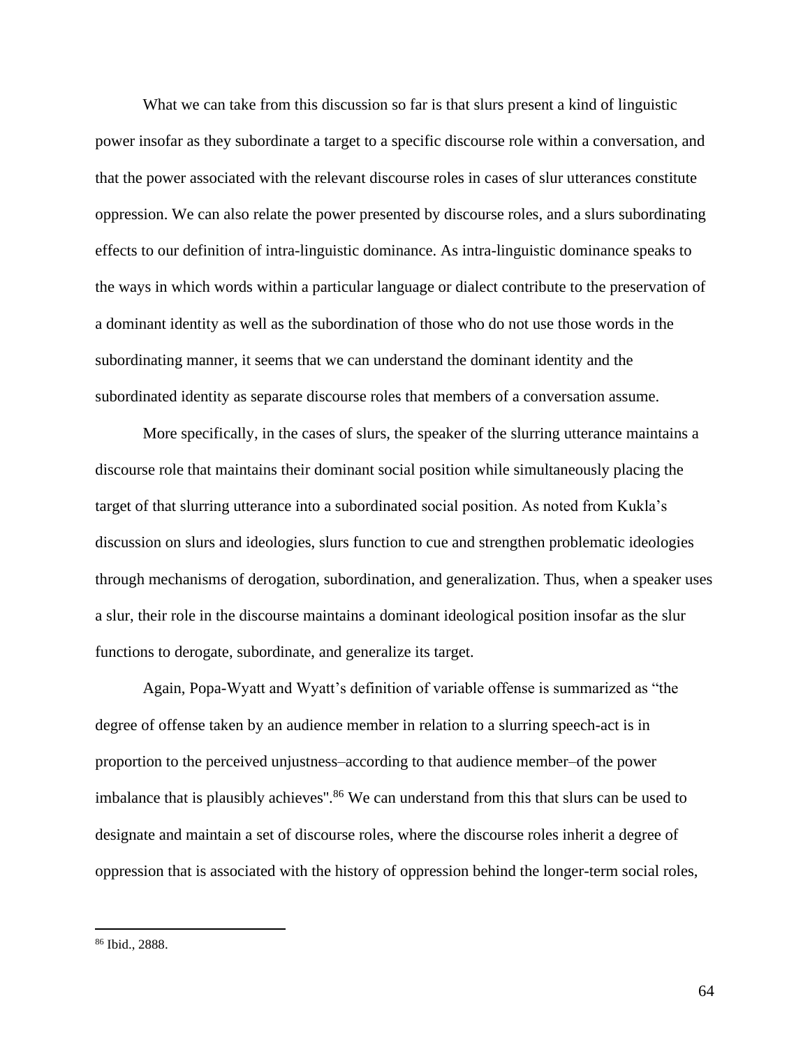What we can take from this discussion so far is that slurs present a kind of linguistic power insofar as they subordinate a target to a specific discourse role within a conversation, and that the power associated with the relevant discourse roles in cases of slur utterances constitute oppression. We can also relate the power presented by discourse roles, and a slurs subordinating effects to our definition of intra-linguistic dominance. As intra-linguistic dominance speaks to the ways in which words within a particular language or dialect contribute to the preservation of a dominant identity as well as the subordination of those who do not use those words in the subordinating manner, it seems that we can understand the dominant identity and the subordinated identity as separate discourse roles that members of a conversation assume.

More specifically, in the cases of slurs, the speaker of the slurring utterance maintains a discourse role that maintains their dominant social position while simultaneously placing the target of that slurring utterance into a subordinated social position. As noted from Kukla's discussion on slurs and ideologies, slurs function to cue and strengthen problematic ideologies through mechanisms of derogation, subordination, and generalization. Thus, when a speaker uses a slur, their role in the discourse maintains a dominant ideological position insofar as the slur functions to derogate, subordinate, and generalize its target.

Again, Popa-Wyatt and Wyatt's definition of variable offense is summarized as "the degree of offense taken by an audience member in relation to a slurring speech-act is in proportion to the perceived unjustness–according to that audience member–of the power imbalance that is plausibly achieves".[86] We can understand from this that slurs can be used to designate and maintain a set of discourse roles, where the discourse roles inherit a degree of oppression that is associated with the history of oppression behind the longer-term social roles,

---

[86] Ibid., 2888.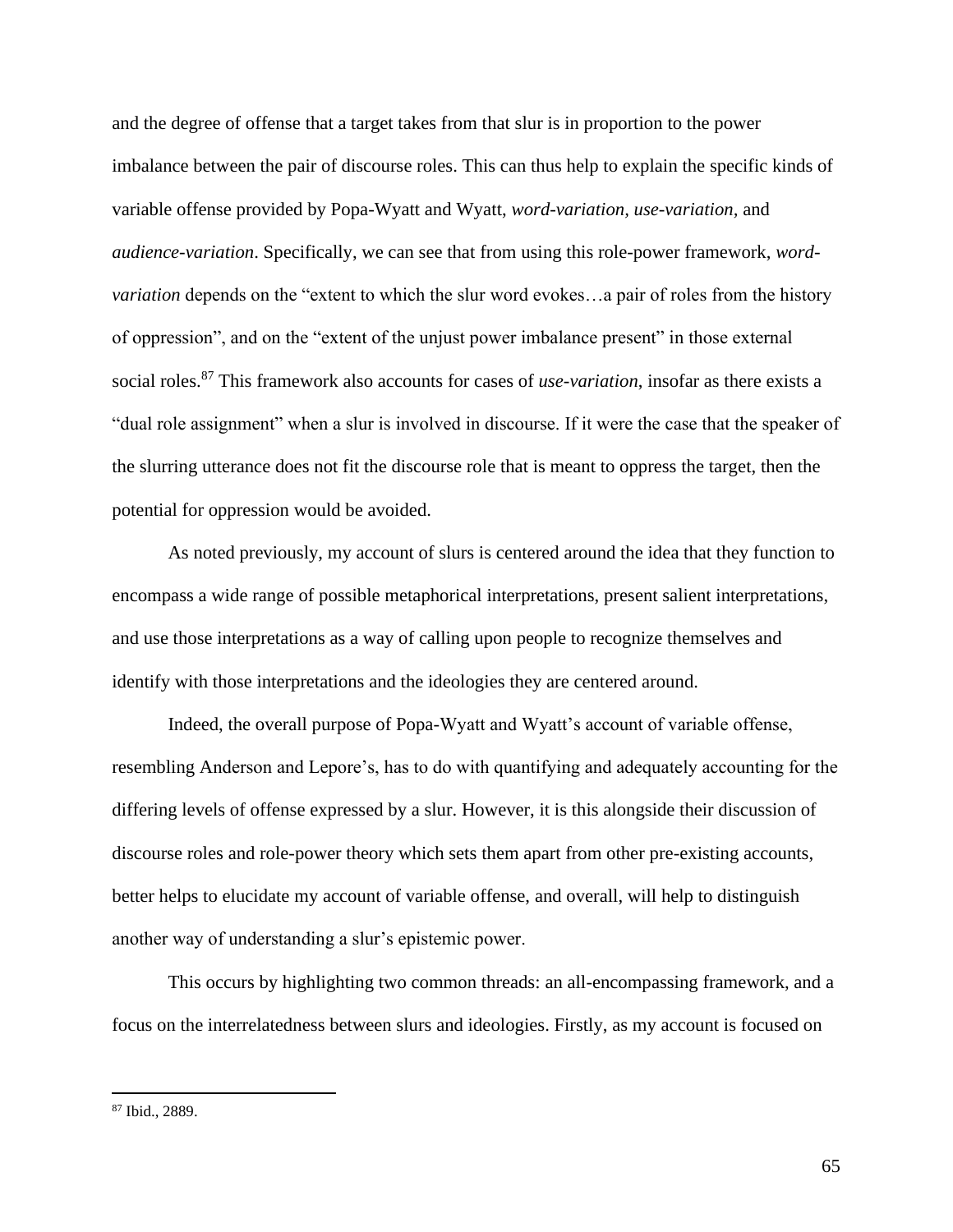and the degree of offense that a target takes from that slur is in proportion to the power imbalance between the pair of discourse roles. This can thus help to explain the specific kinds of variable offense provided by Popa-Wyatt and Wyatt, *word-variation*, *use-variation,* and *audience-variation*. Specifically, we can see that from using this role-power framework, *word-variation* depends on the "extent to which the slur word evokes…a pair of roles from the history of oppression", and on the "extent of the unjust power imbalance present" in those external social roles.[87] This framework also accounts for cases of *use-variation*, insofar as there exists a "dual role assignment" when a slur is involved in discourse. If it were the case that the speaker of the slurring utterance does not fit the discourse role that is meant to oppress the target, then the potential for oppression would be avoided.

As noted previously, my account of slurs is centered around the idea that they function to encompass a wide range of possible metaphorical interpretations, present salient interpretations, and use those interpretations as a way of calling upon people to recognize themselves and identify with those interpretations and the ideologies they are centered around.

Indeed, the overall purpose of Popa-Wyatt and Wyatt's account of variable offense, resembling Anderson and Lepore's, has to do with quantifying and adequately accounting for the differing levels of offense expressed by a slur. However, it is this alongside their discussion of discourse roles and role-power theory which sets them apart from other pre-existing accounts, better helps to elucidate my account of variable offense, and overall, will help to distinguish another way of understanding a slur's epistemic power.

This occurs by highlighting two common threads: an all-encompassing framework, and a focus on the interrelatedness between slurs and ideologies. Firstly, as my account is focused on

---

[87] Ibid., 2889.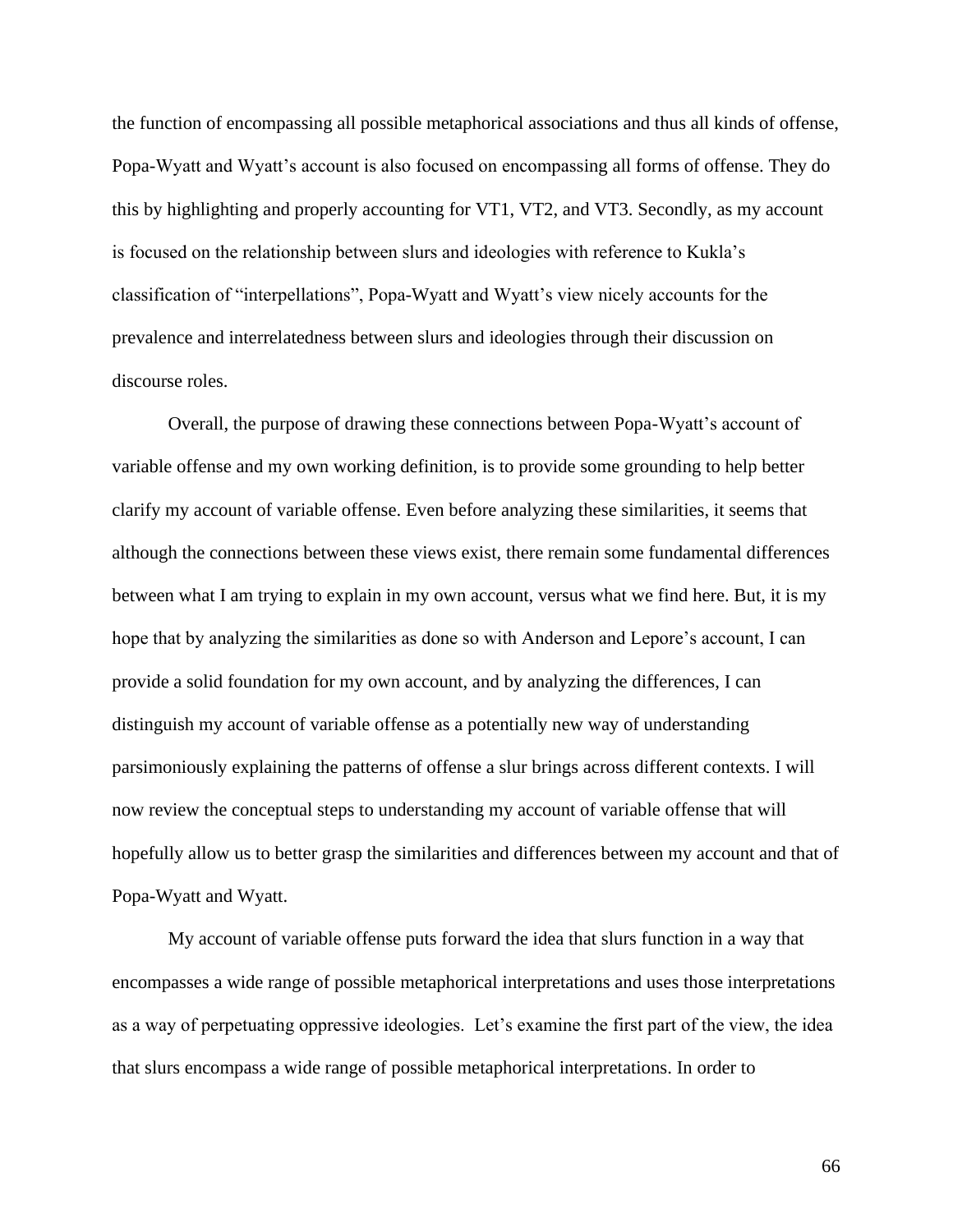the function of encompassing all possible metaphorical associations and thus all kinds of offense, Popa-Wyatt and Wyatt's account is also focused on encompassing all forms of offense. They do this by highlighting and properly accounting for VT1, VT2, and VT3. Secondly, as my account is focused on the relationship between slurs and ideologies with reference to Kukla's classification of "interpellations", Popa-Wyatt and Wyatt's view nicely accounts for the prevalence and interrelatedness between slurs and ideologies through their discussion on discourse roles.

Overall, the purpose of drawing these connections between Popa-Wyatt's account of variable offense and my own working definition, is to provide some grounding to help better clarify my account of variable offense. Even before analyzing these similarities, it seems that although the connections between these views exist, there remain some fundamental differences between what I am trying to explain in my own account, versus what we find here. But, it is my hope that by analyzing the similarities as done so with Anderson and Lepore's account, I can provide a solid foundation for my own account, and by analyzing the differences, I can distinguish my account of variable offense as a potentially new way of understanding parsimoniously explaining the patterns of offense a slur brings across different contexts. I will now review the conceptual steps to understanding my account of variable offense that will hopefully allow us to better grasp the similarities and differences between my account and that of Popa-Wyatt and Wyatt.

My account of variable offense puts forward the idea that slurs function in a way that encompasses a wide range of possible metaphorical interpretations and uses those interpretations as a way of perpetuating oppressive ideologies. Let's examine the first part of the view, the idea that slurs encompass a wide range of possible metaphorical interpretations. In order to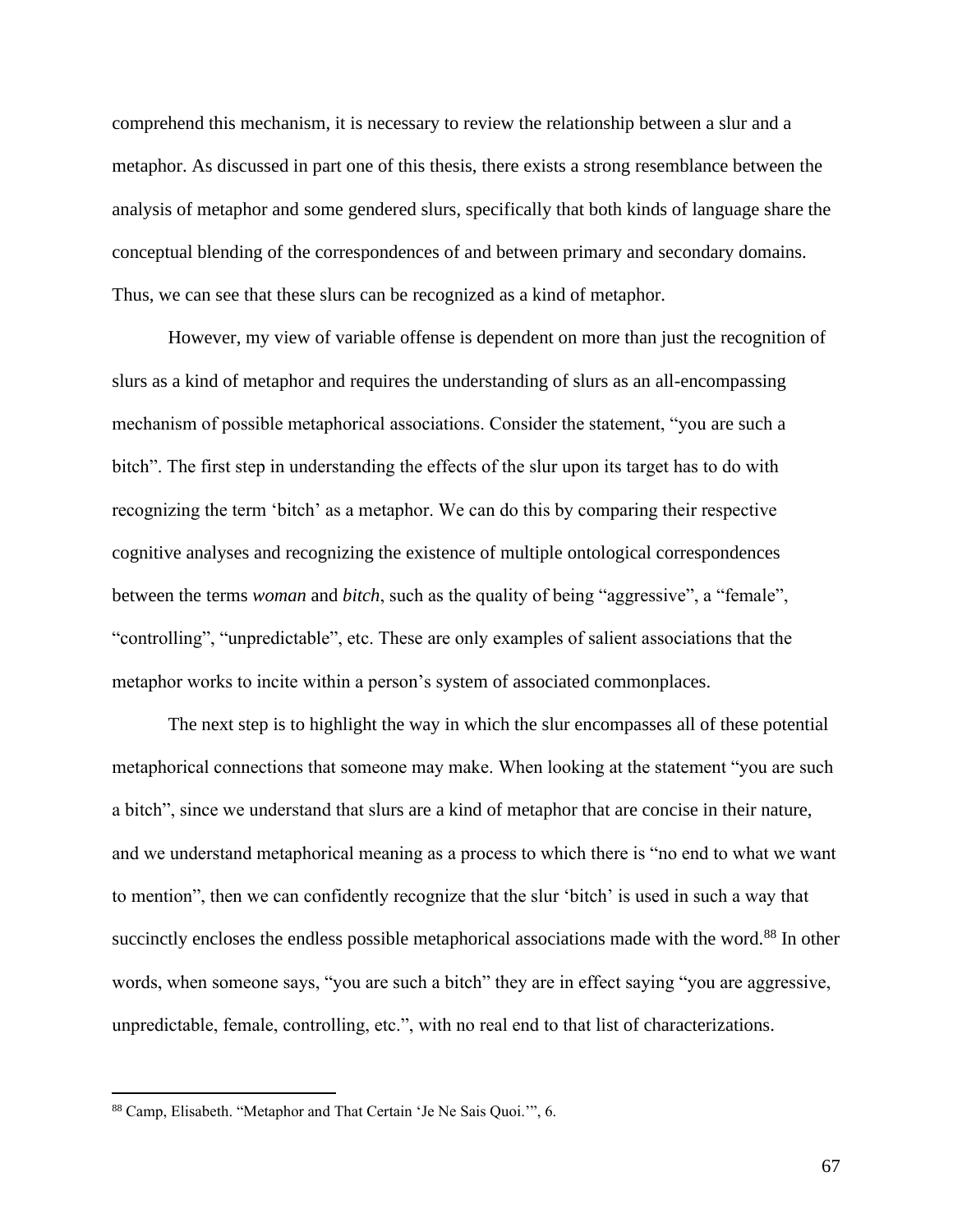comprehend this mechanism, it is necessary to review the relationship between a slur and a metaphor. As discussed in part one of this thesis, there exists a strong resemblance between the analysis of metaphor and some gendered slurs, specifically that both kinds of language share the conceptual blending of the correspondences of and between primary and secondary domains. Thus, we can see that these slurs can be recognized as a kind of metaphor.

However, my view of variable offense is dependent on more than just the recognition of slurs as a kind of metaphor and requires the understanding of slurs as an all-encompassing mechanism of possible metaphorical associations. Consider the statement, "you are such a bitch". The first step in understanding the effects of the slur upon its target has to do with recognizing the term 'bitch' as a metaphor. We can do this by comparing their respective cognitive analyses and recognizing the existence of multiple ontological correspondences between the terms *woman* and *bitch*, such as the quality of being "aggressive", a "female", "controlling", "unpredictable", etc. These are only examples of salient associations that the metaphor works to incite within a person's system of associated commonplaces.

The next step is to highlight the way in which the slur encompasses all of these potential metaphorical connections that someone may make. When looking at the statement "you are such a bitch", since we understand that slurs are a kind of metaphor that are concise in their nature, and we understand metaphorical meaning as a process to which there is "no end to what we want to mention", then we can confidently recognize that the slur 'bitch' is used in such a way that succinctly encloses the endless possible metaphorical associations made with the word.[88] In other words, when someone says, "you are such a bitch" they are in effect saying "you are aggressive, unpredictable, female, controlling, etc.", with no real end to that list of characterizations.

---

[88] Camp, Elisabeth. "Metaphor and That Certain 'Je Ne Sais Quoi.'", 6.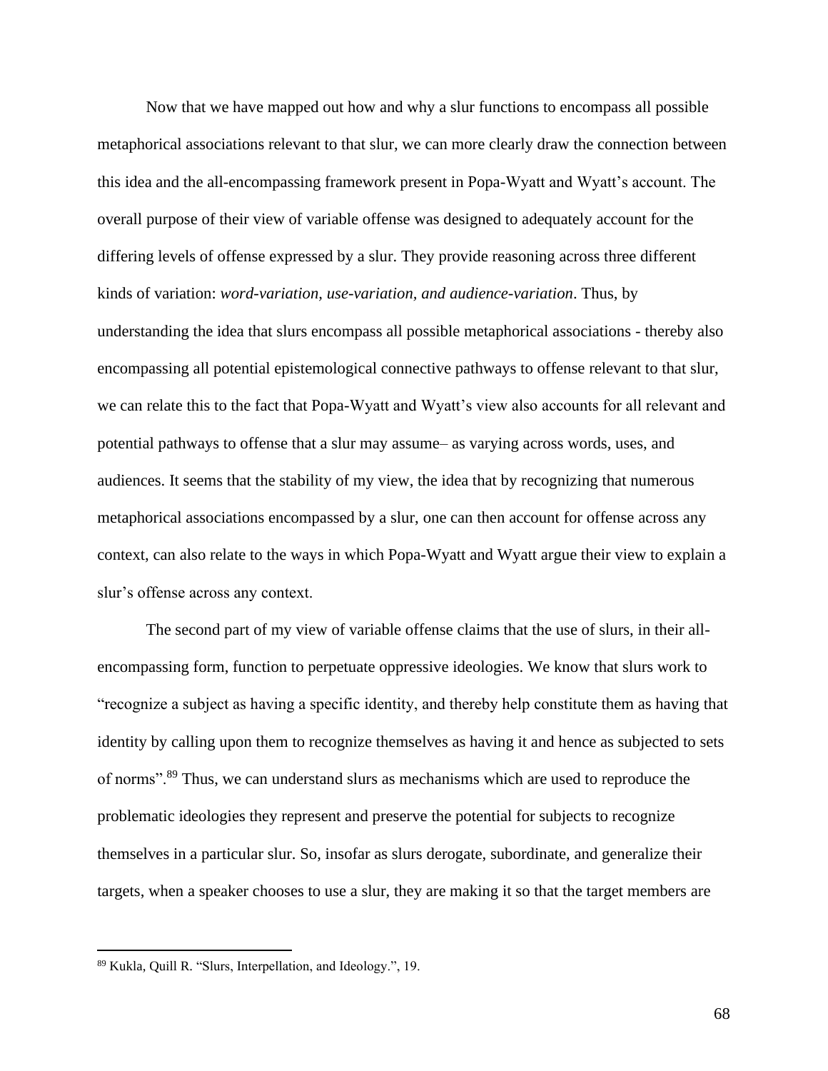Now that we have mapped out how and why a slur functions to encompass all possible metaphorical associations relevant to that slur, we can more clearly draw the connection between this idea and the all-encompassing framework present in Popa-Wyatt and Wyatt's account. The overall purpose of their view of variable offense was designed to adequately account for the differing levels of offense expressed by a slur. They provide reasoning across three different kinds of variation: *word-variation, use-variation, and audience-variation*. Thus, by understanding the idea that slurs encompass all possible metaphorical associations - thereby also encompassing all potential epistemological connective pathways to offense relevant to that slur, we can relate this to the fact that Popa-Wyatt and Wyatt's view also accounts for all relevant and potential pathways to offense that a slur may assume– as varying across words, uses, and audiences. It seems that the stability of my view, the idea that by recognizing that numerous metaphorical associations encompassed by a slur, one can then account for offense across any context, can also relate to the ways in which Popa-Wyatt and Wyatt argue their view to explain a slur's offense across any context.

The second part of my view of variable offense claims that the use of slurs, in their all-encompassing form, function to perpetuate oppressive ideologies. We know that slurs work to "recognize a subject as having a specific identity, and thereby help constitute them as having that identity by calling upon them to recognize themselves as having it and hence as subjected to sets of norms".[89] Thus, we can understand slurs as mechanisms which are used to reproduce the problematic ideologies they represent and preserve the potential for subjects to recognize themselves in a particular slur. So, insofar as slurs derogate, subordinate, and generalize their targets, when a speaker chooses to use a slur, they are making it so that the target members are

[89] Kukla, Quill R. "Slurs, Interpellation, and Ideology.", 19.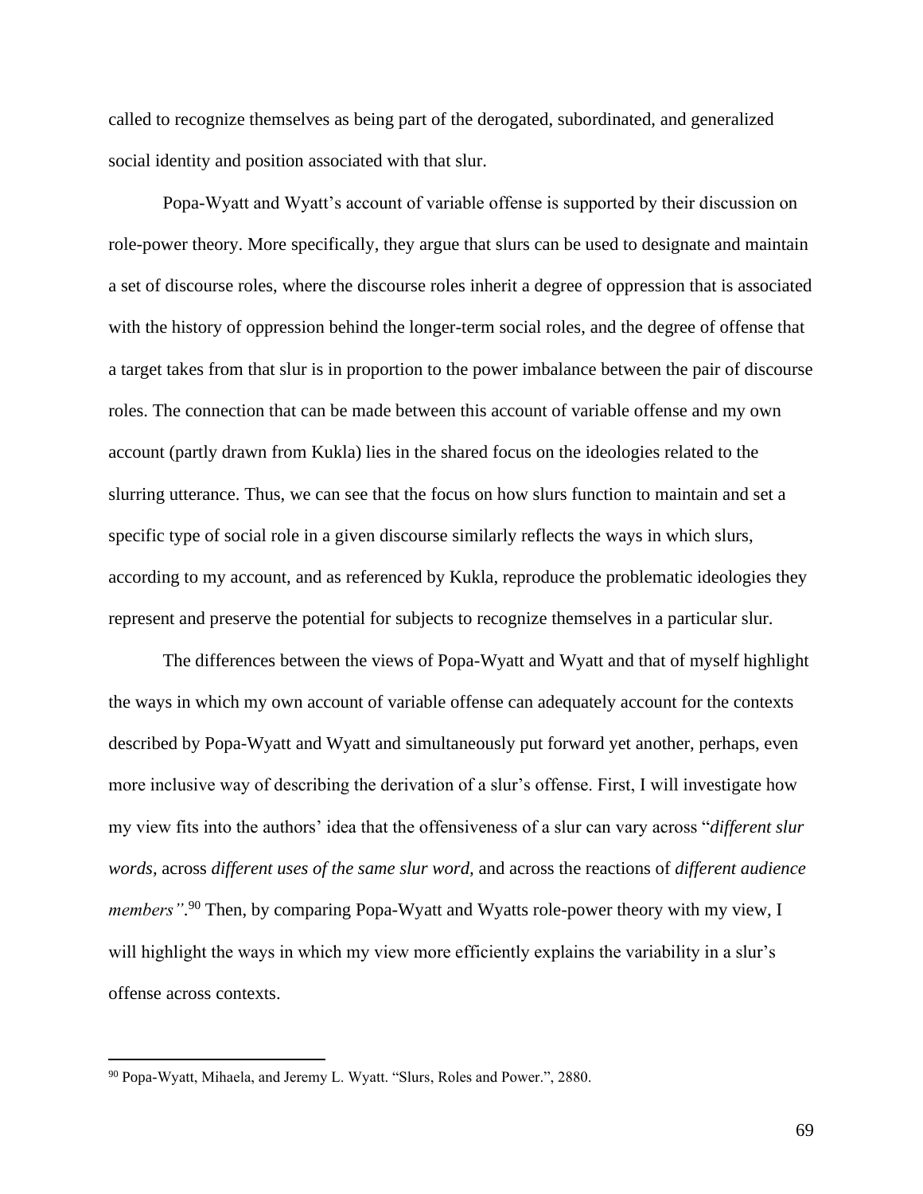called to recognize themselves as being part of the derogated, subordinated, and generalized social identity and position associated with that slur.

Popa-Wyatt and Wyatt's account of variable offense is supported by their discussion on role-power theory. More specifically, they argue that slurs can be used to designate and maintain a set of discourse roles, where the discourse roles inherit a degree of oppression that is associated with the history of oppression behind the longer-term social roles, and the degree of offense that a target takes from that slur is in proportion to the power imbalance between the pair of discourse roles. The connection that can be made between this account of variable offense and my own account (partly drawn from Kukla) lies in the shared focus on the ideologies related to the slurring utterance. Thus, we can see that the focus on how slurs function to maintain and set a specific type of social role in a given discourse similarly reflects the ways in which slurs, according to my account, and as referenced by Kukla, reproduce the problematic ideologies they represent and preserve the potential for subjects to recognize themselves in a particular slur.

The differences between the views of Popa-Wyatt and Wyatt and that of myself highlight the ways in which my own account of variable offense can adequately account for the contexts described by Popa-Wyatt and Wyatt and simultaneously put forward yet another, perhaps, even more inclusive way of describing the derivation of a slur's offense. First, I will investigate how my view fits into the authors' idea that the offensiveness of a slur can vary across "*different slur words*, across *different uses of the same slur word*, and across the reactions of *different audience members"*.[90] Then, by comparing Popa-Wyatt and Wyatts role-power theory with my view, I will highlight the ways in which my view more efficiently explains the variability in a slur's offense across contexts.

[90] Popa-Wyatt, Mihaela, and Jeremy L. Wyatt. "Slurs, Roles and Power.", 2880.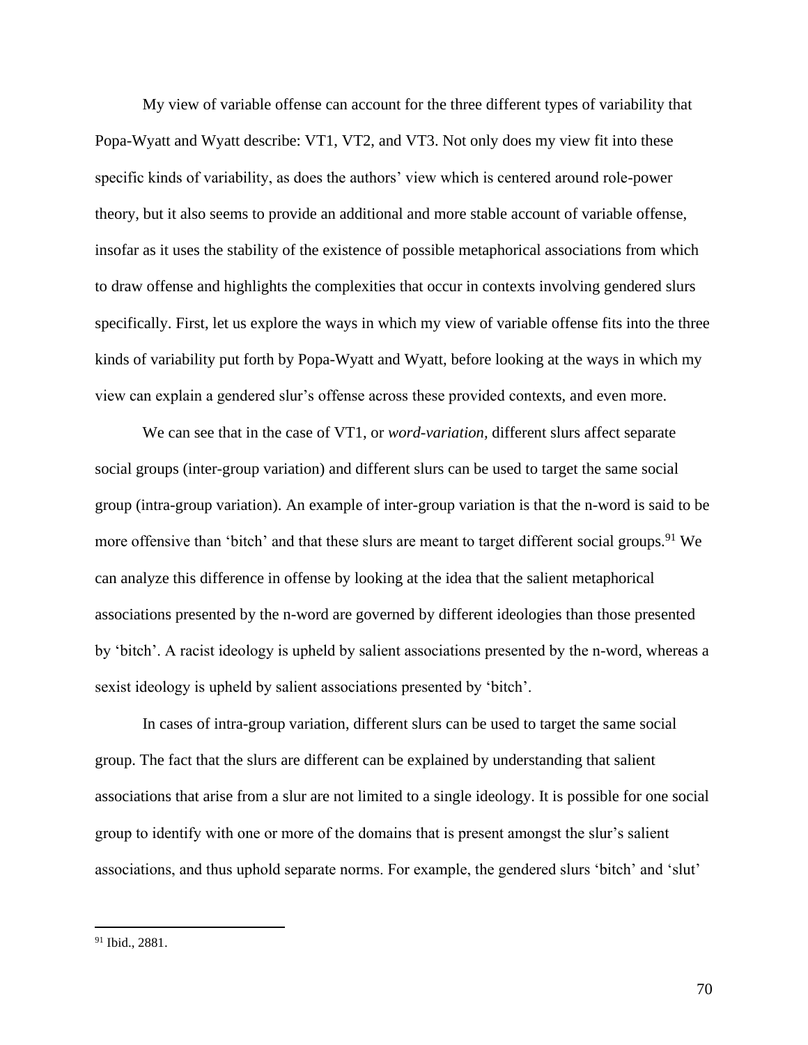My view of variable offense can account for the three different types of variability that Popa-Wyatt and Wyatt describe: VT1, VT2, and VT3. Not only does my view fit into these specific kinds of variability, as does the authors' view which is centered around role-power theory, but it also seems to provide an additional and more stable account of variable offense, insofar as it uses the stability of the existence of possible metaphorical associations from which to draw offense and highlights the complexities that occur in contexts involving gendered slurs specifically. First, let us explore the ways in which my view of variable offense fits into the three kinds of variability put forth by Popa-Wyatt and Wyatt, before looking at the ways in which my view can explain a gendered slur's offense across these provided contexts, and even more.

We can see that in the case of VT1, or *word-variation,* different slurs affect separate social groups (inter-group variation) and different slurs can be used to target the same social group (intra-group variation). An example of inter-group variation is that the n-word is said to be more offensive than 'bitch' and that these slurs are meant to target different social groups.[91] We can analyze this difference in offense by looking at the idea that the salient metaphorical associations presented by the n-word are governed by different ideologies than those presented by 'bitch'. A racist ideology is upheld by salient associations presented by the n-word, whereas a sexist ideology is upheld by salient associations presented by 'bitch'.

In cases of intra-group variation, different slurs can be used to target the same social group. The fact that the slurs are different can be explained by understanding that salient associations that arise from a slur are not limited to a single ideology. It is possible for one social group to identify with one or more of the domains that is present amongst the slur's salient associations, and thus uphold separate norms. For example, the gendered slurs 'bitch' and 'slut'

[91] Ibid., 2881.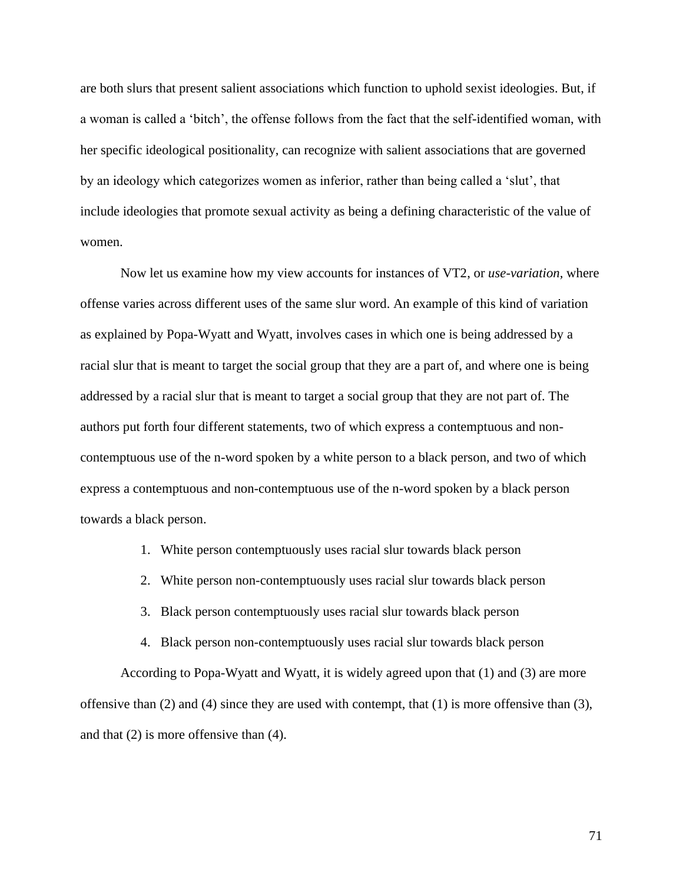are both slurs that present salient associations which function to uphold sexist ideologies. But, if a woman is called a 'bitch', the offense follows from the fact that the self-identified woman, with her specific ideological positionality, can recognize with salient associations that are governed by an ideology which categorizes women as inferior, rather than being called a 'slut', that include ideologies that promote sexual activity as being a defining characteristic of the value of women.

Now let us examine how my view accounts for instances of VT2, or *use-variation,* where offense varies across different uses of the same slur word. An example of this kind of variation as explained by Popa-Wyatt and Wyatt, involves cases in which one is being addressed by a racial slur that is meant to target the social group that they are a part of, and where one is being addressed by a racial slur that is meant to target a social group that they are not part of. The authors put forth four different statements, two of which express a contemptuous and non-contemptuous use of the n-word spoken by a white person to a black person, and two of which express a contemptuous and non-contemptuous use of the n-word spoken by a black person towards a black person.

1. White person contemptuously uses racial slur towards black person
2. White person non-contemptuously uses racial slur towards black person
3. Black person contemptuously uses racial slur towards black person
4. Black person non-contemptuously uses racial slur towards black person

According to Popa-Wyatt and Wyatt, it is widely agreed upon that (1) and (3) are more offensive than (2) and (4) since they are used with contempt, that (1) is more offensive than (3), and that (2) is more offensive than (4).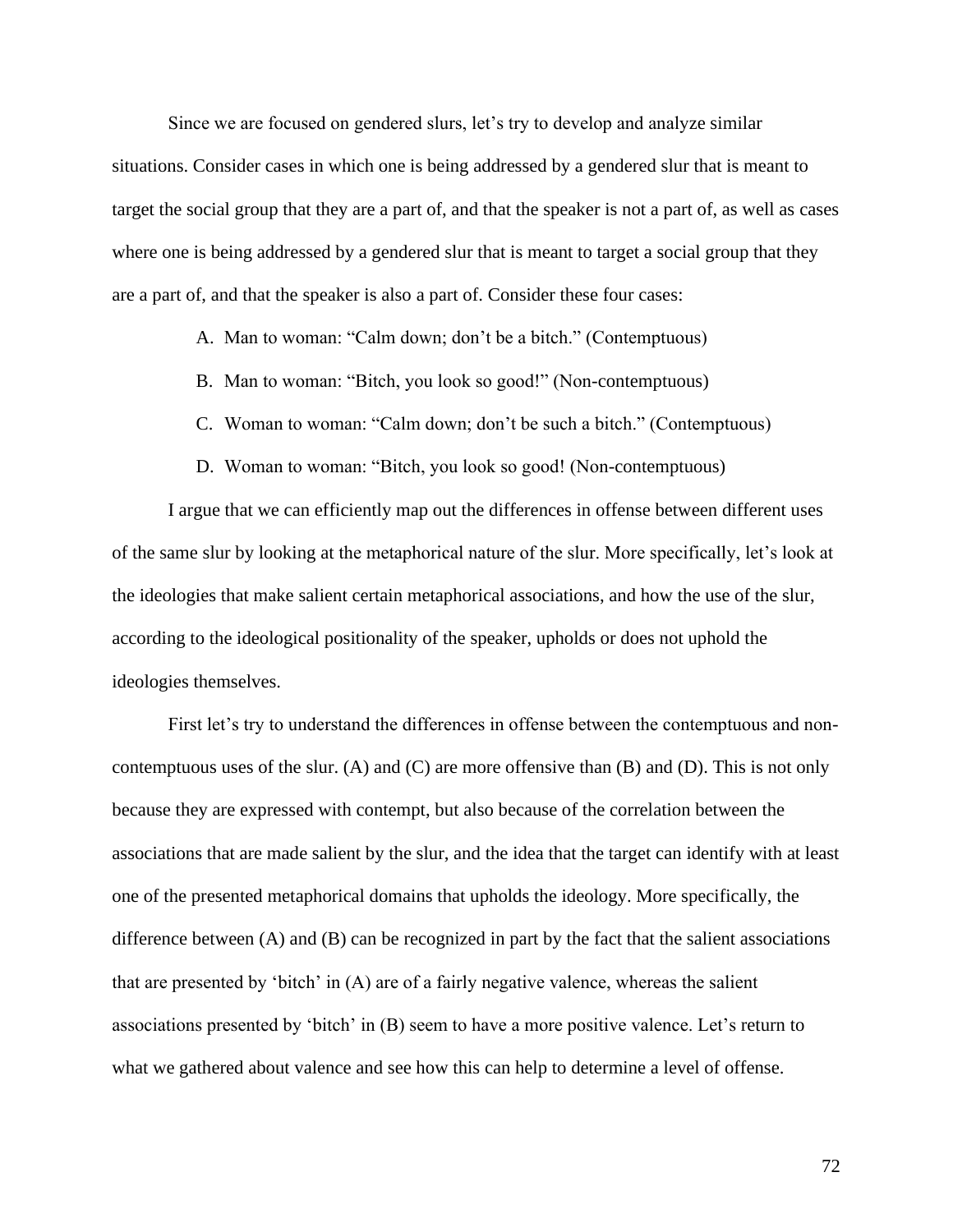Since we are focused on gendered slurs, let's try to develop and analyze similar situations. Consider cases in which one is being addressed by a gendered slur that is meant to target the social group that they are a part of, and that the speaker is not a part of, as well as cases where one is being addressed by a gendered slur that is meant to target a social group that they are a part of, and that the speaker is also a part of. Consider these four cases:

A. Man to woman: "Calm down; don't be a bitch." (Contemptuous)

B. Man to woman: "Bitch, you look so good!" (Non-contemptuous)

C. Woman to woman: "Calm down; don't be such a bitch." (Contemptuous)

D. Woman to woman: "Bitch, you look so good! (Non-contemptuous)

I argue that we can efficiently map out the differences in offense between different uses of the same slur by looking at the metaphorical nature of the slur. More specifically, let's look at the ideologies that make salient certain metaphorical associations, and how the use of the slur, according to the ideological positionality of the speaker, upholds or does not uphold the ideologies themselves.

First let's try to understand the differences in offense between the contemptuous and non-contemptuous uses of the slur. (A) and (C) are more offensive than (B) and (D). This is not only because they are expressed with contempt, but also because of the correlation between the associations that are made salient by the slur, and the idea that the target can identify with at least one of the presented metaphorical domains that upholds the ideology. More specifically, the difference between (A) and (B) can be recognized in part by the fact that the salient associations that are presented by 'bitch' in (A) are of a fairly negative valence, whereas the salient associations presented by 'bitch' in (B) seem to have a more positive valence. Let's return to what we gathered about valence and see how this can help to determine a level of offense.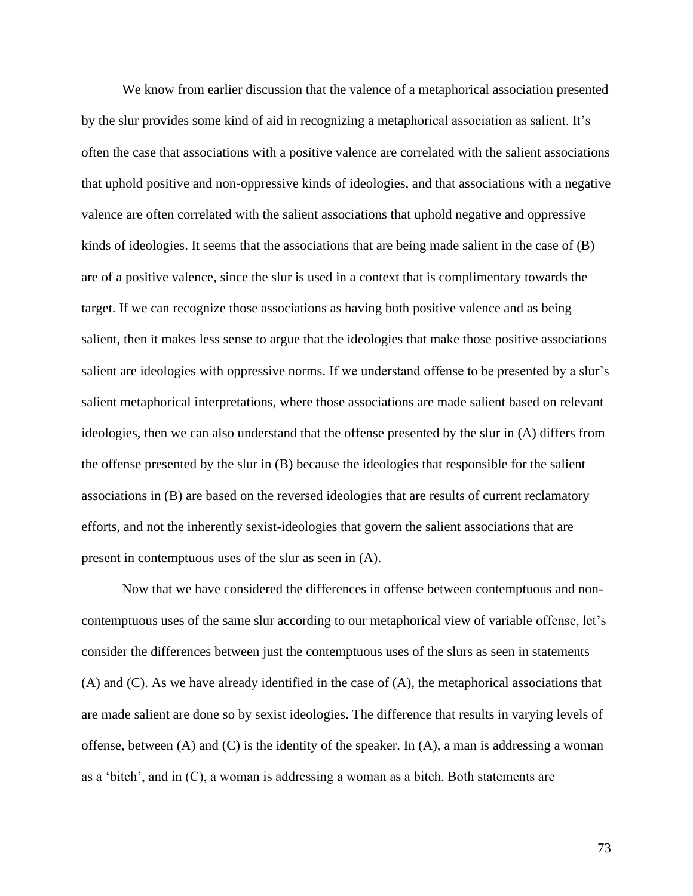We know from earlier discussion that the valence of a metaphorical association presented by the slur provides some kind of aid in recognizing a metaphorical association as salient. It's often the case that associations with a positive valence are correlated with the salient associations that uphold positive and non-oppressive kinds of ideologies, and that associations with a negative valence are often correlated with the salient associations that uphold negative and oppressive kinds of ideologies. It seems that the associations that are being made salient in the case of (B) are of a positive valence, since the slur is used in a context that is complimentary towards the target. If we can recognize those associations as having both positive valence and as being salient, then it makes less sense to argue that the ideologies that make those positive associations salient are ideologies with oppressive norms. If we understand offense to be presented by a slur's salient metaphorical interpretations, where those associations are made salient based on relevant ideologies, then we can also understand that the offense presented by the slur in (A) differs from the offense presented by the slur in (B) because the ideologies that responsible for the salient associations in (B) are based on the reversed ideologies that are results of current reclamatory efforts, and not the inherently sexist-ideologies that govern the salient associations that are present in contemptuous uses of the slur as seen in (A).

Now that we have considered the differences in offense between contemptuous and non-contemptuous uses of the same slur according to our metaphorical view of variable offense, let's consider the differences between just the contemptuous uses of the slurs as seen in statements (A) and (C). As we have already identified in the case of (A), the metaphorical associations that are made salient are done so by sexist ideologies. The difference that results in varying levels of offense, between (A) and (C) is the identity of the speaker. In (A), a man is addressing a woman as a 'bitch', and in (C), a woman is addressing a woman as a bitch. Both statements are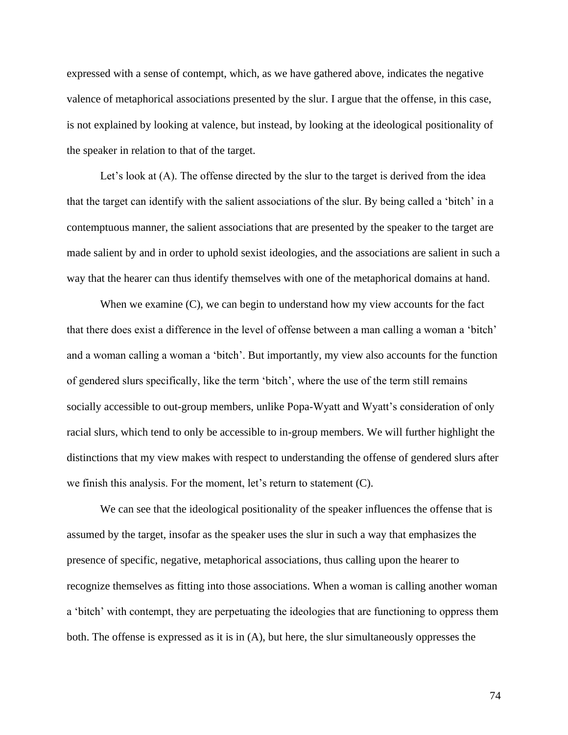expressed with a sense of contempt, which, as we have gathered above, indicates the negative valence of metaphorical associations presented by the slur. I argue that the offense, in this case, is not explained by looking at valence, but instead, by looking at the ideological positionality of the speaker in relation to that of the target.

Let's look at (A). The offense directed by the slur to the target is derived from the idea that the target can identify with the salient associations of the slur. By being called a 'bitch' in a contemptuous manner, the salient associations that are presented by the speaker to the target are made salient by and in order to uphold sexist ideologies, and the associations are salient in such a way that the hearer can thus identify themselves with one of the metaphorical domains at hand.

When we examine (C), we can begin to understand how my view accounts for the fact that there does exist a difference in the level of offense between a man calling a woman a 'bitch' and a woman calling a woman a 'bitch'. But importantly, my view also accounts for the function of gendered slurs specifically, like the term 'bitch', where the use of the term still remains socially accessible to out-group members, unlike Popa-Wyatt and Wyatt's consideration of only racial slurs, which tend to only be accessible to in-group members. We will further highlight the distinctions that my view makes with respect to understanding the offense of gendered slurs after we finish this analysis. For the moment, let's return to statement (C).

We can see that the ideological positionality of the speaker influences the offense that is assumed by the target, insofar as the speaker uses the slur in such a way that emphasizes the presence of specific, negative, metaphorical associations, thus calling upon the hearer to recognize themselves as fitting into those associations. When a woman is calling another woman a 'bitch' with contempt, they are perpetuating the ideologies that are functioning to oppress them both. The offense is expressed as it is in (A), but here, the slur simultaneously oppresses the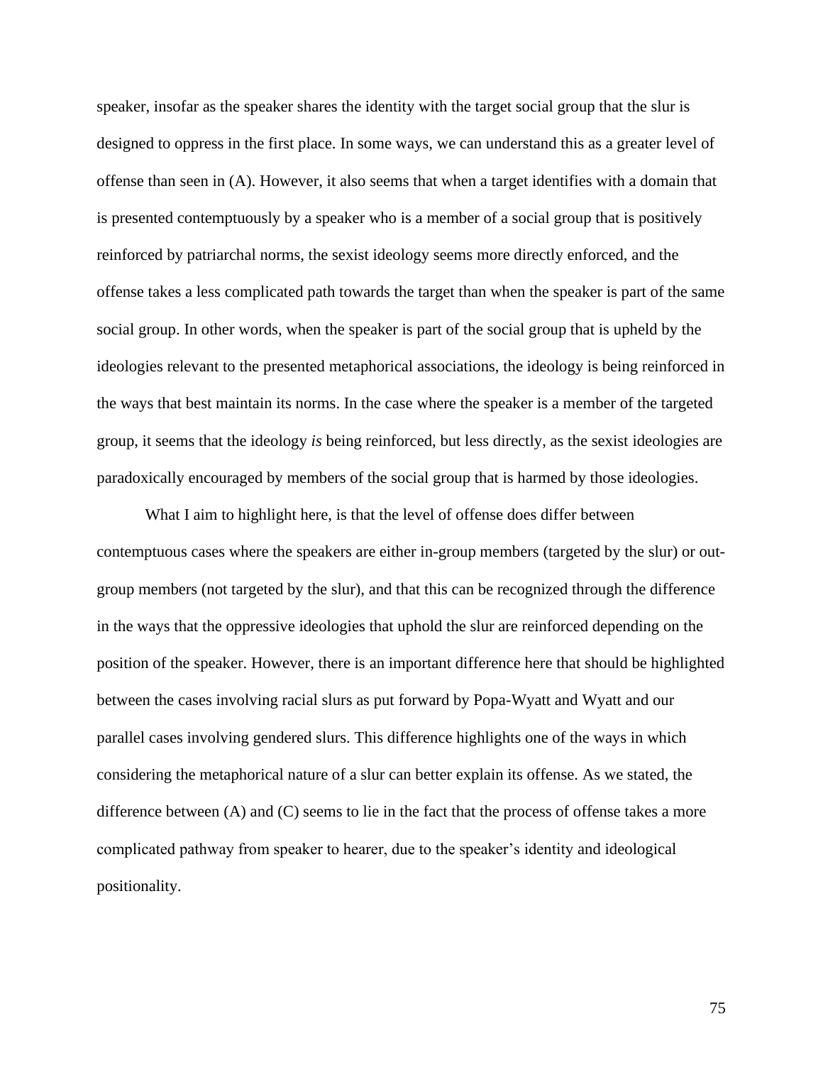speaker, insofar as the speaker shares the identity with the target social group that the slur is designed to oppress in the first place. In some ways, we can understand this as a greater level of offense than seen in (A). However, it also seems that when a target identifies with a domain that is presented contemptuously by a speaker who is a member of a social group that is positively reinforced by patriarchal norms, the sexist ideology seems more directly enforced, and the offense takes a less complicated path towards the target than when the speaker is part of the same social group. In other words, when the speaker is part of the social group that is upheld by the ideologies relevant to the presented metaphorical associations, the ideology is being reinforced in the ways that best maintain its norms. In the case where the speaker is a member of the targeted group, it seems that the ideology *is* being reinforced, but less directly, as the sexist ideologies are paradoxically encouraged by members of the social group that is harmed by those ideologies.

What I aim to highlight here, is that the level of offense does differ between contemptuous cases where the speakers are either in-group members (targeted by the slur) or out-group members (not targeted by the slur), and that this can be recognized through the difference in the ways that the oppressive ideologies that uphold the slur are reinforced depending on the position of the speaker. However, there is an important difference here that should be highlighted between the cases involving racial slurs as put forward by Popa-Wyatt and Wyatt and our parallel cases involving gendered slurs. This difference highlights one of the ways in which considering the metaphorical nature of a slur can better explain its offense. As we stated, the difference between (A) and (C) seems to lie in the fact that the process of offense takes a more complicated pathway from speaker to hearer, due to the speaker's identity and ideological positionality.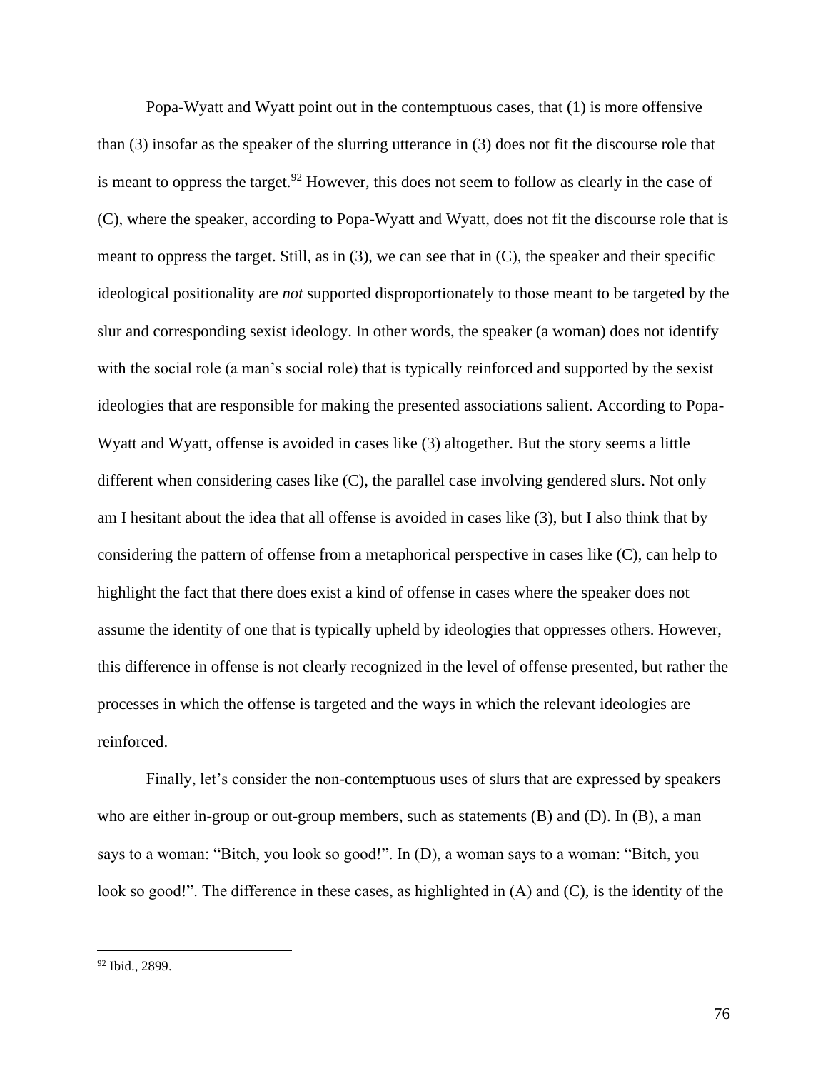Popa-Wyatt and Wyatt point out in the contemptuous cases, that (1) is more offensive than (3) insofar as the speaker of the slurring utterance in (3) does not fit the discourse role that is meant to oppress the target.[92] However, this does not seem to follow as clearly in the case of (C), where the speaker, according to Popa-Wyatt and Wyatt, does not fit the discourse role that is meant to oppress the target. Still, as in (3), we can see that in (C), the speaker and their specific ideological positionality are *not* supported disproportionately to those meant to be targeted by the slur and corresponding sexist ideology. In other words, the speaker (a woman) does not identify with the social role (a man's social role) that is typically reinforced and supported by the sexist ideologies that are responsible for making the presented associations salient. According to Popa-Wyatt and Wyatt, offense is avoided in cases like (3) altogether. But the story seems a little different when considering cases like (C), the parallel case involving gendered slurs. Not only am I hesitant about the idea that all offense is avoided in cases like (3), but I also think that by considering the pattern of offense from a metaphorical perspective in cases like (C), can help to highlight the fact that there does exist a kind of offense in cases where the speaker does not assume the identity of one that is typically upheld by ideologies that oppresses others. However, this difference in offense is not clearly recognized in the level of offense presented, but rather the processes in which the offense is targeted and the ways in which the relevant ideologies are reinforced.

Finally, let's consider the non-contemptuous uses of slurs that are expressed by speakers who are either in-group or out-group members, such as statements (B) and (D). In (B), a man says to a woman: "Bitch, you look so good!". In (D), a woman says to a woman: "Bitch, you look so good!". The difference in these cases, as highlighted in (A) and (C), is the identity of the

[92] Ibid., 2899.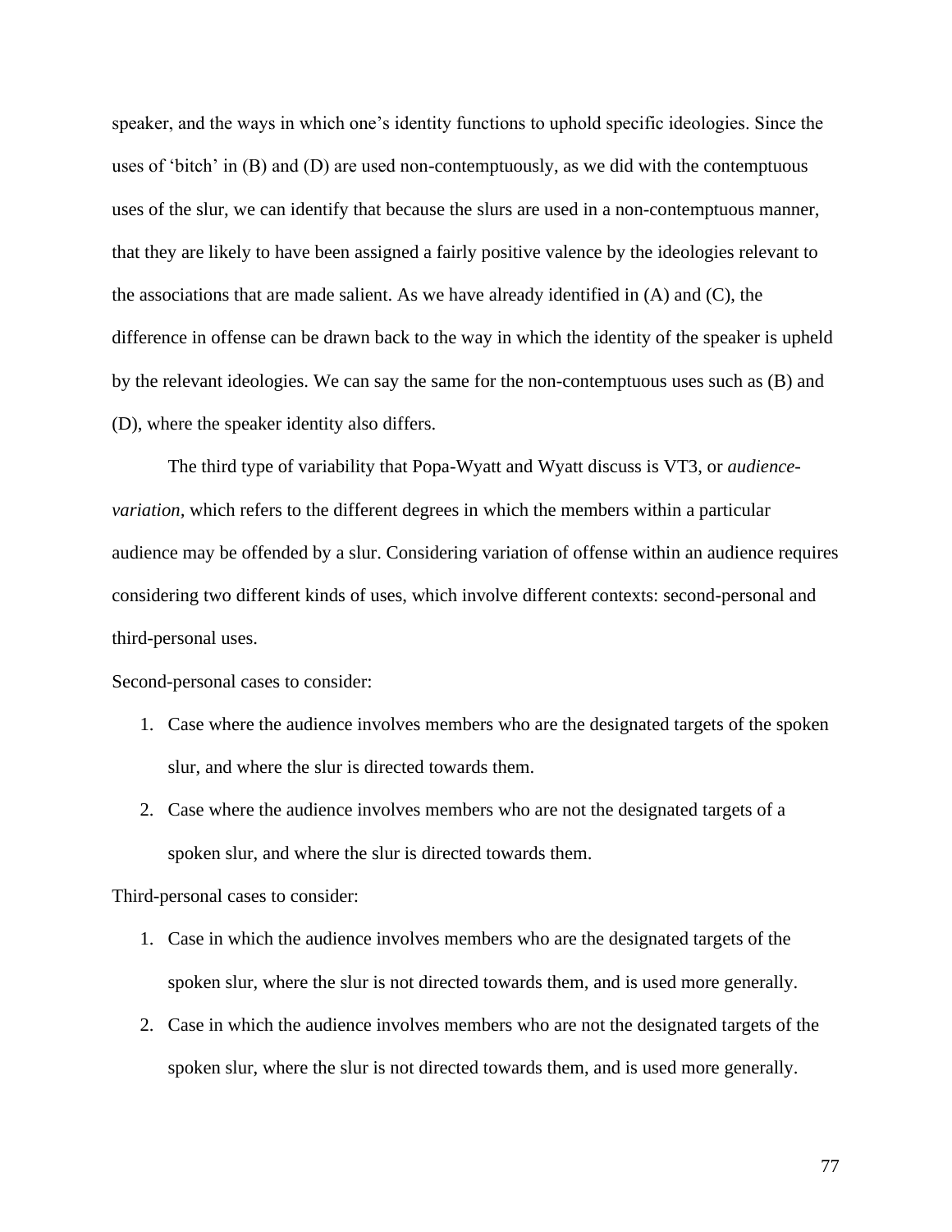speaker, and the ways in which one's identity functions to uphold specific ideologies. Since the uses of 'bitch' in (B) and (D) are used non-contemptuously, as we did with the contemptuous uses of the slur, we can identify that because the slurs are used in a non-contemptuous manner, that they are likely to have been assigned a fairly positive valence by the ideologies relevant to the associations that are made salient. As we have already identified in (A) and (C), the difference in offense can be drawn back to the way in which the identity of the speaker is upheld by the relevant ideologies. We can say the same for the non-contemptuous uses such as (B) and (D), where the speaker identity also differs.

The third type of variability that Popa-Wyatt and Wyatt discuss is VT3, or *audience-variation*, which refers to the different degrees in which the members within a particular audience may be offended by a slur. Considering variation of offense within an audience requires considering two different kinds of uses, which involve different contexts: second-personal and third-personal uses.

Second-personal cases to consider:

1. Case where the audience involves members who are the designated targets of the spoken slur, and where the slur is directed towards them.
2. Case where the audience involves members who are not the designated targets of a spoken slur, and where the slur is directed towards them.

Third-personal cases to consider:

1. Case in which the audience involves members who are the designated targets of the spoken slur, where the slur is not directed towards them, and is used more generally.
2. Case in which the audience involves members who are not the designated targets of the spoken slur, where the slur is not directed towards them, and is used more generally.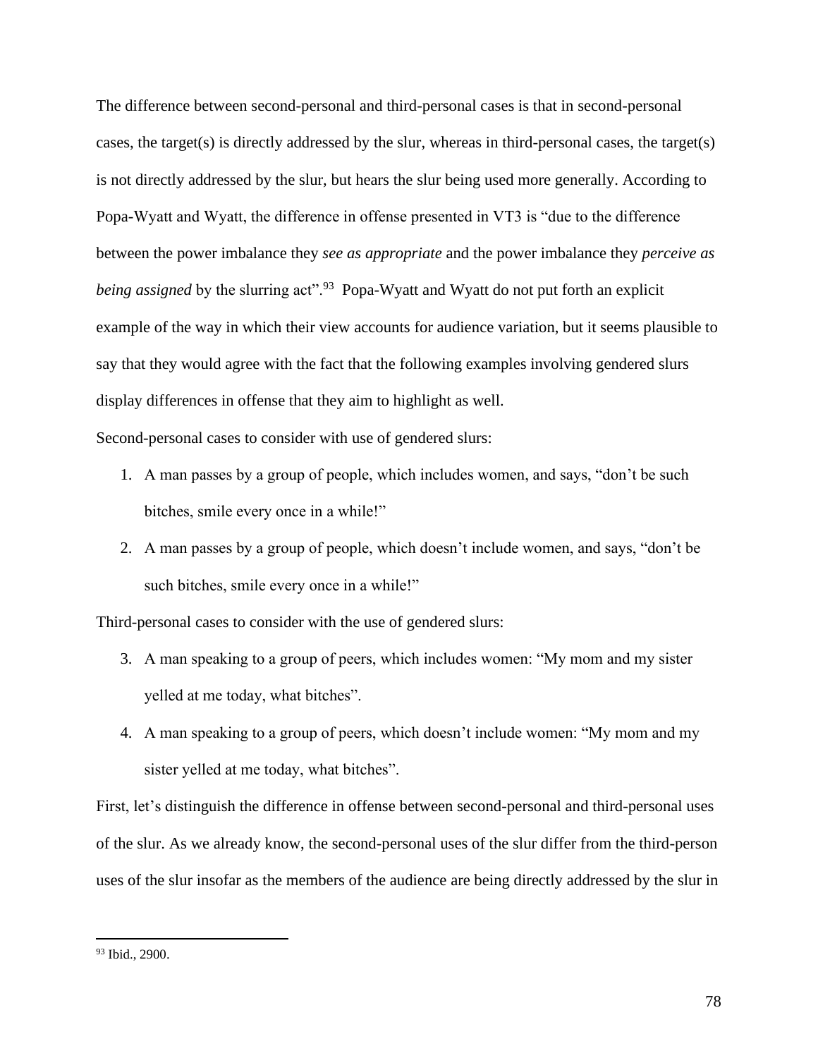The difference between second-personal and third-personal cases is that in second-personal cases, the target(s) is directly addressed by the slur, whereas in third-personal cases, the target(s) is not directly addressed by the slur, but hears the slur being used more generally. According to Popa-Wyatt and Wyatt, the difference in offense presented in VT3 is "due to the difference between the power imbalance they *see as appropriate* and the power imbalance they *perceive as being assigned* by the slurring act".[93] Popa-Wyatt and Wyatt do not put forth an explicit example of the way in which their view accounts for audience variation, but it seems plausible to say that they would agree with the fact that the following examples involving gendered slurs display differences in offense that they aim to highlight as well.

Second-personal cases to consider with use of gendered slurs:

1. A man passes by a group of people, which includes women, and says, "don't be such bitches, smile every once in a while!"
2. A man passes by a group of people, which doesn't include women, and says, "don't be such bitches, smile every once in a while!"

Third-personal cases to consider with the use of gendered slurs:

3. A man speaking to a group of peers, which includes women: "My mom and my sister yelled at me today, what bitches".
4. A man speaking to a group of peers, which doesn't include women: "My mom and my sister yelled at me today, what bitches".

First, let's distinguish the difference in offense between second-personal and third-personal uses of the slur. As we already know, the second-personal uses of the slur differ from the third-person uses of the slur insofar as the members of the audience are being directly addressed by the slur in

[93] Ibid., 2900.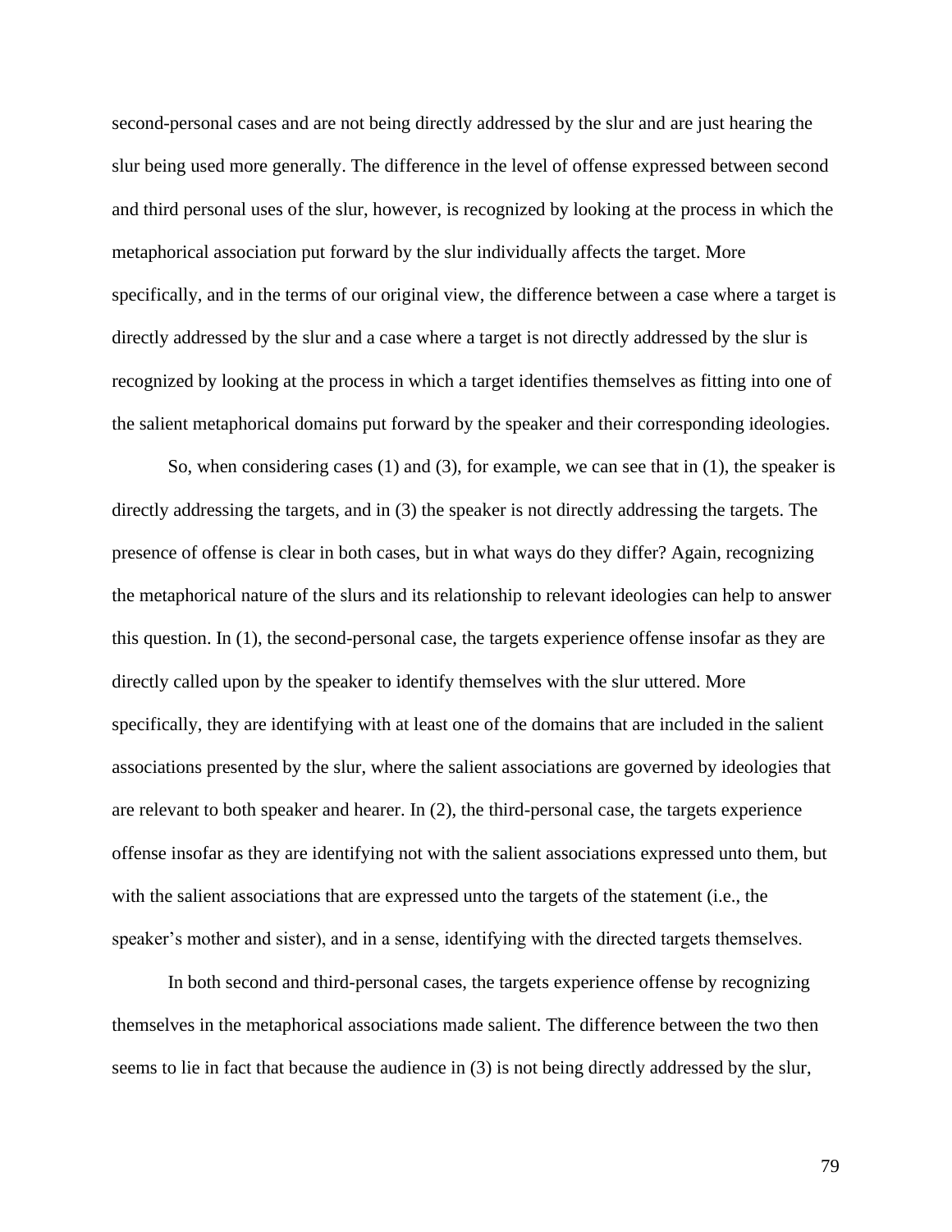second-personal cases and are not being directly addressed by the slur and are just hearing the slur being used more generally. The difference in the level of offense expressed between second and third personal uses of the slur, however, is recognized by looking at the process in which the metaphorical association put forward by the slur individually affects the target. More specifically, and in the terms of our original view, the difference between a case where a target is directly addressed by the slur and a case where a target is not directly addressed by the slur is recognized by looking at the process in which a target identifies themselves as fitting into one of the salient metaphorical domains put forward by the speaker and their corresponding ideologies.

So, when considering cases (1) and (3), for example, we can see that in (1), the speaker is directly addressing the targets, and in (3) the speaker is not directly addressing the targets. The presence of offense is clear in both cases, but in what ways do they differ? Again, recognizing the metaphorical nature of the slurs and its relationship to relevant ideologies can help to answer this question. In (1), the second-personal case, the targets experience offense insofar as they are directly called upon by the speaker to identify themselves with the slur uttered. More specifically, they are identifying with at least one of the domains that are included in the salient associations presented by the slur, where the salient associations are governed by ideologies that are relevant to both speaker and hearer. In (2), the third-personal case, the targets experience offense insofar as they are identifying not with the salient associations expressed unto them, but with the salient associations that are expressed unto the targets of the statement (i.e., the speaker's mother and sister), and in a sense, identifying with the directed targets themselves.

In both second and third-personal cases, the targets experience offense by recognizing themselves in the metaphorical associations made salient. The difference between the two then seems to lie in fact that because the audience in (3) is not being directly addressed by the slur,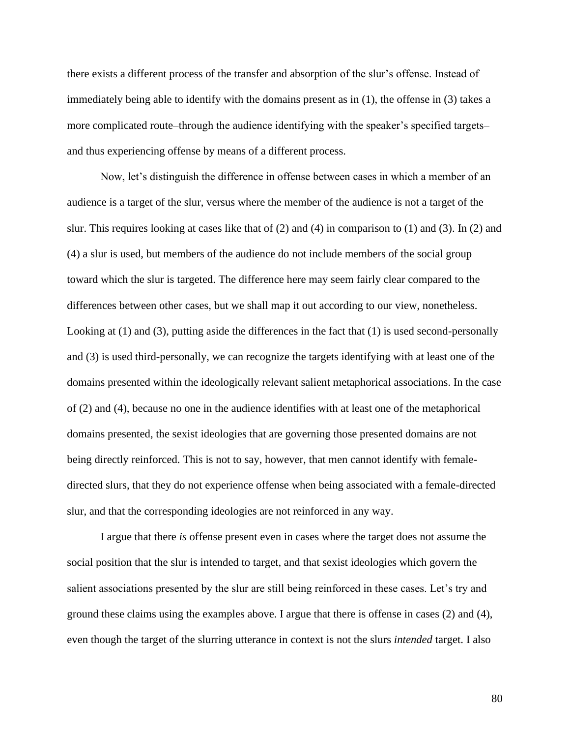there exists a different process of the transfer and absorption of the slur's offense. Instead of immediately being able to identify with the domains present as in (1), the offense in (3) takes a more complicated route–through the audience identifying with the speaker's specified targets– and thus experiencing offense by means of a different process.

Now, let's distinguish the difference in offense between cases in which a member of an audience is a target of the slur, versus where the member of the audience is not a target of the slur. This requires looking at cases like that of (2) and (4) in comparison to (1) and (3). In (2) and (4) a slur is used, but members of the audience do not include members of the social group toward which the slur is targeted. The difference here may seem fairly clear compared to the differences between other cases, but we shall map it out according to our view, nonetheless. Looking at (1) and (3), putting aside the differences in the fact that (1) is used second-personally and (3) is used third-personally, we can recognize the targets identifying with at least one of the domains presented within the ideologically relevant salient metaphorical associations. In the case of (2) and (4), because no one in the audience identifies with at least one of the metaphorical domains presented, the sexist ideologies that are governing those presented domains are not being directly reinforced. This is not to say, however, that men cannot identify with female-directed slurs, that they do not experience offense when being associated with a female-directed slur, and that the corresponding ideologies are not reinforced in any way.

I argue that there *is* offense present even in cases where the target does not assume the social position that the slur is intended to target, and that sexist ideologies which govern the salient associations presented by the slur are still being reinforced in these cases. Let's try and ground these claims using the examples above. I argue that there is offense in cases (2) and (4), even though the target of the slurring utterance in context is not the slurs *intended* target. I also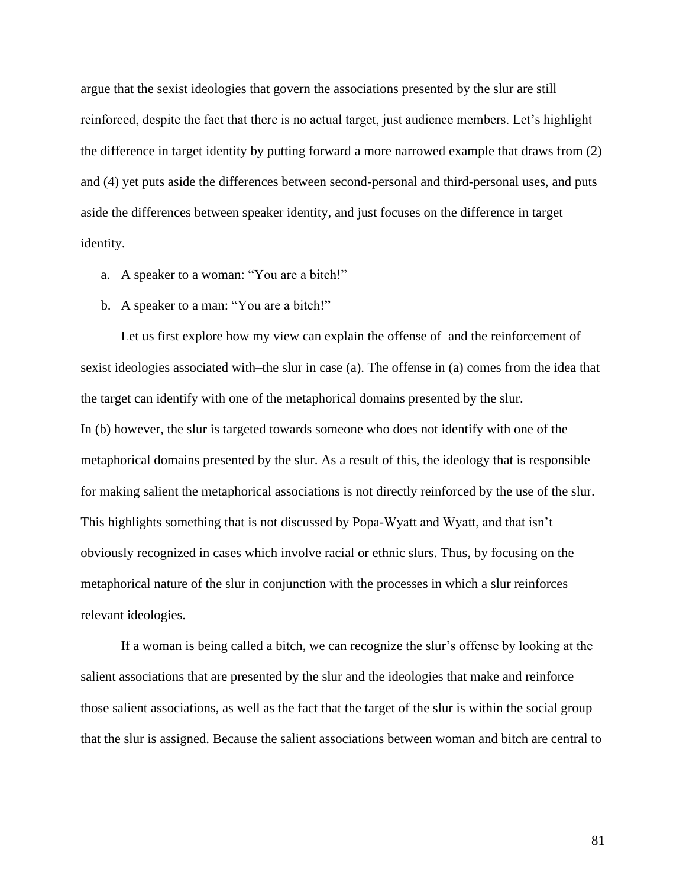argue that the sexist ideologies that govern the associations presented by the slur are still reinforced, despite the fact that there is no actual target, just audience members. Let's highlight the difference in target identity by putting forward a more narrowed example that draws from (2) and (4) yet puts aside the differences between second-personal and third-personal uses, and puts aside the differences between speaker identity, and just focuses on the difference in target identity.

a. A speaker to a woman: "You are a bitch!"
b. A speaker to a man: "You are a bitch!"

Let us first explore how my view can explain the offense of–and the reinforcement of sexist ideologies associated with–the slur in case (a). The offense in (a) comes from the idea that the target can identify with one of the metaphorical domains presented by the slur.
In (b) however, the slur is targeted towards someone who does not identify with one of the metaphorical domains presented by the slur. As a result of this, the ideology that is responsible for making salient the metaphorical associations is not directly reinforced by the use of the slur. This highlights something that is not discussed by Popa-Wyatt and Wyatt, and that isn't obviously recognized in cases which involve racial or ethnic slurs. Thus, by focusing on the metaphorical nature of the slur in conjunction with the processes in which a slur reinforces relevant ideologies.

If a woman is being called a bitch, we can recognize the slur's offense by looking at the salient associations that are presented by the slur and the ideologies that make and reinforce those salient associations, as well as the fact that the target of the slur is within the social group that the slur is assigned. Because the salient associations between woman and bitch are central to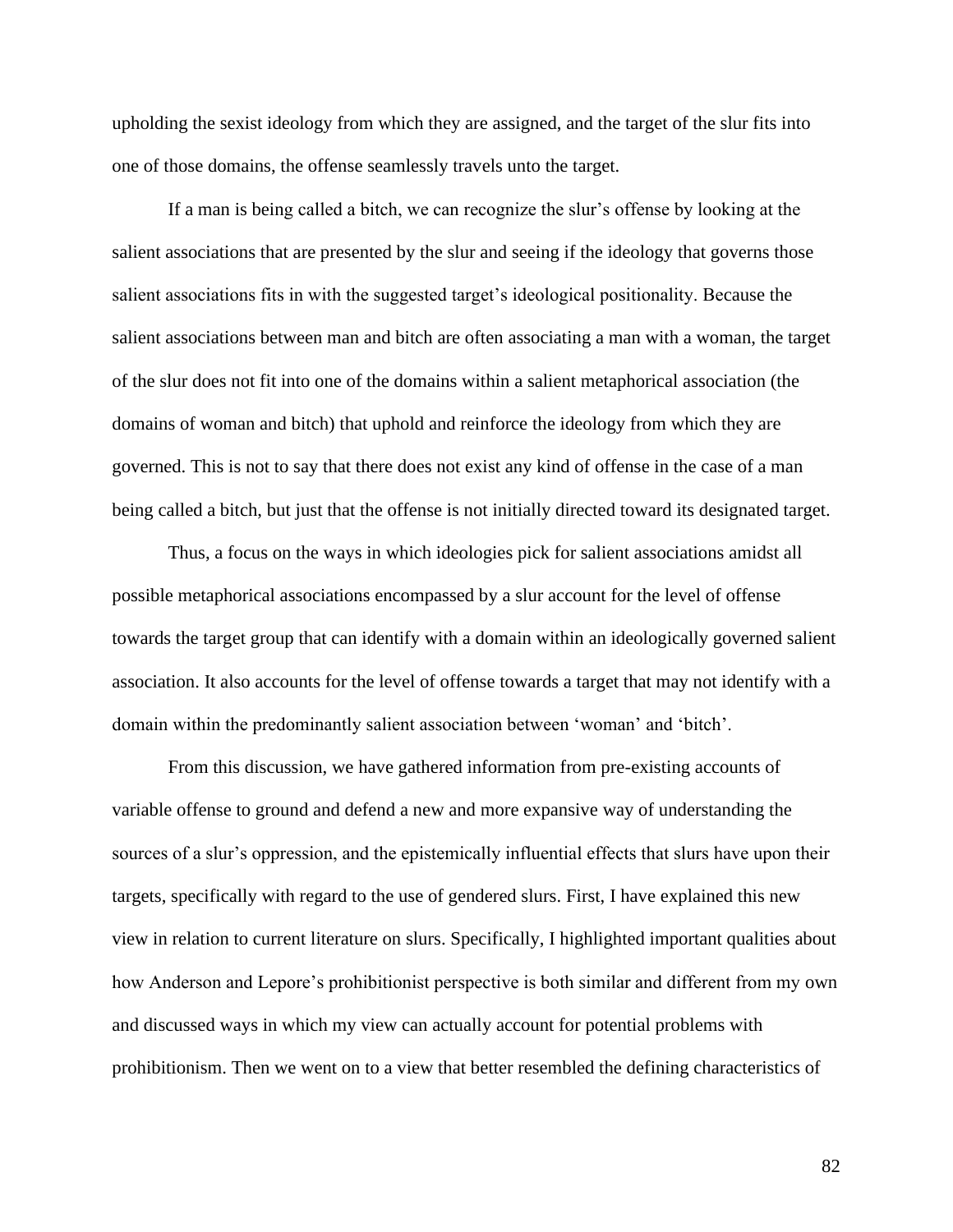upholding the sexist ideology from which they are assigned, and the target of the slur fits into one of those domains, the offense seamlessly travels unto the target.

If a man is being called a bitch, we can recognize the slur's offense by looking at the salient associations that are presented by the slur and seeing if the ideology that governs those salient associations fits in with the suggested target's ideological positionality. Because the salient associations between man and bitch are often associating a man with a woman, the target of the slur does not fit into one of the domains within a salient metaphorical association (the domains of woman and bitch) that uphold and reinforce the ideology from which they are governed. This is not to say that there does not exist any kind of offense in the case of a man being called a bitch, but just that the offense is not initially directed toward its designated target.

Thus, a focus on the ways in which ideologies pick for salient associations amidst all possible metaphorical associations encompassed by a slur account for the level of offense towards the target group that can identify with a domain within an ideologically governed salient association. It also accounts for the level of offense towards a target that may not identify with a domain within the predominantly salient association between 'woman' and 'bitch'.

From this discussion, we have gathered information from pre-existing accounts of variable offense to ground and defend a new and more expansive way of understanding the sources of a slur's oppression, and the epistemically influential effects that slurs have upon their targets, specifically with regard to the use of gendered slurs. First, I have explained this new view in relation to current literature on slurs. Specifically, I highlighted important qualities about how Anderson and Lepore's prohibitionist perspective is both similar and different from my own and discussed ways in which my view can actually account for potential problems with prohibitionism. Then we went on to a view that better resembled the defining characteristics of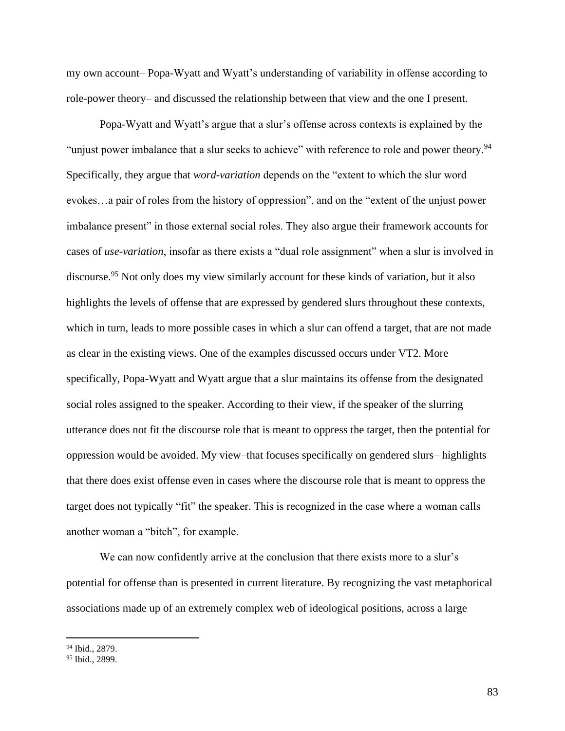my own account– Popa-Wyatt and Wyatt's understanding of variability in offense according to role-power theory– and discussed the relationship between that view and the one I present.

Popa-Wyatt and Wyatt's argue that a slur's offense across contexts is explained by the "unjust power imbalance that a slur seeks to achieve" with reference to role and power theory.[94] Specifically, they argue that *word-variation* depends on the "extent to which the slur word evokes…a pair of roles from the history of oppression", and on the "extent of the unjust power imbalance present" in those external social roles. They also argue their framework accounts for cases of *use-variation*, insofar as there exists a "dual role assignment" when a slur is involved in discourse.[95] Not only does my view similarly account for these kinds of variation, but it also highlights the levels of offense that are expressed by gendered slurs throughout these contexts, which in turn, leads to more possible cases in which a slur can offend a target, that are not made as clear in the existing views. One of the examples discussed occurs under VT2. More specifically, Popa-Wyatt and Wyatt argue that a slur maintains its offense from the designated social roles assigned to the speaker. According to their view, if the speaker of the slurring utterance does not fit the discourse role that is meant to oppress the target, then the potential for oppression would be avoided. My view–that focuses specifically on gendered slurs– highlights that there does exist offense even in cases where the discourse role that is meant to oppress the target does not typically "fit" the speaker. This is recognized in the case where a woman calls another woman a "bitch", for example.

We can now confidently arrive at the conclusion that there exists more to a slur's potential for offense than is presented in current literature. By recognizing the vast metaphorical associations made up of an extremely complex web of ideological positions, across a large

---

[94] Ibid., 2879.

[95] Ibid., 2899.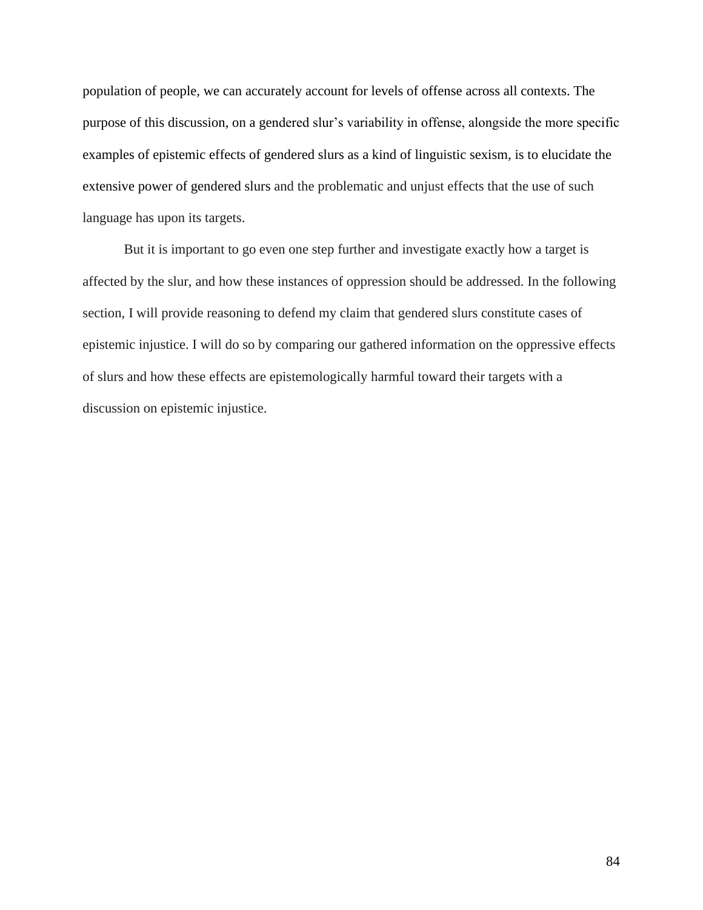population of people, we can accurately account for levels of offense across all contexts. The purpose of this discussion, on a gendered slur's variability in offense, alongside the more specific examples of epistemic effects of gendered slurs as a kind of linguistic sexism, is to elucidate the extensive power of gendered slurs and the problematic and unjust effects that the use of such language has upon its targets.

But it is important to go even one step further and investigate exactly how a target is affected by the slur, and how these instances of oppression should be addressed. In the following section, I will provide reasoning to defend my claim that gendered slurs constitute cases of epistemic injustice. I will do so by comparing our gathered information on the oppressive effects of slurs and how these effects are epistemologically harmful toward their targets with a discussion on epistemic injustice.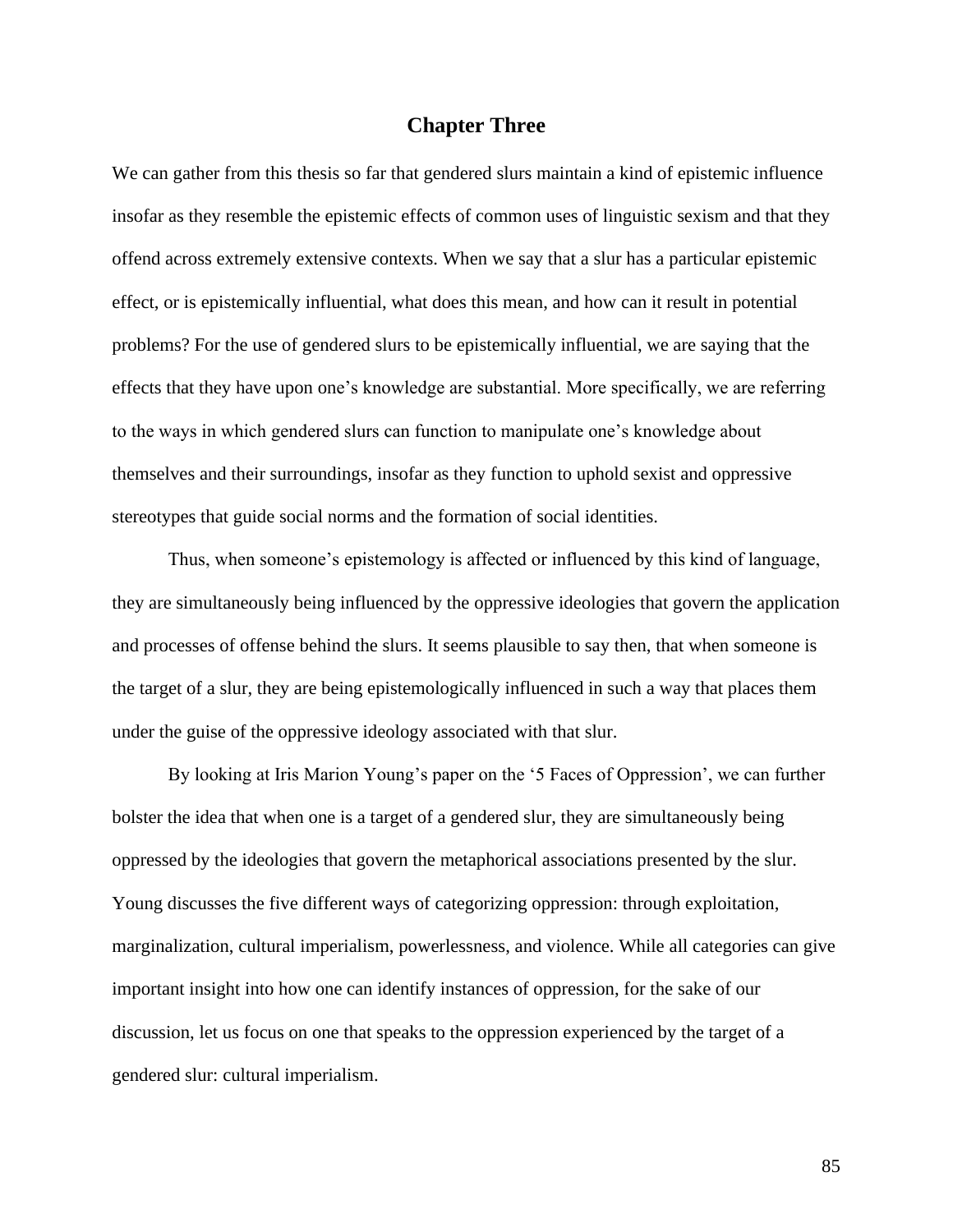# Chapter Three

We can gather from this thesis so far that gendered slurs maintain a kind of epistemic influence insofar as they resemble the epistemic effects of common uses of linguistic sexism and that they offend across extremely extensive contexts. When we say that a slur has a particular epistemic effect, or is epistemically influential, what does this mean, and how can it result in potential problems? For the use of gendered slurs to be epistemically influential, we are saying that the effects that they have upon one's knowledge are substantial. More specifically, we are referring to the ways in which gendered slurs can function to manipulate one's knowledge about themselves and their surroundings, insofar as they function to uphold sexist and oppressive stereotypes that guide social norms and the formation of social identities.

Thus, when someone's epistemology is affected or influenced by this kind of language, they are simultaneously being influenced by the oppressive ideologies that govern the application and processes of offense behind the slurs. It seems plausible to say then, that when someone is the target of a slur, they are being epistemologically influenced in such a way that places them under the guise of the oppressive ideology associated with that slur.

By looking at Iris Marion Young's paper on the '5 Faces of Oppression', we can further bolster the idea that when one is a target of a gendered slur, they are simultaneously being oppressed by the ideologies that govern the metaphorical associations presented by the slur. Young discusses the five different ways of categorizing oppression: through exploitation, marginalization, cultural imperialism, powerlessness, and violence. While all categories can give important insight into how one can identify instances of oppression, for the sake of our discussion, let us focus on one that speaks to the oppression experienced by the target of a gendered slur: cultural imperialism.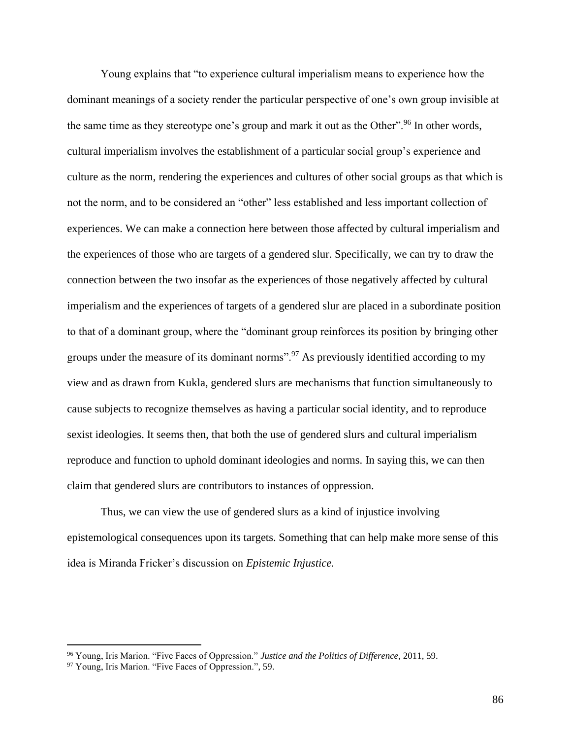Young explains that "to experience cultural imperialism means to experience how the dominant meanings of a society render the particular perspective of one's own group invisible at the same time as they stereotype one's group and mark it out as the Other".[96] In other words, cultural imperialism involves the establishment of a particular social group's experience and culture as the norm, rendering the experiences and cultures of other social groups as that which is not the norm, and to be considered an "other" less established and less important collection of experiences. We can make a connection here between those affected by cultural imperialism and the experiences of those who are targets of a gendered slur. Specifically, we can try to draw the connection between the two insofar as the experiences of those negatively affected by cultural imperialism and the experiences of targets of a gendered slur are placed in a subordinate position to that of a dominant group, where the "dominant group reinforces its position by bringing other groups under the measure of its dominant norms".[97] As previously identified according to my view and as drawn from Kukla, gendered slurs are mechanisms that function simultaneously to cause subjects to recognize themselves as having a particular social identity, and to reproduce sexist ideologies. It seems then, that both the use of gendered slurs and cultural imperialism reproduce and function to uphold dominant ideologies and norms. In saying this, we can then claim that gendered slurs are contributors to instances of oppression.

Thus, we can view the use of gendered slurs as a kind of injustice involving epistemological consequences upon its targets. Something that can help make more sense of this idea is Miranda Fricker's discussion on *Epistemic Injustice.*

---

[96] Young, Iris Marion. "Five Faces of Oppression." *Justice and the Politics of Difference*, 2011, 59.

[97] Young, Iris Marion. "Five Faces of Oppression.", 59.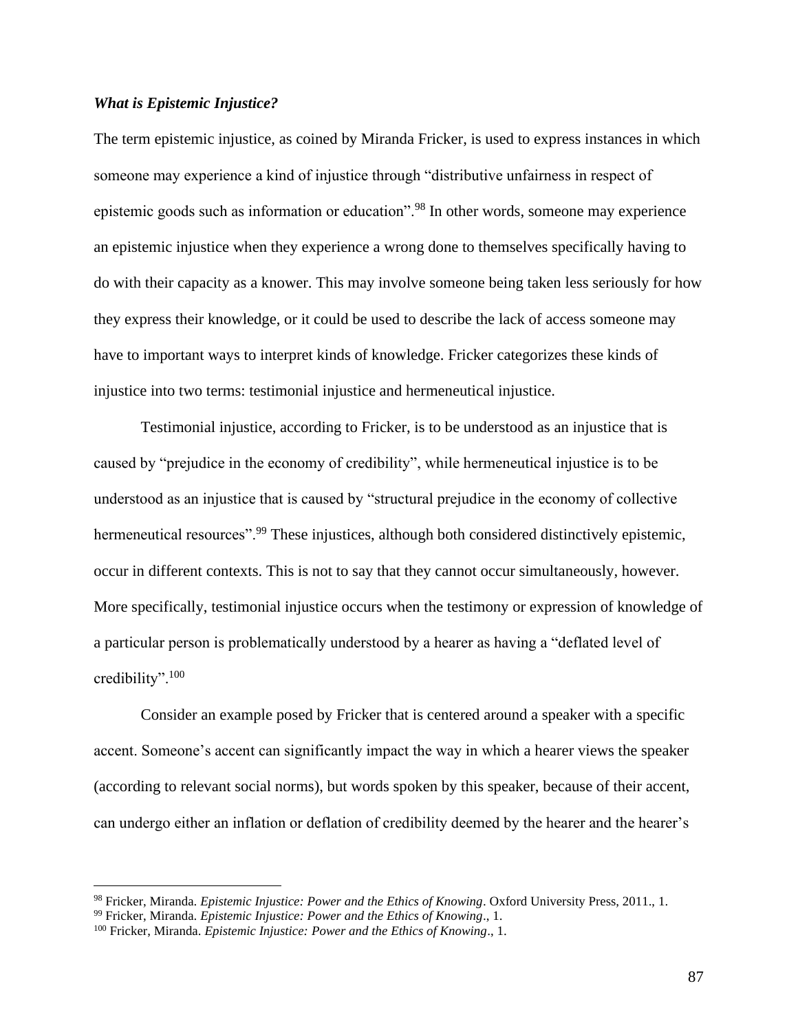***What is Epistemic Injustice?***

The term epistemic injustice, as coined by Miranda Fricker, is used to express instances in which someone may experience a kind of injustice through "distributive unfairness in respect of epistemic goods such as information or education".[98] In other words, someone may experience an epistemic injustice when they experience a wrong done to themselves specifically having to do with their capacity as a knower. This may involve someone being taken less seriously for how they express their knowledge, or it could be used to describe the lack of access someone may have to important ways to interpret kinds of knowledge. Fricker categorizes these kinds of injustice into two terms: testimonial injustice and hermeneutical injustice.

Testimonial injustice, according to Fricker, is to be understood as an injustice that is caused by "prejudice in the economy of credibility", while hermeneutical injustice is to be understood as an injustice that is caused by "structural prejudice in the economy of collective hermeneutical resources".[99] These injustices, although both considered distinctively epistemic, occur in different contexts. This is not to say that they cannot occur simultaneously, however. More specifically, testimonial injustice occurs when the testimony or expression of knowledge of a particular person is problematically understood by a hearer as having a "deflated level of credibility".[100]

Consider an example posed by Fricker that is centered around a speaker with a specific accent. Someone's accent can significantly impact the way in which a hearer views the speaker (according to relevant social norms), but words spoken by this speaker, because of their accent, can undergo either an inflation or deflation of credibility deemed by the hearer and the hearer's

---

[98] Fricker, Miranda. *Epistemic Injustice: Power and the Ethics of Knowing*. Oxford University Press, 2011., 1.

[99] Fricker, Miranda. *Epistemic Injustice: Power and the Ethics of Knowing*., 1.

[100] Fricker, Miranda. *Epistemic Injustice: Power and the Ethics of Knowing*., 1.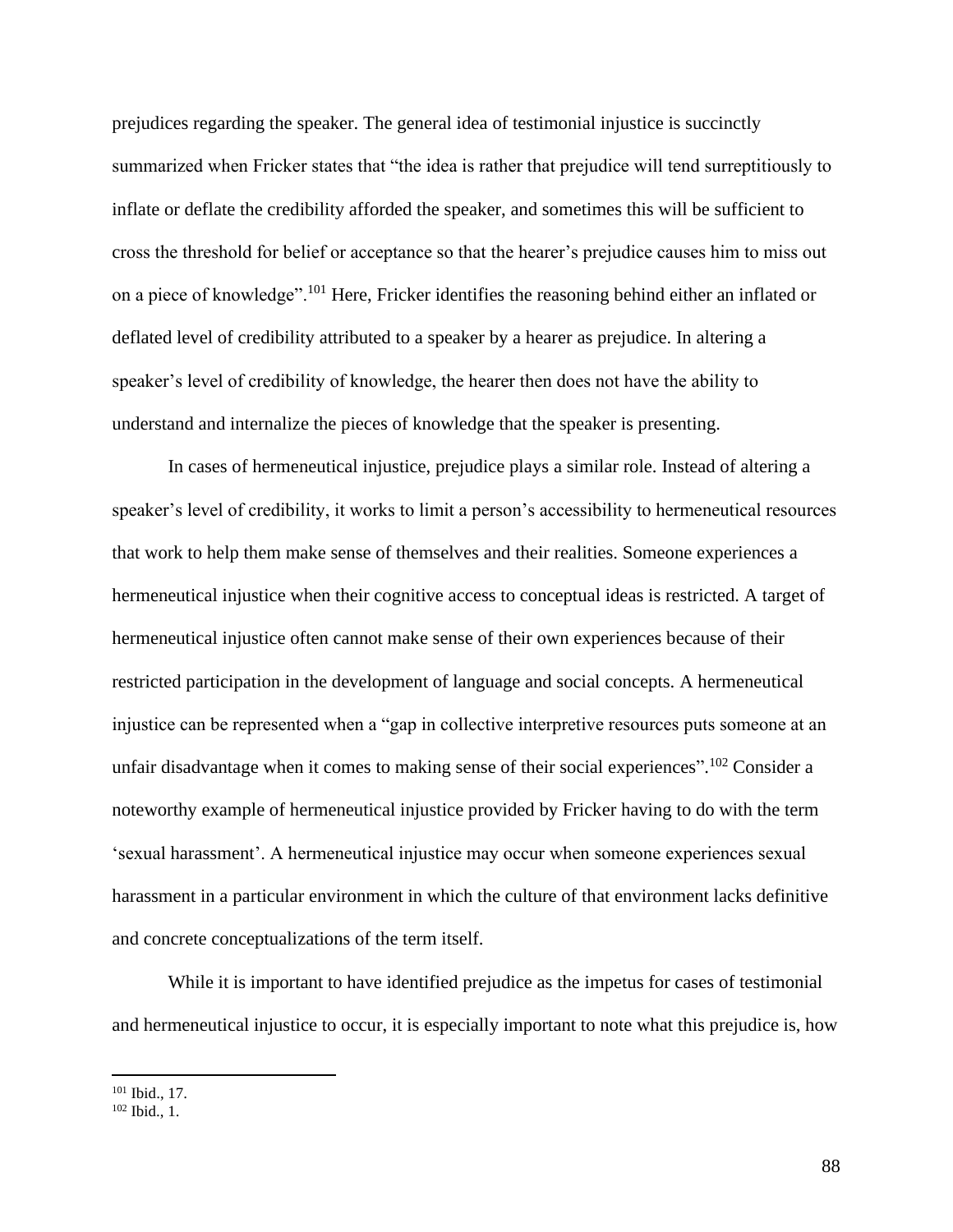prejudices regarding the speaker. The general idea of testimonial injustice is succinctly summarized when Fricker states that “the idea is rather that prejudice will tend surreptitiously to inflate or deflate the credibility afforded the speaker, and sometimes this will be sufficient to cross the threshold for belief or acceptance so that the hearer’s prejudice causes him to miss out on a piece of knowledge”.[101] Here, Fricker identifies the reasoning behind either an inflated or deflated level of credibility attributed to a speaker by a hearer as prejudice. In altering a speaker’s level of credibility of knowledge, the hearer then does not have the ability to understand and internalize the pieces of knowledge that the speaker is presenting.

In cases of hermeneutical injustice, prejudice plays a similar role. Instead of altering a speaker’s level of credibility, it works to limit a person’s accessibility to hermeneutical resources that work to help them make sense of themselves and their realities. Someone experiences a hermeneutical injustice when their cognitive access to conceptual ideas is restricted. A target of hermeneutical injustice often cannot make sense of their own experiences because of their restricted participation in the development of language and social concepts. A hermeneutical injustice can be represented when a “gap in collective interpretive resources puts someone at an unfair disadvantage when it comes to making sense of their social experiences”.[102] Consider a noteworthy example of hermeneutical injustice provided by Fricker having to do with the term ‘sexual harassment’. A hermeneutical injustice may occur when someone experiences sexual harassment in a particular environment in which the culture of that environment lacks definitive and concrete conceptualizations of the term itself.

While it is important to have identified prejudice as the impetus for cases of testimonial and hermeneutical injustice to occur, it is especially important to note what this prejudice is, how

---

[101] Ibid., 17.

[102] Ibid., 1.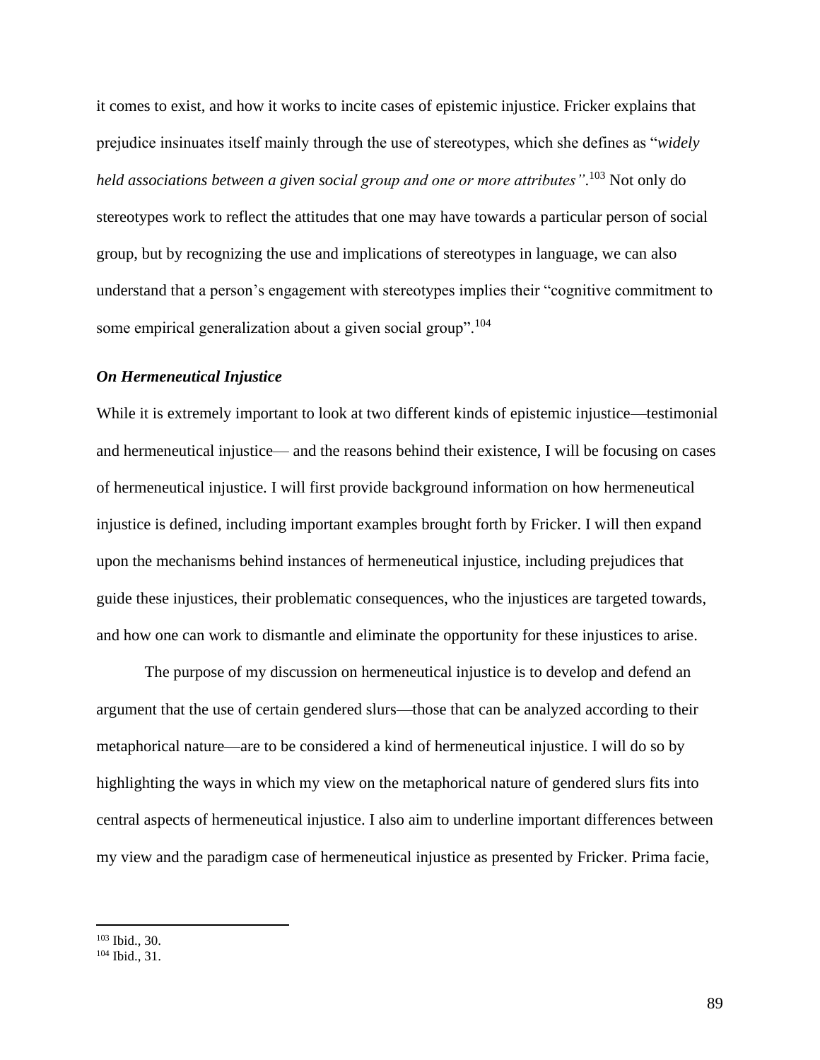it comes to exist, and how it works to incite cases of epistemic injustice. Fricker explains that prejudice insinuates itself mainly through the use of stereotypes, which she defines as "*widely held associations between a given social group and one or more attributes"*.[103] Not only do stereotypes work to reflect the attitudes that one may have towards a particular person of social group, but by recognizing the use and implications of stereotypes in language, we can also understand that a person's engagement with stereotypes implies their "cognitive commitment to some empirical generalization about a given social group".[104]

### *On Hermeneutical Injustice*

While it is extremely important to look at two different kinds of epistemic injustice—testimonial and hermeneutical injustice— and the reasons behind their existence, I will be focusing on cases of hermeneutical injustice. I will first provide background information on how hermeneutical injustice is defined, including important examples brought forth by Fricker. I will then expand upon the mechanisms behind instances of hermeneutical injustice, including prejudices that guide these injustices, their problematic consequences, who the injustices are targeted towards, and how one can work to dismantle and eliminate the opportunity for these injustices to arise.

The purpose of my discussion on hermeneutical injustice is to develop and defend an argument that the use of certain gendered slurs—those that can be analyzed according to their metaphorical nature—are to be considered a kind of hermeneutical injustice. I will do so by highlighting the ways in which my view on the metaphorical nature of gendered slurs fits into central aspects of hermeneutical injustice. I also aim to underline important differences between my view and the paradigm case of hermeneutical injustice as presented by Fricker. Prima facie,

[103] Ibid., 30.
[104] Ibid., 31.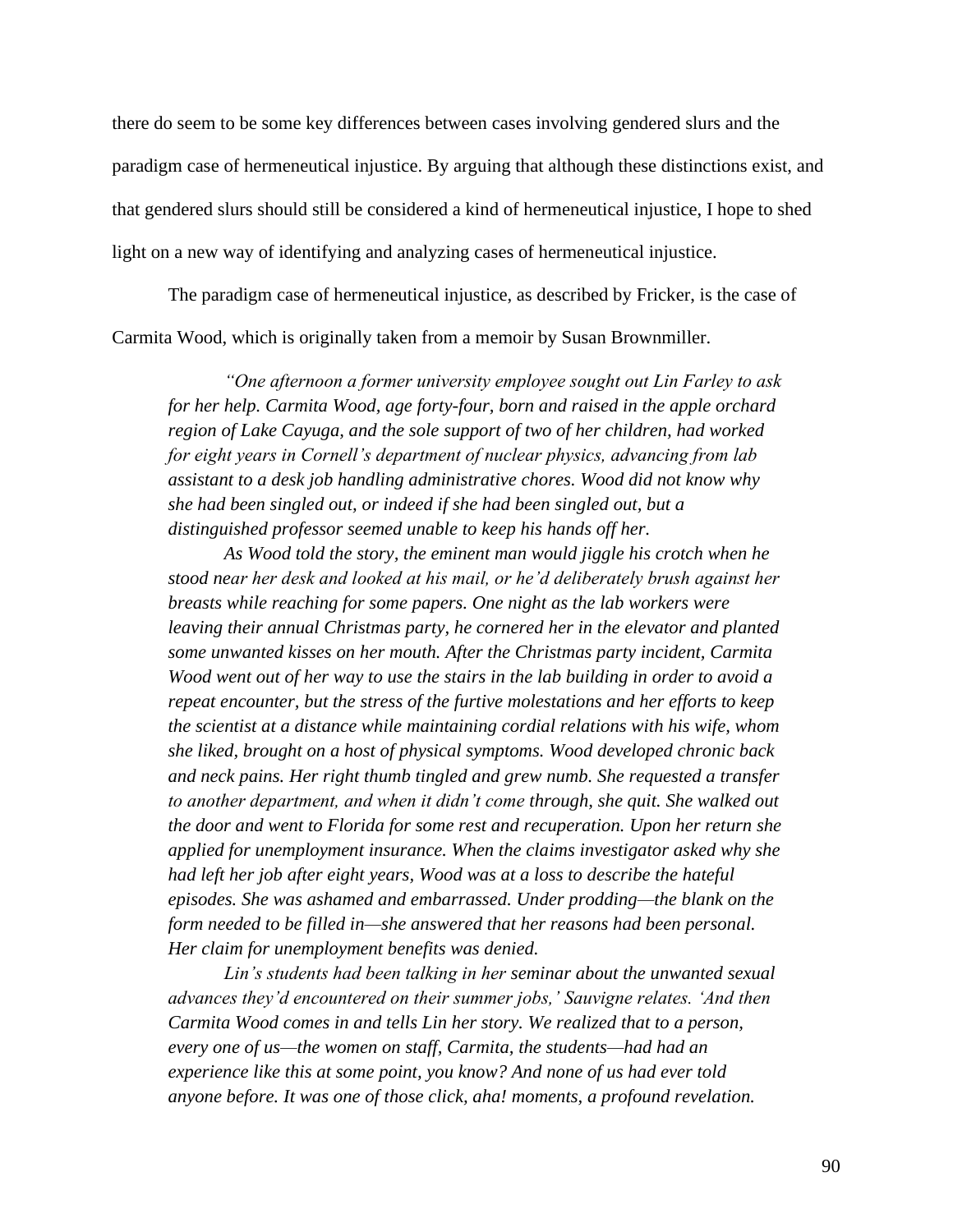there do seem to be some key differences between cases involving gendered slurs and the paradigm case of hermeneutical injustice. By arguing that although these distinctions exist, and that gendered slurs should still be considered a kind of hermeneutical injustice, I hope to shed light on a new way of identifying and analyzing cases of hermeneutical injustice.

The paradigm case of hermeneutical injustice, as described by Fricker, is the case of Carmita Wood, which is originally taken from a memoir by Susan Brownmiller.

> *"One afternoon a former university employee sought out Lin Farley to ask for her help. Carmita Wood, age forty-four, born and raised in the apple orchard region of Lake Cayuga, and the sole support of two of her children, had worked for eight years in Cornell's department of nuclear physics, advancing from lab assistant to a desk job handling administrative chores. Wood did not know why she had been singled out, or indeed if she had been singled out, but a distinguished professor seemed unable to keep his hands off her.*
>
> *As Wood told the story, the eminent man would jiggle his crotch when he stood near her desk and looked at his mail, or he'd deliberately brush against her breasts while reaching for some papers. One night as the lab workers were leaving their annual Christmas party, he cornered her in the elevator and planted some unwanted kisses on her mouth. After the Christmas party incident, Carmita Wood went out of her way to use the stairs in the lab building in order to avoid a repeat encounter, but the stress of the furtive molestations and her efforts to keep the scientist at a distance while maintaining cordial relations with his wife, whom she liked, brought on a host of physical symptoms. Wood developed chronic back and neck pains. Her right thumb tingled and grew numb. She requested a transfer to another department, and when it didn't come through, she quit. She walked out the door and went to Florida for some rest and recuperation. Upon her return she applied for unemployment insurance. When the claims investigator asked why she had left her job after eight years, Wood was at a loss to describe the hateful episodes. She was ashamed and embarrassed. Under prodding—the blank on the form needed to be filled in—she answered that her reasons had been personal. Her claim for unemployment benefits was denied.*
>
> *Lin's students had been talking in her seminar about the unwanted sexual advances they'd encountered on their summer jobs,' Sauvigne relates. 'And then Carmita Wood comes in and tells Lin her story. We realized that to a person, every one of us—the women on staff, Carmita, the students—had had an experience like this at some point, you know? And none of us had ever told anyone before. It was one of those click, aha! moments, a profound revelation.*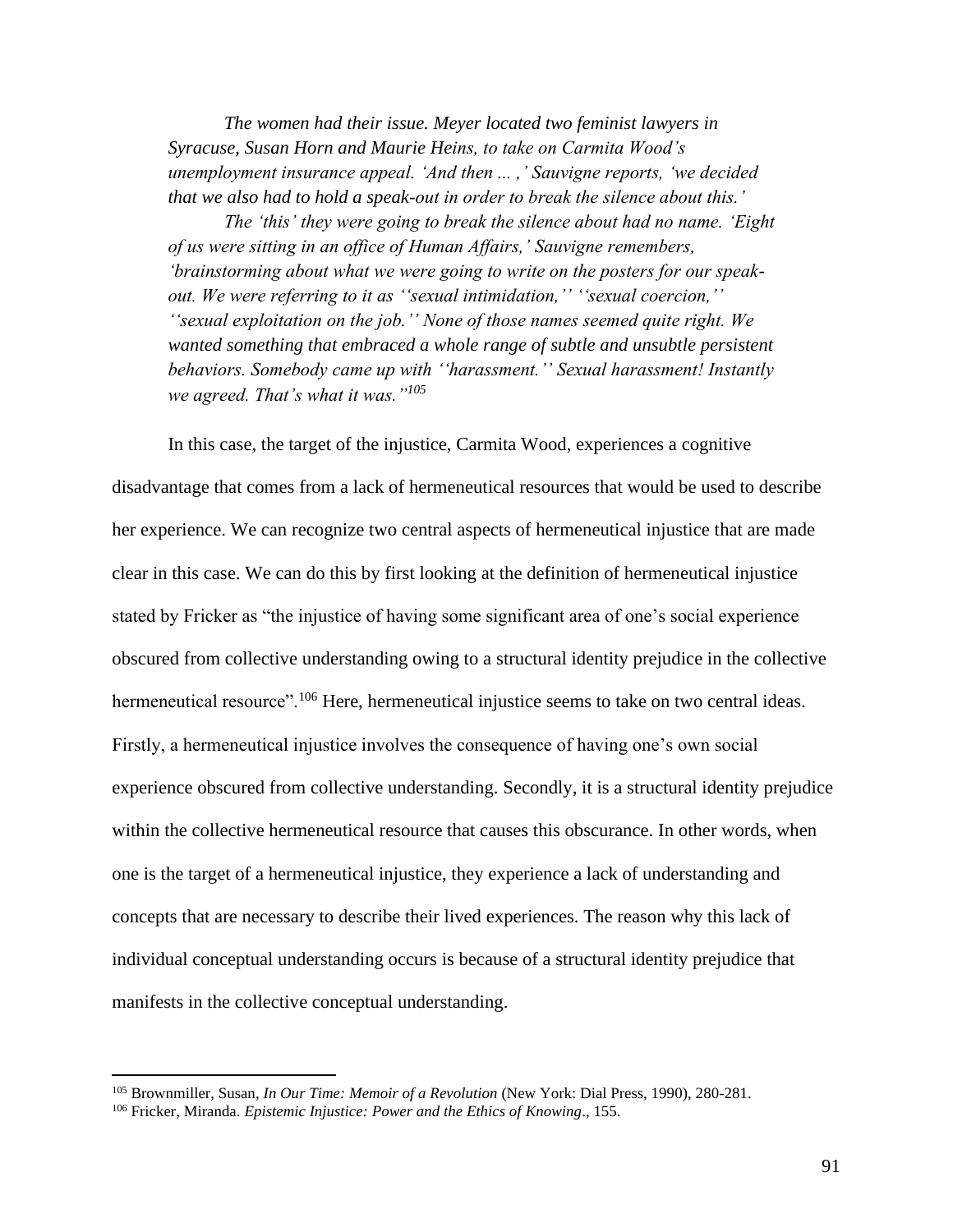*The women had their issue. Meyer located two feminist lawyers in Syracuse, Susan Horn and Maurie Heins, to take on Carmita Wood's unemployment insurance appeal. 'And then ... ,' Sauvigne reports, 'we decided that we also had to hold a speak-out in order to break the silence about this.'*

*The 'this' they were going to break the silence about had no name. 'Eight of us were sitting in an office of Human Affairs,' Sauvigne remembers, 'brainstorming about what we were going to write on the posters for our speak-out. We were referring to it as ''sexual intimidation,'' ''sexual coercion,'' ''sexual exploitation on the job.'' None of those names seemed quite right. We wanted something that embraced a whole range of subtle and unsubtle persistent behaviors. Somebody came up with ''harassment.'' Sexual harassment! Instantly we agreed. That's what it was."*[105]

In this case, the target of the injustice, Carmita Wood, experiences a cognitive disadvantage that comes from a lack of hermeneutical resources that would be used to describe her experience. We can recognize two central aspects of hermeneutical injustice that are made clear in this case. We can do this by first looking at the definition of hermeneutical injustice stated by Fricker as "the injustice of having some significant area of one's social experience obscured from collective understanding owing to a structural identity prejudice in the collective hermeneutical resource".[106] Here, hermeneutical injustice seems to take on two central ideas. Firstly, a hermeneutical injustice involves the consequence of having one's own social experience obscured from collective understanding. Secondly, it is a structural identity prejudice within the collective hermeneutical resource that causes this obscurance. In other words, when one is the target of a hermeneutical injustice, they experience a lack of understanding and concepts that are necessary to describe their lived experiences. The reason why this lack of individual conceptual understanding occurs is because of a structural identity prejudice that manifests in the collective conceptual understanding.

---

[105] Brownmiller, Susan, *In Our Time: Memoir of a Revolution* (New York: Dial Press, 1990), 280-281.

[106] Fricker, Miranda. *Epistemic Injustice: Power and the Ethics of Knowing*., 155.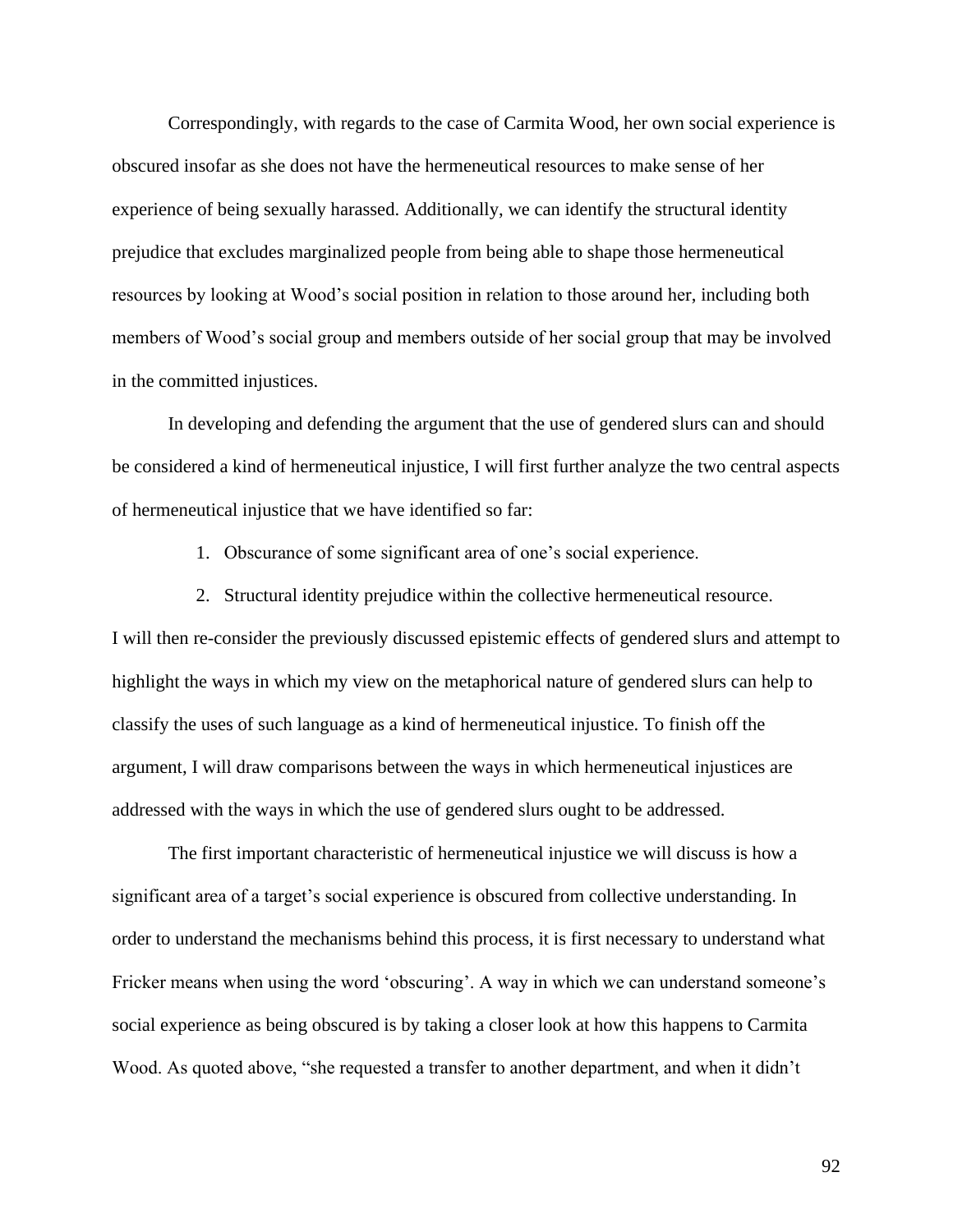Correspondingly, with regards to the case of Carmita Wood, her own social experience is obscured insofar as she does not have the hermeneutical resources to make sense of her experience of being sexually harassed. Additionally, we can identify the structural identity prejudice that excludes marginalized people from being able to shape those hermeneutical resources by looking at Wood's social position in relation to those around her, including both members of Wood's social group and members outside of her social group that may be involved in the committed injustices.

In developing and defending the argument that the use of gendered slurs can and should be considered a kind of hermeneutical injustice, I will first further analyze the two central aspects of hermeneutical injustice that we have identified so far:

1. Obscurance of some significant area of one's social experience.
2. Structural identity prejudice within the collective hermeneutical resource.

I will then re-consider the previously discussed epistemic effects of gendered slurs and attempt to highlight the ways in which my view on the metaphorical nature of gendered slurs can help to classify the uses of such language as a kind of hermeneutical injustice. To finish off the argument, I will draw comparisons between the ways in which hermeneutical injustices are addressed with the ways in which the use of gendered slurs ought to be addressed.

The first important characteristic of hermeneutical injustice we will discuss is how a significant area of a target's social experience is obscured from collective understanding. In order to understand the mechanisms behind this process, it is first necessary to understand what Fricker means when using the word 'obscuring'. A way in which we can understand someone's social experience as being obscured is by taking a closer look at how this happens to Carmita Wood. As quoted above, "she requested a transfer to another department, and when it didn't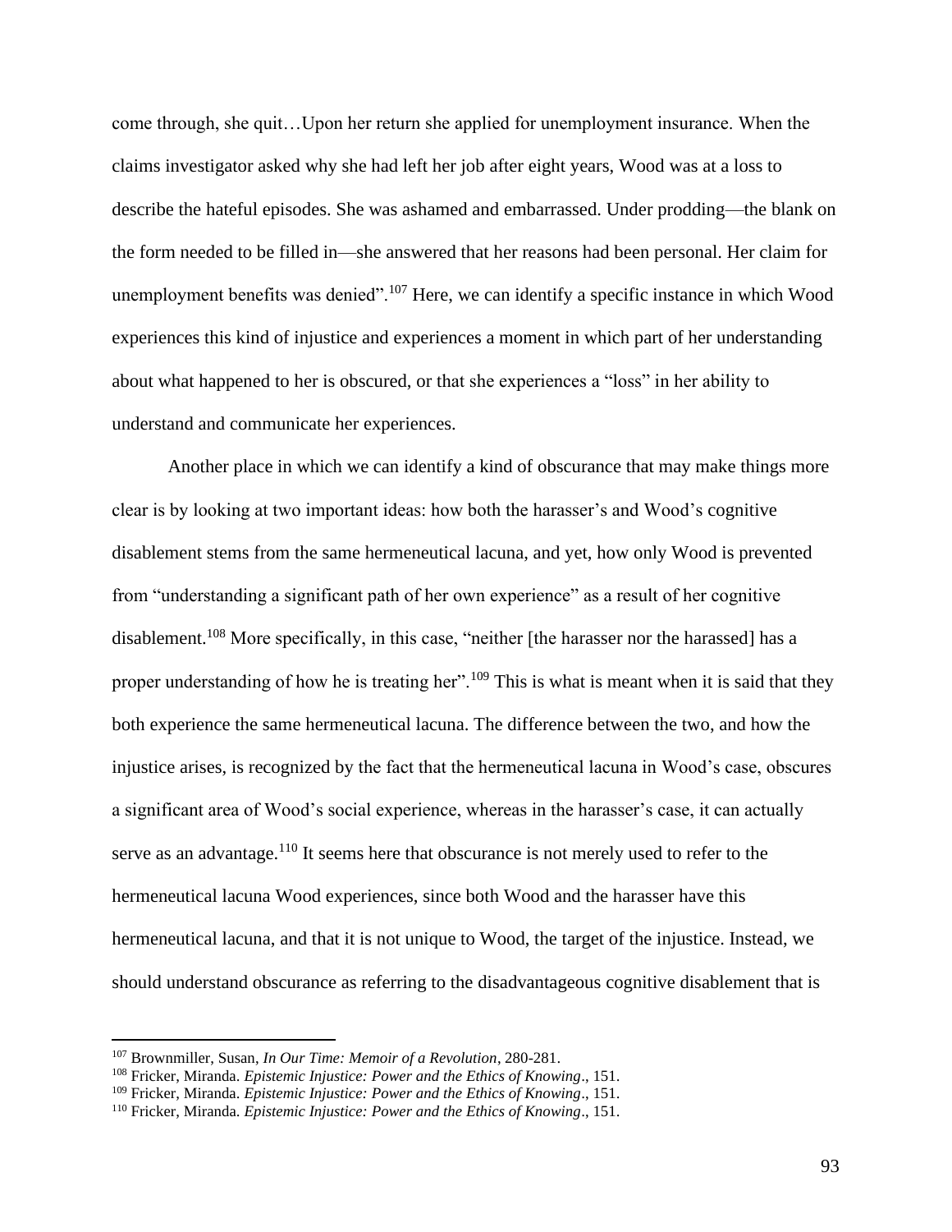come through, she quit…Upon her return she applied for unemployment insurance. When the claims investigator asked why she had left her job after eight years, Wood was at a loss to describe the hateful episodes. She was ashamed and embarrassed. Under prodding—the blank on the form needed to be filled in—she answered that her reasons had been personal. Her claim for unemployment benefits was denied".[107] Here, we can identify a specific instance in which Wood experiences this kind of injustice and experiences a moment in which part of her understanding about what happened to her is obscured, or that she experiences a "loss" in her ability to understand and communicate her experiences.

Another place in which we can identify a kind of obscurance that may make things more clear is by looking at two important ideas: how both the harasser's and Wood's cognitive disablement stems from the same hermeneutical lacuna, and yet, how only Wood is prevented from "understanding a significant path of her own experience" as a result of her cognitive disablement.[108] More specifically, in this case, "neither [the harasser nor the harassed] has a proper understanding of how he is treating her".[109] This is what is meant when it is said that they both experience the same hermeneutical lacuna. The difference between the two, and how the injustice arises, is recognized by the fact that the hermeneutical lacuna in Wood's case, obscures a significant area of Wood's social experience, whereas in the harasser's case, it can actually serve as an advantage.[110] It seems here that obscurance is not merely used to refer to the hermeneutical lacuna Wood experiences, since both Wood and the harasser have this hermeneutical lacuna, and that it is not unique to Wood, the target of the injustice. Instead, we should understand obscurance as referring to the disadvantageous cognitive disablement that is

---

[107] Brownmiller, Susan, *In Our Time: Memoir of a Revolution*, 280-281.

[108] Fricker, Miranda. *Epistemic Injustice: Power and the Ethics of Knowing*., 151.

[109] Fricker, Miranda. *Epistemic Injustice: Power and the Ethics of Knowing*., 151.

[110] Fricker, Miranda. *Epistemic Injustice: Power and the Ethics of Knowing*., 151.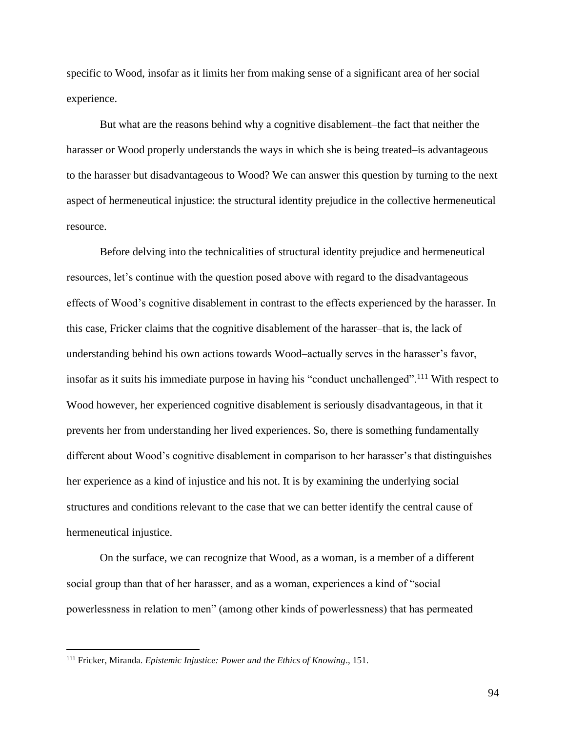specific to Wood, insofar as it limits her from making sense of a significant area of her social experience.

But what are the reasons behind why a cognitive disablement–the fact that neither the harasser or Wood properly understands the ways in which she is being treated–is advantageous to the harasser but disadvantageous to Wood? We can answer this question by turning to the next aspect of hermeneutical injustice: the structural identity prejudice in the collective hermeneutical resource.

Before delving into the technicalities of structural identity prejudice and hermeneutical resources, let's continue with the question posed above with regard to the disadvantageous effects of Wood's cognitive disablement in contrast to the effects experienced by the harasser. In this case, Fricker claims that the cognitive disablement of the harasser–that is, the lack of understanding behind his own actions towards Wood–actually serves in the harasser's favor, insofar as it suits his immediate purpose in having his "conduct unchallenged".[111] With respect to Wood however, her experienced cognitive disablement is seriously disadvantageous, in that it prevents her from understanding her lived experiences. So, there is something fundamentally different about Wood's cognitive disablement in comparison to her harasser's that distinguishes her experience as a kind of injustice and his not. It is by examining the underlying social structures and conditions relevant to the case that we can better identify the central cause of hermeneutical injustice.

On the surface, we can recognize that Wood, as a woman, is a member of a different social group than that of her harasser, and as a woman, experiences a kind of "social powerlessness in relation to men" (among other kinds of powerlessness) that has permeated

[111] Fricker, Miranda. *Epistemic Injustice: Power and the Ethics of Knowing*., 151.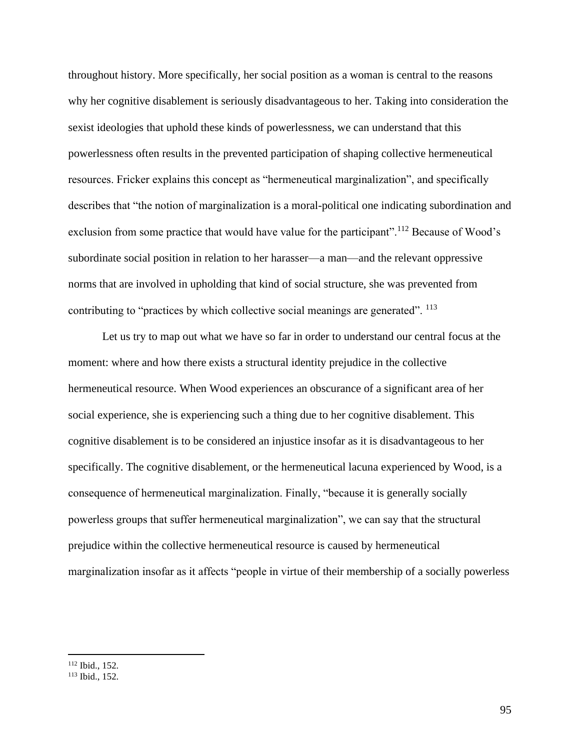throughout history. More specifically, her social position as a woman is central to the reasons why her cognitive disablement is seriously disadvantageous to her. Taking into consideration the sexist ideologies that uphold these kinds of powerlessness, we can understand that this powerlessness often results in the prevented participation of shaping collective hermeneutical resources. Fricker explains this concept as "hermeneutical marginalization", and specifically describes that "the notion of marginalization is a moral-political one indicating subordination and exclusion from some practice that would have value for the participant".[112] Because of Wood's subordinate social position in relation to her harasser—a man—and the relevant oppressive norms that are involved in upholding that kind of social structure, she was prevented from contributing to "practices by which collective social meanings are generated". [113]

Let us try to map out what we have so far in order to understand our central focus at the moment: where and how there exists a structural identity prejudice in the collective hermeneutical resource. When Wood experiences an obscurance of a significant area of her social experience, she is experiencing such a thing due to her cognitive disablement. This cognitive disablement is to be considered an injustice insofar as it is disadvantageous to her specifically. The cognitive disablement, or the hermeneutical lacuna experienced by Wood, is a consequence of hermeneutical marginalization. Finally, "because it is generally socially powerless groups that suffer hermeneutical marginalization", we can say that the structural prejudice within the collective hermeneutical resource is caused by hermeneutical marginalization insofar as it affects "people in virtue of their membership of a socially powerless

[112] Ibid., 152.

[113] Ibid., 152.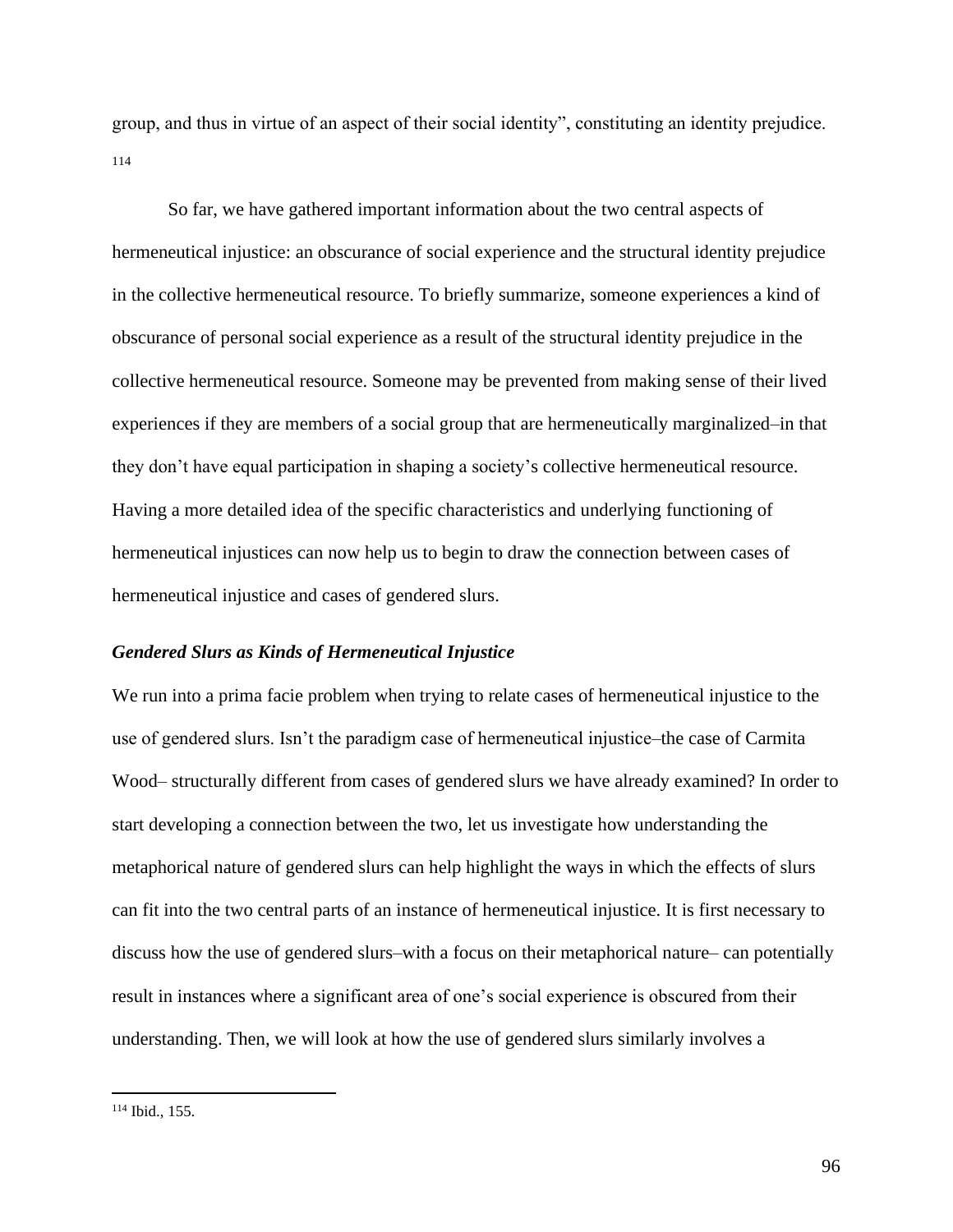group, and thus in virtue of an aspect of their social identity", constituting an identity prejudice.[114]

So far, we have gathered important information about the two central aspects of hermeneutical injustice: an obscurance of social experience and the structural identity prejudice in the collective hermeneutical resource. To briefly summarize, someone experiences a kind of obscurance of personal social experience as a result of the structural identity prejudice in the collective hermeneutical resource. Someone may be prevented from making sense of their lived experiences if they are members of a social group that are hermeneutically marginalized–in that they don't have equal participation in shaping a society's collective hermeneutical resource. Having a more detailed idea of the specific characteristics and underlying functioning of hermeneutical injustices can now help us to begin to draw the connection between cases of hermeneutical injustice and cases of gendered slurs.

### *Gendered Slurs as Kinds of Hermeneutical Injustice*

We run into a prima facie problem when trying to relate cases of hermeneutical injustice to the use of gendered slurs. Isn't the paradigm case of hermeneutical injustice–the case of Carmita Wood– structurally different from cases of gendered slurs we have already examined? In order to start developing a connection between the two, let us investigate how understanding the metaphorical nature of gendered slurs can help highlight the ways in which the effects of slurs can fit into the two central parts of an instance of hermeneutical injustice. It is first necessary to discuss how the use of gendered slurs–with a focus on their metaphorical nature– can potentially result in instances where a significant area of one's social experience is obscured from their understanding. Then, we will look at how the use of gendered slurs similarly involves a

---

[114] Ibid., 155.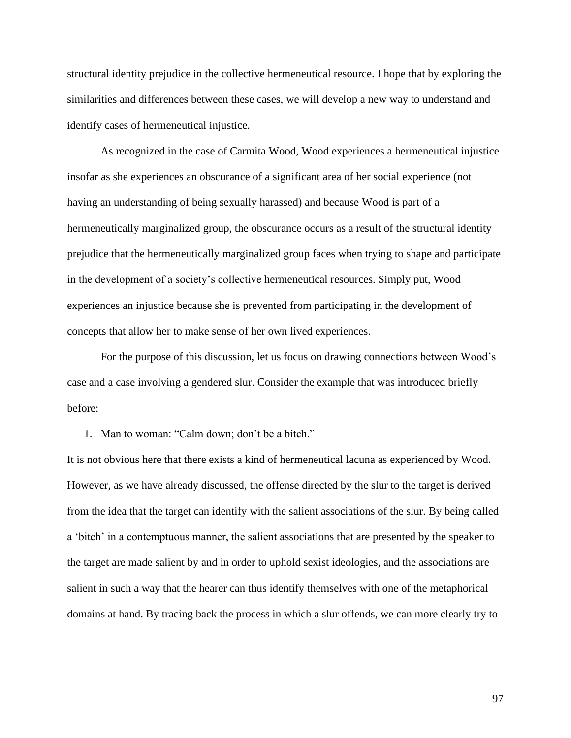structural identity prejudice in the collective hermeneutical resource. I hope that by exploring the similarities and differences between these cases, we will develop a new way to understand and identify cases of hermeneutical injustice.

As recognized in the case of Carmita Wood, Wood experiences a hermeneutical injustice insofar as she experiences an obscurance of a significant area of her social experience (not having an understanding of being sexually harassed) and because Wood is part of a hermeneutically marginalized group, the obscurance occurs as a result of the structural identity prejudice that the hermeneutically marginalized group faces when trying to shape and participate in the development of a society's collective hermeneutical resources. Simply put, Wood experiences an injustice because she is prevented from participating in the development of concepts that allow her to make sense of her own lived experiences.

For the purpose of this discussion, let us focus on drawing connections between Wood's case and a case involving a gendered slur. Consider the example that was introduced briefly before:

1. Man to woman: "Calm down; don't be a bitch."

It is not obvious here that there exists a kind of hermeneutical lacuna as experienced by Wood. However, as we have already discussed, the offense directed by the slur to the target is derived from the idea that the target can identify with the salient associations of the slur. By being called a 'bitch' in a contemptuous manner, the salient associations that are presented by the speaker to the target are made salient by and in order to uphold sexist ideologies, and the associations are salient in such a way that the hearer can thus identify themselves with one of the metaphorical domains at hand. By tracing back the process in which a slur offends, we can more clearly try to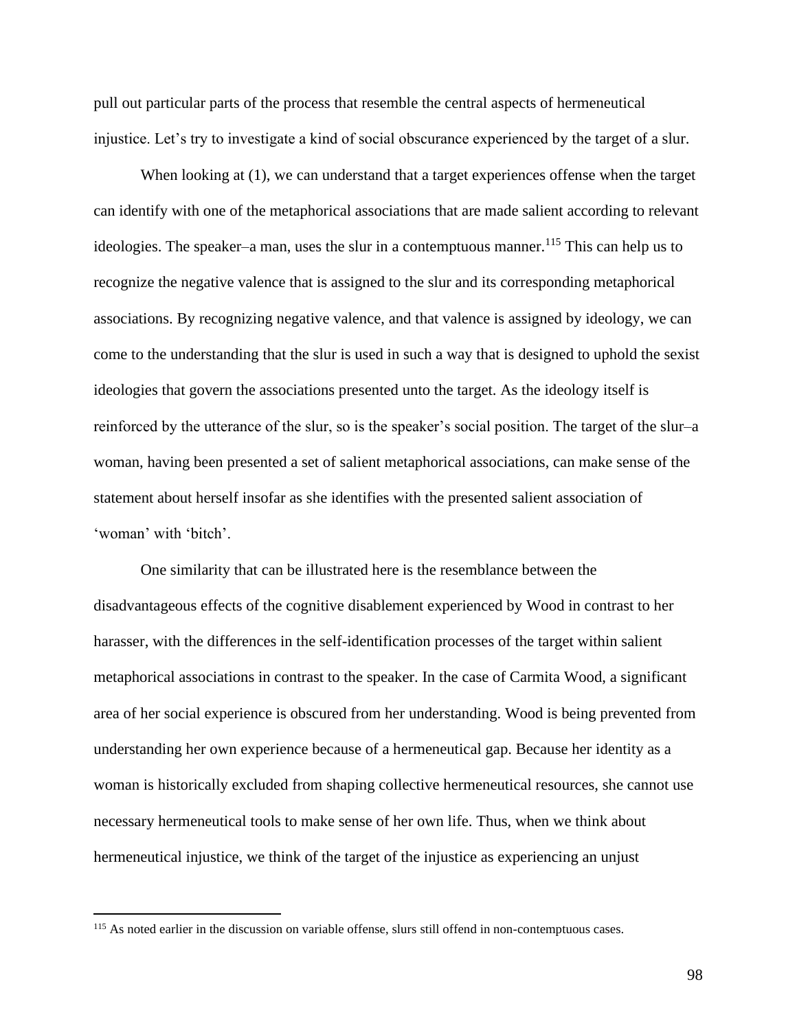pull out particular parts of the process that resemble the central aspects of hermeneutical injustice. Let's try to investigate a kind of social obscurance experienced by the target of a slur.

When looking at (1), we can understand that a target experiences offense when the target can identify with one of the metaphorical associations that are made salient according to relevant ideologies. The speaker–a man, uses the slur in a contemptuous manner.[115] This can help us to recognize the negative valence that is assigned to the slur and its corresponding metaphorical associations. By recognizing negative valence, and that valence is assigned by ideology, we can come to the understanding that the slur is used in such a way that is designed to uphold the sexist ideologies that govern the associations presented unto the target. As the ideology itself is reinforced by the utterance of the slur, so is the speaker's social position. The target of the slur–a woman, having been presented a set of salient metaphorical associations, can make sense of the statement about herself insofar as she identifies with the presented salient association of 'woman' with 'bitch'.

One similarity that can be illustrated here is the resemblance between the disadvantageous effects of the cognitive disablement experienced by Wood in contrast to her harasser, with the differences in the self-identification processes of the target within salient metaphorical associations in contrast to the speaker. In the case of Carmita Wood, a significant area of her social experience is obscured from her understanding. Wood is being prevented from understanding her own experience because of a hermeneutical gap. Because her identity as a woman is historically excluded from shaping collective hermeneutical resources, she cannot use necessary hermeneutical tools to make sense of her own life. Thus, when we think about hermeneutical injustice, we think of the target of the injustice as experiencing an unjust

[115] As noted earlier in the discussion on variable offense, slurs still offend in non-contemptuous cases.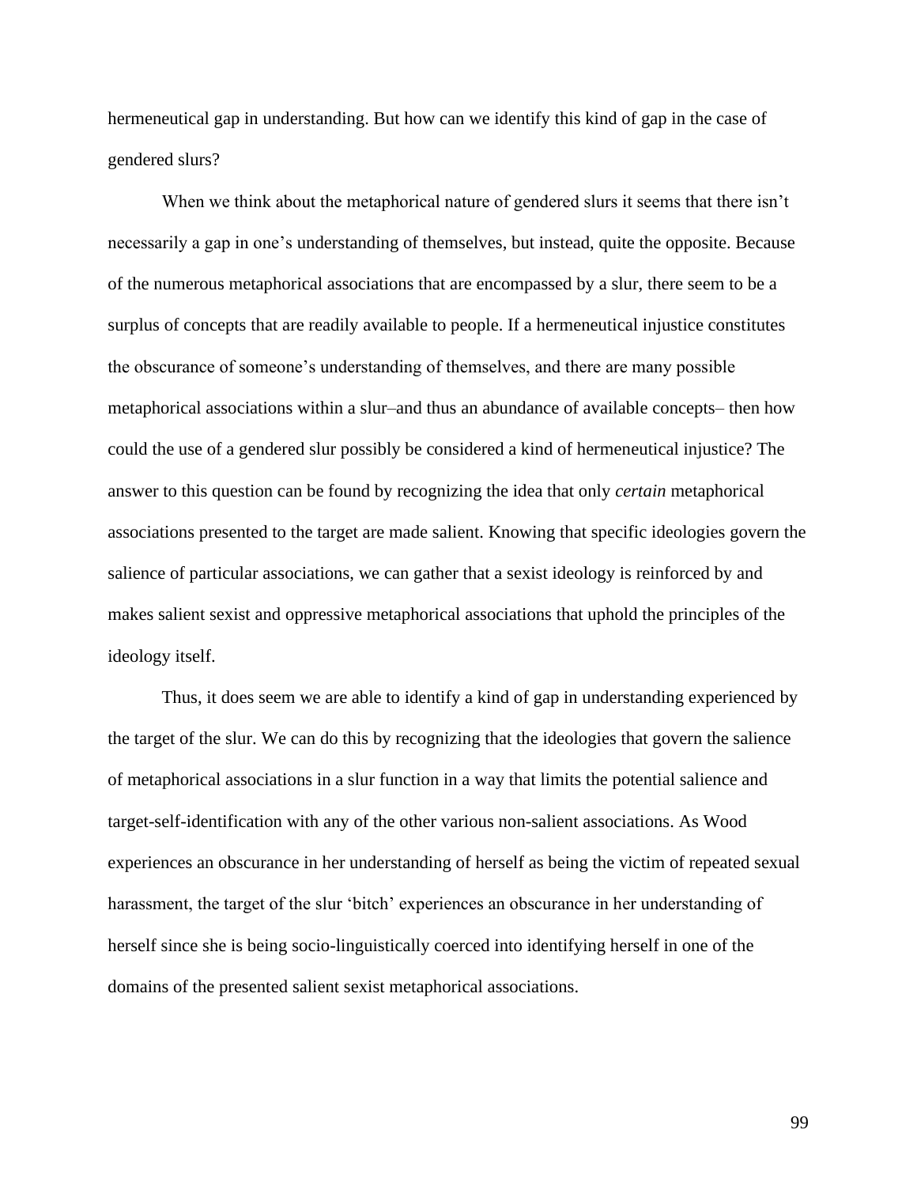hermeneutical gap in understanding. But how can we identify this kind of gap in the case of gendered slurs?

When we think about the metaphorical nature of gendered slurs it seems that there isn't necessarily a gap in one's understanding of themselves, but instead, quite the opposite. Because of the numerous metaphorical associations that are encompassed by a slur, there seem to be a surplus of concepts that are readily available to people. If a hermeneutical injustice constitutes the obscurance of someone's understanding of themselves, and there are many possible metaphorical associations within a slur–and thus an abundance of available concepts– then how could the use of a gendered slur possibly be considered a kind of hermeneutical injustice? The answer to this question can be found by recognizing the idea that only *certain* metaphorical associations presented to the target are made salient. Knowing that specific ideologies govern the salience of particular associations, we can gather that a sexist ideology is reinforced by and makes salient sexist and oppressive metaphorical associations that uphold the principles of the ideology itself.

Thus, it does seem we are able to identify a kind of gap in understanding experienced by the target of the slur. We can do this by recognizing that the ideologies that govern the salience of metaphorical associations in a slur function in a way that limits the potential salience and target-self-identification with any of the other various non-salient associations. As Wood experiences an obscurance in her understanding of herself as being the victim of repeated sexual harassment, the target of the slur 'bitch' experiences an obscurance in her understanding of herself since she is being socio-linguistically coerced into identifying herself in one of the domains of the presented salient sexist metaphorical associations.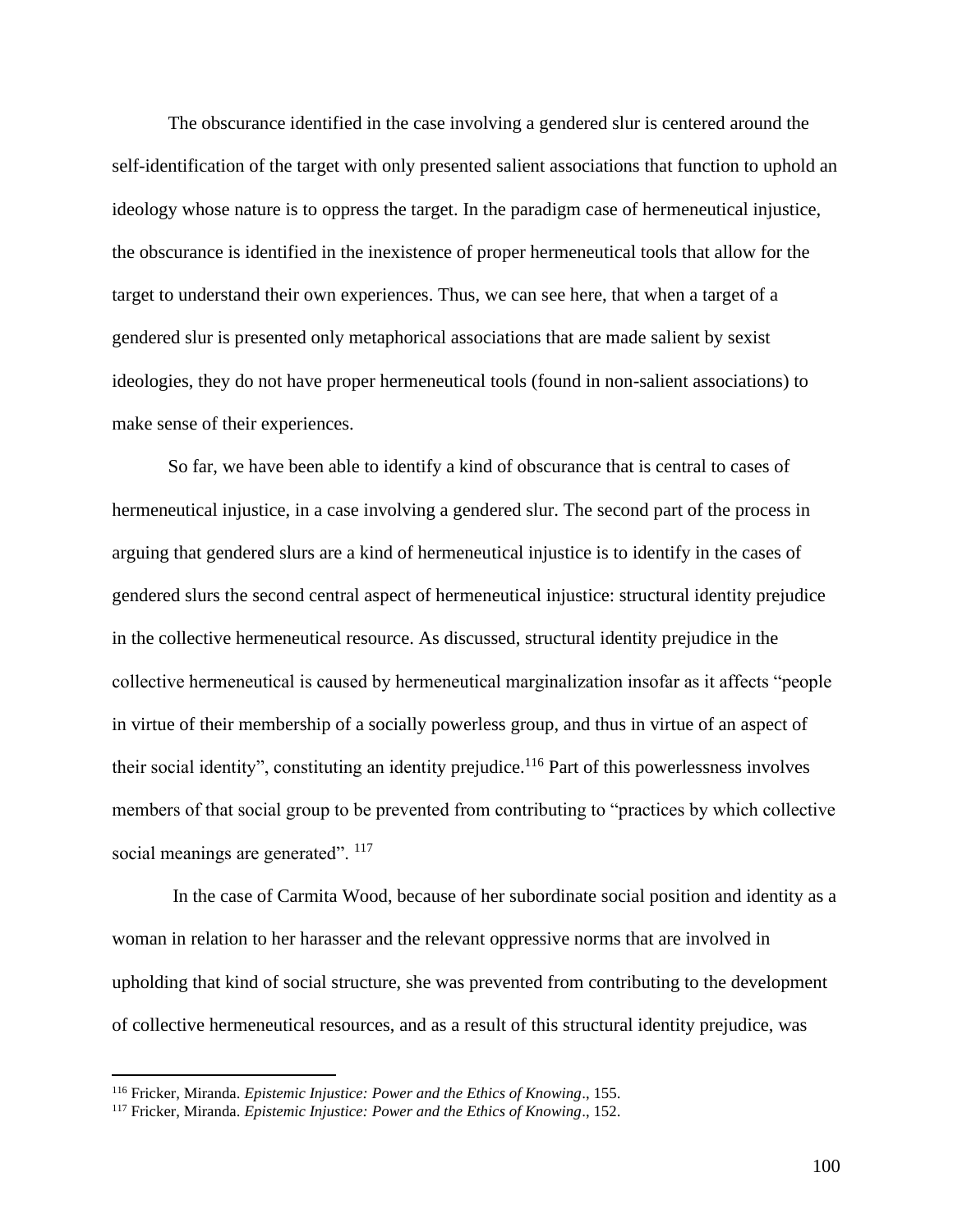The obscurance identified in the case involving a gendered slur is centered around the self-identification of the target with only presented salient associations that function to uphold an ideology whose nature is to oppress the target. In the paradigm case of hermeneutical injustice, the obscurance is identified in the inexistence of proper hermeneutical tools that allow for the target to understand their own experiences. Thus, we can see here, that when a target of a gendered slur is presented only metaphorical associations that are made salient by sexist ideologies, they do not have proper hermeneutical tools (found in non-salient associations) to make sense of their experiences.

So far, we have been able to identify a kind of obscurance that is central to cases of hermeneutical injustice, in a case involving a gendered slur. The second part of the process in arguing that gendered slurs are a kind of hermeneutical injustice is to identify in the cases of gendered slurs the second central aspect of hermeneutical injustice: structural identity prejudice in the collective hermeneutical resource. As discussed, structural identity prejudice in the collective hermeneutical is caused by hermeneutical marginalization insofar as it affects "people in virtue of their membership of a socially powerless group, and thus in virtue of an aspect of their social identity", constituting an identity prejudice.[116] Part of this powerlessness involves members of that social group to be prevented from contributing to "practices by which collective social meanings are generated". [117]

In the case of Carmita Wood, because of her subordinate social position and identity as a woman in relation to her harasser and the relevant oppressive norms that are involved in upholding that kind of social structure, she was prevented from contributing to the development of collective hermeneutical resources, and as a result of this structural identity prejudice, was

[116] Fricker, Miranda. *Epistemic Injustice: Power and the Ethics of Knowing*., 155.

[117] Fricker, Miranda. *Epistemic Injustice: Power and the Ethics of Knowing*., 152.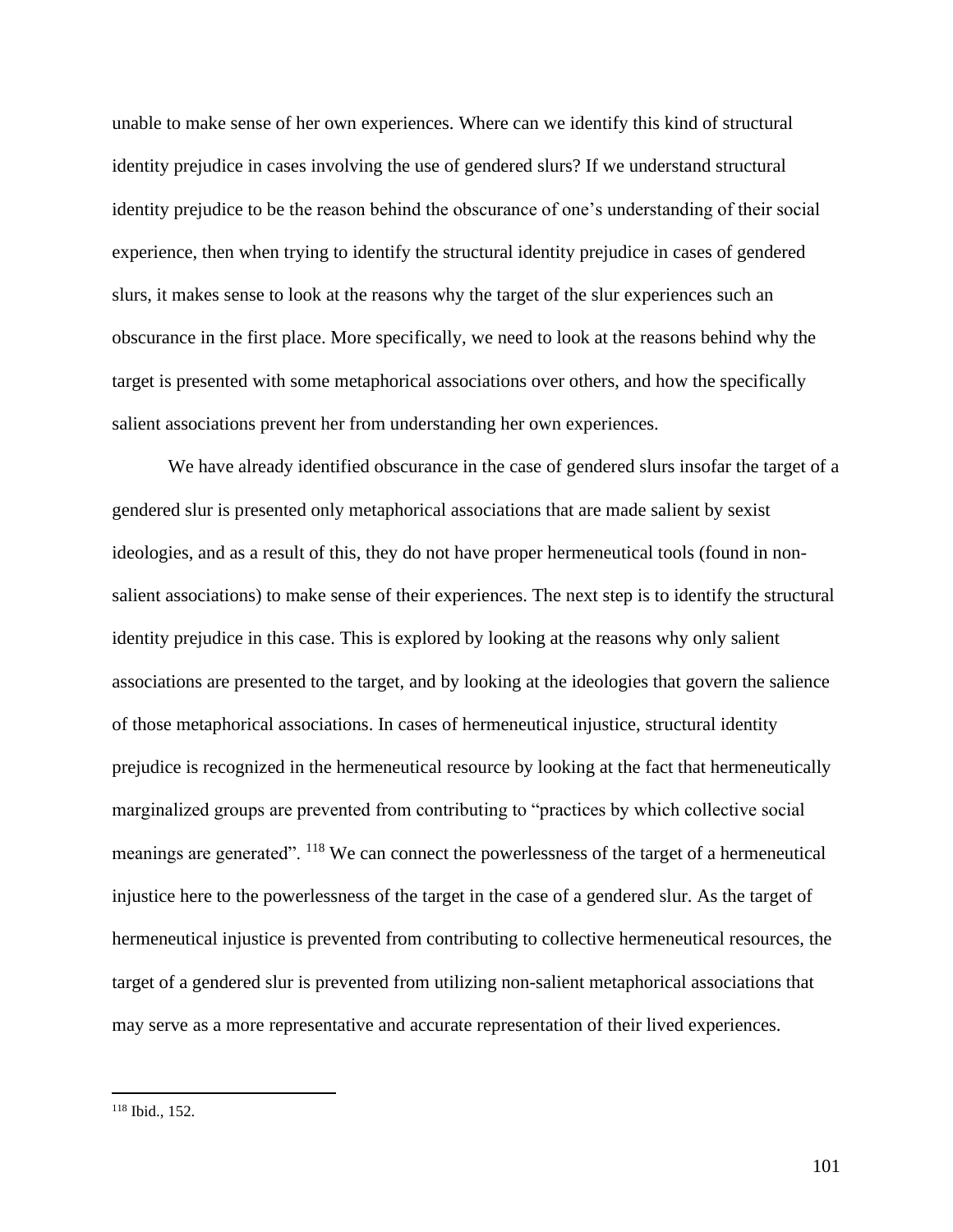unable to make sense of her own experiences. Where can we identify this kind of structural identity prejudice in cases involving the use of gendered slurs? If we understand structural identity prejudice to be the reason behind the obscurance of one's understanding of their social experience, then when trying to identify the structural identity prejudice in cases of gendered slurs, it makes sense to look at the reasons why the target of the slur experiences such an obscurance in the first place. More specifically, we need to look at the reasons behind why the target is presented with some metaphorical associations over others, and how the specifically salient associations prevent her from understanding her own experiences.

We have already identified obscurance in the case of gendered slurs insofar the target of a gendered slur is presented only metaphorical associations that are made salient by sexist ideologies, and as a result of this, they do not have proper hermeneutical tools (found in non-salient associations) to make sense of their experiences. The next step is to identify the structural identity prejudice in this case. This is explored by looking at the reasons why only salient associations are presented to the target, and by looking at the ideologies that govern the salience of those metaphorical associations. In cases of hermeneutical injustice, structural identity prejudice is recognized in the hermeneutical resource by looking at the fact that hermeneutically marginalized groups are prevented from contributing to "practices by which collective social meanings are generated". [118] We can connect the powerlessness of the target of a hermeneutical injustice here to the powerlessness of the target in the case of a gendered slur. As the target of hermeneutical injustice is prevented from contributing to collective hermeneutical resources, the target of a gendered slur is prevented from utilizing non-salient metaphorical associations that may serve as a more representative and accurate representation of their lived experiences.

---

[118] Ibid., 152.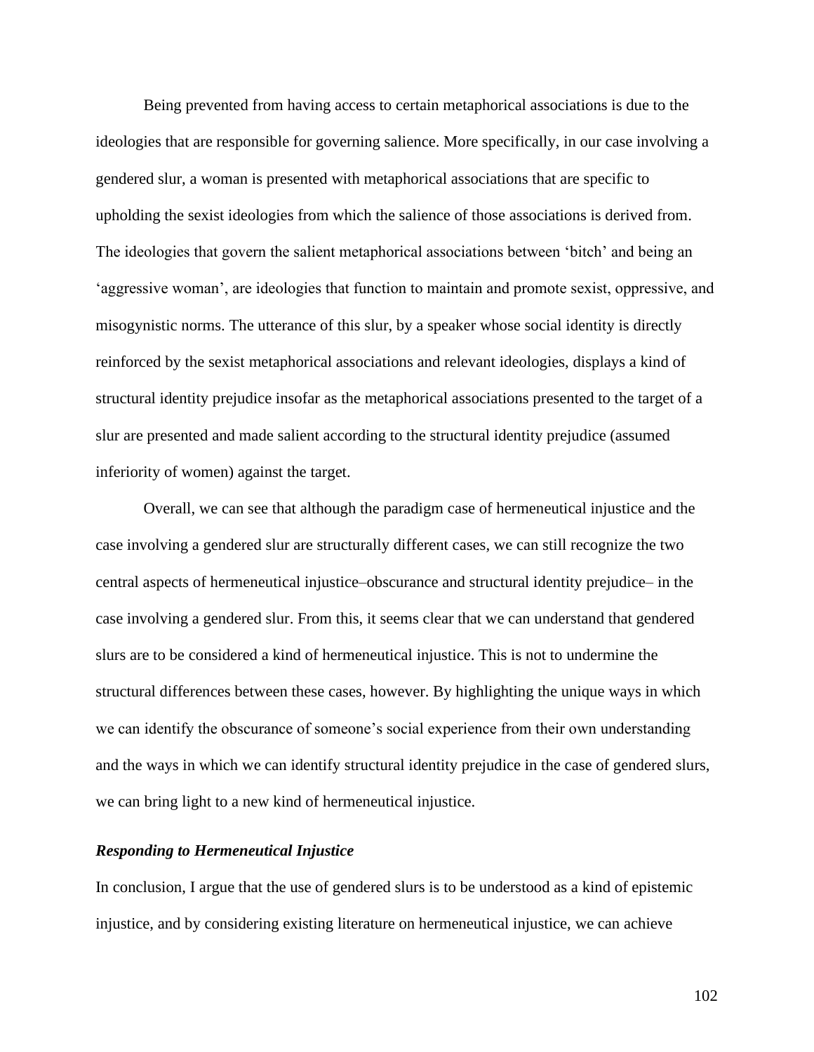Being prevented from having access to certain metaphorical associations is due to the ideologies that are responsible for governing salience. More specifically, in our case involving a gendered slur, a woman is presented with metaphorical associations that are specific to upholding the sexist ideologies from which the salience of those associations is derived from. The ideologies that govern the salient metaphorical associations between 'bitch' and being an 'aggressive woman', are ideologies that function to maintain and promote sexist, oppressive, and misogynistic norms. The utterance of this slur, by a speaker whose social identity is directly reinforced by the sexist metaphorical associations and relevant ideologies, displays a kind of structural identity prejudice insofar as the metaphorical associations presented to the target of a slur are presented and made salient according to the structural identity prejudice (assumed inferiority of women) against the target.

Overall, we can see that although the paradigm case of hermeneutical injustice and the case involving a gendered slur are structurally different cases, we can still recognize the two central aspects of hermeneutical injustice–obscurance and structural identity prejudice– in the case involving a gendered slur. From this, it seems clear that we can understand that gendered slurs are to be considered a kind of hermeneutical injustice. This is not to undermine the structural differences between these cases, however. By highlighting the unique ways in which we can identify the obscurance of someone's social experience from their own understanding and the ways in which we can identify structural identity prejudice in the case of gendered slurs, we can bring light to a new kind of hermeneutical injustice.

### *Responding to Hermeneutical Injustice*

In conclusion, I argue that the use of gendered slurs is to be understood as a kind of epistemic injustice, and by considering existing literature on hermeneutical injustice, we can achieve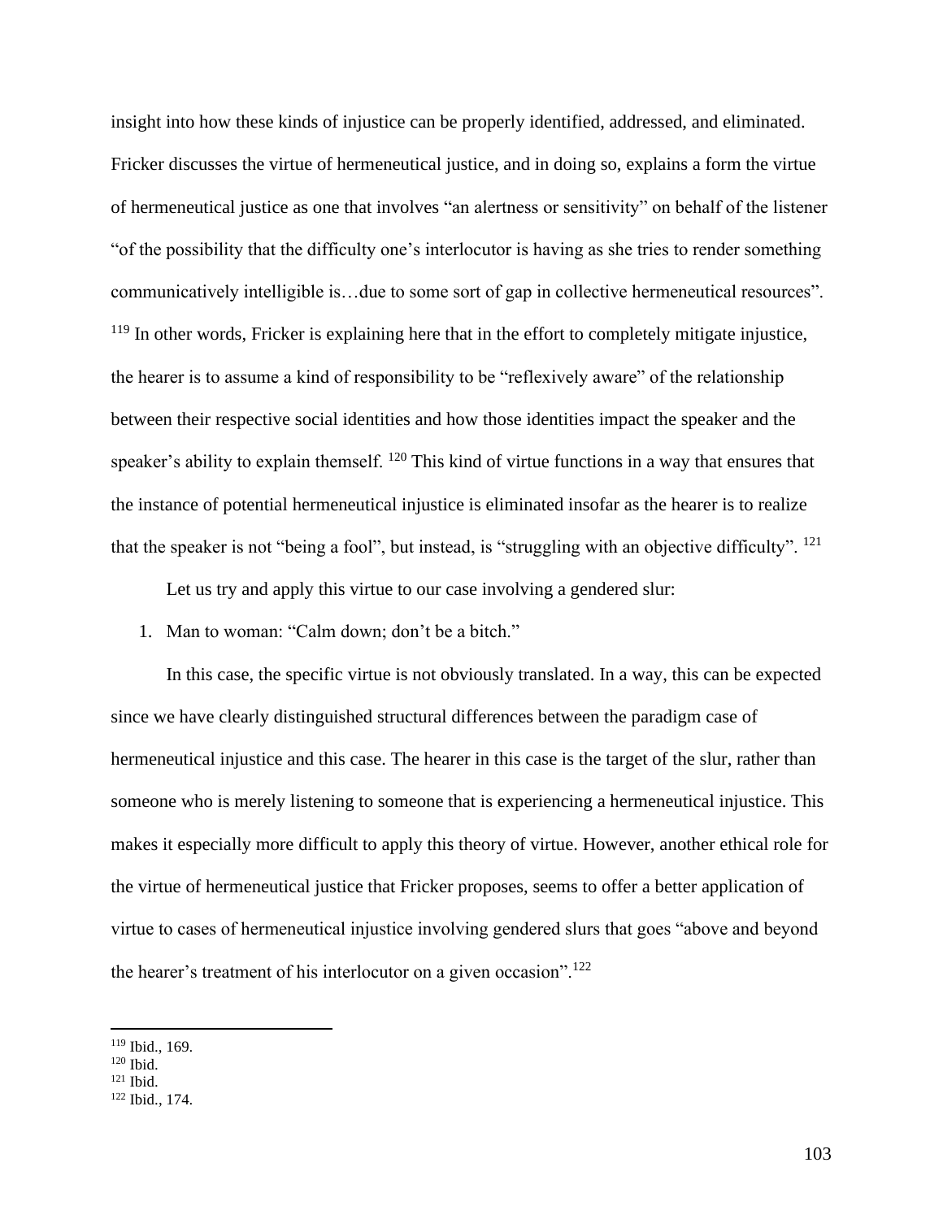insight into how these kinds of injustice can be properly identified, addressed, and eliminated. Fricker discusses the virtue of hermeneutical justice, and in doing so, explains a form the virtue of hermeneutical justice as one that involves "an alertness or sensitivity" on behalf of the listener "of the possibility that the difficulty one's interlocutor is having as she tries to render something communicatively intelligible is…due to some sort of gap in collective hermeneutical resources". [119] In other words, Fricker is explaining here that in the effort to completely mitigate injustice, the hearer is to assume a kind of responsibility to be "reflexively aware" of the relationship between their respective social identities and how those identities impact the speaker and the speaker's ability to explain themself. [120] This kind of virtue functions in a way that ensures that the instance of potential hermeneutical injustice is eliminated insofar as the hearer is to realize that the speaker is not "being a fool", but instead, is "struggling with an objective difficulty". [121]

Let us try and apply this virtue to our case involving a gendered slur:

1. Man to woman: "Calm down; don't be a bitch."

In this case, the specific virtue is not obviously translated. In a way, this can be expected since we have clearly distinguished structural differences between the paradigm case of hermeneutical injustice and this case. The hearer in this case is the target of the slur, rather than someone who is merely listening to someone that is experiencing a hermeneutical injustice. This makes it especially more difficult to apply this theory of virtue. However, another ethical role for the virtue of hermeneutical justice that Fricker proposes, seems to offer a better application of virtue to cases of hermeneutical injustice involving gendered slurs that goes "above and beyond the hearer's treatment of his interlocutor on a given occasion".[122]

---

[119] Ibid., 169.
[120] Ibid.
[121] Ibid.
[122] Ibid., 174.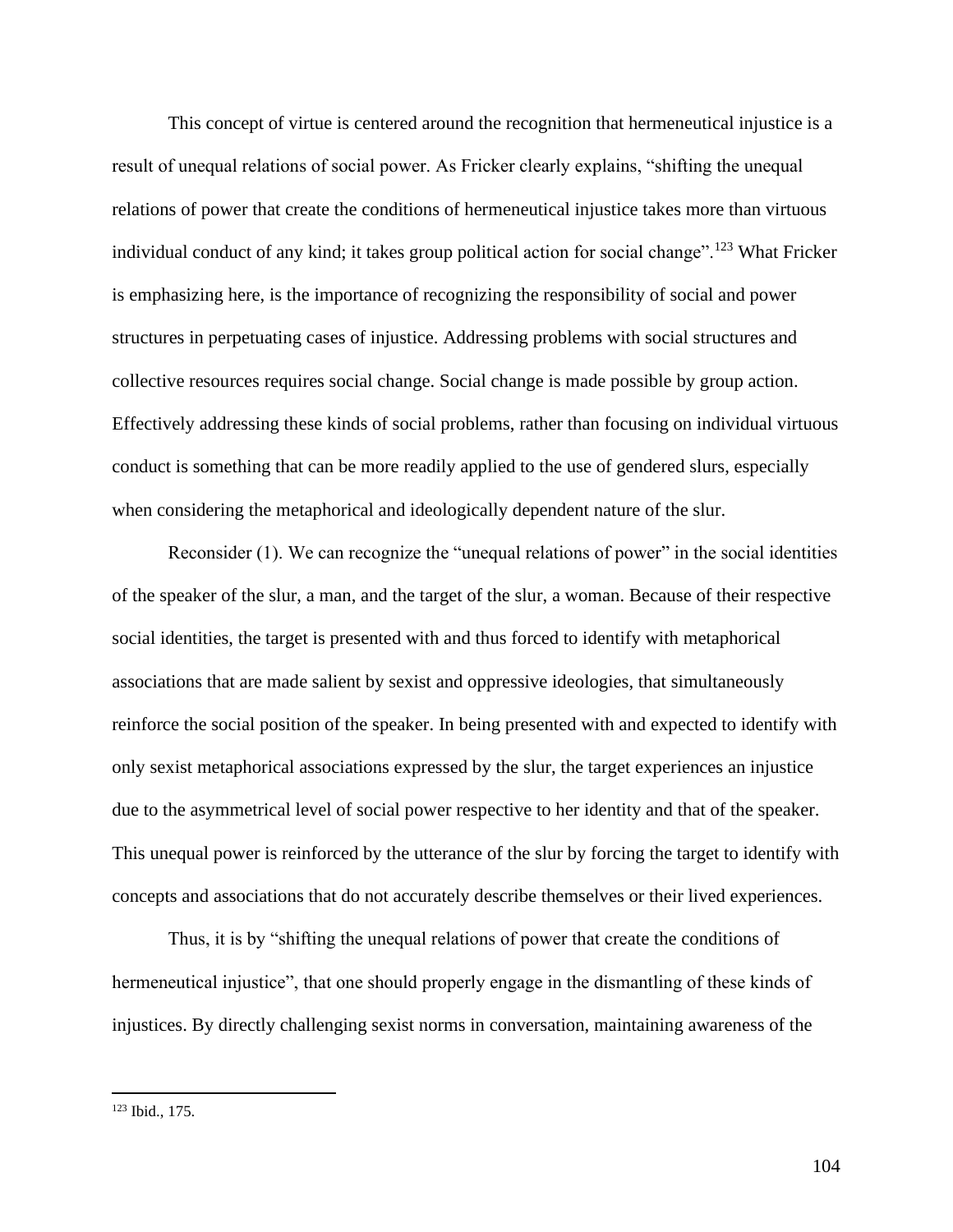This concept of virtue is centered around the recognition that hermeneutical injustice is a result of unequal relations of social power. As Fricker clearly explains, "shifting the unequal relations of power that create the conditions of hermeneutical injustice takes more than virtuous individual conduct of any kind; it takes group political action for social change".[123] What Fricker is emphasizing here, is the importance of recognizing the responsibility of social and power structures in perpetuating cases of injustice. Addressing problems with social structures and collective resources requires social change. Social change is made possible by group action. Effectively addressing these kinds of social problems, rather than focusing on individual virtuous conduct is something that can be more readily applied to the use of gendered slurs, especially when considering the metaphorical and ideologically dependent nature of the slur.

Reconsider (1). We can recognize the "unequal relations of power" in the social identities of the speaker of the slur, a man, and the target of the slur, a woman. Because of their respective social identities, the target is presented with and thus forced to identify with metaphorical associations that are made salient by sexist and oppressive ideologies, that simultaneously reinforce the social position of the speaker. In being presented with and expected to identify with only sexist metaphorical associations expressed by the slur, the target experiences an injustice due to the asymmetrical level of social power respective to her identity and that of the speaker. This unequal power is reinforced by the utterance of the slur by forcing the target to identify with concepts and associations that do not accurately describe themselves or their lived experiences.

Thus, it is by "shifting the unequal relations of power that create the conditions of hermeneutical injustice", that one should properly engage in the dismantling of these kinds of injustices. By directly challenging sexist norms in conversation, maintaining awareness of the

[123] Ibid., 175.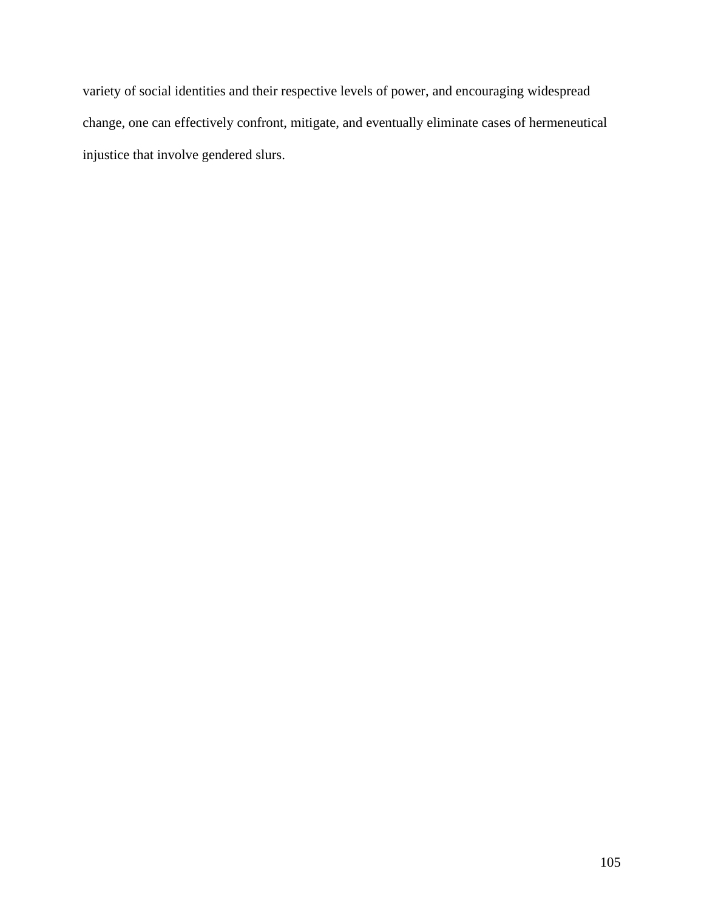variety of social identities and their respective levels of power, and encouraging widespread change, one can effectively confront, mitigate, and eventually eliminate cases of hermeneutical injustice that involve gendered slurs.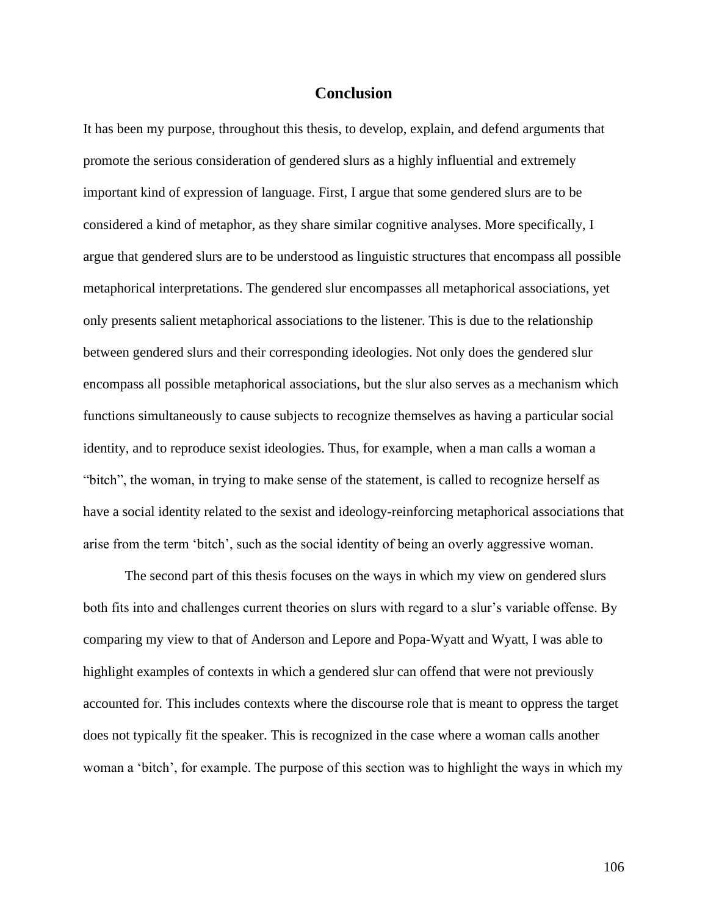# Conclusion

It has been my purpose, throughout this thesis, to develop, explain, and defend arguments that promote the serious consideration of gendered slurs as a highly influential and extremely important kind of expression of language. First, I argue that some gendered slurs are to be considered a kind of metaphor, as they share similar cognitive analyses. More specifically, I argue that gendered slurs are to be understood as linguistic structures that encompass all possible metaphorical interpretations. The gendered slur encompasses all metaphorical associations, yet only presents salient metaphorical associations to the listener. This is due to the relationship between gendered slurs and their corresponding ideologies. Not only does the gendered slur encompass all possible metaphorical associations, but the slur also serves as a mechanism which functions simultaneously to cause subjects to recognize themselves as having a particular social identity, and to reproduce sexist ideologies. Thus, for example, when a man calls a woman a "bitch", the woman, in trying to make sense of the statement, is called to recognize herself as have a social identity related to the sexist and ideology-reinforcing metaphorical associations that arise from the term 'bitch', such as the social identity of being an overly aggressive woman.

The second part of this thesis focuses on the ways in which my view on gendered slurs both fits into and challenges current theories on slurs with regard to a slur's variable offense. By comparing my view to that of Anderson and Lepore and Popa-Wyatt and Wyatt, I was able to highlight examples of contexts in which a gendered slur can offend that were not previously accounted for. This includes contexts where the discourse role that is meant to oppress the target does not typically fit the speaker. This is recognized in the case where a woman calls another woman a 'bitch', for example. The purpose of this section was to highlight the ways in which my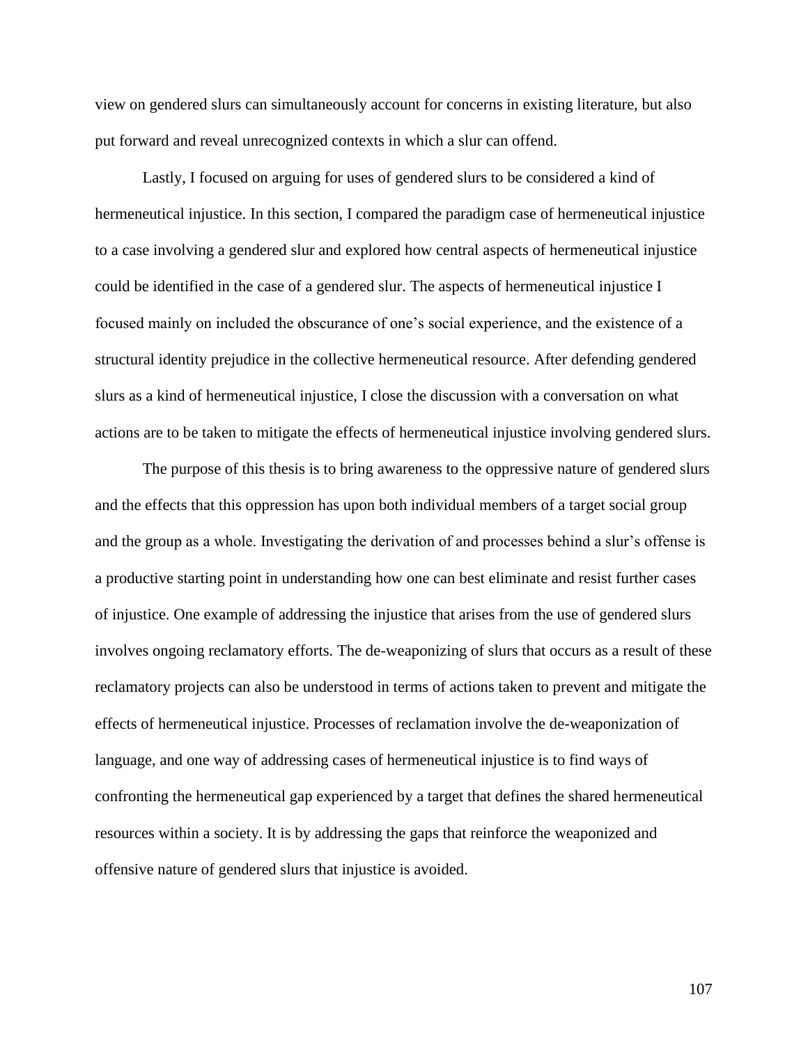view on gendered slurs can simultaneously account for concerns in existing literature, but also put forward and reveal unrecognized contexts in which a slur can offend.

Lastly, I focused on arguing for uses of gendered slurs to be considered a kind of hermeneutical injustice. In this section, I compared the paradigm case of hermeneutical injustice to a case involving a gendered slur and explored how central aspects of hermeneutical injustice could be identified in the case of a gendered slur. The aspects of hermeneutical injustice I focused mainly on included the obscurance of one's social experience, and the existence of a structural identity prejudice in the collective hermeneutical resource. After defending gendered slurs as a kind of hermeneutical injustice, I close the discussion with a conversation on what actions are to be taken to mitigate the effects of hermeneutical injustice involving gendered slurs.

The purpose of this thesis is to bring awareness to the oppressive nature of gendered slurs and the effects that this oppression has upon both individual members of a target social group and the group as a whole. Investigating the derivation of and processes behind a slur's offense is a productive starting point in understanding how one can best eliminate and resist further cases of injustice. One example of addressing the injustice that arises from the use of gendered slurs involves ongoing reclamatory efforts. The de-weaponizing of slurs that occurs as a result of these reclamatory projects can also be understood in terms of actions taken to prevent and mitigate the effects of hermeneutical injustice. Processes of reclamation involve the de-weaponization of language, and one way of addressing cases of hermeneutical injustice is to find ways of confronting the hermeneutical gap experienced by a target that defines the shared hermeneutical resources within a society. It is by addressing the gaps that reinforce the weaponized and offensive nature of gendered slurs that injustice is avoided.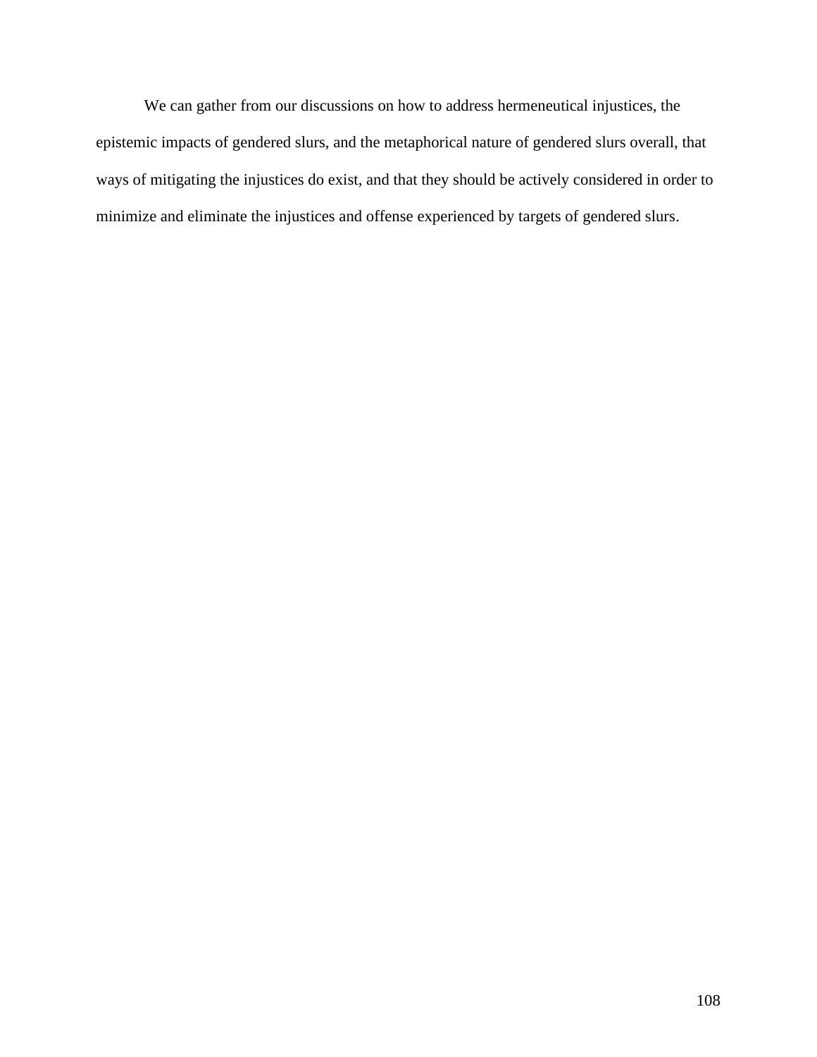We can gather from our discussions on how to address hermeneutical injustices, the epistemic impacts of gendered slurs, and the metaphorical nature of gendered slurs overall, that ways of mitigating the injustices do exist, and that they should be actively considered in order to minimize and eliminate the injustices and offense experienced by targets of gendered slurs.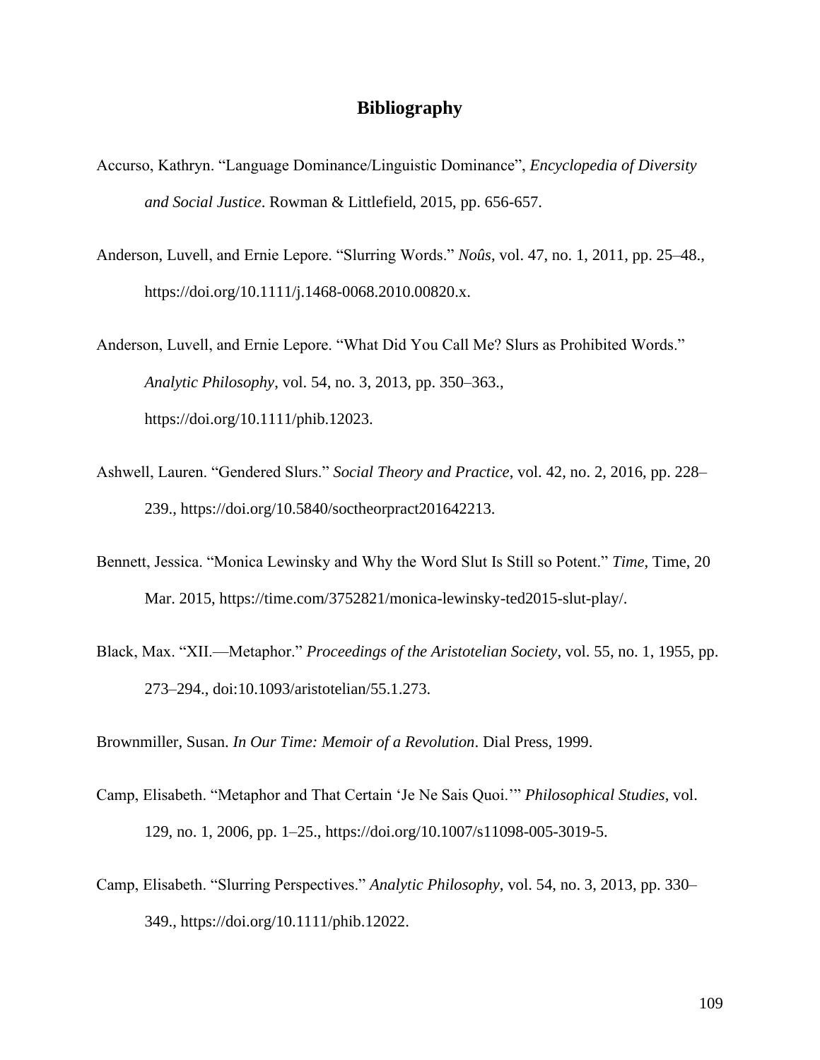## Bibliography

Accurso, Kathryn. "Language Dominance/Linguistic Dominance", *Encyclopedia of Diversity and Social Justice*. Rowman & Littlefield, 2015, pp. 656-657.

Anderson, Luvell, and Ernie Lepore. "Slurring Words." *Noûs*, vol. 47, no. 1, 2011, pp. 25–48., https://doi.org/10.1111/j.1468-0068.2010.00820.x.

Anderson, Luvell, and Ernie Lepore. "What Did You Call Me? Slurs as Prohibited Words." *Analytic Philosophy*, vol. 54, no. 3, 2013, pp. 350–363., https://doi.org/10.1111/phib.12023.

Ashwell, Lauren. "Gendered Slurs." *Social Theory and Practice*, vol. 42, no. 2, 2016, pp. 228–239., https://doi.org/10.5840/soctheorpract201642213.

Bennett, Jessica. "Monica Lewinsky and Why the Word Slut Is Still so Potent." *Time*, Time, 20 Mar. 2015, https://time.com/3752821/monica-lewinsky-ted2015-slut-play/.

Black, Max. "XII.—Metaphor." *Proceedings of the Aristotelian Society*, vol. 55, no. 1, 1955, pp. 273–294., doi:10.1093/aristotelian/55.1.273.

Brownmiller, Susan. *In Our Time: Memoir of a Revolution*. Dial Press, 1999.

Camp, Elisabeth. "Metaphor and That Certain 'Je Ne Sais Quoi.'" *Philosophical Studies*, vol. 129, no. 1, 2006, pp. 1–25., https://doi.org/10.1007/s11098-005-3019-5.

Camp, Elisabeth. "Slurring Perspectives." *Analytic Philosophy*, vol. 54, no. 3, 2013, pp. 330–349., https://doi.org/10.1111/phib.12022.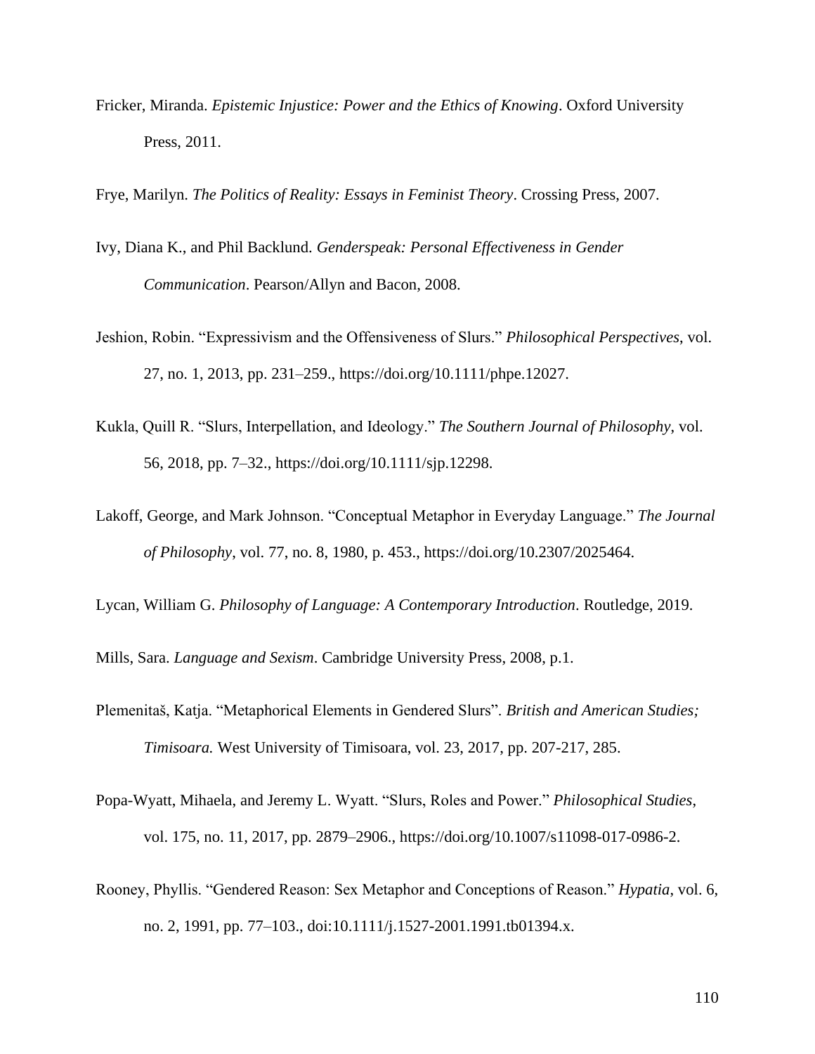Fricker, Miranda. *Epistemic Injustice: Power and the Ethics of Knowing*. Oxford University Press, 2011.

Frye, Marilyn. *The Politics of Reality: Essays in Feminist Theory*. Crossing Press, 2007.

Ivy, Diana K., and Phil Backlund. *Genderspeak: Personal Effectiveness in Gender Communication*. Pearson/Allyn and Bacon, 2008.

Jeshion, Robin. "Expressivism and the Offensiveness of Slurs." *Philosophical Perspectives*, vol. 27, no. 1, 2013, pp. 231–259., https://doi.org/10.1111/phpe.12027.

Kukla, Quill R. "Slurs, Interpellation, and Ideology." *The Southern Journal of Philosophy*, vol. 56, 2018, pp. 7–32., https://doi.org/10.1111/sjp.12298.

Lakoff, George, and Mark Johnson. "Conceptual Metaphor in Everyday Language." *The Journal of Philosophy*, vol. 77, no. 8, 1980, p. 453., https://doi.org/10.2307/2025464.

Lycan, William G. *Philosophy of Language: A Contemporary Introduction*. Routledge, 2019.

Mills, Sara. *Language and Sexism*. Cambridge University Press, 2008, p.1.

Plemenitaš, Katja. "Metaphorical Elements in Gendered Slurs". *British and American Studies; Timisoara.* West University of Timisoara, vol. 23, 2017, pp. 207-217, 285.

Popa-Wyatt, Mihaela, and Jeremy L. Wyatt. "Slurs, Roles and Power." *Philosophical Studies*, vol. 175, no. 11, 2017, pp. 2879–2906., https://doi.org/10.1007/s11098-017-0986-2.

Rooney, Phyllis. "Gendered Reason: Sex Metaphor and Conceptions of Reason." *Hypatia*, vol. 6, no. 2, 1991, pp. 77–103., doi:10.1111/j.1527-2001.1991.tb01394.x.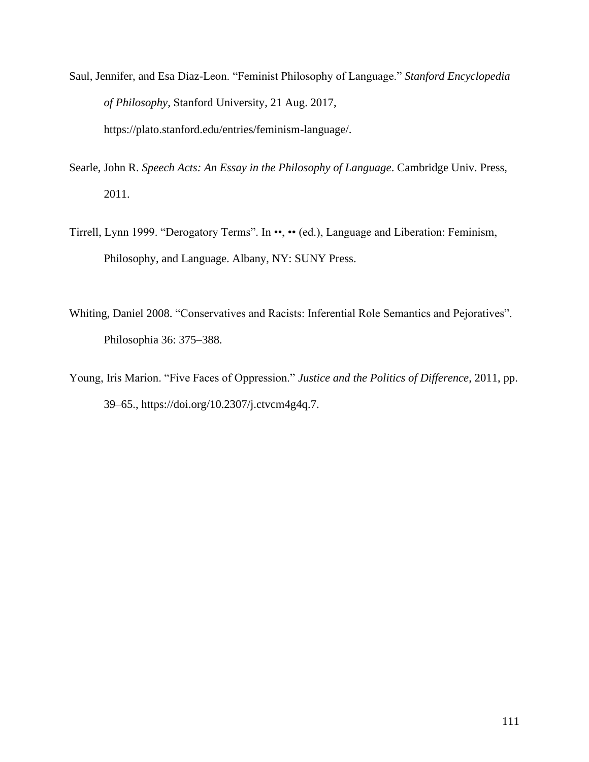Saul, Jennifer, and Esa Diaz-Leon. "Feminist Philosophy of Language." *Stanford Encyclopedia of Philosophy*, Stanford University, 21 Aug. 2017, https://plato.stanford.edu/entries/feminism-language/.

Searle, John R. *Speech Acts: An Essay in the Philosophy of Language*. Cambridge Univ. Press, 2011.

Tirrell, Lynn 1999. "Derogatory Terms". In ••, •• (ed.), Language and Liberation: Feminism, Philosophy, and Language. Albany, NY: SUNY Press.

Whiting, Daniel 2008. "Conservatives and Racists: Inferential Role Semantics and Pejoratives". Philosophia 36: 375–388.

Young, Iris Marion. "Five Faces of Oppression." *Justice and the Politics of Difference*, 2011, pp. 39–65., https://doi.org/10.2307/j.ctvcm4g4q.7.